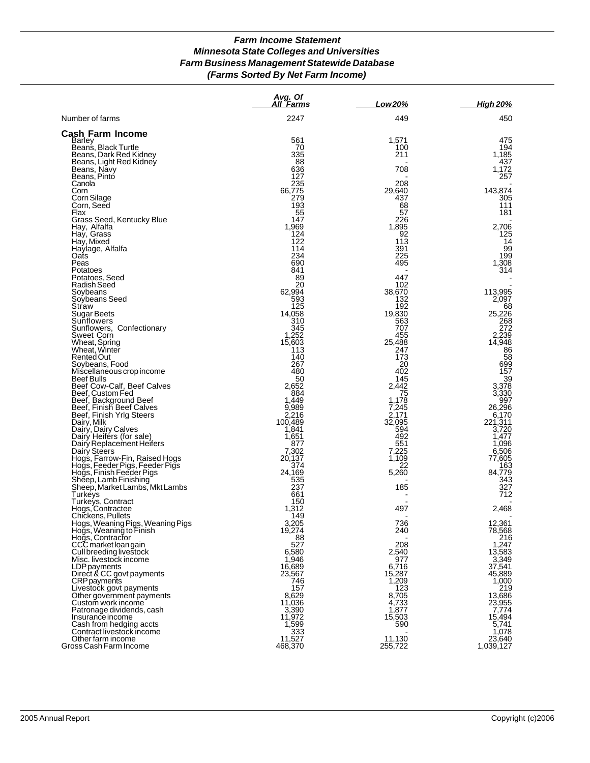# *Farm Income Statement*
## *Minnesota State Colleges and Universities*
## *Farm Business Management Statewide Database*
## *(Farms Sorted By Net Farm Income)*

| | *Avg. Of All Farms* | *Low 20%* | *High 20%* |
|---|---|---|---|
| Number of farms | 2247 | 449 | 450 |
| **Cash Farm Income** | | | |
| Barley | 561 | 1,571 | 475 |
| Beans, Black Turtle | 70 | 100 | 194 |
| Beans, Dark Red Kidney | 335 | 211 | 1,185 |
| Beans, Light Red Kidney | 88 | - | 437 |
| Beans, Navy | 636 | 708 | 1,172 |
| Beans, Pinto | 127 | - | 257 |
| Canola | 235 | 208 | - |
| Corn | 66,775 | 29,640 | 143,874 |
| Corn Silage | 279 | 437 | 305 |
| Corn, Seed | 193 | 68 | 111 |
| Flax | 55 | 57 | 181 |
| Grass Seed, Kentucky Blue | 147 | 226 | - |
| Hay, Alfalfa | 1,969 | 1,895 | 2,706 |
| Hay, Grass | 124 | 92 | 125 |
| Hay, Mixed | 122 | 113 | 14 |
| Haylage, Alfalfa | 114 | 391 | 99 |
| Oats | 234 | 225 | 199 |
| Peas | 690 | 495 | 1,308 |
| Potatoes | 841 | - | 314 |
| Potatoes, Seed | 89 | 447 | - |
| Radish Seed | 20 | 102 | - |
| Soybeans | 62,994 | 38,670 | 113,995 |
| Soybeans Seed | 593 | 132 | 2,097 |
| Straw | 125 | 192 | 68 |
| Sugar Beets | 14,058 | 19,830 | 25,226 |
| Sunflowers | 310 | 563 | 268 |
| Sunflowers, Confectionary | 345 | 707 | 272 |
| Sweet Corn | 1,252 | 455 | 2,239 |
| Wheat, Spring | 15,603 | 25,488 | 14,948 |
| Wheat, Winter | 113 | 247 | 86 |
| Rented Out | 140 | 173 | 58 |
| Soybeans, Food | 267 | 20 | 699 |
| Miscellaneous crop income | 480 | 402 | 157 |
| Beef Bulls | 50 | 145 | 39 |
| Beef Cow-Calf, Beef Calves | 2,652 | 2,442 | 3,378 |
| Beef, Custom Fed | 884 | 75 | 3,330 |
| Beef, Background Beef | 1,449 | 1,178 | 997 |
| Beef, Finish Beef Calves | 9,989 | 7,245 | 26,296 |
| Beef, Finish Yrlg Steers | 2,216 | 2,171 | 6,170 |
| Dairy, Milk | 100,489 | 32,095 | 221,311 |
| Dairy, Dairy Calves | 1,841 | 594 | 3,720 |
| Dairy Heifers (for sale) | 1,651 | 492 | 1,477 |
| Dairy Replacement Heifers | 877 | 551 | 1,096 |
| Dairy Steers | 7,302 | 7,225 | 6,506 |
| Hogs, Farrow-Fin, Raised Hogs | 20,137 | 1,109 | 77,605 |
| Hogs, Feeder Pigs, Feeder Pigs | 374 | 22 | 163 |
| Hogs, Finish Feeder Pigs | 24,169 | 5,260 | 84,779 |
| Sheep, Lamb Finishing | 535 | - | 343 |
| Sheep, Market Lambs, Mkt Lambs | 237 | 185 | 327 |
| Turkeys | 661 | - | 712 |
| Turkeys, Contract | 150 | - | - |
| Hogs, Contractee | 1,312 | 497 | 2,468 |
| Chickens, Pullets | 149 | - | - |
| Hogs, Weaning Pigs, Weaning Pigs | 3,205 | 736 | 12,361 |
| Hogs, Weaning to Finish | 19,274 | 240 | 78,568 |
| Hogs, Contractor | 88 | - | 216 |
| CCC market loan gain | 527 | 208 | 1,247 |
| Cull breeding livestock | 6,580 | 2,540 | 13,583 |
| Misc. livestock income | 1,946 | 977 | 3,349 |
| LDP payments | 16,689 | 6,716 | 37,541 |
| Direct & CC govt payments | 23,567 | 15,287 | 45,889 |
| CRP payments | 746 | 1,209 | 1,000 |
| Livestock govt payments | 157 | 123 | 219 |
| Other government payments | 8,629 | 8,705 | 13,686 |
| Custom work income | 11,036 | 4,733 | 23,955 |
| Patronage dividends, cash | 3,390 | 1,877 | 7,774 |
| Insurance income | 11,972 | 15,503 | 15,494 |
| Cash from hedging accts | 1,599 | 590 | 5,741 |
| Contract livestock income | 333 | - | 1,078 |
| Other farm income | 11,527 | 11,130 | 23,640 |
| Gross Cash Farm Income | 468,370 | 255,722 | 1,039,127 |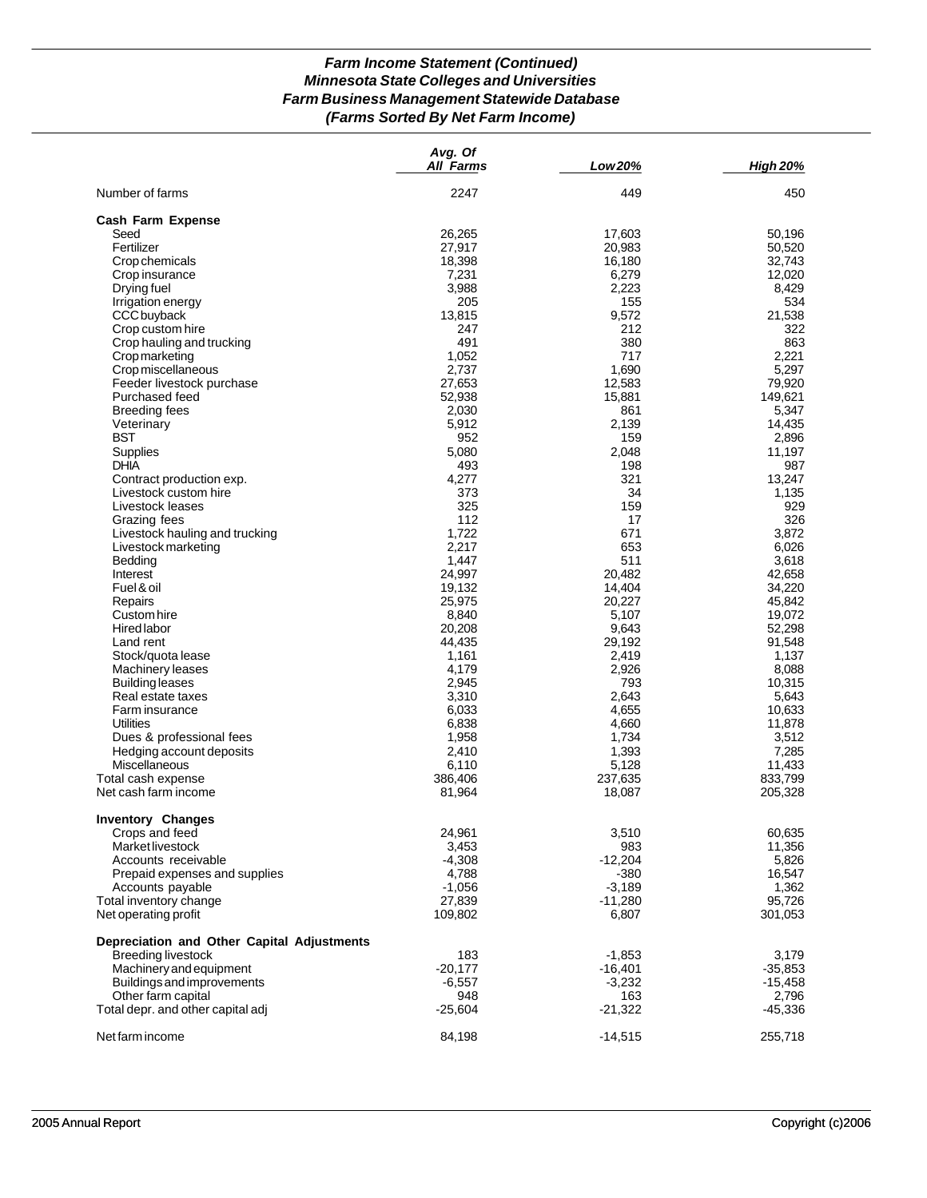# *Farm Income Statement (Continued)*
## *Minnesota State Colleges and Universities*
## *Farm Business Management Statewide Database*
## *(Farms Sorted By Net Farm Income)*

| | *Avg. Of All Farms* | *Low 20%* | *High 20%* |
|---|---|---|---|
| Number of farms | 2247 | 449 | 450 |
| **Cash Farm Expense** | | | |
| Seed | 26,265 | 17,603 | 50,196 |
| Fertilizer | 27,917 | 20,983 | 50,520 |
| Crop chemicals | 18,398 | 16,180 | 32,743 |
| Crop insurance | 7,231 | 6,279 | 12,020 |
| Drying fuel | 3,988 | 2,223 | 8,429 |
| Irrigation energy | 205 | 155 | 534 |
| CCC buyback | 13,815 | 9,572 | 21,538 |
| Crop custom hire | 247 | 212 | 322 |
| Crop hauling and trucking | 491 | 380 | 863 |
| Crop marketing | 1,052 | 717 | 2,221 |
| Crop miscellaneous | 2,737 | 1,690 | 5,297 |
| Feeder livestock purchase | 27,653 | 12,583 | 79,920 |
| Purchased feed | 52,938 | 15,881 | 149,621 |
| Breeding fees | 2,030 | 861 | 5,347 |
| Veterinary | 5,912 | 2,139 | 14,435 |
| BST | 952 | 159 | 2,896 |
| Supplies | 5,080 | 2,048 | 11,197 |
| DHIA | 493 | 198 | 987 |
| Contract production exp. | 4,277 | 321 | 13,247 |
| Livestock custom hire | 373 | 34 | 1,135 |
| Livestock leases | 325 | 159 | 929 |
| Grazing fees | 112 | 17 | 326 |
| Livestock hauling and trucking | 1,722 | 671 | 3,872 |
| Livestock marketing | 2,217 | 653 | 6,026 |
| Bedding | 1,447 | 511 | 3,618 |
| Interest | 24,997 | 20,482 | 42,658 |
| Fuel & oil | 19,132 | 14,404 | 34,220 |
| Repairs | 25,975 | 20,227 | 45,842 |
| Custom hire | 8,840 | 5,107 | 19,072 |
| Hired labor | 20,208 | 9,643 | 52,298 |
| Land rent | 44,435 | 29,192 | 91,548 |
| Stock/quota lease | 1,161 | 2,419 | 1,137 |
| Machinery leases | 4,179 | 2,926 | 8,088 |
| Building leases | 2,945 | 793 | 10,315 |
| Real estate taxes | 3,310 | 2,643 | 5,643 |
| Farm insurance | 6,033 | 4,655 | 10,633 |
| Utilities | 6,838 | 4,660 | 11,878 |
| Dues & professional fees | 1,958 | 1,734 | 3,512 |
| Hedging account deposits | 2,410 | 1,393 | 7,285 |
| Miscellaneous | 6,110 | 5,128 | 11,433 |
| Total cash expense | 386,406 | 237,635 | 833,799 |
| Net cash farm income | 81,964 | 18,087 | 205,328 |
| **Inventory Changes** | | | |
| Crops and feed | 24,961 | 3,510 | 60,635 |
| Market livestock | 3,453 | 983 | 11,356 |
| Accounts receivable | -4,308 | -12,204 | 5,826 |
| Prepaid expenses and supplies | 4,788 | -380 | 16,547 |
| Accounts payable | -1,056 | -3,189 | 1,362 |
| Total inventory change | 27,839 | -11,280 | 95,726 |
| Net operating profit | 109,802 | 6,807 | 301,053 |
| **Depreciation and Other Capital Adjustments** | | | |
| Breeding livestock | 183 | -1,853 | 3,179 |
| Machinery and equipment | -20,177 | -16,401 | -35,853 |
| Buildings and improvements | -6,557 | -3,232 | -15,458 |
| Other farm capital | 948 | 163 | 2,796 |
| Total depr. and other capital adj | -25,604 | -21,322 | -45,336 |
| Net farm income | 84,198 | -14,515 | 255,718 |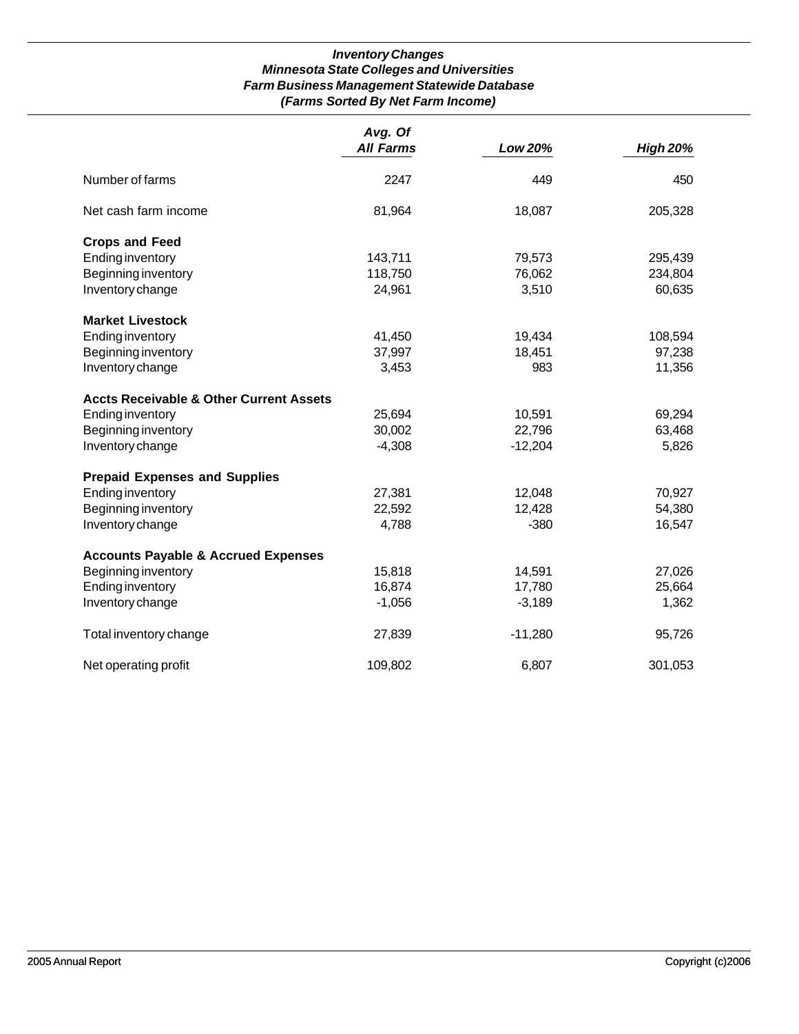***Inventory Changes***
***Minnesota State Colleges and Universities***
***Farm Business Management Statewide Database***
***(Farms Sorted By Net Farm Income)***

| | *Avg. Of All Farms* | *Low 20%* | *High 20%* |
|---|---|---|---|
| Number of farms | 2247 | 449 | 450 |
| Net cash farm income | 81,964 | 18,087 | 205,328 |
| **Crops and Feed** | | | |
| Ending inventory | 143,711 | 79,573 | 295,439 |
| Beginning inventory | 118,750 | 76,062 | 234,804 |
| Inventory change | 24,961 | 3,510 | 60,635 |
| **Market Livestock** | | | |
| Ending inventory | 41,450 | 19,434 | 108,594 |
| Beginning inventory | 37,997 | 18,451 | 97,238 |
| Inventory change | 3,453 | 983 | 11,356 |
| **Accts Receivable & Other Current Assets** | | | |
| Ending inventory | 25,694 | 10,591 | 69,294 |
| Beginning inventory | 30,002 | 22,796 | 63,468 |
| Inventory change | -4,308 | -12,204 | 5,826 |
| **Prepaid Expenses and Supplies** | | | |
| Ending inventory | 27,381 | 12,048 | 70,927 |
| Beginning inventory | 22,592 | 12,428 | 54,380 |
| Inventory change | 4,788 | -380 | 16,547 |
| **Accounts Payable & Accrued Expenses** | | | |
| Beginning inventory | 15,818 | 14,591 | 27,026 |
| Ending inventory | 16,874 | 17,780 | 25,664 |
| Inventory change | -1,056 | -3,189 | 1,362 |
| Total inventory change | 27,839 | -11,280 | 95,726 |
| Net operating profit | 109,802 | 6,807 | 301,053 |

2005 Annual Report

Copyright (c)2006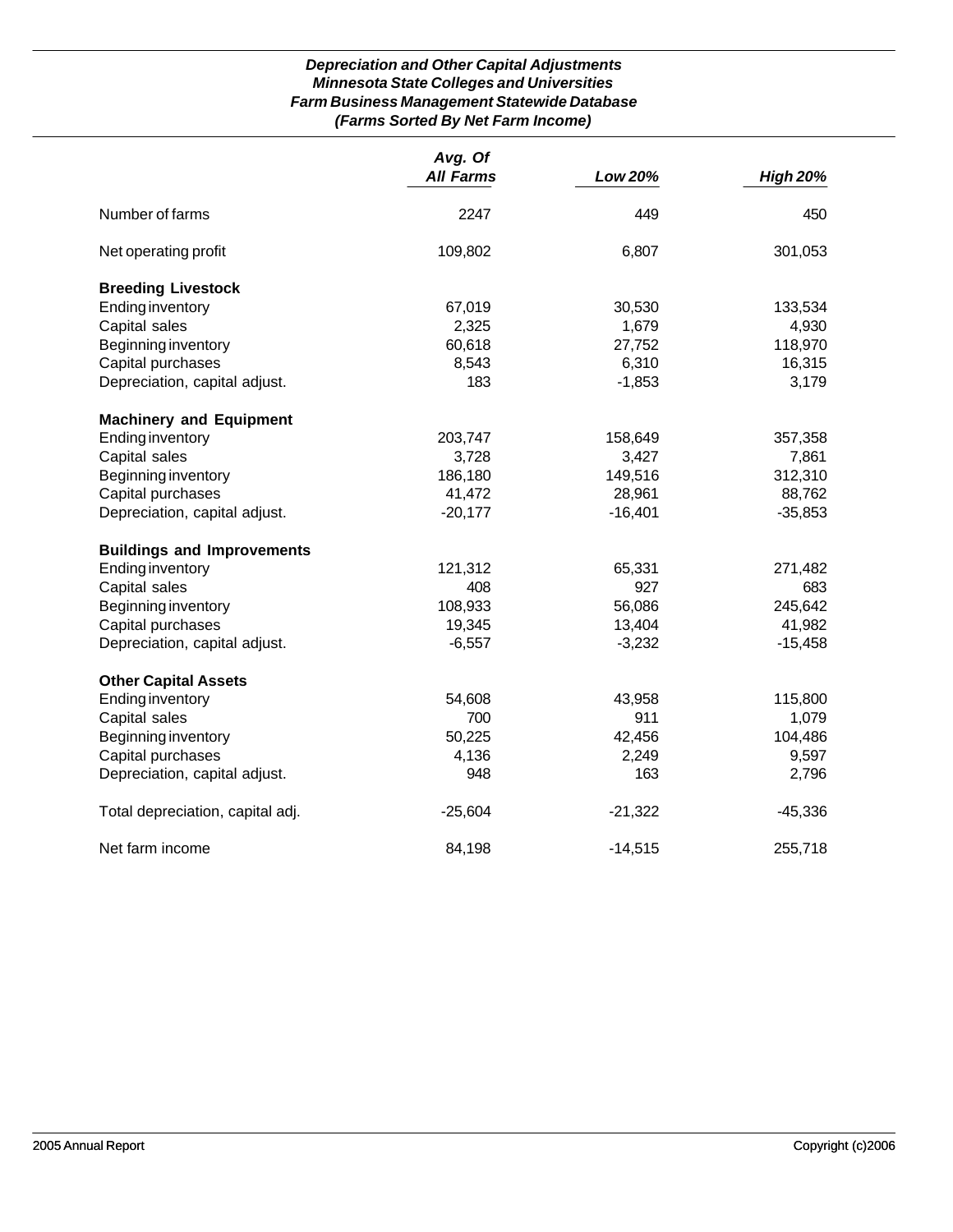## *Depreciation and Other Capital Adjustments*
## *Minnesota State Colleges and Universities*
## *Farm Business Management Statewide Database*
## *(Farms Sorted By Net Farm Income)*

| | *Avg. Of All Farms* | *Low 20%* | *High 20%* |
|---|---|---|---|
| Number of farms | 2247 | 449 | 450 |
| Net operating profit | 109,802 | 6,807 | 301,053 |
| **Breeding Livestock** | | | |
| Ending inventory | 67,019 | 30,530 | 133,534 |
| Capital sales | 2,325 | 1,679 | 4,930 |
| Beginning inventory | 60,618 | 27,752 | 118,970 |
| Capital purchases | 8,543 | 6,310 | 16,315 |
| Depreciation, capital adjust. | 183 | -1,853 | 3,179 |
| **Machinery and Equipment** | | | |
| Ending inventory | 203,747 | 158,649 | 357,358 |
| Capital sales | 3,728 | 3,427 | 7,861 |
| Beginning inventory | 186,180 | 149,516 | 312,310 |
| Capital purchases | 41,472 | 28,961 | 88,762 |
| Depreciation, capital adjust. | -20,177 | -16,401 | -35,853 |
| **Buildings and Improvements** | | | |
| Ending inventory | 121,312 | 65,331 | 271,482 |
| Capital sales | 408 | 927 | 683 |
| Beginning inventory | 108,933 | 56,086 | 245,642 |
| Capital purchases | 19,345 | 13,404 | 41,982 |
| Depreciation, capital adjust. | -6,557 | -3,232 | -15,458 |
| **Other Capital Assets** | | | |
| Ending inventory | 54,608 | 43,958 | 115,800 |
| Capital sales | 700 | 911 | 1,079 |
| Beginning inventory | 50,225 | 42,456 | 104,486 |
| Capital purchases | 4,136 | 2,249 | 9,597 |
| Depreciation, capital adjust. | 948 | 163 | 2,796 |
| Total depreciation, capital adj. | -25,604 | -21,322 | -45,336 |
| Net farm income | 84,198 | -14,515 | 255,718 |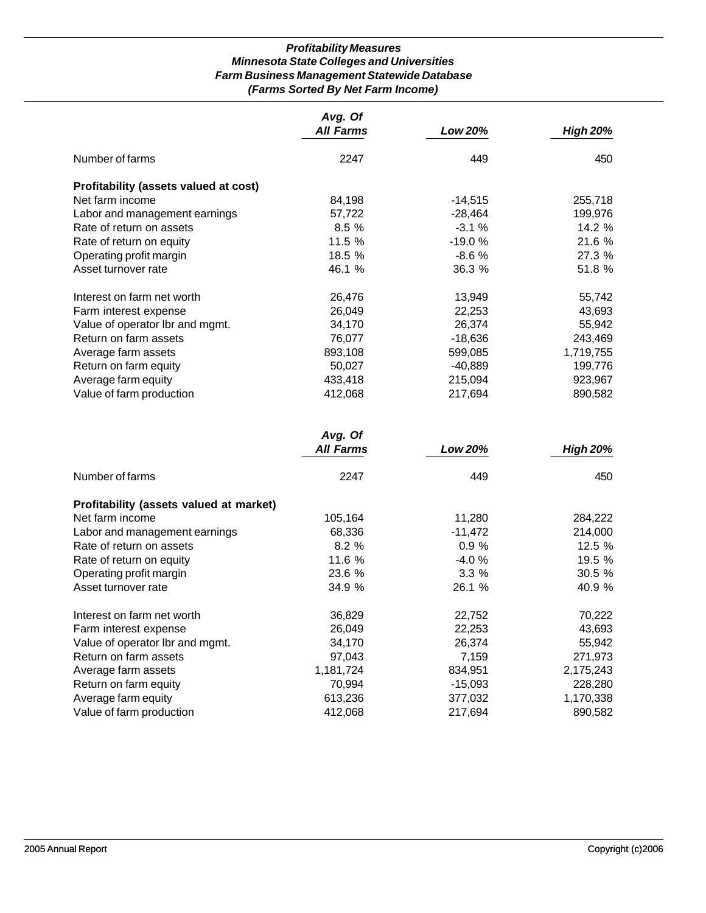***Profitability Measures***
***Minnesota State Colleges and Universities***
***Farm Business Management Statewide Database***
***(Farms Sorted By Net Farm Income)***

| | *Avg. Of All Farms* | *Low 20%* | *High 20%* |
|---|---|---|---|
| Number of farms | 2247 | 449 | 450 |
| **Profitability (assets valued at cost)** | | | |
| Net farm income | 84,198 | -14,515 | 255,718 |
| Labor and management earnings | 57,722 | -28,464 | 199,976 |
| Rate of return on assets | 8.5 % | -3.1 % | 14.2 % |
| Rate of return on equity | 11.5 % | -19.0 % | 21.6 % |
| Operating profit margin | 18.5 % | -8.6 % | 27.3 % |
| Asset turnover rate | 46.1 % | 36.3 % | 51.8 % |
| Interest on farm net worth | 26,476 | 13,949 | 55,742 |
| Farm interest expense | 26,049 | 22,253 | 43,693 |
| Value of operator lbr and mgmt. | 34,170 | 26,374 | 55,942 |
| Return on farm assets | 76,077 | -18,636 | 243,469 |
| Average farm assets | 893,108 | 599,085 | 1,719,755 |
| Return on farm equity | 50,027 | -40,889 | 199,776 |
| Average farm equity | 433,418 | 215,094 | 923,967 |
| Value of farm production | 412,068 | 217,694 | 890,582 |

| | *Avg. Of All Farms* | *Low 20%* | *High 20%* |
|---|---|---|---|
| Number of farms | 2247 | 449 | 450 |
| **Profitability (assets valued at market)** | | | |
| Net farm income | 105,164 | 11,280 | 284,222 |
| Labor and management earnings | 68,336 | -11,472 | 214,000 |
| Rate of return on assets | 8.2 % | 0.9 % | 12.5 % |
| Rate of return on equity | 11.6 % | -4.0 % | 19.5 % |
| Operating profit margin | 23.6 % | 3.3 % | 30.5 % |
| Asset turnover rate | 34.9 % | 26.1 % | 40.9 % |
| Interest on farm net worth | 36,829 | 22,752 | 70,222 |
| Farm interest expense | 26,049 | 22,253 | 43,693 |
| Value of operator lbr and mgmt. | 34,170 | 26,374 | 55,942 |
| Return on farm assets | 97,043 | 7,159 | 271,973 |
| Average farm assets | 1,181,724 | 834,951 | 2,175,243 |
| Return on farm equity | 70,994 | -15,093 | 228,280 |
| Average farm equity | 613,236 | 377,032 | 1,170,338 |
| Value of farm production | 412,068 | 217,694 | 890,582 |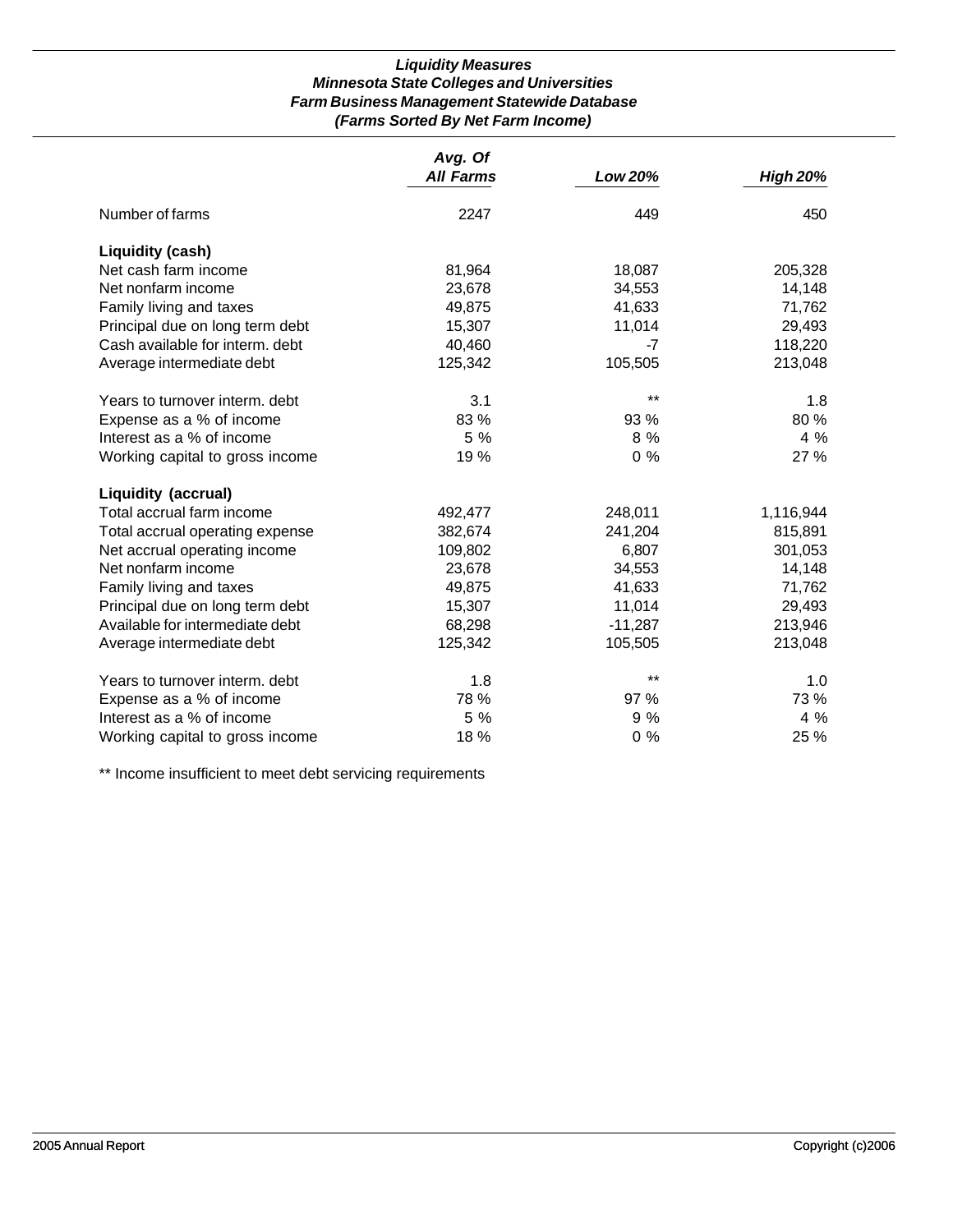### *Liquidity Measures*
### *Minnesota State Colleges and Universities*
### *Farm Business Management Statewide Database*
### *(Farms Sorted By Net Farm Income)*

| | *Avg. Of All Farms* | *Low 20%* | *High 20%* |
|---|---|---|---|
| Number of farms | 2247 | 449 | 450 |
| **Liquidity (cash)** | | | |
| Net cash farm income | 81,964 | 18,087 | 205,328 |
| Net nonfarm income | 23,678 | 34,553 | 14,148 |
| Family living and taxes | 49,875 | 41,633 | 71,762 |
| Principal due on long term debt | 15,307 | 11,014 | 29,493 |
| Cash available for interm. debt | 40,460 | -7 | 118,220 |
| Average intermediate debt | 125,342 | 105,505 | 213,048 |
| Years to turnover interm. debt | 3.1 | ** | 1.8 |
| Expense as a % of income | 83 % | 93 % | 80 % |
| Interest as a % of income | 5 % | 8 % | 4 % |
| Working capital to gross income | 19 % | 0 % | 27 % |
| **Liquidity (accrual)** | | | |
| Total accrual farm income | 492,477 | 248,011 | 1,116,944 |
| Total accrual operating expense | 382,674 | 241,204 | 815,891 |
| Net accrual operating income | 109,802 | 6,807 | 301,053 |
| Net nonfarm income | 23,678 | 34,553 | 14,148 |
| Family living and taxes | 49,875 | 41,633 | 71,762 |
| Principal due on long term debt | 15,307 | 11,014 | 29,493 |
| Available for intermediate debt | 68,298 | -11,287 | 213,946 |
| Average intermediate debt | 125,342 | 105,505 | 213,048 |
| Years to turnover interm. debt | 1.8 | ** | 1.0 |
| Expense as a % of income | 78 % | 97 % | 73 % |
| Interest as a % of income | 5 % | 9 % | 4 % |
| Working capital to gross income | 18 % | 0 % | 25 % |

** Income insufficient to meet debt servicing requirements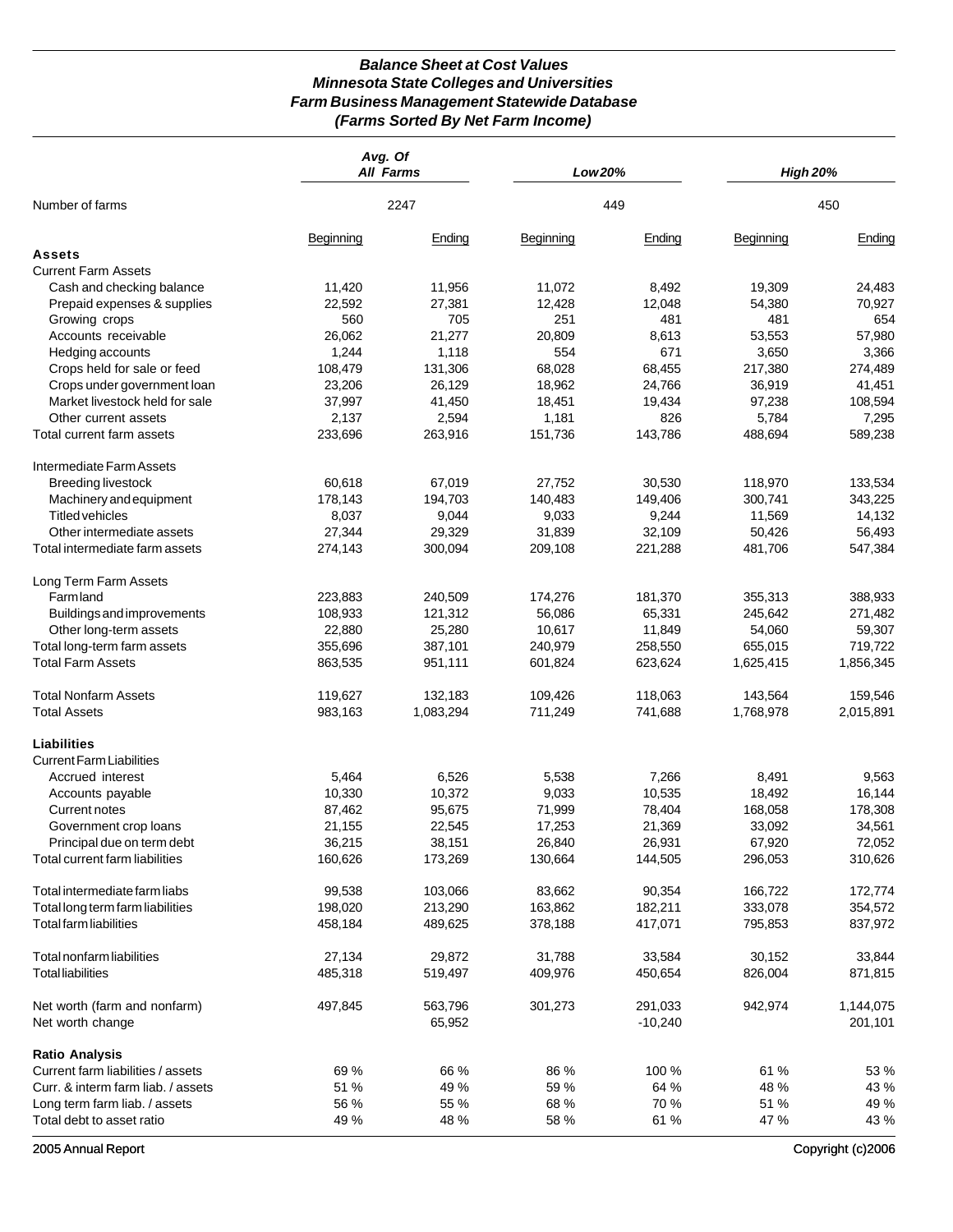### *Balance Sheet at Cost Values*
### *Minnesota State Colleges and Universities*
### *Farm Business Management Statewide Database*
### *(Farms Sorted By Net Farm Income)*

| | *Avg. Of All Farms* | | *Low 20%* | | *High 20%* | |
|---|---|---|---|---|---|---|
| Number of farms | 2247 | | 449 | | 450 | |
| | Beginning | Ending | Beginning | Ending | Beginning | Ending |
| **Assets** | | | | | | |
| Current Farm Assets | | | | | | |
| Cash and checking balance | 11,420 | 11,956 | 11,072 | 8,492 | 19,309 | 24,483 |
| Prepaid expenses & supplies | 22,592 | 27,381 | 12,428 | 12,048 | 54,380 | 70,927 |
| Growing crops | 560 | 705 | 251 | 481 | 481 | 654 |
| Accounts receivable | 26,062 | 21,277 | 20,809 | 8,613 | 53,553 | 57,980 |
| Hedging accounts | 1,244 | 1,118 | 554 | 671 | 3,650 | 3,366 |
| Crops held for sale or feed | 108,479 | 131,306 | 68,028 | 68,455 | 217,380 | 274,489 |
| Crops under government loan | 23,206 | 26,129 | 18,962 | 24,766 | 36,919 | 41,451 |
| Market livestock held for sale | 37,997 | 41,450 | 18,451 | 19,434 | 97,238 | 108,594 |
| Other current assets | 2,137 | 2,594 | 1,181 | 826 | 5,784 | 7,295 |
| Total current farm assets | 233,696 | 263,916 | 151,736 | 143,786 | 488,694 | 589,238 |
| Intermediate Farm Assets | | | | | | |
| Breeding livestock | 60,618 | 67,019 | 27,752 | 30,530 | 118,970 | 133,534 |
| Machinery and equipment | 178,143 | 194,703 | 140,483 | 149,406 | 300,741 | 343,225 |
| Titled vehicles | 8,037 | 9,044 | 9,033 | 9,244 | 11,569 | 14,132 |
| Other intermediate assets | 27,344 | 29,329 | 31,839 | 32,109 | 50,426 | 56,493 |
| Total intermediate farm assets | 274,143 | 300,094 | 209,108 | 221,288 | 481,706 | 547,384 |
| Long Term Farm Assets | | | | | | |
| Farmland | 223,883 | 240,509 | 174,276 | 181,370 | 355,313 | 388,933 |
| Buildings and improvements | 108,933 | 121,312 | 56,086 | 65,331 | 245,642 | 271,482 |
| Other long-term assets | 22,880 | 25,280 | 10,617 | 11,849 | 54,060 | 59,307 |
| Total long-term farm assets | 355,696 | 387,101 | 240,979 | 258,550 | 655,015 | 719,722 |
| Total Farm Assets | 863,535 | 951,111 | 601,824 | 623,624 | 1,625,415 | 1,856,345 |
| Total Nonfarm Assets | 119,627 | 132,183 | 109,426 | 118,063 | 143,564 | 159,546 |
| Total Assets | 983,163 | 1,083,294 | 711,249 | 741,688 | 1,768,978 | 2,015,891 |
| **Liabilities** | | | | | | |
| Current Farm Liabilities | | | | | | |
| Accrued interest | 5,464 | 6,526 | 5,538 | 7,266 | 8,491 | 9,563 |
| Accounts payable | 10,330 | 10,372 | 9,033 | 10,535 | 18,492 | 16,144 |
| Current notes | 87,462 | 95,675 | 71,999 | 78,404 | 168,058 | 178,308 |
| Government crop loans | 21,155 | 22,545 | 17,253 | 21,369 | 33,092 | 34,561 |
| Principal due on term debt | 36,215 | 38,151 | 26,840 | 26,931 | 67,920 | 72,052 |
| Total current farm liabilities | 160,626 | 173,269 | 130,664 | 144,505 | 296,053 | 310,626 |
| Total intermediate farm liabs | 99,538 | 103,066 | 83,662 | 90,354 | 166,722 | 172,774 |
| Total long term farm liabilities | 198,020 | 213,290 | 163,862 | 182,211 | 333,078 | 354,572 |
| Total farm liabilities | 458,184 | 489,625 | 378,188 | 417,071 | 795,853 | 837,972 |
| Total nonfarm liabilities | 27,134 | 29,872 | 31,788 | 33,584 | 30,152 | 33,844 |
| Total liabilities | 485,318 | 519,497 | 409,976 | 450,654 | 826,004 | 871,815 |
| Net worth (farm and nonfarm) | 497,845 | 563,796 | 301,273 | 291,033 | 942,974 | 1,144,075 |
| Net worth change | | 65,952 | | -10,240 | | 201,101 |
| **Ratio Analysis** | | | | | | |
| Current farm liabilities / assets | 69 % | 66 % | 86 % | 100 % | 61 % | 53 % |
| Curr. & interm farm liab. / assets | 51 % | 49 % | 59 % | 64 % | 48 % | 43 % |
| Long term farm liab. / assets | 56 % | 55 % | 68 % | 70 % | 51 % | 49 % |
| Total debt to asset ratio | 49 % | 48 % | 58 % | 61 % | 47 % | 43 % |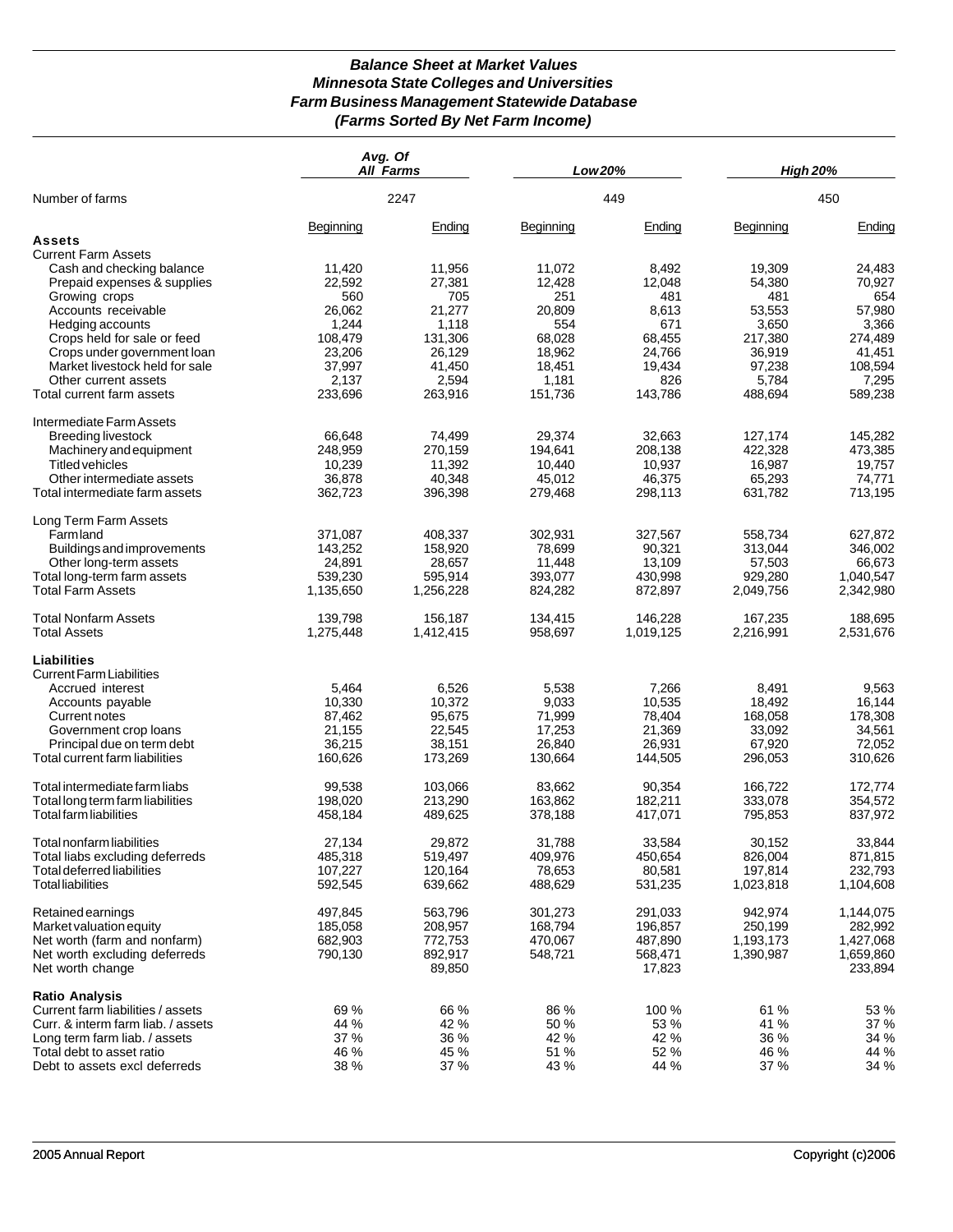# *Balance Sheet at Market Values*
# *Minnesota State Colleges and Universities*
# *Farm Business Management Statewide Database*
# *(Farms Sorted By Net Farm Income)*

| | Avg. Of All Farms | | Low 20% | | High 20% | |
|---|---|---|---|---|---|---|
| Number of farms | 2247 | | 449 | | 450 | |
| | Beginning | Ending | Beginning | Ending | Beginning | Ending |
| **Assets** | | | | | | |
| Current Farm Assets | | | | | | |
| Cash and checking balance | 11,420 | 11,956 | 11,072 | 8,492 | 19,309 | 24,483 |
| Prepaid expenses & supplies | 22,592 | 27,381 | 12,428 | 12,048 | 54,380 | 70,927 |
| Growing crops | 560 | 705 | 251 | 481 | 481 | 654 |
| Accounts receivable | 26,062 | 21,277 | 20,809 | 8,613 | 53,553 | 57,980 |
| Hedging accounts | 1,244 | 1,118 | 554 | 671 | 3,650 | 3,366 |
| Crops held for sale or feed | 108,479 | 131,306 | 68,028 | 68,455 | 217,380 | 274,489 |
| Crops under government loan | 23,206 | 26,129 | 18,962 | 24,766 | 36,919 | 41,451 |
| Market livestock held for sale | 37,997 | 41,450 | 18,451 | 19,434 | 97,238 | 108,594 |
| Other current assets | 2,137 | 2,594 | 1,181 | 826 | 5,784 | 7,295 |
| Total current farm assets | 233,696 | 263,916 | 151,736 | 143,786 | 488,694 | 589,238 |
| Intermediate Farm Assets | | | | | | |
| Breeding livestock | 66,648 | 74,499 | 29,374 | 32,663 | 127,174 | 145,282 |
| Machinery and equipment | 248,959 | 270,159 | 194,641 | 208,138 | 422,328 | 473,385 |
| Titled vehicles | 10,239 | 11,392 | 10,440 | 10,937 | 16,987 | 19,757 |
| Other intermediate assets | 36,878 | 40,348 | 45,012 | 46,375 | 65,293 | 74,771 |
| Total intermediate farm assets | 362,723 | 396,398 | 279,468 | 298,113 | 631,782 | 713,195 |
| Long Term Farm Assets | | | | | | |
| Farmland | 371,087 | 408,337 | 302,931 | 327,567 | 558,734 | 627,872 |
| Buildings and improvements | 143,252 | 158,920 | 78,699 | 90,321 | 313,044 | 346,002 |
| Other long-term assets | 24,891 | 28,657 | 11,448 | 13,109 | 57,503 | 66,673 |
| Total long-term farm assets | 539,230 | 595,914 | 393,077 | 430,998 | 929,280 | 1,040,547 |
| Total Farm Assets | 1,135,650 | 1,256,228 | 824,282 | 872,897 | 2,049,756 | 2,342,980 |
| Total Nonfarm Assets | 139,798 | 156,187 | 134,415 | 146,228 | 167,235 | 188,695 |
| Total Assets | 1,275,448 | 1,412,415 | 958,697 | 1,019,125 | 2,216,991 | 2,531,676 |
| **Liabilities** | | | | | | |
| Current Farm Liabilities | | | | | | |
| Accrued interest | 5,464 | 6,526 | 5,538 | 7,266 | 8,491 | 9,563 |
| Accounts payable | 10,330 | 10,372 | 9,033 | 10,535 | 18,492 | 16,144 |
| Current notes | 87,462 | 95,675 | 71,999 | 78,404 | 168,058 | 178,308 |
| Government crop loans | 21,155 | 22,545 | 17,253 | 21,369 | 33,092 | 34,561 |
| Principal due on term debt | 36,215 | 38,151 | 26,840 | 26,931 | 67,920 | 72,052 |
| Total current farm liabilities | 160,626 | 173,269 | 130,664 | 144,505 | 296,053 | 310,626 |
| Total intermediate farm liabs | 99,538 | 103,066 | 83,662 | 90,354 | 166,722 | 172,774 |
| Total long term farm liabilities | 198,020 | 213,290 | 163,862 | 182,211 | 333,078 | 354,572 |
| Total farm liabilities | 458,184 | 489,625 | 378,188 | 417,071 | 795,853 | 837,972 |
| Total nonfarm liabilities | 27,134 | 29,872 | 31,788 | 33,584 | 30,152 | 33,844 |
| Total liabs excluding deferreds | 485,318 | 519,497 | 409,976 | 450,654 | 826,004 | 871,815 |
| Total deferred liabilities | 107,227 | 120,164 | 78,653 | 80,581 | 197,814 | 232,793 |
| Total liabilities | 592,545 | 639,662 | 488,629 | 531,235 | 1,023,818 | 1,104,608 |
| Retained earnings | 497,845 | 563,796 | 301,273 | 291,033 | 942,974 | 1,144,075 |
| Market valuation equity | 185,058 | 208,957 | 168,794 | 196,857 | 250,199 | 282,992 |
| Net worth (farm and nonfarm) | 682,903 | 772,753 | 470,067 | 487,890 | 1,193,173 | 1,427,068 |
| Net worth excluding deferreds | 790,130 | 892,917 | 548,721 | 568,471 | 1,390,987 | 1,659,860 |
| Net worth change | | 89,850 | | 17,823 | | 233,894 |
| **Ratio Analysis** | | | | | | |
| Current farm liabilities / assets | 69 % | 66 % | 86 % | 100 % | 61 % | 53 % |
| Curr. & interm farm liab. / assets | 44 % | 42 % | 50 % | 53 % | 41 % | 37 % |
| Long term farm liab. / assets | 37 % | 36 % | 42 % | 42 % | 36 % | 34 % |
| Total debt to asset ratio | 46 % | 45 % | 51 % | 52 % | 46 % | 44 % |
| Debt to assets excl deferreds | 38 % | 37 % | 43 % | 44 % | 37 % | 34 % |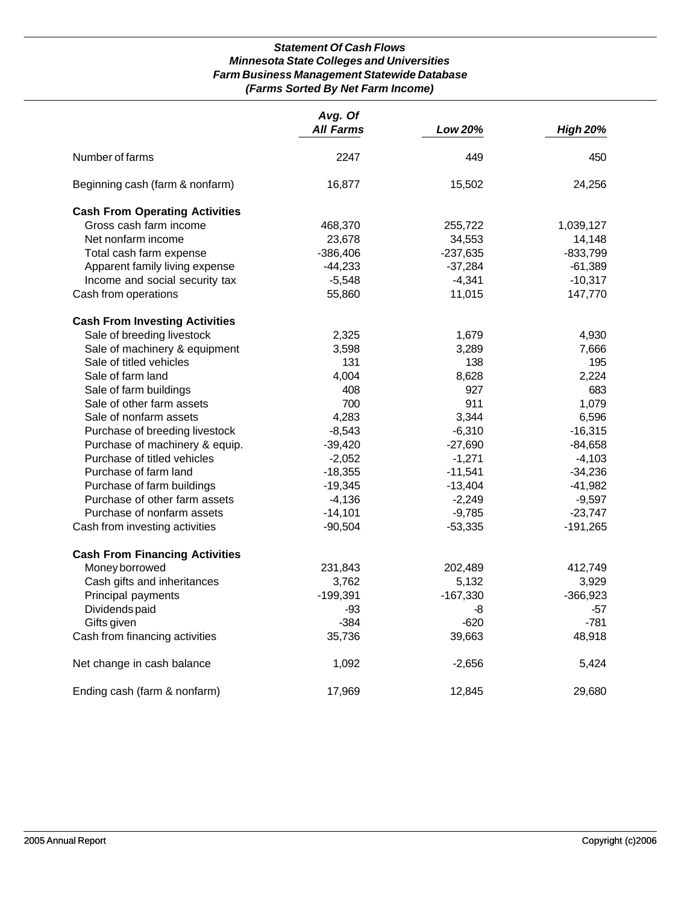### *Statement Of Cash Flows*
### *Minnesota State Colleges and Universities*
### *Farm Business Management Statewide Database*
### *(Farms Sorted By Net Farm Income)*

| | *Avg. Of All Farms* | *Low 20%* | *High 20%* |
|---|---|---|---|
| Number of farms | 2247 | 449 | 450 |
| Beginning cash (farm & nonfarm) | 16,877 | 15,502 | 24,256 |
| **Cash From Operating Activities** | | | |
| Gross cash farm income | 468,370 | 255,722 | 1,039,127 |
| Net nonfarm income | 23,678 | 34,553 | 14,148 |
| Total cash farm expense | -386,406 | -237,635 | -833,799 |
| Apparent family living expense | -44,233 | -37,284 | -61,389 |
| Income and social security tax | -5,548 | -4,341 | -10,317 |
| Cash from operations | 55,860 | 11,015 | 147,770 |
| **Cash From Investing Activities** | | | |
| Sale of breeding livestock | 2,325 | 1,679 | 4,930 |
| Sale of machinery & equipment | 3,598 | 3,289 | 7,666 |
| Sale of titled vehicles | 131 | 138 | 195 |
| Sale of farm land | 4,004 | 8,628 | 2,224 |
| Sale of farm buildings | 408 | 927 | 683 |
| Sale of other farm assets | 700 | 911 | 1,079 |
| Sale of nonfarm assets | 4,283 | 3,344 | 6,596 |
| Purchase of breeding livestock | -8,543 | -6,310 | -16,315 |
| Purchase of machinery & equip. | -39,420 | -27,690 | -84,658 |
| Purchase of titled vehicles | -2,052 | -1,271 | -4,103 |
| Purchase of farm land | -18,355 | -11,541 | -34,236 |
| Purchase of farm buildings | -19,345 | -13,404 | -41,982 |
| Purchase of other farm assets | -4,136 | -2,249 | -9,597 |
| Purchase of nonfarm assets | -14,101 | -9,785 | -23,747 |
| Cash from investing activities | -90,504 | -53,335 | -191,265 |
| **Cash From Financing Activities** | | | |
| Money borrowed | 231,843 | 202,489 | 412,749 |
| Cash gifts and inheritances | 3,762 | 5,132 | 3,929 |
| Principal payments | -199,391 | -167,330 | -366,923 |
| Dividends paid | -93 | -8 | -57 |
| Gifts given | -384 | -620 | -781 |
| Cash from financing activities | 35,736 | 39,663 | 48,918 |
| Net change in cash balance | 1,092 | -2,656 | 5,424 |
| Ending cash (farm & nonfarm) | 17,969 | 12,845 | 29,680 |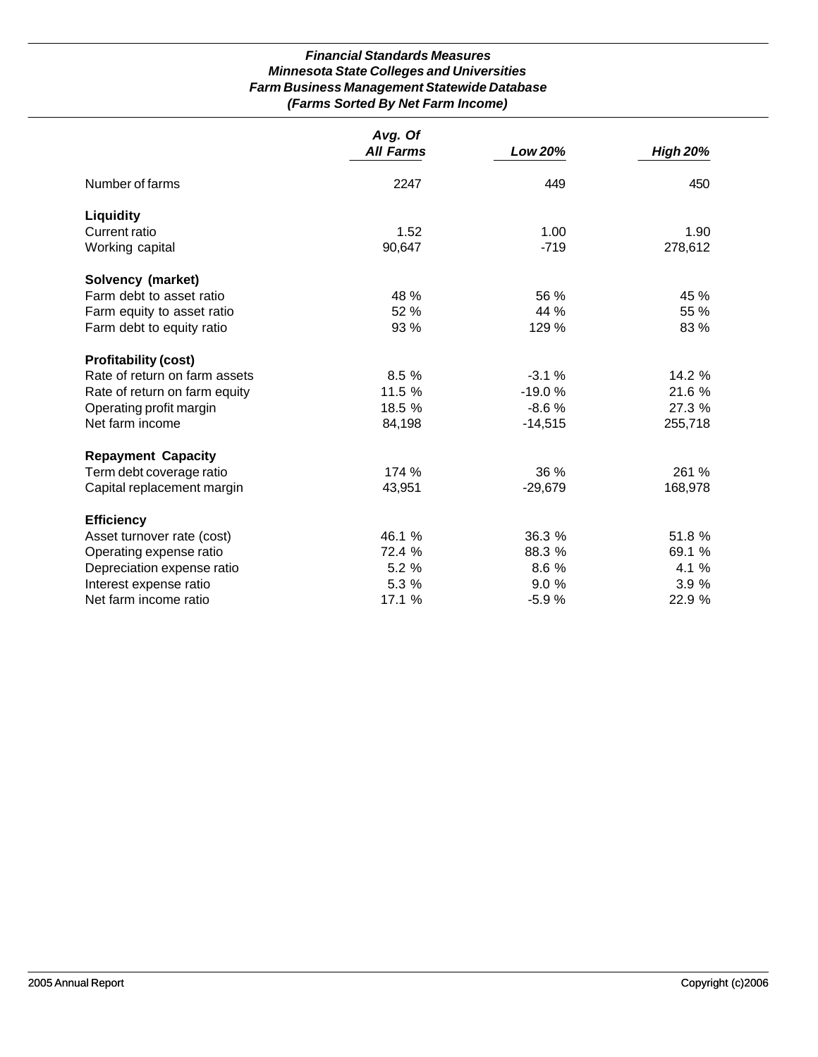***Financial Standards Measures***
***Minnesota State Colleges and Universities***
***Farm Business Management Statewide Database***
***(Farms Sorted By Net Farm Income)***

| | *Avg. Of All Farms* | *Low 20%* | *High 20%* |
|---|---|---|---|
| Number of farms | 2247 | 449 | 450 |
| **Liquidity** | | | |
| Current ratio | 1.52 | 1.00 | 1.90 |
| Working capital | 90,647 | -719 | 278,612 |
| **Solvency (market)** | | | |
| Farm debt to asset ratio | 48 % | 56 % | 45 % |
| Farm equity to asset ratio | 52 % | 44 % | 55 % |
| Farm debt to equity ratio | 93 % | 129 % | 83 % |
| **Profitability (cost)** | | | |
| Rate of return on farm assets | 8.5 % | -3.1 % | 14.2 % |
| Rate of return on farm equity | 11.5 % | -19.0 % | 21.6 % |
| Operating profit margin | 18.5 % | -8.6 % | 27.3 % |
| Net farm income | 84,198 | -14,515 | 255,718 |
| **Repayment Capacity** | | | |
| Term debt coverage ratio | 174 % | 36 % | 261 % |
| Capital replacement margin | 43,951 | -29,679 | 168,978 |
| **Efficiency** | | | |
| Asset turnover rate (cost) | 46.1 % | 36.3 % | 51.8 % |
| Operating expense ratio | 72.4 % | 88.3 % | 69.1 % |
| Depreciation expense ratio | 5.2 % | 8.6 % | 4.1 % |
| Interest expense ratio | 5.3 % | 9.0 % | 3.9 % |
| Net farm income ratio | 17.1 % | -5.9 % | 22.9 % |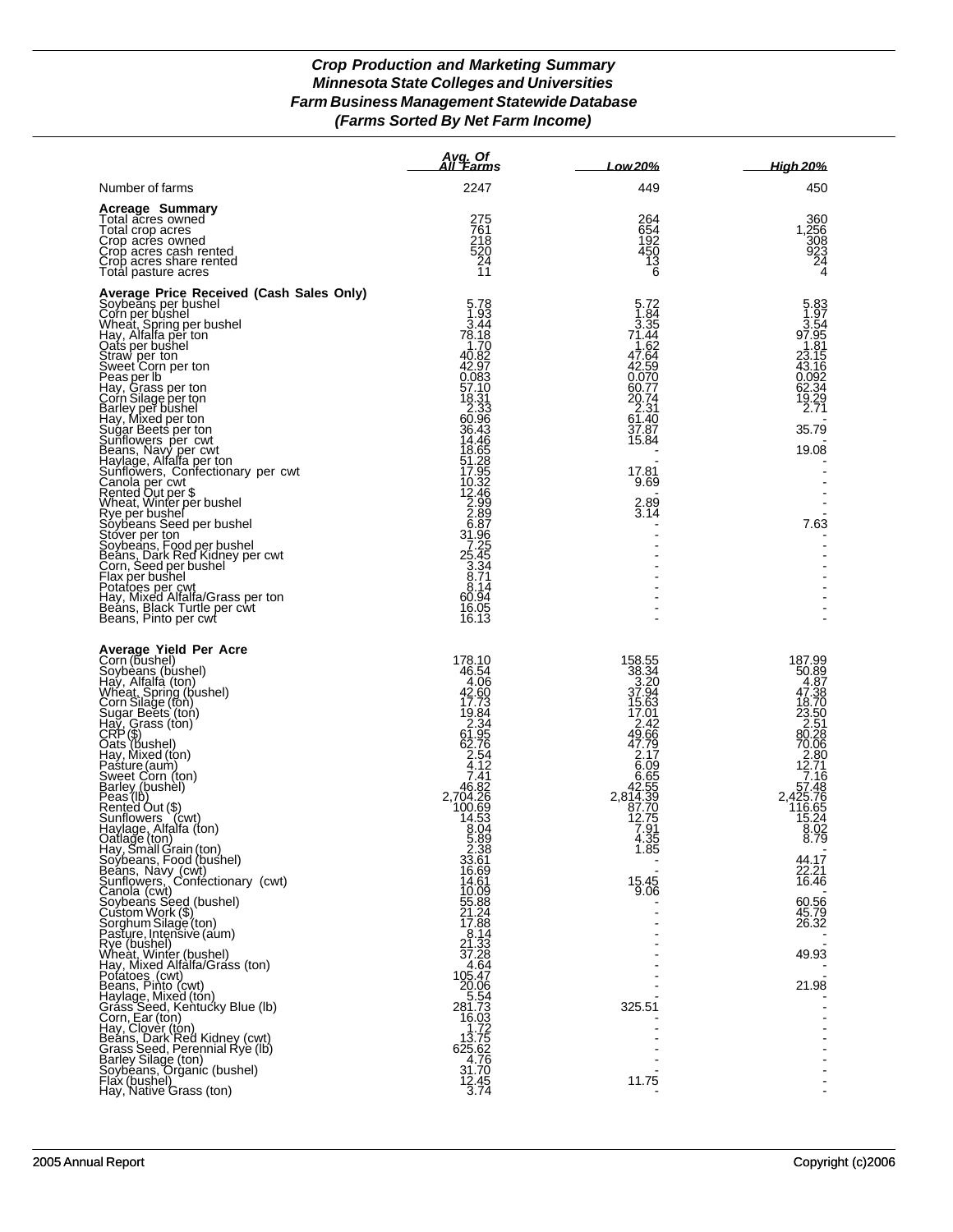## Crop Production and Marketing Summary
## Minnesota State Colleges and Universities
## Farm Business Management Statewide Database
## (Farms Sorted By Net Farm Income)

| | Avg. Of All Farms | Low 20% | High 20% |
|---|---|---|---|
| Number of farms | 2247 | 449 | 450 |
| **Acreage Summary** | | | |
| Total acres owned | 275 | 264 | 360 |
| Total crop acres | 761 | 654 | 1,256 |
| Crop acres owned | 218 | 192 | 308 |
| Crop acres cash rented | 520 | 450 | 923 |
| Crop acres share rented | 24 | 13 | 24 |
| Total pasture acres | 11 | 6 | 4 |
| **Average Price Received (Cash Sales Only)** | | | |
| Soybeans per bushel | 5.78 | 5.72 | 5.83 |
| Corn per bushel | 1.93 | 1.84 | 1.97 |
| Wheat, Spring per bushel | 3.44 | 3.35 | 3.54 |
| Hay, Alfalfa per ton | 78.18 | 71.44 | 97.95 |
| Oats per bushel | 1.70 | 1.62 | 1.81 |
| Straw per ton | 40.82 | 47.64 | 23.15 |
| Sweet Corn per ton | 42.97 | 42.59 | 43.16 |
| Peas per lb | 0.083 | 0.070 | 0.092 |
| Hay, Grass per ton | 57.10 | 60.77 | 62.34 |
| Corn Silage per ton | 18.31 | 20.74 | 19.29 |
| Barley per bushel | 2.33 | 2.31 | 2.71 |
| Hay, Mixed per ton | 60.96 | 61.40 | - |
| Sugar Beets per ton | 36.43 | 37.87 | 35.79 |
| Sunflowers per cwt | 14.46 | 15.84 | - |
| Beans, Navy per cwt | 18.65 | - | 19.08 |
| Haylage, Alfalfa per ton | 51.28 | - | - |
| Sunflowers, Confectionary per cwt | 17.95 | 17.81 | - |
| Canola per cwt | 10.32 | 9.69 | - |
| Rented Out per $ | 12.46 | - | - |
| Wheat, Winter per bushel | 2.99 | 2.89 | - |
| Rye per bushel | 2.89 | 3.14 | - |
| Soybeans Seed per bushel | 6.87 | - | 7.63 |
| Stover per ton | 31.96 | - | - |
| Soybeans, Food per bushel | 7.25 | - | - |
| Beans, Dark Red Kidney per cwt | 25.45 | - | - |
| Corn, Seed per bushel | 3.34 | - | - |
| Flax per bushel | 8.71 | - | - |
| Potatoes per cwt | 8.14 | - | - |
| Hay, Mixed Alfalfa/Grass per ton | 60.94 | - | - |
| Beans, Black Turtle per cwt | 16.05 | - | - |
| Beans, Pinto per cwt | 16.13 | - | - |
| **Average Yield Per Acre** | | | |
| Corn (bushel) | 178.10 | 158.55 | 187.99 |
| Soybeans (bushel) | 46.54 | 38.34 | 50.89 |
| Hay, Alfalfa (ton) | 4.06 | 3.20 | 4.87 |
| Wheat, Spring (bushel) | 42.60 | 37.94 | 47.38 |
| Corn Silage (ton) | 17.73 | 15.63 | 18.70 |
| Sugar Beets (ton) | 19.84 | 17.01 | 23.50 |
| Hay, Grass (ton) | 2.34 | 2.42 | 2.51 |
| CRP ($) | 61.95 | 49.66 | 80.28 |
| Oats (bushel) | 62.76 | 47.79 | 70.06 |
| Hay, Mixed (ton) | 2.54 | 2.17 | 2.80 |
| Pasture (aum) | 4.12 | 6.09 | 12.71 |
| Sweet Corn (ton) | 7.41 | 6.65 | 7.16 |
| Barley (bushel) | 46.82 | 42.55 | 57.48 |
| Peas (lb) | 2,704.26 | 2,814.39 | 2,425.76 |
| Rented Out ($) | 100.69 | 87.70 | 116.65 |
| Sunflowers (cwt) | 14.53 | 12.75 | 15.24 |
| Haylage, Alfalfa (ton) | 8.04 | 7.91 | 8.02 |
| Oatlage (ton) | 5.89 | 4.35 | 8.79 |
| Hay, Small Grain (ton) | 2.38 | 1.85 | - |
| Soybeans, Food (bushel) | 33.61 | - | 44.17 |
| Beans, Navy (cwt) | 16.69 | - | 22.21 |
| Sunflowers, Confectionary (cwt) | 14.61 | 15.45 | 16.46 |
| Canola (cwt) | 10.09 | 9.06 | - |
| Soybeans Seed (bushel) | 55.88 | - | 60.56 |
| Custom Work ($) | 21.24 | - | 45.79 |
| Sorghum Silage (ton) | 17.88 | - | 26.32 |
| Pasture, Intensive (aum) | 8.14 | - | - |
| Rye (bushel) | 21.33 | - | - |
| Wheat, Winter (bushel) | 37.28 | - | 49.93 |
| Hay, Mixed Alfalfa/Grass (ton) | 4.64 | - | - |
| Potatoes (cwt) | 105.47 | - | 21.98 |
| Beans, Pinto (cwt) | 20.06 | - | - |
| Haylage, Mixed (ton) | 5.54 | - | - |
| Grass Seed, Kentucky Blue (lb) | 281.73 | 325.51 | - |
| Corn, Ear (ton) | 16.03 | - | - |
| Hay, Clover (ton) | 1.72 | - | - |
| Beans, Dark Red Kidney (cwt) | 13.75 | - | - |
| Grass Seed, Perennial Rye (lb) | 625.62 | - | - |
| Barley Silage (ton) | 4.76 | - | - |
| Soybeans, Organic (bushel) | 31.70 | - | - |
| Flax (bushel) | 12.45 | 11.75 | - |
| Hay, Native Grass (ton) | 3.74 | - | - |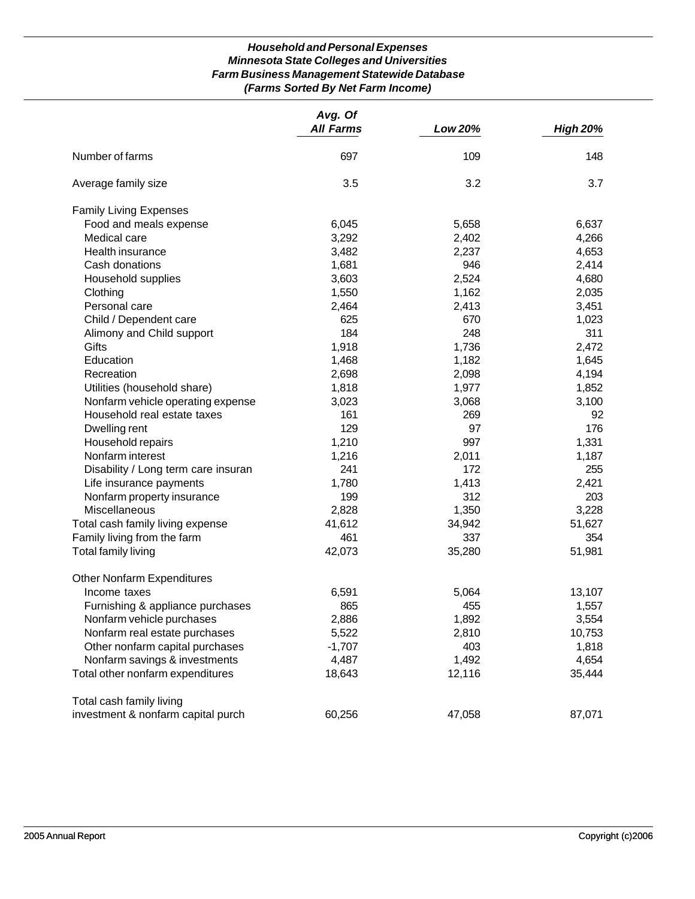### *Household and Personal Expenses*
### *Minnesota State Colleges and Universities*
### *Farm Business Management Statewide Database*
### *(Farms Sorted By Net Farm Income)*

| | *Avg. Of All Farms* | *Low 20%* | *High 20%* |
|---|---|---|---|
| Number of farms | 697 | 109 | 148 |
| Average family size | 3.5 | 3.2 | 3.7 |
| Family Living Expenses | | | |
| Food and meals expense | 6,045 | 5,658 | 6,637 |
| Medical care | 3,292 | 2,402 | 4,266 |
| Health insurance | 3,482 | 2,237 | 4,653 |
| Cash donations | 1,681 | 946 | 2,414 |
| Household supplies | 3,603 | 2,524 | 4,680 |
| Clothing | 1,550 | 1,162 | 2,035 |
| Personal care | 2,464 | 2,413 | 3,451 |
| Child / Dependent care | 625 | 670 | 1,023 |
| Alimony and Child support | 184 | 248 | 311 |
| Gifts | 1,918 | 1,736 | 2,472 |
| Education | 1,468 | 1,182 | 1,645 |
| Recreation | 2,698 | 2,098 | 4,194 |
| Utilities (household share) | 1,818 | 1,977 | 1,852 |
| Nonfarm vehicle operating expense | 3,023 | 3,068 | 3,100 |
| Household real estate taxes | 161 | 269 | 92 |
| Dwelling rent | 129 | 97 | 176 |
| Household repairs | 1,210 | 997 | 1,331 |
| Nonfarm interest | 1,216 | 2,011 | 1,187 |
| Disability / Long term care insuran | 241 | 172 | 255 |
| Life insurance payments | 1,780 | 1,413 | 2,421 |
| Nonfarm property insurance | 199 | 312 | 203 |
| Miscellaneous | 2,828 | 1,350 | 3,228 |
| Total cash family living expense | 41,612 | 34,942 | 51,627 |
| Family living from the farm | 461 | 337 | 354 |
| Total family living | 42,073 | 35,280 | 51,981 |
| Other Nonfarm Expenditures | | | |
| Income taxes | 6,591 | 5,064 | 13,107 |
| Furnishing & appliance purchases | 865 | 455 | 1,557 |
| Nonfarm vehicle purchases | 2,886 | 1,892 | 3,554 |
| Nonfarm real estate purchases | 5,522 | 2,810 | 10,753 |
| Other nonfarm capital purchases | -1,707 | 403 | 1,818 |
| Nonfarm savings & investments | 4,487 | 1,492 | 4,654 |
| Total other nonfarm expenditures | 18,643 | 12,116 | 35,444 |
| Total cash family living investment & nonfarm capital purch | 60,256 | 47,058 | 87,071 |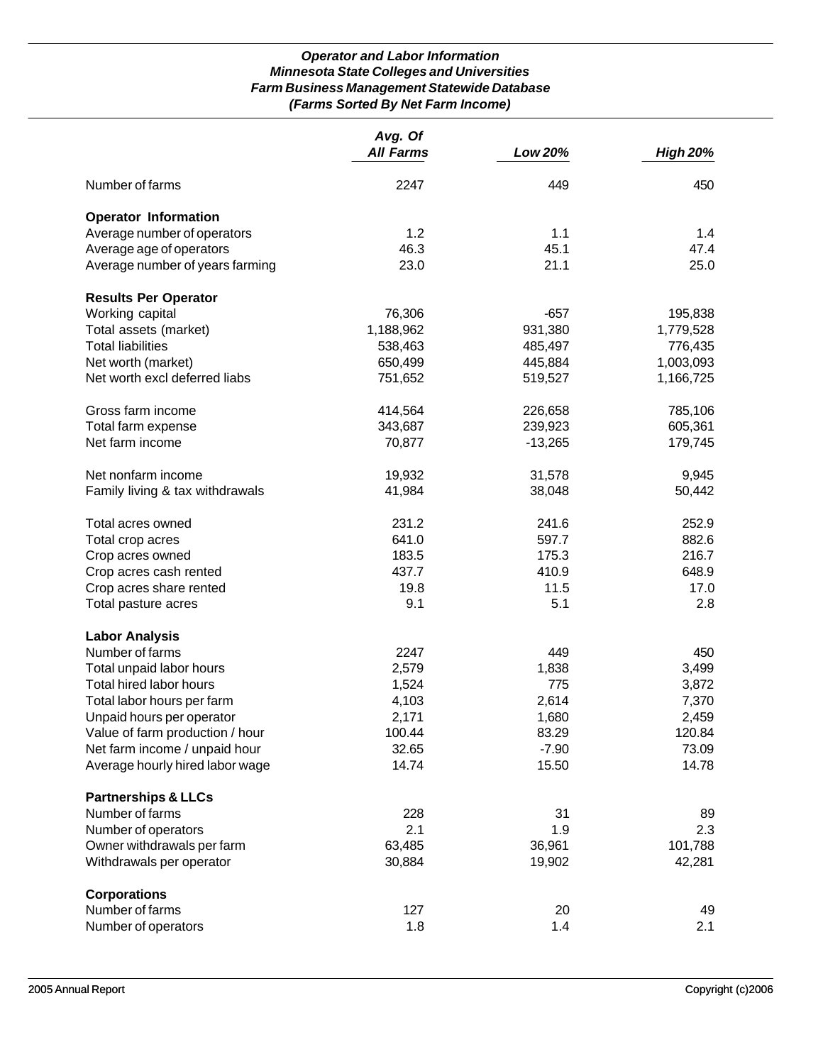***Operator and Labor Information***
***Minnesota State Colleges and Universities***
***Farm Business Management Statewide Database***
***(Farms Sorted By Net Farm Income)***

| | *Avg. Of All Farms* | *Low 20%* | *High 20%* |
|---|---|---|---|
| Number of farms | 2247 | 449 | 450 |
| **Operator Information** | | | |
| Average number of operators | 1.2 | 1.1 | 1.4 |
| Average age of operators | 46.3 | 45.1 | 47.4 |
| Average number of years farming | 23.0 | 21.1 | 25.0 |
| **Results Per Operator** | | | |
| Working capital | 76,306 | -657 | 195,838 |
| Total assets (market) | 1,188,962 | 931,380 | 1,779,528 |
| Total liabilities | 538,463 | 485,497 | 776,435 |
| Net worth (market) | 650,499 | 445,884 | 1,003,093 |
| Net worth excl deferred liabs | 751,652 | 519,527 | 1,166,725 |
| Gross farm income | 414,564 | 226,658 | 785,106 |
| Total farm expense | 343,687 | 239,923 | 605,361 |
| Net farm income | 70,877 | -13,265 | 179,745 |
| Net nonfarm income | 19,932 | 31,578 | 9,945 |
| Family living & tax withdrawals | 41,984 | 38,048 | 50,442 |
| Total acres owned | 231.2 | 241.6 | 252.9 |
| Total crop acres | 641.0 | 597.7 | 882.6 |
| Crop acres owned | 183.5 | 175.3 | 216.7 |
| Crop acres cash rented | 437.7 | 410.9 | 648.9 |
| Crop acres share rented | 19.8 | 11.5 | 17.0 |
| Total pasture acres | 9.1 | 5.1 | 2.8 |
| **Labor Analysis** | | | |
| Number of farms | 2247 | 449 | 450 |
| Total unpaid labor hours | 2,579 | 1,838 | 3,499 |
| Total hired labor hours | 1,524 | 775 | 3,872 |
| Total labor hours per farm | 4,103 | 2,614 | 7,370 |
| Unpaid hours per operator | 2,171 | 1,680 | 2,459 |
| Value of farm production / hour | 100.44 | 83.29 | 120.84 |
| Net farm income / unpaid hour | 32.65 | -7.90 | 73.09 |
| Average hourly hired labor wage | 14.74 | 15.50 | 14.78 |
| **Partnerships & LLCs** | | | |
| Number of farms | 228 | 31 | 89 |
| Number of operators | 2.1 | 1.9 | 2.3 |
| Owner withdrawals per farm | 63,485 | 36,961 | 101,788 |
| Withdrawals per operator | 30,884 | 19,902 | 42,281 |
| **Corporations** | | | |
| Number of farms | 127 | 20 | 49 |
| Number of operators | 1.8 | 1.4 | 2.1 |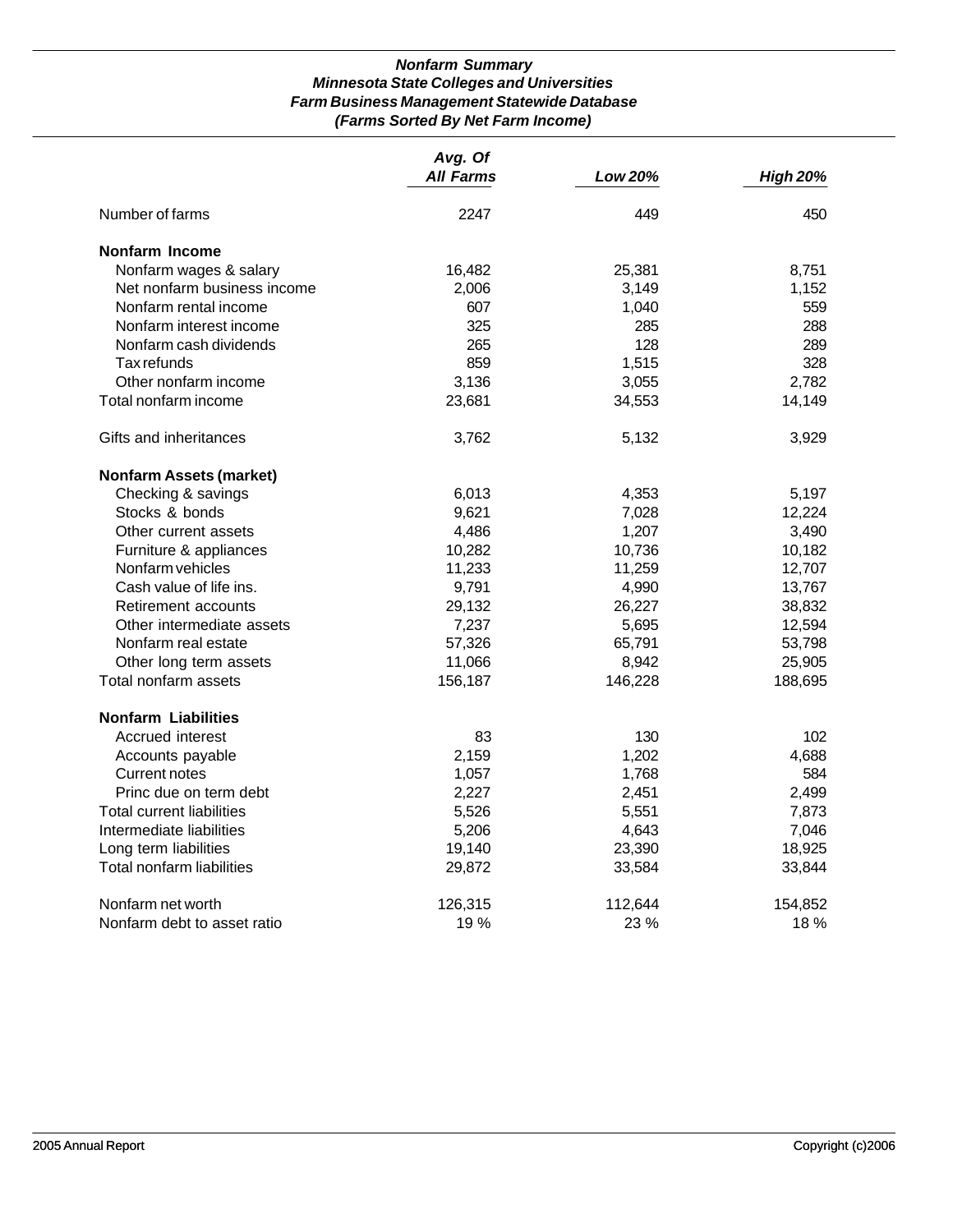***Nonfarm Summary***
***Minnesota State Colleges and Universities***
***Farm Business Management Statewide Database***
***(Farms Sorted By Net Farm Income)***

| | *Avg. Of All Farms* | *Low 20%* | *High 20%* |
|---|---|---|---|
| Number of farms | 2247 | 449 | 450 |
| **Nonfarm Income** | | | |
| Nonfarm wages & salary | 16,482 | 25,381 | 8,751 |
| Net nonfarm business income | 2,006 | 3,149 | 1,152 |
| Nonfarm rental income | 607 | 1,040 | 559 |
| Nonfarm interest income | 325 | 285 | 288 |
| Nonfarm cash dividends | 265 | 128 | 289 |
| Tax refunds | 859 | 1,515 | 328 |
| Other nonfarm income | 3,136 | 3,055 | 2,782 |
| Total nonfarm income | 23,681 | 34,553 | 14,149 |
| Gifts and inheritances | 3,762 | 5,132 | 3,929 |
| **Nonfarm Assets (market)** | | | |
| Checking & savings | 6,013 | 4,353 | 5,197 |
| Stocks & bonds | 9,621 | 7,028 | 12,224 |
| Other current assets | 4,486 | 1,207 | 3,490 |
| Furniture & appliances | 10,282 | 10,736 | 10,182 |
| Nonfarm vehicles | 11,233 | 11,259 | 12,707 |
| Cash value of life ins. | 9,791 | 4,990 | 13,767 |
| Retirement accounts | 29,132 | 26,227 | 38,832 |
| Other intermediate assets | 7,237 | 5,695 | 12,594 |
| Nonfarm real estate | 57,326 | 65,791 | 53,798 |
| Other long term assets | 11,066 | 8,942 | 25,905 |
| Total nonfarm assets | 156,187 | 146,228 | 188,695 |
| **Nonfarm Liabilities** | | | |
| Accrued interest | 83 | 130 | 102 |
| Accounts payable | 2,159 | 1,202 | 4,688 |
| Current notes | 1,057 | 1,768 | 584 |
| Princ due on term debt | 2,227 | 2,451 | 2,499 |
| Total current liabilities | 5,526 | 5,551 | 7,873 |
| Intermediate liabilities | 5,206 | 4,643 | 7,046 |
| Long term liabilities | 19,140 | 23,390 | 18,925 |
| Total nonfarm liabilities | 29,872 | 33,584 | 33,844 |
| Nonfarm net worth | 126,315 | 112,644 | 154,852 |
| Nonfarm debt to asset ratio | 19 % | 23 % | 18 % |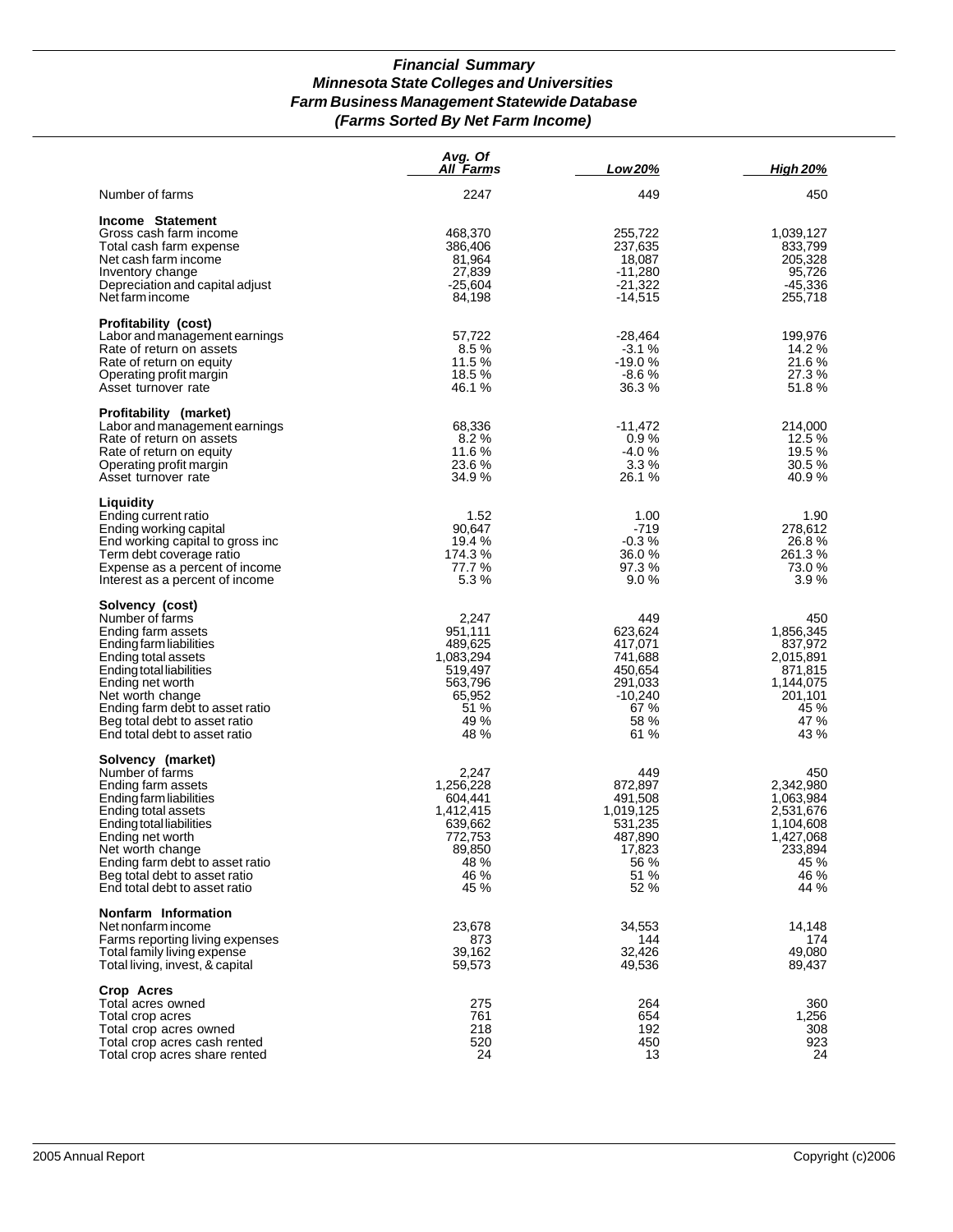# *Financial Summary*
# *Minnesota State Colleges and Universities*
# *Farm Business Management Statewide Database*
# *(Farms Sorted By Net Farm Income)*

| | Avg. Of All Farms | Low 20% | High 20% |
|---|---|---|---|
| Number of farms | 2247 | 449 | 450 |
| **Income Statement** | | | |
| Gross cash farm income | 468,370 | 255,722 | 1,039,127 |
| Total cash farm expense | 386,406 | 237,635 | 833,799 |
| Net cash farm income | 81,964 | 18,087 | 205,328 |
| Inventory change | 27,839 | -11,280 | 95,726 |
| Depreciation and capital adjust | -25,604 | -21,322 | -45,336 |
| Net farm income | 84,198 | -14,515 | 255,718 |
| **Profitability (cost)** | | | |
| Labor and management earnings | 57,722 | -28,464 | 199,976 |
| Rate of return on assets | 8.5 % | -3.1 % | 14.2 % |
| Rate of return on equity | 11.5 % | -19.0 % | 21.6 % |
| Operating profit margin | 18.5 % | -8.6 % | 27.3 % |
| Asset turnover rate | 46.1 % | 36.3 % | 51.8 % |
| **Profitability (market)** | | | |
| Labor and management earnings | 68,336 | -11,472 | 214,000 |
| Rate of return on assets | 8.2 % | 0.9 % | 12.5 % |
| Rate of return on equity | 11.6 % | -4.0 % | 19.5 % |
| Operating profit margin | 23.6 % | 3.3 % | 30.5 % |
| Asset turnover rate | 34.9 % | 26.1 % | 40.9 % |
| **Liquidity** | | | |
| Ending current ratio | 1.52 | 1.00 | 1.90 |
| Ending working capital | 90,647 | -719 | 278,612 |
| End working capital to gross inc | 19.4 % | -0.3 % | 26.8 % |
| Term debt coverage ratio | 174.3 % | 36.0 % | 261.3 % |
| Expense as a percent of income | 77.7 % | 97.3 % | 73.0 % |
| Interest as a percent of income | 5.3 % | 9.0 % | 3.9 % |
| **Solvency (cost)** | | | |
| Number of farms | 2,247 | 449 | 450 |
| Ending farm assets | 951,111 | 623,624 | 1,856,345 |
| Ending farm liabilities | 489,625 | 417,071 | 837,972 |
| Ending total assets | 1,083,294 | 741,688 | 2,015,891 |
| Ending total liabilities | 519,497 | 450,654 | 871,815 |
| Ending net worth | 563,796 | 291,033 | 1,144,075 |
| Net worth change | 65,952 | -10,240 | 201,101 |
| Ending farm debt to asset ratio | 51 % | 67 % | 45 % |
| Beg total debt to asset ratio | 49 % | 58 % | 47 % |
| End total debt to asset ratio | 48 % | 61 % | 43 % |
| **Solvency (market)** | | | |
| Number of farms | 2,247 | 449 | 450 |
| Ending farm assets | 1,256,228 | 872,897 | 2,342,980 |
| Ending farm liabilities | 604,441 | 491,508 | 1,063,984 |
| Ending total assets | 1,412,415 | 1,019,125 | 2,531,676 |
| Ending total liabilities | 639,662 | 531,235 | 1,104,608 |
| Ending net worth | 772,753 | 487,890 | 1,427,068 |
| Net worth change | 89,850 | 17,823 | 233,894 |
| Ending farm debt to asset ratio | 48 % | 56 % | 45 % |
| Beg total debt to asset ratio | 46 % | 51 % | 46 % |
| End total debt to asset ratio | 45 % | 52 % | 44 % |
| **Nonfarm Information** | | | |
| Net nonfarm income | 23,678 | 34,553 | 14,148 |
| Farms reporting living expenses | 873 | 144 | 174 |
| Total family living expense | 39,162 | 32,426 | 49,080 |
| Total living, invest, & capital | 59,573 | 49,536 | 89,437 |
| **Crop Acres** | | | |
| Total acres owned | 275 | 264 | 360 |
| Total crop acres | 761 | 654 | 1,256 |
| Total crop acres owned | 218 | 192 | 308 |
| Total crop acres cash rented | 520 | 450 | 923 |
| Total crop acres share rented | 24 | 13 | 24 |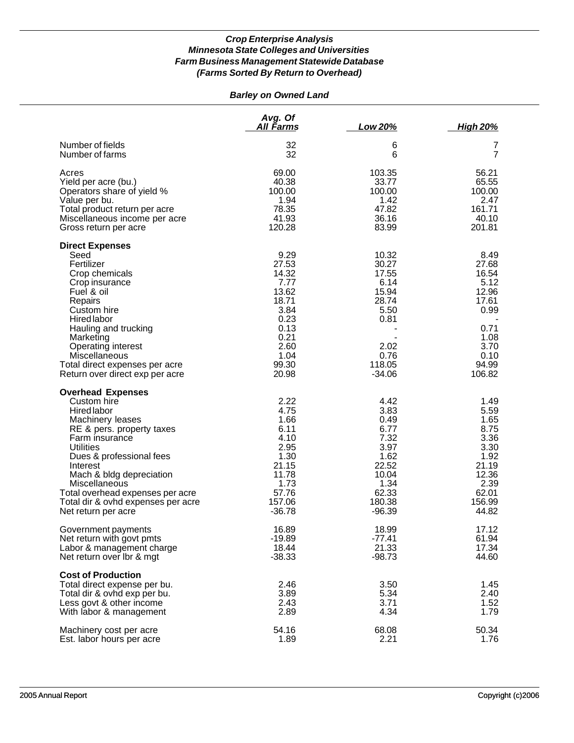***Crop Enterprise Analysis***
***Minnesota State Colleges and Universities***
***Farm Business Management Statewide Database***
***(Farms Sorted By Return to Overhead)***

***Barley on Owned Land***

| | Avg. Of All Farms | Low 20% | High 20% |
|---|---|---|---|
| Number of fields | 32 | 6 | 7 |
| Number of farms | 32 | 6 | 7 |
| Acres | 69.00 | 103.35 | 56.21 |
| Yield per acre (bu.) | 40.38 | 33.77 | 65.55 |
| Operators share of yield % | 100.00 | 100.00 | 100.00 |
| Value per bu. | 1.94 | 1.42 | 2.47 |
| Total product return per acre | 78.35 | 47.82 | 161.71 |
| Miscellaneous income per acre | 41.93 | 36.16 | 40.10 |
| Gross return per acre | 120.28 | 83.99 | 201.81 |
| **Direct Expenses** | | | |
| Seed | 9.29 | 10.32 | 8.49 |
| Fertilizer | 27.53 | 30.27 | 27.68 |
| Crop chemicals | 14.32 | 17.55 | 16.54 |
| Crop insurance | 7.77 | 6.14 | 5.12 |
| Fuel & oil | 13.62 | 15.94 | 12.96 |
| Repairs | 18.71 | 28.74 | 17.61 |
| Custom hire | 3.84 | 5.50 | 0.99 |
| Hired labor | 0.23 | 0.81 | - |
| Hauling and trucking | 0.13 | - | 0.71 |
| Marketing | 0.21 | - | 1.08 |
| Operating interest | 2.60 | 2.02 | 3.70 |
| Miscellaneous | 1.04 | 0.76 | 0.10 |
| Total direct expenses per acre | 99.30 | 118.05 | 94.99 |
| Return over direct exp per acre | 20.98 | -34.06 | 106.82 |
| **Overhead Expenses** | | | |
| Custom hire | 2.22 | 4.42 | 1.49 |
| Hired labor | 4.75 | 3.83 | 5.59 |
| Machinery leases | 1.66 | 0.49 | 1.65 |
| RE & pers. property taxes | 6.11 | 6.77 | 8.75 |
| Farm insurance | 4.10 | 7.32 | 3.36 |
| Utilities | 2.95 | 3.97 | 3.30 |
| Dues & professional fees | 1.30 | 1.62 | 1.92 |
| Interest | 21.15 | 22.52 | 21.19 |
| Mach & bldg depreciation | 11.78 | 10.04 | 12.36 |
| Miscellaneous | 1.73 | 1.34 | 2.39 |
| Total overhead expenses per acre | 57.76 | 62.33 | 62.01 |
| Total dir & ovhd expenses per acre | 157.06 | 180.38 | 156.99 |
| Net return per acre | -36.78 | -96.39 | 44.82 |
| Government payments | 16.89 | 18.99 | 17.12 |
| Net return with govt pmts | -19.89 | -77.41 | 61.94 |
| Labor & management charge | 18.44 | 21.33 | 17.34 |
| Net return over lbr & mgt | -38.33 | -98.73 | 44.60 |
| **Cost of Production** | | | |
| Total direct expense per bu. | 2.46 | 3.50 | 1.45 |
| Total dir & ovhd exp per bu. | 3.89 | 5.34 | 2.40 |
| Less govt & other income | 2.43 | 3.71 | 1.52 |
| With labor & management | 2.89 | 4.34 | 1.79 |
| Machinery cost per acre | 54.16 | 68.08 | 50.34 |
| Est. labor hours per acre | 1.89 | 2.21 | 1.76 |

2005 Annual Report Copyright (c)2006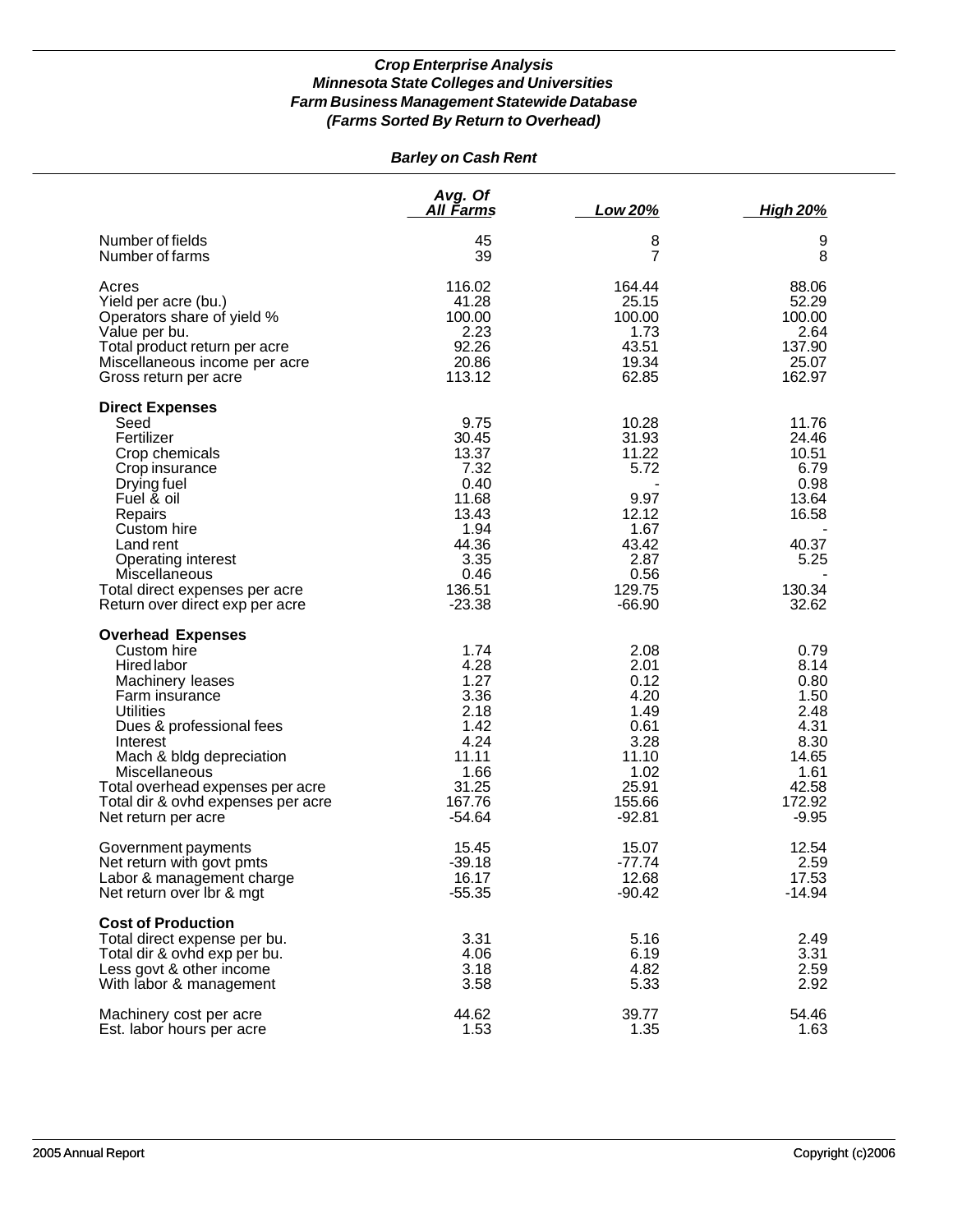### *Crop Enterprise Analysis*
### *Minnesota State Colleges and Universities*
### *Farm Business Management Statewide Database*
### *(Farms Sorted By Return to Overhead)*

#### *Barley on Cash Rent*

| | Avg. Of All Farms | Low 20% | High 20% |
|---|---|---|---|
| Number of fields | 45 | 8 | 9 |
| Number of farms | 39 | 7 | 8 |
| | | | |
| Acres | 116.02 | 164.44 | 88.06 |
| Yield per acre (bu.) | 41.28 | 25.15 | 52.29 |
| Operators share of yield % | 100.00 | 100.00 | 100.00 |
| Value per bu. | 2.23 | 1.73 | 2.64 |
| Total product return per acre | 92.26 | 43.51 | 137.90 |
| Miscellaneous income per acre | 20.86 | 19.34 | 25.07 |
| Gross return per acre | 113.12 | 62.85 | 162.97 |
| | | | |
| **Direct Expenses** | | | |
| Seed | 9.75 | 10.28 | 11.76 |
| Fertilizer | 30.45 | 31.93 | 24.46 |
| Crop chemicals | 13.37 | 11.22 | 10.51 |
| Crop insurance | 7.32 | 5.72 | 6.79 |
| Drying fuel | 0.40 | - | 0.98 |
| Fuel & oil | 11.68 | 9.97 | 13.64 |
| Repairs | 13.43 | 12.12 | 16.58 |
| Custom hire | 1.94 | 1.67 | - |
| Land rent | 44.36 | 43.42 | 40.37 |
| Operating interest | 3.35 | 2.87 | 5.25 |
| Miscellaneous | 0.46 | 0.56 | - |
| Total direct expenses per acre | 136.51 | 129.75 | 130.34 |
| Return over direct exp per acre | -23.38 | -66.90 | 32.62 |
| | | | |
| **Overhead Expenses** | | | |
| Custom hire | 1.74 | 2.08 | 0.79 |
| Hired labor | 4.28 | 2.01 | 8.14 |
| Machinery leases | 1.27 | 0.12 | 0.80 |
| Farm insurance | 3.36 | 4.20 | 1.50 |
| Utilities | 2.18 | 1.49 | 2.48 |
| Dues & professional fees | 1.42 | 0.61 | 4.31 |
| Interest | 4.24 | 3.28 | 8.30 |
| Mach & bldg depreciation | 11.11 | 11.10 | 14.65 |
| Miscellaneous | 1.66 | 1.02 | 1.61 |
| Total overhead expenses per acre | 31.25 | 25.91 | 42.58 |
| Total dir & ovhd expenses per acre | 167.76 | 155.66 | 172.92 |
| Net return per acre | -54.64 | -92.81 | -9.95 |
| | | | |
| Government payments | 15.45 | 15.07 | 12.54 |
| Net return with govt pmts | -39.18 | -77.74 | 2.59 |
| Labor & management charge | 16.17 | 12.68 | 17.53 |
| Net return over lbr & mgt | -55.35 | -90.42 | -14.94 |
| | | | |
| **Cost of Production** | | | |
| Total direct expense per bu. | 3.31 | 5.16 | 2.49 |
| Total dir & ovhd exp per bu. | 4.06 | 6.19 | 3.31 |
| Less govt & other income | 3.18 | 4.82 | 2.59 |
| With labor & management | 3.58 | 5.33 | 2.92 |
| | | | |
| Machinery cost per acre | 44.62 | 39.77 | 54.46 |
| Est. labor hours per acre | 1.53 | 1.35 | 1.63 |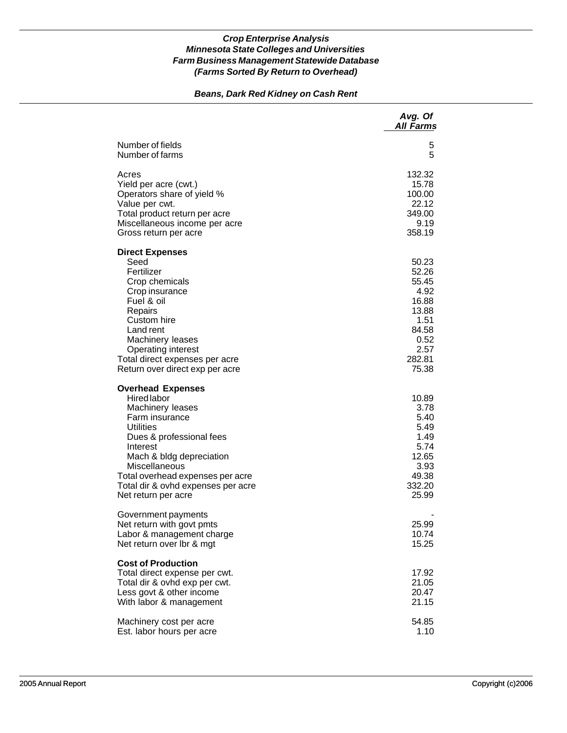***Crop Enterprise Analysis***
***Minnesota State Colleges and Universities***
***Farm Business Management Statewide Database***
***(Farms Sorted By Return to Overhead)***

## *Beans, Dark Red Kidney on Cash Rent*

| | *Avg. Of All Farms* |
|---|---:|
| Number of fields | 5 |
| Number of farms | 5 |
| | |
| Acres | 132.32 |
| Yield per acre (cwt.) | 15.78 |
| Operators share of yield % | 100.00 |
| Value per cwt. | 22.12 |
| Total product return per acre | 349.00 |
| Miscellaneous income per acre | 9.19 |
| Gross return per acre | 358.19 |
| | |
| **Direct Expenses** | |
| Seed | 50.23 |
| Fertilizer | 52.26 |
| Crop chemicals | 55.45 |
| Crop insurance | 4.92 |
| Fuel & oil | 16.88 |
| Repairs | 13.88 |
| Custom hire | 1.51 |
| Land rent | 84.58 |
| Machinery leases | 0.52 |
| Operating interest | 2.57 |
| Total direct expenses per acre | 282.81 |
| Return over direct exp per acre | 75.38 |
| | |
| **Overhead Expenses** | |
| Hired labor | 10.89 |
| Machinery leases | 3.78 |
| Farm insurance | 5.40 |
| Utilities | 5.49 |
| Dues & professional fees | 1.49 |
| Interest | 5.74 |
| Mach & bldg depreciation | 12.65 |
| Miscellaneous | 3.93 |
| Total overhead expenses per acre | 49.38 |
| Total dir & ovhd expenses per acre | 332.20 |
| Net return per acre | 25.99 |
| | |
| Government payments | - |
| Net return with govt pmts | 25.99 |
| Labor & management charge | 10.74 |
| Net return over lbr & mgt | 15.25 |
| | |
| **Cost of Production** | |
| Total direct expense per cwt. | 17.92 |
| Total dir & ovhd exp per cwt. | 21.05 |
| Less govt & other income | 20.47 |
| With labor & management | 21.15 |
| | |
| Machinery cost per acre | 54.85 |
| Est. labor hours per acre | 1.10 |

2005 Annual Report Copyright (c)2006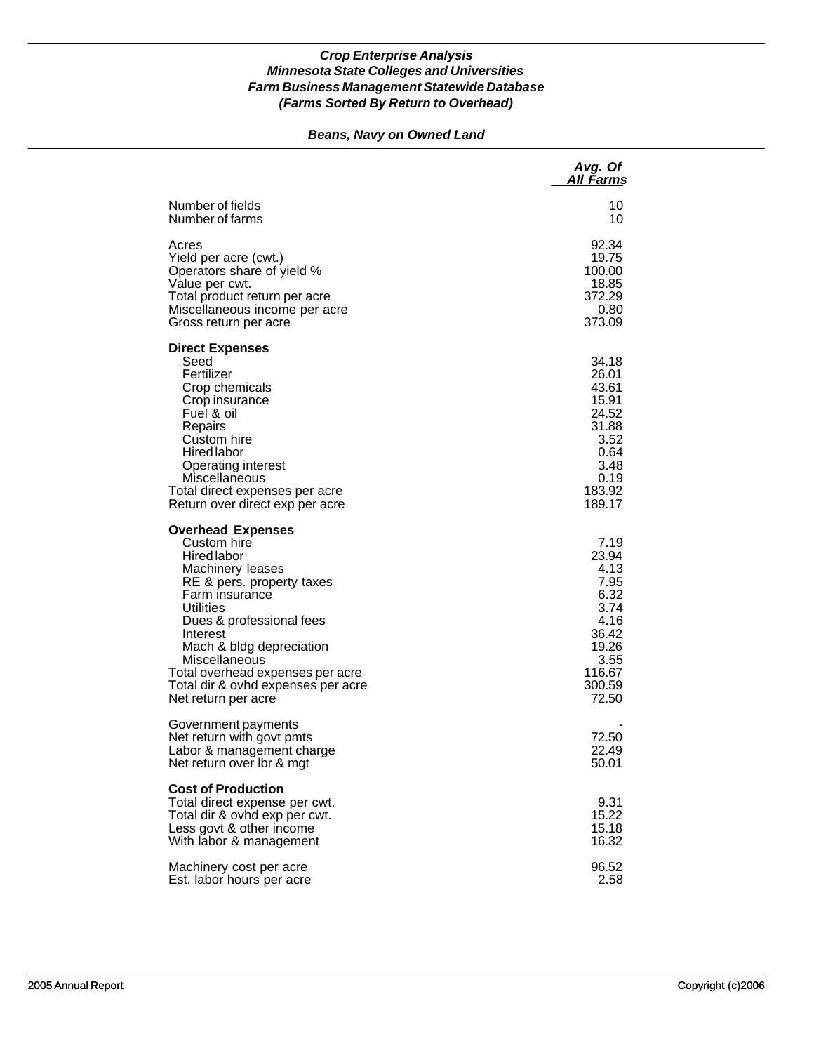***Crop Enterprise Analysis***
***Minnesota State Colleges and Universities***
***Farm Business Management Statewide Database***
***(Farms Sorted By Return to Overhead)***

***Beans, Navy on Owned Land***

| | *Avg. Of All Farms* |
|---|---|
| Number of fields | 10 |
| Number of farms | 10 |
| | |
| Acres | 92.34 |
| Yield per acre (cwt.) | 19.75 |
| Operators share of yield % | 100.00 |
| Value per cwt. | 18.85 |
| Total product return per acre | 372.29 |
| Miscellaneous income per acre | 0.80 |
| Gross return per acre | 373.09 |
| | |
| **Direct Expenses** | |
| Seed | 34.18 |
| Fertilizer | 26.01 |
| Crop chemicals | 43.61 |
| Crop insurance | 15.91 |
| Fuel & oil | 24.52 |
| Repairs | 31.88 |
| Custom hire | 3.52 |
| Hired labor | 0.64 |
| Operating interest | 3.48 |
| Miscellaneous | 0.19 |
| Total direct expenses per acre | 183.92 |
| Return over direct exp per acre | 189.17 |
| | |
| **Overhead Expenses** | |
| Custom hire | 7.19 |
| Hired labor | 23.94 |
| Machinery leases | 4.13 |
| RE & pers. property taxes | 7.95 |
| Farm insurance | 6.32 |
| Utilities | 3.74 |
| Dues & professional fees | 4.16 |
| Interest | 36.42 |
| Mach & bldg depreciation | 19.26 |
| Miscellaneous | 3.55 |
| Total overhead expenses per acre | 116.67 |
| Total dir & ovhd expenses per acre | 300.59 |
| Net return per acre | 72.50 |
| | |
| Government payments | - |
| Net return with govt pmts | 72.50 |
| Labor & management charge | 22.49 |
| Net return over lbr & mgt | 50.01 |
| | |
| **Cost of Production** | |
| Total direct expense per cwt. | 9.31 |
| Total dir & ovhd exp per cwt. | 15.22 |
| Less govt & other income | 15.18 |
| With labor & management | 16.32 |
| | |
| Machinery cost per acre | 96.52 |
| Est. labor hours per acre | 2.58 |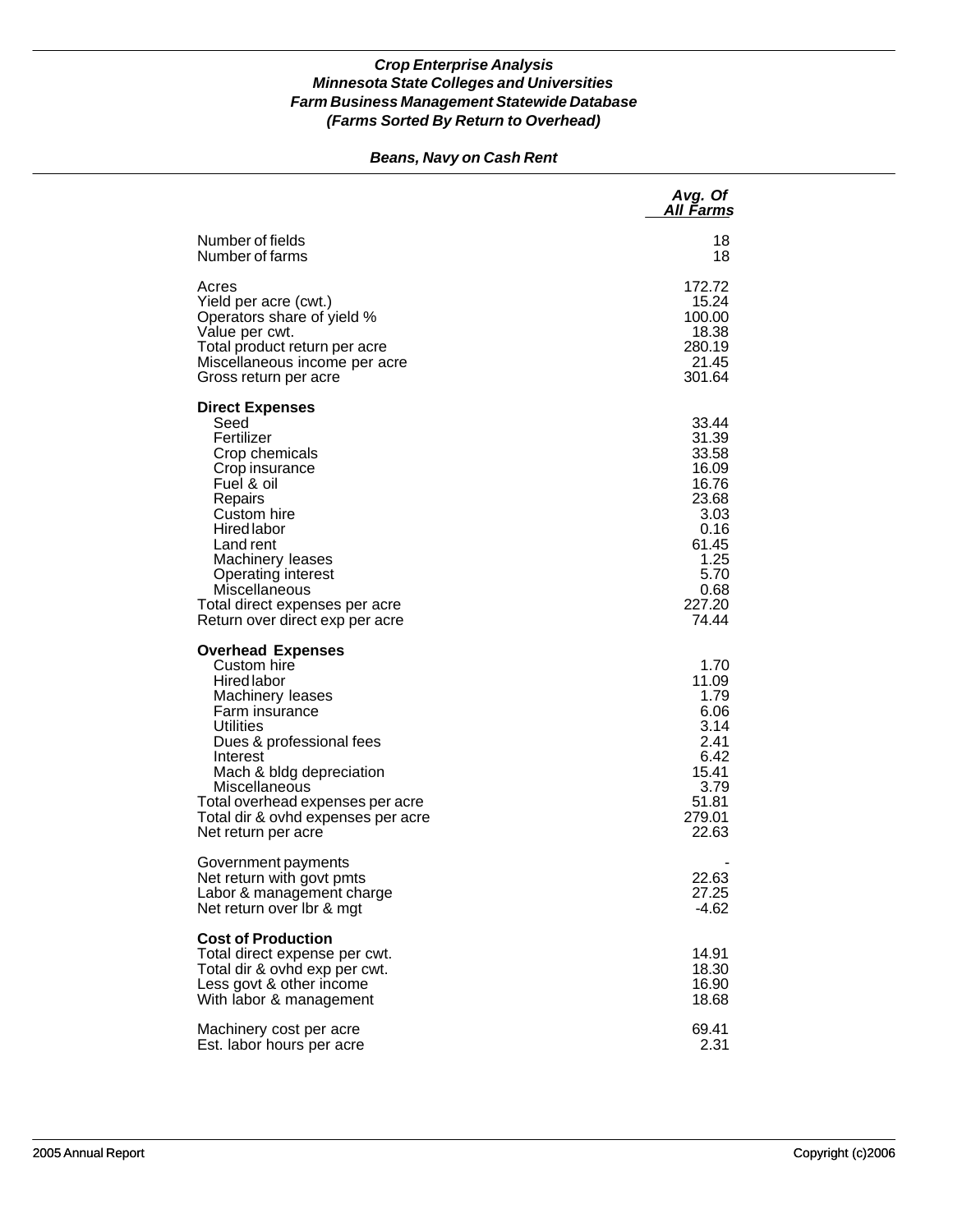### *Crop Enterprise Analysis*
### *Minnesota State Colleges and Universities*
### *Farm Business Management Statewide Database*
### *(Farms Sorted By Return to Overhead)*

## *Beans, Navy on Cash Rent*

| | *Avg. Of All Farms* |
|---|---:|
| Number of fields | 18 |
| Number of farms | 18 |
| | |
| Acres | 172.72 |
| Yield per acre (cwt.) | 15.24 |
| Operators share of yield % | 100.00 |
| Value per cwt. | 18.38 |
| Total product return per acre | 280.19 |
| Miscellaneous income per acre | 21.45 |
| Gross return per acre | 301.64 |
| | |
| **Direct Expenses** | |
| Seed | 33.44 |
| Fertilizer | 31.39 |
| Crop chemicals | 33.58 |
| Crop insurance | 16.09 |
| Fuel & oil | 16.76 |
| Repairs | 23.68 |
| Custom hire | 3.03 |
| Hired labor | 0.16 |
| Land rent | 61.45 |
| Machinery leases | 1.25 |
| Operating interest | 5.70 |
| Miscellaneous | 0.68 |
| Total direct expenses per acre | 227.20 |
| Return over direct exp per acre | 74.44 |
| | |
| **Overhead Expenses** | |
| Custom hire | 1.70 |
| Hired labor | 11.09 |
| Machinery leases | 1.79 |
| Farm insurance | 6.06 |
| Utilities | 3.14 |
| Dues & professional fees | 2.41 |
| Interest | 6.42 |
| Mach & bldg depreciation | 15.41 |
| Miscellaneous | 3.79 |
| Total overhead expenses per acre | 51.81 |
| Total dir & ovhd expenses per acre | 279.01 |
| Net return per acre | 22.63 |
| | |
| Government payments | - |
| Net return with govt pmts | 22.63 |
| Labor & management charge | 27.25 |
| Net return over lbr & mgt | -4.62 |
| | |
| **Cost of Production** | |
| Total direct expense per cwt. | 14.91 |
| Total dir & ovhd exp per cwt. | 18.30 |
| Less govt & other income | 16.90 |
| With labor & management | 18.68 |
| | |
| Machinery cost per acre | 69.41 |
| Est. labor hours per acre | 2.31 |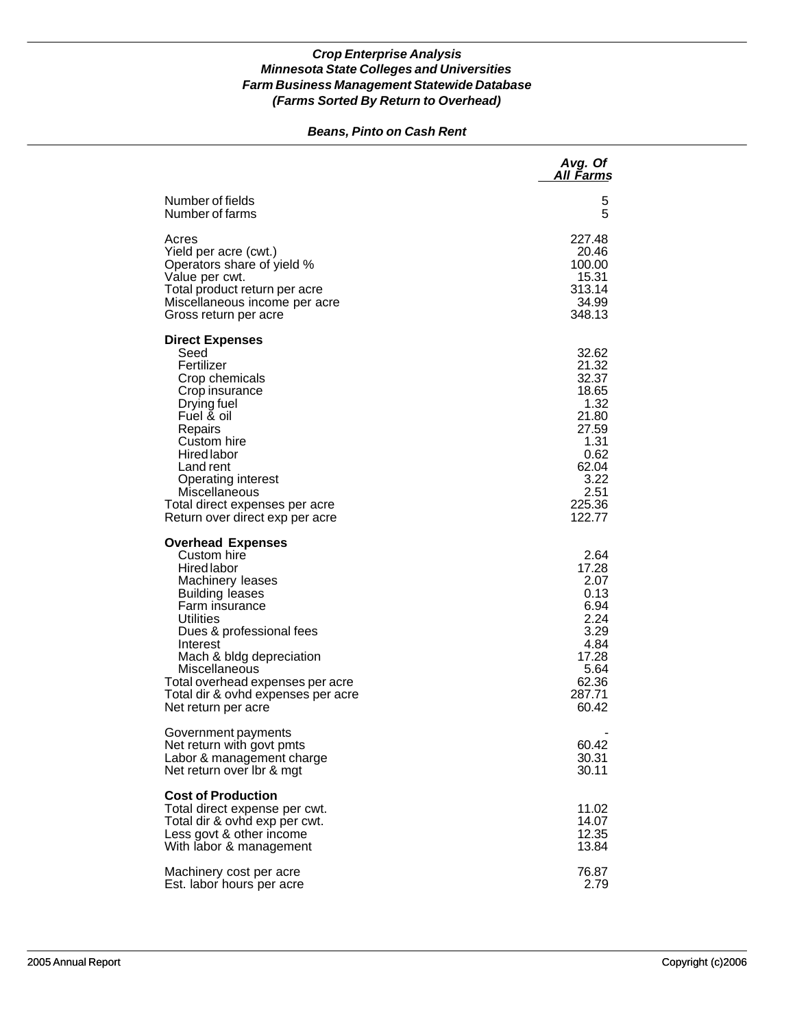### *Crop Enterprise Analysis*
### *Minnesota State Colleges and Universities*
### *Farm Business Management Statewide Database*
### *(Farms Sorted By Return to Overhead)*

#### *Beans, Pinto on Cash Rent*

| | *Avg. Of All Farms* |
|---|---|
| Number of fields | 5 |
| Number of farms | 5 |
| Acres | 227.48 |
| Yield per acre (cwt.) | 20.46 |
| Operators share of yield % | 100.00 |
| Value per cwt. | 15.31 |
| Total product return per acre | 313.14 |
| Miscellaneous income per acre | 34.99 |
| Gross return per acre | 348.13 |
| **Direct Expenses** | |
| Seed | 32.62 |
| Fertilizer | 21.32 |
| Crop chemicals | 32.37 |
| Crop insurance | 18.65 |
| Drying fuel | 1.32 |
| Fuel & oil | 21.80 |
| Repairs | 27.59 |
| Custom hire | 1.31 |
| Hired labor | 0.62 |
| Land rent | 62.04 |
| Operating interest | 3.22 |
| Miscellaneous | 2.51 |
| Total direct expenses per acre | 225.36 |
| Return over direct exp per acre | 122.77 |
| **Overhead Expenses** | |
| Custom hire | 2.64 |
| Hired labor | 17.28 |
| Machinery leases | 2.07 |
| Building leases | 0.13 |
| Farm insurance | 6.94 |
| Utilities | 2.24 |
| Dues & professional fees | 3.29 |
| Interest | 4.84 |
| Mach & bldg depreciation | 17.28 |
| Miscellaneous | 5.64 |
| Total overhead expenses per acre | 62.36 |
| Total dir & ovhd expenses per acre | 287.71 |
| Net return per acre | 60.42 |
| Government payments | - |
| Net return with govt pmts | 60.42 |
| Labor & management charge | 30.31 |
| Net return over lbr & mgt | 30.11 |
| **Cost of Production** | |
| Total direct expense per cwt. | 11.02 |
| Total dir & ovhd exp per cwt. | 14.07 |
| Less govt & other income | 12.35 |
| With labor & management | 13.84 |
| Machinery cost per acre | 76.87 |
| Est. labor hours per acre | 2.79 |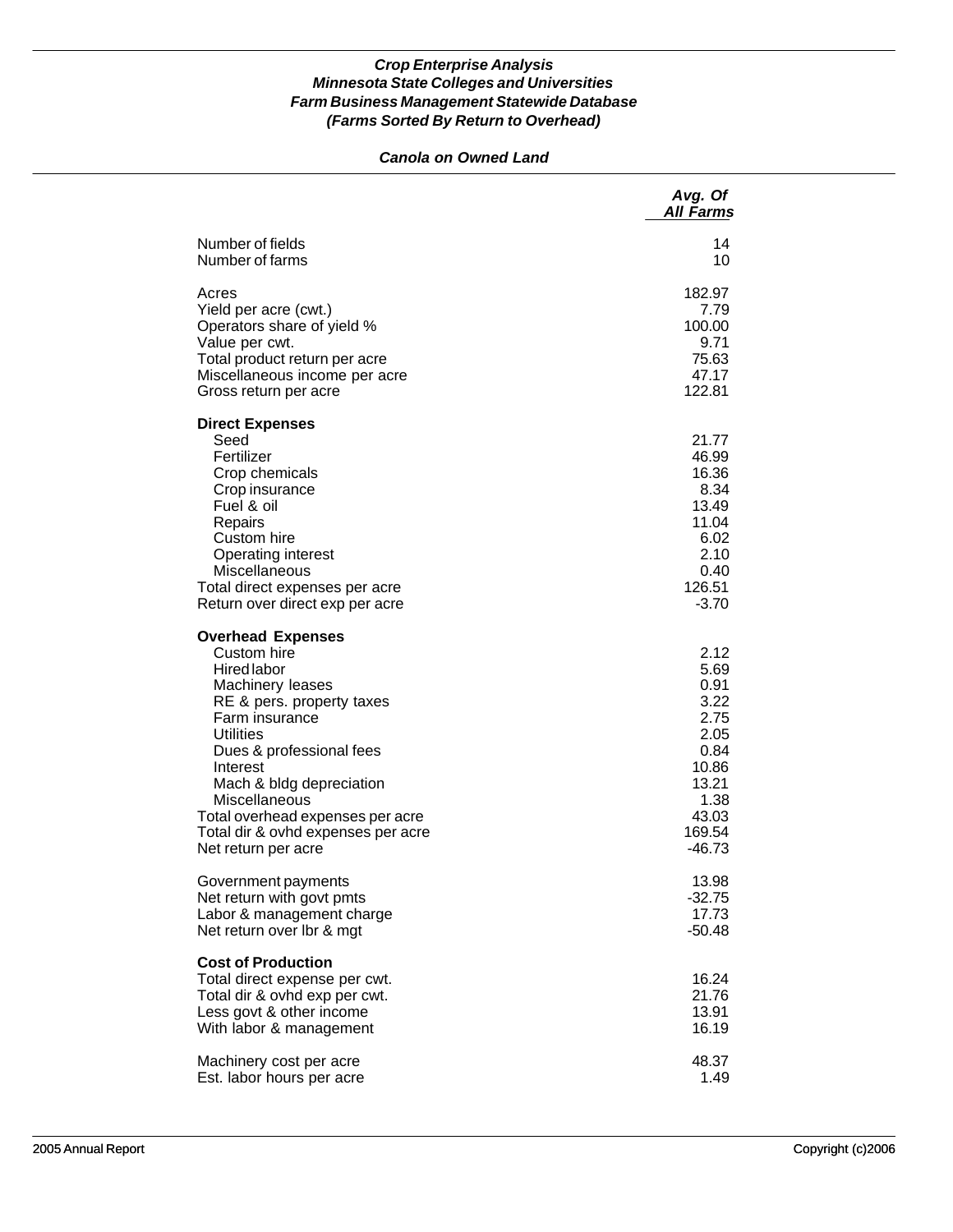***Crop Enterprise Analysis***
***Minnesota State Colleges and Universities***
***Farm Business Management Statewide Database***
***(Farms Sorted By Return to Overhead)***

***Canola on Owned Land***

| | *Avg. Of All Farms* |
|---|---|
| Number of fields | 14 |
| Number of farms | 10 |
| | |
| Acres | 182.97 |
| Yield per acre (cwt.) | 7.79 |
| Operators share of yield % | 100.00 |
| Value per cwt. | 9.71 |
| Total product return per acre | 75.63 |
| Miscellaneous income per acre | 47.17 |
| Gross return per acre | 122.81 |
| | |
| **Direct Expenses** | |
| Seed | 21.77 |
| Fertilizer | 46.99 |
| Crop chemicals | 16.36 |
| Crop insurance | 8.34 |
| Fuel & oil | 13.49 |
| Repairs | 11.04 |
| Custom hire | 6.02 |
| Operating interest | 2.10 |
| Miscellaneous | 0.40 |
| Total direct expenses per acre | 126.51 |
| Return over direct exp per acre | -3.70 |
| | |
| **Overhead Expenses** | |
| Custom hire | 2.12 |
| Hired labor | 5.69 |
| Machinery leases | 0.91 |
| RE & pers. property taxes | 3.22 |
| Farm insurance | 2.75 |
| Utilities | 2.05 |
| Dues & professional fees | 0.84 |
| Interest | 10.86 |
| Mach & bldg depreciation | 13.21 |
| Miscellaneous | 1.38 |
| Total overhead expenses per acre | 43.03 |
| Total dir & ovhd expenses per acre | 169.54 |
| Net return per acre | -46.73 |
| | |
| Government payments | 13.98 |
| Net return with govt pmts | -32.75 |
| Labor & management charge | 17.73 |
| Net return over lbr & mgt | -50.48 |
| | |
| **Cost of Production** | |
| Total direct expense per cwt. | 16.24 |
| Total dir & ovhd exp per cwt. | 21.76 |
| Less govt & other income | 13.91 |
| With labor & management | 16.19 |
| | |
| Machinery cost per acre | 48.37 |
| Est. labor hours per acre | 1.49 |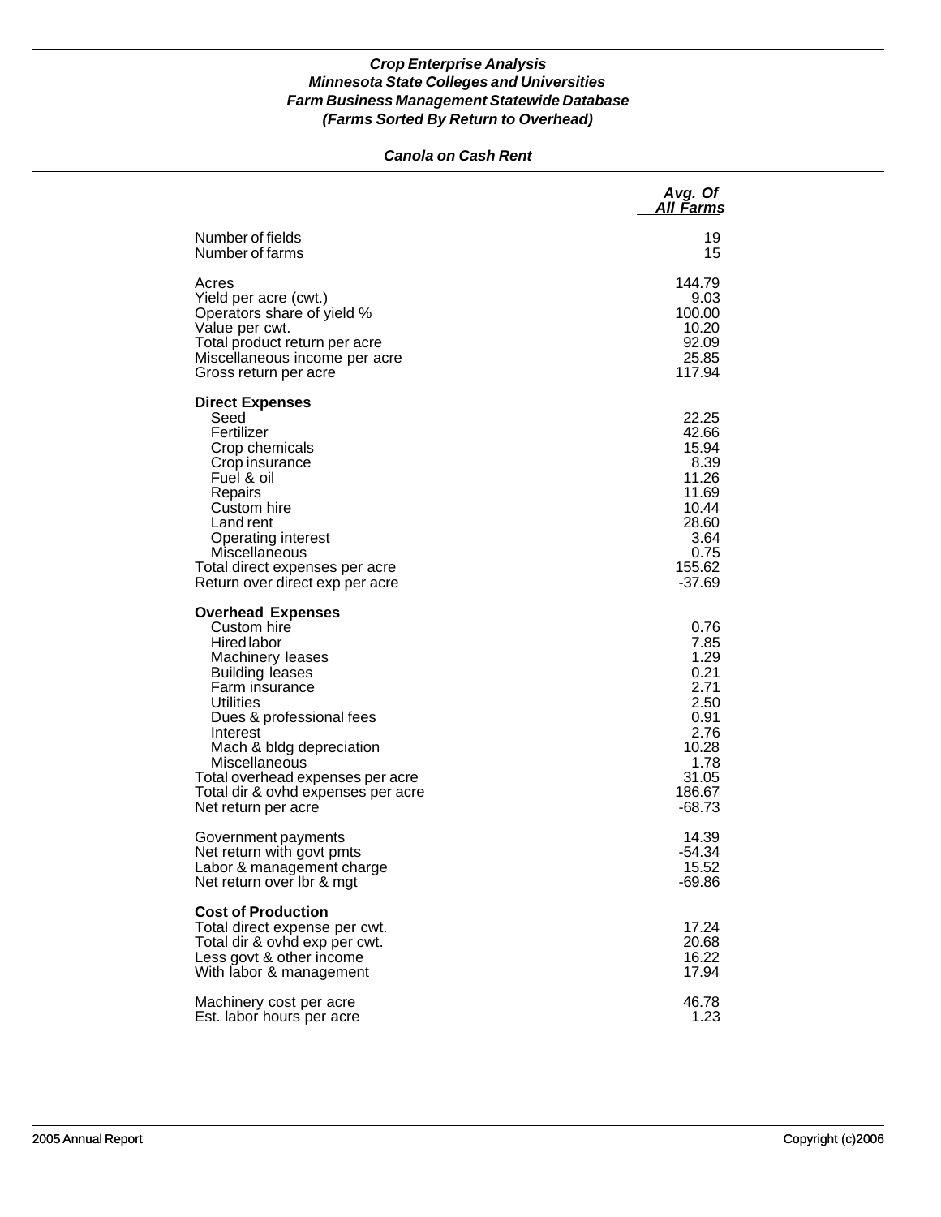***Crop Enterprise Analysis***
***Minnesota State Colleges and Universities***
***Farm Business Management Statewide Database***
***(Farms Sorted By Return to Overhead)***

***Canola on Cash Rent***

| | *Avg. Of All Farms* |
|---|---|
| Number of fields | 19 |
| Number of farms | 15 |
| | |
| Acres | 144.79 |
| Yield per acre (cwt.) | 9.03 |
| Operators share of yield % | 100.00 |
| Value per cwt. | 10.20 |
| Total product return per acre | 92.09 |
| Miscellaneous income per acre | 25.85 |
| Gross return per acre | 117.94 |
| | |
| **Direct Expenses** | |
| Seed | 22.25 |
| Fertilizer | 42.66 |
| Crop chemicals | 15.94 |
| Crop insurance | 8.39 |
| Fuel & oil | 11.26 |
| Repairs | 11.69 |
| Custom hire | 10.44 |
| Land rent | 28.60 |
| Operating interest | 3.64 |
| Miscellaneous | 0.75 |
| Total direct expenses per acre | 155.62 |
| Return over direct exp per acre | -37.69 |
| | |
| **Overhead Expenses** | |
| Custom hire | 0.76 |
| Hired labor | 7.85 |
| Machinery leases | 1.29 |
| Building leases | 0.21 |
| Farm insurance | 2.71 |
| Utilities | 2.50 |
| Dues & professional fees | 0.91 |
| Interest | 2.76 |
| Mach & bldg depreciation | 10.28 |
| Miscellaneous | 1.78 |
| Total overhead expenses per acre | 31.05 |
| Total dir & ovhd expenses per acre | 186.67 |
| Net return per acre | -68.73 |
| | |
| Government payments | 14.39 |
| Net return with govt pmts | -54.34 |
| Labor & management charge | 15.52 |
| Net return over lbr & mgt | -69.86 |
| | |
| **Cost of Production** | |
| Total direct expense per cwt. | 17.24 |
| Total dir & ovhd exp per cwt. | 20.68 |
| Less govt & other income | 16.22 |
| With labor & management | 17.94 |
| | |
| Machinery cost per acre | 46.78 |
| Est. labor hours per acre | 1.23 |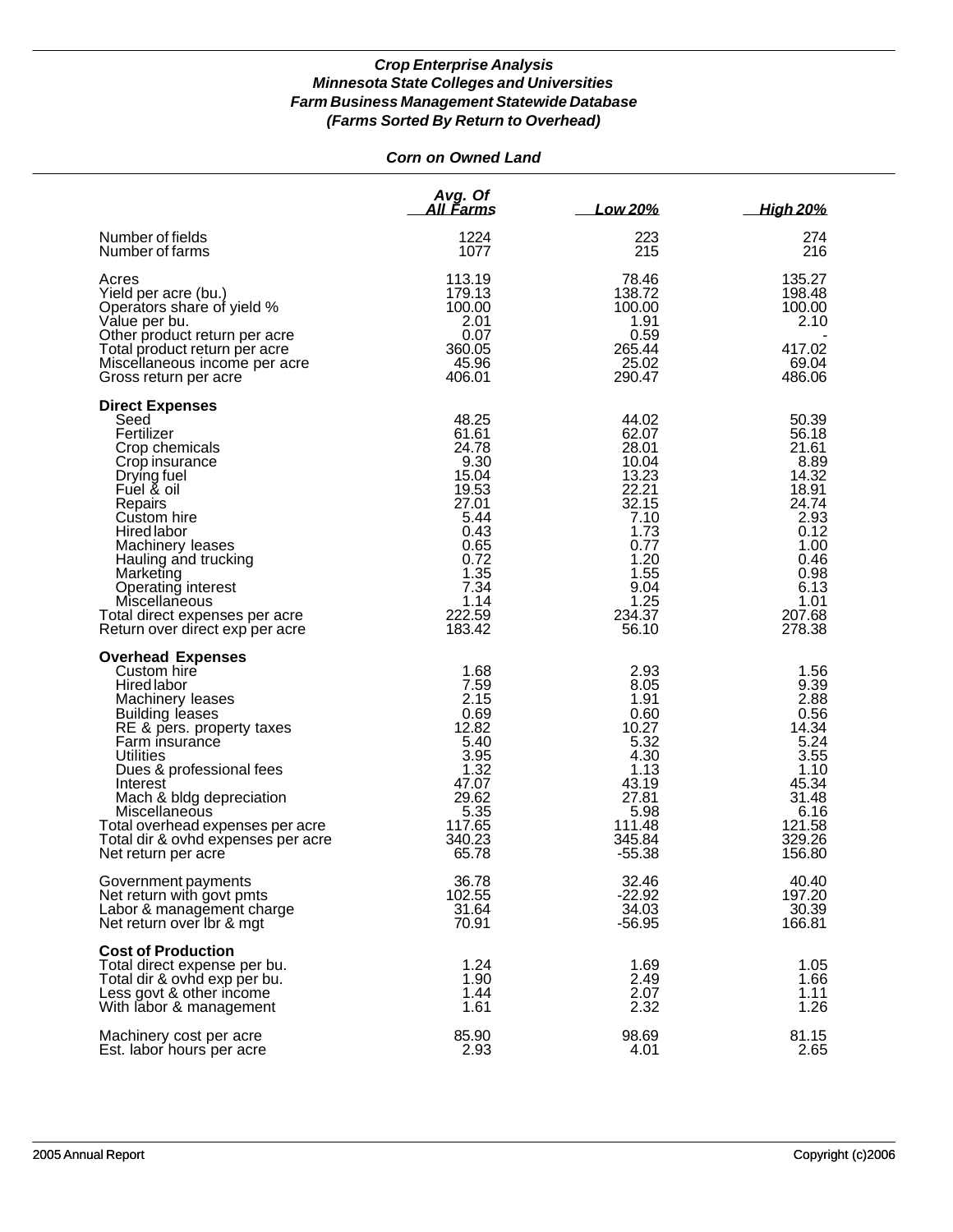## *Crop Enterprise Analysis*
## *Minnesota State Colleges and Universities*
## *Farm Business Management Statewide Database*
## *(Farms Sorted By Return to Overhead)*

### *Corn on Owned Land*

| | Avg. Of All Farms | Low 20% | High 20% |
|---|---|---|---|
| Number of fields | 1224 | 223 | 274 |
| Number of farms | 1077 | 215 | 216 |
| Acres | 113.19 | 78.46 | 135.27 |
| Yield per acre (bu.) | 179.13 | 138.72 | 198.48 |
| Operators share of yield % | 100.00 | 100.00 | 100.00 |
| Value per bu. | 2.01 | 1.91 | 2.10 |
| Other product return per acre | 0.07 | 0.59 | - |
| Total product return per acre | 360.05 | 265.44 | 417.02 |
| Miscellaneous income per acre | 45.96 | 25.02 | 69.04 |
| Gross return per acre | 406.01 | 290.47 | 486.06 |
| **Direct Expenses** | | | |
| Seed | 48.25 | 44.02 | 50.39 |
| Fertilizer | 61.61 | 62.07 | 56.18 |
| Crop chemicals | 24.78 | 28.01 | 21.61 |
| Crop insurance | 9.30 | 10.04 | 8.89 |
| Drying fuel | 15.04 | 13.23 | 14.32 |
| Fuel & oil | 19.53 | 22.21 | 18.91 |
| Repairs | 27.01 | 32.15 | 24.74 |
| Custom hire | 5.44 | 7.10 | 2.93 |
| Hired labor | 0.43 | 1.73 | 0.12 |
| Machinery leases | 0.65 | 0.77 | 1.00 |
| Hauling and trucking | 0.72 | 1.20 | 0.46 |
| Marketing | 1.35 | 1.55 | 0.98 |
| Operating interest | 7.34 | 9.04 | 6.13 |
| Miscellaneous | 1.14 | 1.25 | 1.01 |
| Total direct expenses per acre | 222.59 | 234.37 | 207.68 |
| Return over direct exp per acre | 183.42 | 56.10 | 278.38 |
| **Overhead Expenses** | | | |
| Custom hire | 1.68 | 2.93 | 1.56 |
| Hired labor | 7.59 | 8.05 | 9.39 |
| Machinery leases | 2.15 | 1.91 | 2.88 |
| Building leases | 0.69 | 0.60 | 0.56 |
| RE & pers. property taxes | 12.82 | 10.27 | 14.34 |
| Farm insurance | 5.40 | 5.32 | 5.24 |
| Utilities | 3.95 | 4.30 | 3.55 |
| Dues & professional fees | 1.32 | 1.13 | 1.10 |
| Interest | 47.07 | 43.19 | 45.34 |
| Mach & bldg depreciation | 29.62 | 27.81 | 31.48 |
| Miscellaneous | 5.35 | 5.98 | 6.16 |
| Total overhead expenses per acre | 117.65 | 111.48 | 121.58 |
| Total dir & ovhd expenses per acre | 340.23 | 345.84 | 329.26 |
| Net return per acre | 65.78 | -55.38 | 156.80 |
| Government payments | 36.78 | 32.46 | 40.40 |
| Net return with govt pmts | 102.55 | -22.92 | 197.20 |
| Labor & management charge | 31.64 | 34.03 | 30.39 |
| Net return over lbr & mgt | 70.91 | -56.95 | 166.81 |
| **Cost of Production** | | | |
| Total direct expense per bu. | 1.24 | 1.69 | 1.05 |
| Total dir & ovhd exp per bu. | 1.90 | 2.49 | 1.66 |
| Less govt & other income | 1.44 | 2.07 | 1.11 |
| With labor & management | 1.61 | 2.32 | 1.26 |
| Machinery cost per acre | 85.90 | 98.69 | 81.15 |
| Est. labor hours per acre | 2.93 | 4.01 | 2.65 |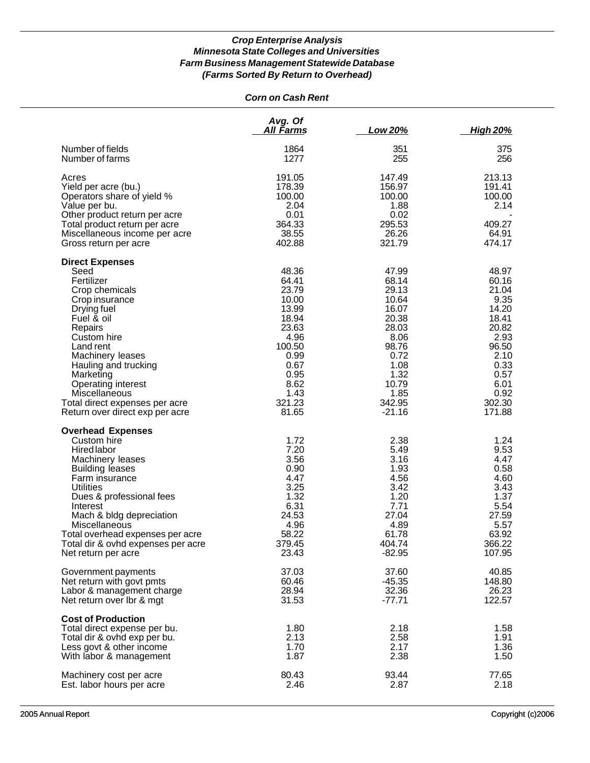***Crop Enterprise Analysis***
***Minnesota State Colleges and Universities***
***Farm Business Management Statewide Database***
***(Farms Sorted By Return to Overhead)***

***Corn on Cash Rent***

| | *Avg. Of All Farms* | *Low 20%* | *High 20%* |
|---|---|---|---|
| Number of fields | 1864 | 351 | 375 |
| Number of farms | 1277 | 255 | 256 |
| | | | |
| Acres | 191.05 | 147.49 | 213.13 |
| Yield per acre (bu.) | 178.39 | 156.97 | 191.41 |
| Operators share of yield % | 100.00 | 100.00 | 100.00 |
| Value per bu. | 2.04 | 1.88 | 2.14 |
| Other product return per acre | 0.01 | 0.02 | - |
| Total product return per acre | 364.33 | 295.53 | 409.27 |
| Miscellaneous income per acre | 38.55 | 26.26 | 64.91 |
| Gross return per acre | 402.88 | 321.79 | 474.17 |
| | | | |
| **Direct Expenses** | | | |
| Seed | 48.36 | 47.99 | 48.97 |
| Fertilizer | 64.41 | 68.14 | 60.16 |
| Crop chemicals | 23.79 | 29.13 | 21.04 |
| Crop insurance | 10.00 | 10.64 | 9.35 |
| Drying fuel | 13.99 | 16.07 | 14.20 |
| Fuel & oil | 18.94 | 20.38 | 18.41 |
| Repairs | 23.63 | 28.03 | 20.82 |
| Custom hire | 4.96 | 8.06 | 2.93 |
| Land rent | 100.50 | 98.76 | 96.50 |
| Machinery leases | 0.99 | 0.72 | 2.10 |
| Hauling and trucking | 0.67 | 1.08 | 0.33 |
| Marketing | 0.95 | 1.32 | 0.57 |
| Operating interest | 8.62 | 10.79 | 6.01 |
| Miscellaneous | 1.43 | 1.85 | 0.92 |
| Total direct expenses per acre | 321.23 | 342.95 | 302.30 |
| Return over direct exp per acre | 81.65 | -21.16 | 171.88 |
| | | | |
| **Overhead Expenses** | | | |
| Custom hire | 1.72 | 2.38 | 1.24 |
| Hired labor | 7.20 | 5.49 | 9.53 |
| Machinery leases | 3.56 | 3.16 | 4.47 |
| Building leases | 0.90 | 1.93 | 0.58 |
| Farm insurance | 4.47 | 4.56 | 4.60 |
| Utilities | 3.25 | 3.42 | 3.43 |
| Dues & professional fees | 1.32 | 1.20 | 1.37 |
| Interest | 6.31 | 7.71 | 5.54 |
| Mach & bldg depreciation | 24.53 | 27.04 | 27.59 |
| Miscellaneous | 4.96 | 4.89 | 5.57 |
| Total overhead expenses per acre | 58.22 | 61.78 | 63.92 |
| Total dir & ovhd expenses per acre | 379.45 | 404.74 | 366.22 |
| Net return per acre | 23.43 | -82.95 | 107.95 |
| | | | |
| Government payments | 37.03 | 37.60 | 40.85 |
| Net return with govt pmts | 60.46 | -45.35 | 148.80 |
| Labor & management charge | 28.94 | 32.36 | 26.23 |
| Net return over lbr & mgt | 31.53 | -77.71 | 122.57 |
| | | | |
| **Cost of Production** | | | |
| Total direct expense per bu. | 1.80 | 2.18 | 1.58 |
| Total dir & ovhd exp per bu. | 2.13 | 2.58 | 1.91 |
| Less govt & other income | 1.70 | 2.17 | 1.36 |
| With labor & management | 1.87 | 2.38 | 1.50 |
| | | | |
| Machinery cost per acre | 80.43 | 93.44 | 77.65 |
| Est. labor hours per acre | 2.46 | 2.87 | 2.18 |

2005 Annual Report — Copyright (c)2006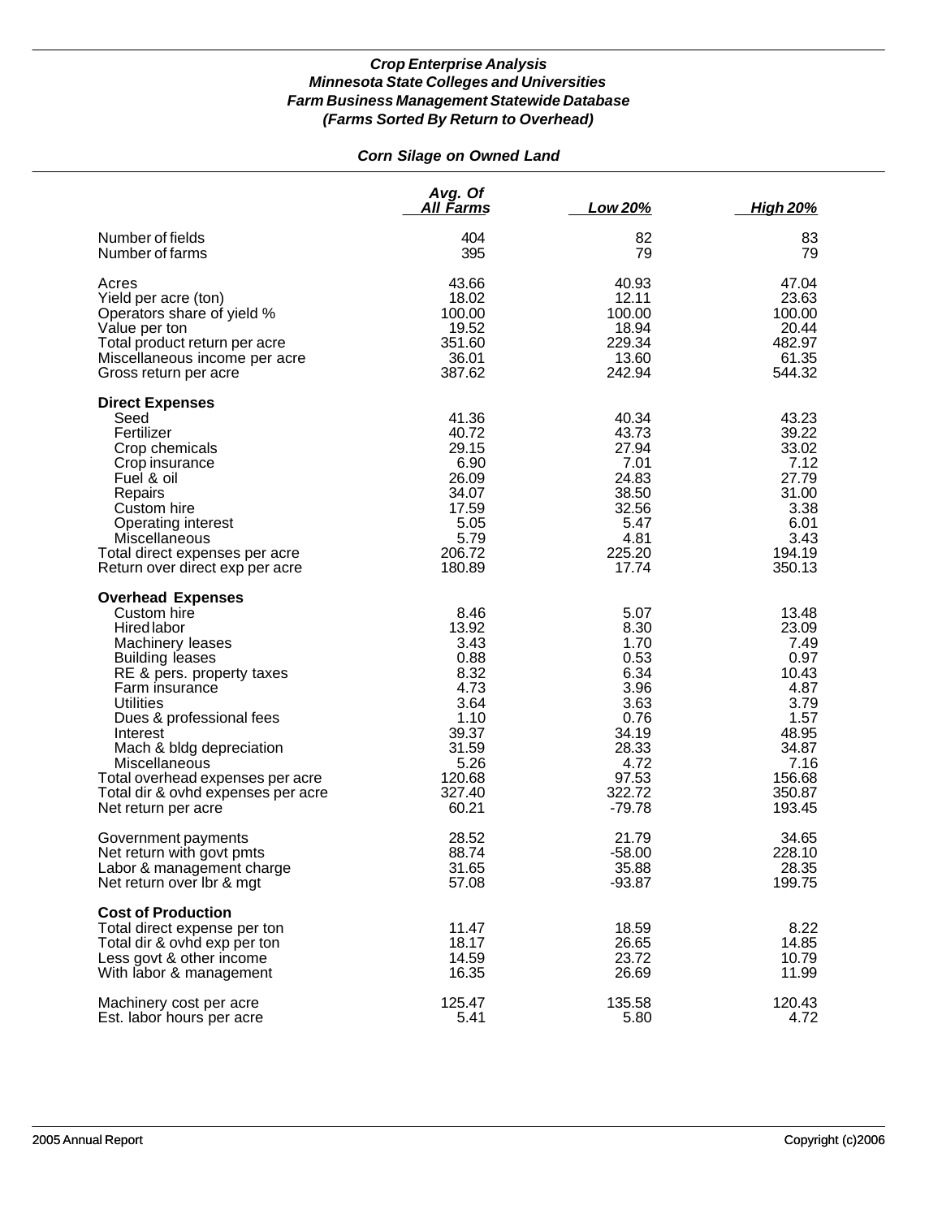### *Crop Enterprise Analysis*
### *Minnesota State Colleges and Universities*
### *Farm Business Management Statewide Database*
### *(Farms Sorted By Return to Overhead)*

## *Corn Silage on Owned Land*

| | Avg. Of All Farms | Low 20% | High 20% |
|---|---|---|---|
| Number of fields | 404 | 82 | 83 |
| Number of farms | 395 | 79 | 79 |
| | | | |
| Acres | 43.66 | 40.93 | 47.04 |
| Yield per acre (ton) | 18.02 | 12.11 | 23.63 |
| Operators share of yield % | 100.00 | 100.00 | 100.00 |
| Value per ton | 19.52 | 18.94 | 20.44 |
| Total product return per acre | 351.60 | 229.34 | 482.97 |
| Miscellaneous income per acre | 36.01 | 13.60 | 61.35 |
| Gross return per acre | 387.62 | 242.94 | 544.32 |
| | | | |
| **Direct Expenses** | | | |
| Seed | 41.36 | 40.34 | 43.23 |
| Fertilizer | 40.72 | 43.73 | 39.22 |
| Crop chemicals | 29.15 | 27.94 | 33.02 |
| Crop insurance | 6.90 | 7.01 | 7.12 |
| Fuel & oil | 26.09 | 24.83 | 27.79 |
| Repairs | 34.07 | 38.50 | 31.00 |
| Custom hire | 17.59 | 32.56 | 3.38 |
| Operating interest | 5.05 | 5.47 | 6.01 |
| Miscellaneous | 5.79 | 4.81 | 3.43 |
| Total direct expenses per acre | 206.72 | 225.20 | 194.19 |
| Return over direct exp per acre | 180.89 | 17.74 | 350.13 |
| | | | |
| **Overhead Expenses** | | | |
| Custom hire | 8.46 | 5.07 | 13.48 |
| Hired labor | 13.92 | 8.30 | 23.09 |
| Machinery leases | 3.43 | 1.70 | 7.49 |
| Building leases | 0.88 | 0.53 | 0.97 |
| RE & pers. property taxes | 8.32 | 6.34 | 10.43 |
| Farm insurance | 4.73 | 3.96 | 4.87 |
| Utilities | 3.64 | 3.63 | 3.79 |
| Dues & professional fees | 1.10 | 0.76 | 1.57 |
| Interest | 39.37 | 34.19 | 48.95 |
| Mach & bldg depreciation | 31.59 | 28.33 | 34.87 |
| Miscellaneous | 5.26 | 4.72 | 7.16 |
| Total overhead expenses per acre | 120.68 | 97.53 | 156.68 |
| Total dir & ovhd expenses per acre | 327.40 | 322.72 | 350.87 |
| Net return per acre | 60.21 | -79.78 | 193.45 |
| | | | |
| Government payments | 28.52 | 21.79 | 34.65 |
| Net return with govt pmts | 88.74 | -58.00 | 228.10 |
| Labor & management charge | 31.65 | 35.88 | 28.35 |
| Net return over lbr & mgt | 57.08 | -93.87 | 199.75 |
| | | | |
| **Cost of Production** | | | |
| Total direct expense per ton | 11.47 | 18.59 | 8.22 |
| Total dir & ovhd exp per ton | 18.17 | 26.65 | 14.85 |
| Less govt & other income | 14.59 | 23.72 | 10.79 |
| With labor & management | 16.35 | 26.69 | 11.99 |
| | | | |
| Machinery cost per acre | 125.47 | 135.58 | 120.43 |
| Est. labor hours per acre | 5.41 | 5.80 | 4.72 |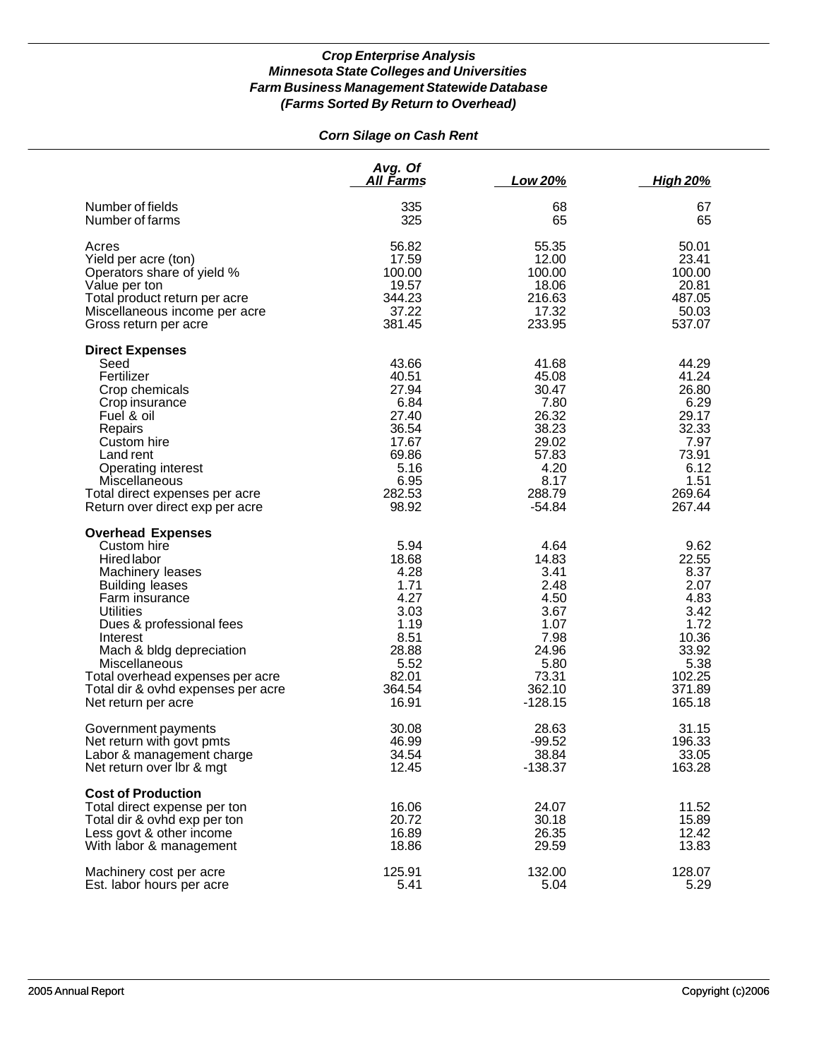### *Crop Enterprise Analysis*
### *Minnesota State Colleges and Universities*
### *Farm Business Management Statewide Database*
### *(Farms Sorted By Return to Overhead)*

#### *Corn Silage on Cash Rent*

| | Avg. Of All Farms | Low 20% | High 20% |
|---|---|---|---|
| Number of fields | 335 | 68 | 67 |
| Number of farms | 325 | 65 | 65 |
| Acres | 56.82 | 55.35 | 50.01 |
| Yield per acre (ton) | 17.59 | 12.00 | 23.41 |
| Operators share of yield % | 100.00 | 100.00 | 100.00 |
| Value per ton | 19.57 | 18.06 | 20.81 |
| Total product return per acre | 344.23 | 216.63 | 487.05 |
| Miscellaneous income per acre | 37.22 | 17.32 | 50.03 |
| Gross return per acre | 381.45 | 233.95 | 537.07 |
| **Direct Expenses** | | | |
| Seed | 43.66 | 41.68 | 44.29 |
| Fertilizer | 40.51 | 45.08 | 41.24 |
| Crop chemicals | 27.94 | 30.47 | 26.80 |
| Crop insurance | 6.84 | 7.80 | 6.29 |
| Fuel & oil | 27.40 | 26.32 | 29.17 |
| Repairs | 36.54 | 38.23 | 32.33 |
| Custom hire | 17.67 | 29.02 | 7.97 |
| Land rent | 69.86 | 57.83 | 73.91 |
| Operating interest | 5.16 | 4.20 | 6.12 |
| Miscellaneous | 6.95 | 8.17 | 1.51 |
| Total direct expenses per acre | 282.53 | 288.79 | 269.64 |
| Return over direct exp per acre | 98.92 | -54.84 | 267.44 |
| **Overhead Expenses** | | | |
| Custom hire | 5.94 | 4.64 | 9.62 |
| Hired labor | 18.68 | 14.83 | 22.55 |
| Machinery leases | 4.28 | 3.41 | 8.37 |
| Building leases | 1.71 | 2.48 | 2.07 |
| Farm insurance | 4.27 | 4.50 | 4.83 |
| Utilities | 3.03 | 3.67 | 3.42 |
| Dues & professional fees | 1.19 | 1.07 | 1.72 |
| Interest | 8.51 | 7.98 | 10.36 |
| Mach & bldg depreciation | 28.88 | 24.96 | 33.92 |
| Miscellaneous | 5.52 | 5.80 | 5.38 |
| Total overhead expenses per acre | 82.01 | 73.31 | 102.25 |
| Total dir & ovhd expenses per acre | 364.54 | 362.10 | 371.89 |
| Net return per acre | 16.91 | -128.15 | 165.18 |
| Government payments | 30.08 | 28.63 | 31.15 |
| Net return with govt pmts | 46.99 | -99.52 | 196.33 |
| Labor & management charge | 34.54 | 38.84 | 33.05 |
| Net return over lbr & mgt | 12.45 | -138.37 | 163.28 |
| **Cost of Production** | | | |
| Total direct expense per ton | 16.06 | 24.07 | 11.52 |
| Total dir & ovhd exp per ton | 20.72 | 30.18 | 15.89 |
| Less govt & other income | 16.89 | 26.35 | 12.42 |
| With labor & management | 18.86 | 29.59 | 13.83 |
| Machinery cost per acre | 125.91 | 132.00 | 128.07 |
| Est. labor hours per acre | 5.41 | 5.04 | 5.29 |

2005 Annual Report | Copyright (c)2006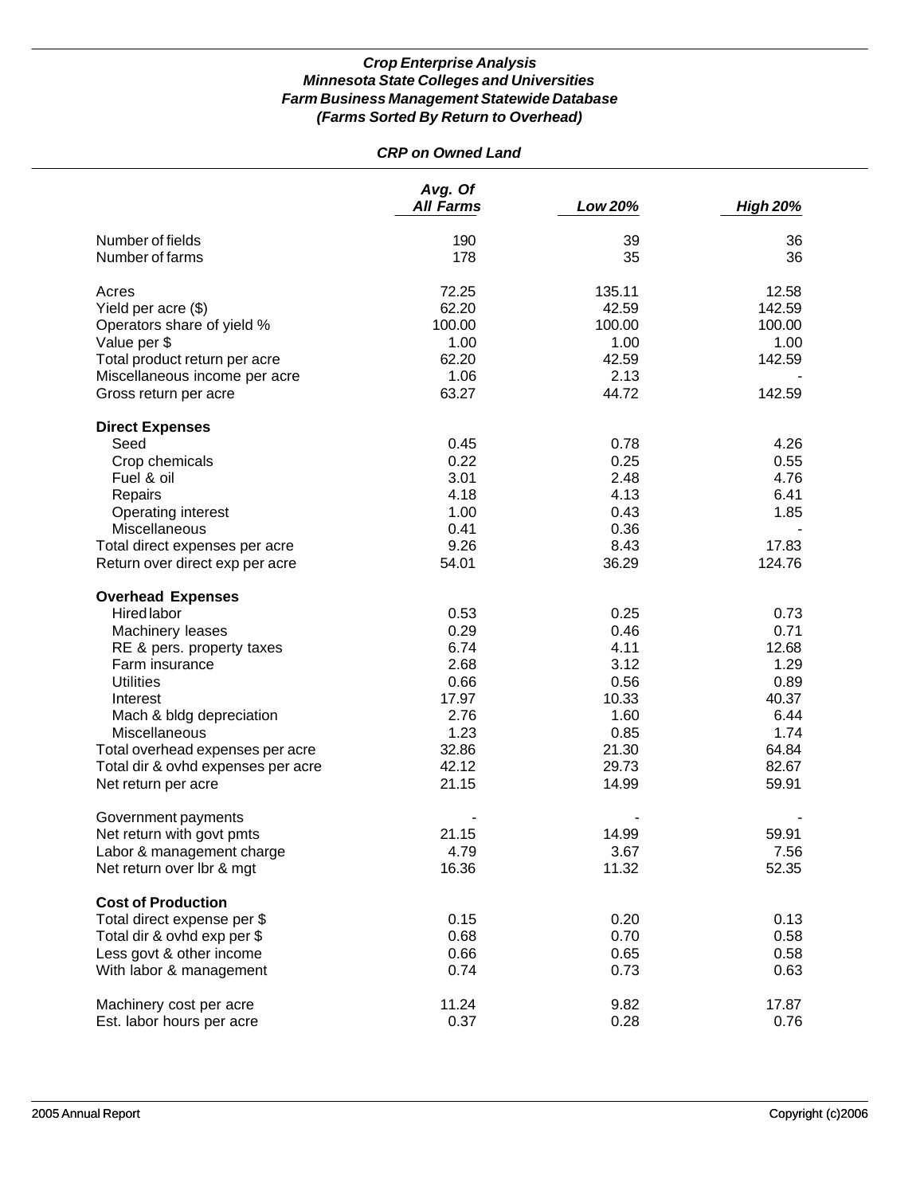***Crop Enterprise Analysis***
***Minnesota State Colleges and Universities***
***Farm Business Management Statewide Database***
***(Farms Sorted By Return to Overhead)***

***CRP on Owned Land***

| | *Avg. Of All Farms* | *Low 20%* | *High 20%* |
|---|---|---|---|
| Number of fields | 190 | 39 | 36 |
| Number of farms | 178 | 35 | 36 |
| | | | |
| Acres | 72.25 | 135.11 | 12.58 |
| Yield per acre ($) | 62.20 | 42.59 | 142.59 |
| Operators share of yield % | 100.00 | 100.00 | 100.00 |
| Value per $ | 1.00 | 1.00 | 1.00 |
| Total product return per acre | 62.20 | 42.59 | 142.59 |
| Miscellaneous income per acre | 1.06 | 2.13 | - |
| Gross return per acre | 63.27 | 44.72 | 142.59 |
| | | | |
| **Direct Expenses** | | | |
| Seed | 0.45 | 0.78 | 4.26 |
| Crop chemicals | 0.22 | 0.25 | 0.55 |
| Fuel & oil | 3.01 | 2.48 | 4.76 |
| Repairs | 4.18 | 4.13 | 6.41 |
| Operating interest | 1.00 | 0.43 | 1.85 |
| Miscellaneous | 0.41 | 0.36 | - |
| Total direct expenses per acre | 9.26 | 8.43 | 17.83 |
| Return over direct exp per acre | 54.01 | 36.29 | 124.76 |
| | | | |
| **Overhead Expenses** | | | |
| Hired labor | 0.53 | 0.25 | 0.73 |
| Machinery leases | 0.29 | 0.46 | 0.71 |
| RE & pers. property taxes | 6.74 | 4.11 | 12.68 |
| Farm insurance | 2.68 | 3.12 | 1.29 |
| Utilities | 0.66 | 0.56 | 0.89 |
| Interest | 17.97 | 10.33 | 40.37 |
| Mach & bldg depreciation | 2.76 | 1.60 | 6.44 |
| Miscellaneous | 1.23 | 0.85 | 1.74 |
| Total overhead expenses per acre | 32.86 | 21.30 | 64.84 |
| Total dir & ovhd expenses per acre | 42.12 | 29.73 | 82.67 |
| Net return per acre | 21.15 | 14.99 | 59.91 |
| | | | |
| Government payments | - | - | - |
| Net return with govt pmts | 21.15 | 14.99 | 59.91 |
| Labor & management charge | 4.79 | 3.67 | 7.56 |
| Net return over lbr & mgt | 16.36 | 11.32 | 52.35 |
| | | | |
| **Cost of Production** | | | |
| Total direct expense per $ | 0.15 | 0.20 | 0.13 |
| Total dir & ovhd exp per $ | 0.68 | 0.70 | 0.58 |
| Less govt & other income | 0.66 | 0.65 | 0.58 |
| With labor & management | 0.74 | 0.73 | 0.63 |
| | | | |
| Machinery cost per acre | 11.24 | 9.82 | 17.87 |
| Est. labor hours per acre | 0.37 | 0.28 | 0.76 |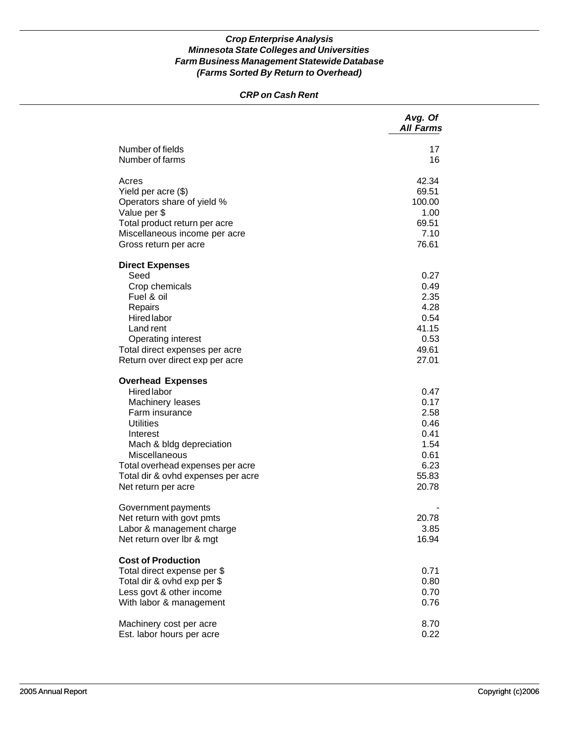***Crop Enterprise Analysis***
***Minnesota State Colleges and Universities***
***Farm Business Management Statewide Database***
***(Farms Sorted By Return to Overhead)***

***CRP on Cash Rent***

| | *Avg. Of All Farms* |
|---|---:|
| Number of fields | 17 |
| Number of farms | 16 |
| | |
| Acres | 42.34 |
| Yield per acre ($) | 69.51 |
| Operators share of yield % | 100.00 |
| Value per $ | 1.00 |
| Total product return per acre | 69.51 |
| Miscellaneous income per acre | 7.10 |
| Gross return per acre | 76.61 |
| | |
| **Direct Expenses** | |
| Seed | 0.27 |
| Crop chemicals | 0.49 |
| Fuel & oil | 2.35 |
| Repairs | 4.28 |
| Hired labor | 0.54 |
| Land rent | 41.15 |
| Operating interest | 0.53 |
| Total direct expenses per acre | 49.61 |
| Return over direct exp per acre | 27.01 |
| | |
| **Overhead Expenses** | |
| Hired labor | 0.47 |
| Machinery leases | 0.17 |
| Farm insurance | 2.58 |
| Utilities | 0.46 |
| Interest | 0.41 |
| Mach & bldg depreciation | 1.54 |
| Miscellaneous | 0.61 |
| Total overhead expenses per acre | 6.23 |
| Total dir & ovhd expenses per acre | 55.83 |
| Net return per acre | 20.78 |
| | |
| Government payments | - |
| Net return with govt pmts | 20.78 |
| Labor & management charge | 3.85 |
| Net return over lbr & mgt | 16.94 |
| | |
| **Cost of Production** | |
| Total direct expense per $ | 0.71 |
| Total dir & ovhd exp per $ | 0.80 |
| Less govt & other income | 0.70 |
| With labor & management | 0.76 |
| | |
| Machinery cost per acre | 8.70 |
| Est. labor hours per acre | 0.22 |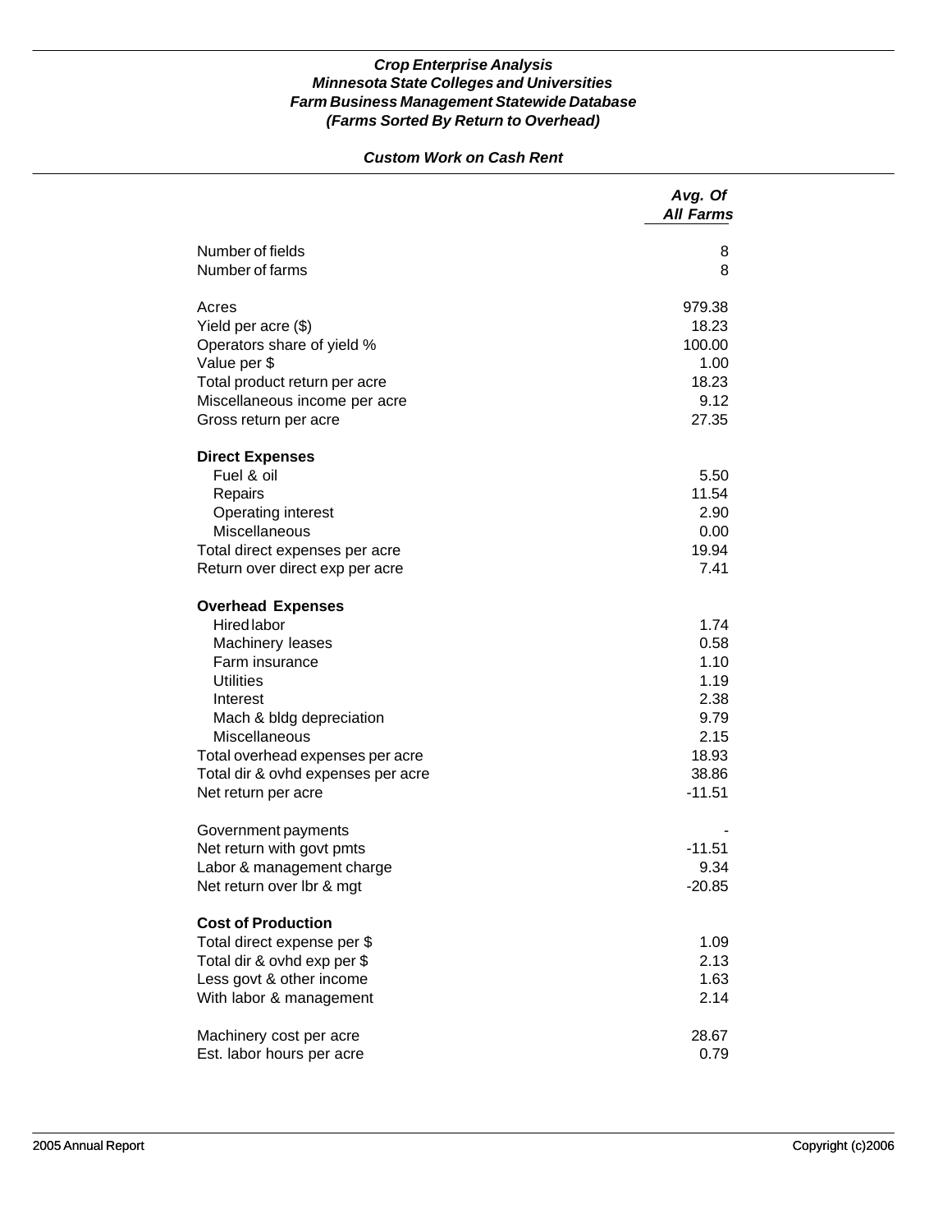***Crop Enterprise Analysis***
***Minnesota State Colleges and Universities***
***Farm Business Management Statewide Database***
***(Farms Sorted By Return to Overhead)***

***Custom Work on Cash Rent***

| | *Avg. Of All Farms* |
|---|---|
| Number of fields | 8 |
| Number of farms | 8 |
| | |
| Acres | 979.38 |
| Yield per acre ($) | 18.23 |
| Operators share of yield % | 100.00 |
| Value per $ | 1.00 |
| Total product return per acre | 18.23 |
| Miscellaneous income per acre | 9.12 |
| Gross return per acre | 27.35 |
| | |
| **Direct Expenses** | |
| Fuel & oil | 5.50 |
| Repairs | 11.54 |
| Operating interest | 2.90 |
| Miscellaneous | 0.00 |
| Total direct expenses per acre | 19.94 |
| Return over direct exp per acre | 7.41 |
| | |
| **Overhead Expenses** | |
| Hired labor | 1.74 |
| Machinery leases | 0.58 |
| Farm insurance | 1.10 |
| Utilities | 1.19 |
| Interest | 2.38 |
| Mach & bldg depreciation | 9.79 |
| Miscellaneous | 2.15 |
| Total overhead expenses per acre | 18.93 |
| Total dir & ovhd expenses per acre | 38.86 |
| Net return per acre | -11.51 |
| | |
| Government payments | - |
| Net return with govt pmts | -11.51 |
| Labor & management charge | 9.34 |
| Net return over lbr & mgt | -20.85 |
| | |
| **Cost of Production** | |
| Total direct expense per $ | 1.09 |
| Total dir & ovhd exp per $ | 2.13 |
| Less govt & other income | 1.63 |
| With labor & management | 2.14 |
| | |
| Machinery cost per acre | 28.67 |
| Est. labor hours per acre | 0.79 |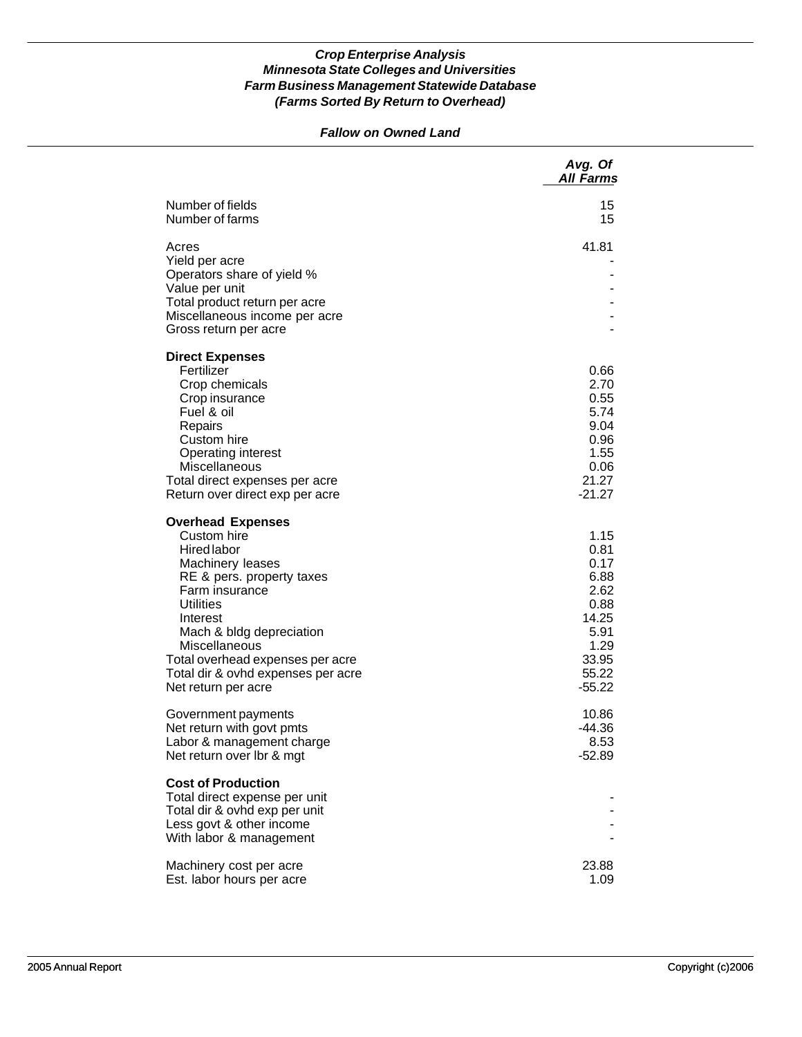***Crop Enterprise Analysis***
***Minnesota State Colleges and Universities***
***Farm Business Management Statewide Database***
***(Farms Sorted By Return to Overhead)***

***Fallow on Owned Land***

| | *Avg. Of All Farms* |
|---|---|
| Number of fields | 15 |
| Number of farms | 15 |
| | |
| Acres | 41.81 |
| Yield per acre | - |
| Operators share of yield % | - |
| Value per unit | - |
| Total product return per acre | - |
| Miscellaneous income per acre | - |
| Gross return per acre | - |
| | |
| **Direct Expenses** | |
| Fertilizer | 0.66 |
| Crop chemicals | 2.70 |
| Crop insurance | 0.55 |
| Fuel & oil | 5.74 |
| Repairs | 9.04 |
| Custom hire | 0.96 |
| Operating interest | 1.55 |
| Miscellaneous | 0.06 |
| Total direct expenses per acre | 21.27 |
| Return over direct exp per acre | -21.27 |
| | |
| **Overhead Expenses** | |
| Custom hire | 1.15 |
| Hired labor | 0.81 |
| Machinery leases | 0.17 |
| RE & pers. property taxes | 6.88 |
| Farm insurance | 2.62 |
| Utilities | 0.88 |
| Interest | 14.25 |
| Mach & bldg depreciation | 5.91 |
| Miscellaneous | 1.29 |
| Total overhead expenses per acre | 33.95 |
| Total dir & ovhd expenses per acre | 55.22 |
| Net return per acre | -55.22 |
| | |
| Government payments | 10.86 |
| Net return with govt pmts | -44.36 |
| Labor & management charge | 8.53 |
| Net return over lbr & mgt | -52.89 |
| | |
| **Cost of Production** | |
| Total direct expense per unit | - |
| Total dir & ovhd exp per unit | - |
| Less govt & other income | - |
| With labor & management | - |
| | |
| Machinery cost per acre | 23.88 |
| Est. labor hours per acre | 1.09 |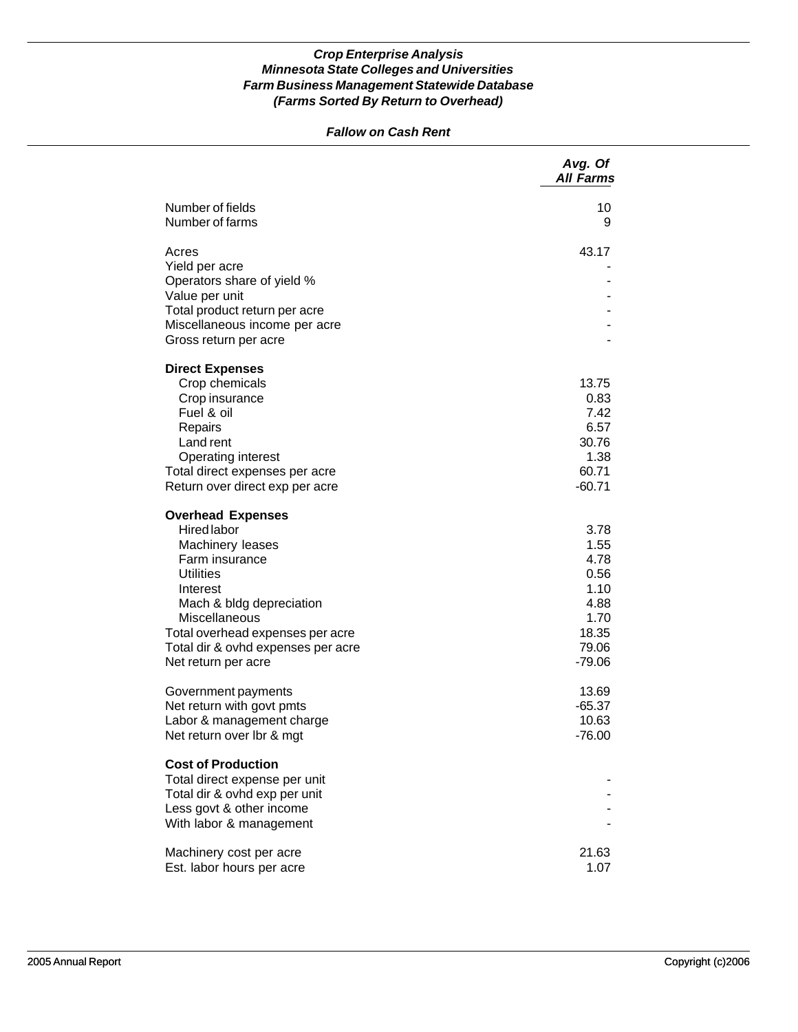***Crop Enterprise Analysis***
***Minnesota State Colleges and Universities***
***Farm Business Management Statewide Database***
***(Farms Sorted By Return to Overhead)***

***Fallow on Cash Rent***

| | *Avg. Of All Farms* |
|---|---|
| Number of fields | 10 |
| Number of farms | 9 |
| | |
| Acres | 43.17 |
| Yield per acre | - |
| Operators share of yield % | - |
| Value per unit | - |
| Total product return per acre | - |
| Miscellaneous income per acre | - |
| Gross return per acre | - |
| | |
| **Direct Expenses** | |
| Crop chemicals | 13.75 |
| Crop insurance | 0.83 |
| Fuel & oil | 7.42 |
| Repairs | 6.57 |
| Land rent | 30.76 |
| Operating interest | 1.38 |
| Total direct expenses per acre | 60.71 |
| Return over direct exp per acre | -60.71 |
| | |
| **Overhead Expenses** | |
| Hired labor | 3.78 |
| Machinery leases | 1.55 |
| Farm insurance | 4.78 |
| Utilities | 0.56 |
| Interest | 1.10 |
| Mach & bldg depreciation | 4.88 |
| Miscellaneous | 1.70 |
| Total overhead expenses per acre | 18.35 |
| Total dir & ovhd expenses per acre | 79.06 |
| Net return per acre | -79.06 |
| | |
| Government payments | 13.69 |
| Net return with govt pmts | -65.37 |
| Labor & management charge | 10.63 |
| Net return over lbr & mgt | -76.00 |
| | |
| **Cost of Production** | |
| Total direct expense per unit | - |
| Total dir & ovhd exp per unit | - |
| Less govt & other income | - |
| With labor & management | - |
| | |
| Machinery cost per acre | 21.63 |
| Est. labor hours per acre | 1.07 |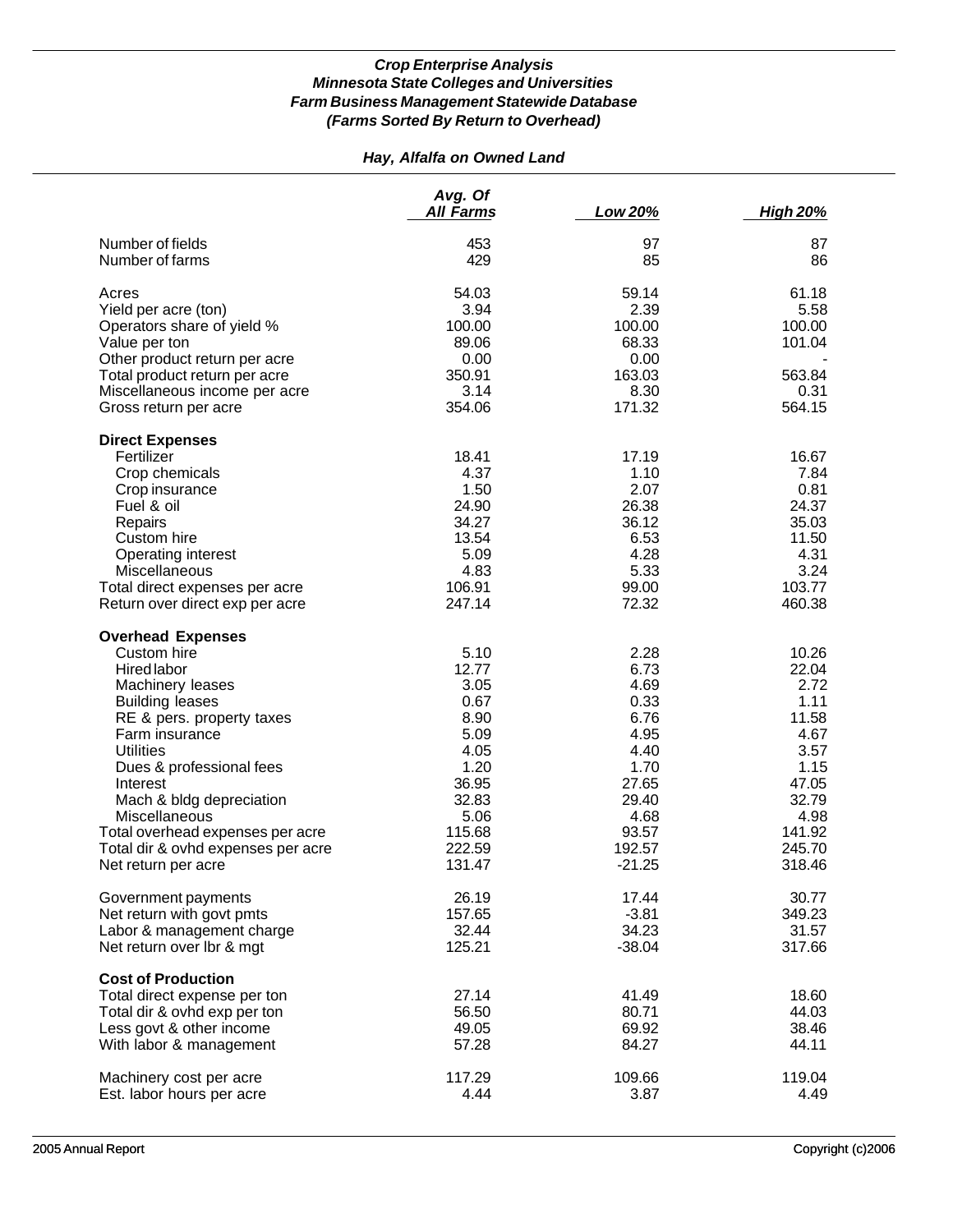***Crop Enterprise Analysis***
***Minnesota State Colleges and Universities***
***Farm Business Management Statewide Database***
***(Farms Sorted By Return to Overhead)***

***Hay, Alfalfa on Owned Land***

| | Avg. Of All Farms | Low 20% | High 20% |
|---|---|---|---|
| Number of fields | 453 | 97 | 87 |
| Number of farms | 429 | 85 | 86 |
| | | | |
| Acres | 54.03 | 59.14 | 61.18 |
| Yield per acre (ton) | 3.94 | 2.39 | 5.58 |
| Operators share of yield % | 100.00 | 100.00 | 100.00 |
| Value per ton | 89.06 | 68.33 | 101.04 |
| Other product return per acre | 0.00 | 0.00 | - |
| Total product return per acre | 350.91 | 163.03 | 563.84 |
| Miscellaneous income per acre | 3.14 | 8.30 | 0.31 |
| Gross return per acre | 354.06 | 171.32 | 564.15 |
| | | | |
| **Direct Expenses** | | | |
| Fertilizer | 18.41 | 17.19 | 16.67 |
| Crop chemicals | 4.37 | 1.10 | 7.84 |
| Crop insurance | 1.50 | 2.07 | 0.81 |
| Fuel & oil | 24.90 | 26.38 | 24.37 |
| Repairs | 34.27 | 36.12 | 35.03 |
| Custom hire | 13.54 | 6.53 | 11.50 |
| Operating interest | 5.09 | 4.28 | 4.31 |
| Miscellaneous | 4.83 | 5.33 | 3.24 |
| Total direct expenses per acre | 106.91 | 99.00 | 103.77 |
| Return over direct exp per acre | 247.14 | 72.32 | 460.38 |
| | | | |
| **Overhead Expenses** | | | |
| Custom hire | 5.10 | 2.28 | 10.26 |
| Hired labor | 12.77 | 6.73 | 22.04 |
| Machinery leases | 3.05 | 4.69 | 2.72 |
| Building leases | 0.67 | 0.33 | 1.11 |
| RE & pers. property taxes | 8.90 | 6.76 | 11.58 |
| Farm insurance | 5.09 | 4.95 | 4.67 |
| Utilities | 4.05 | 4.40 | 3.57 |
| Dues & professional fees | 1.20 | 1.70 | 1.15 |
| Interest | 36.95 | 27.65 | 47.05 |
| Mach & bldg depreciation | 32.83 | 29.40 | 32.79 |
| Miscellaneous | 5.06 | 4.68 | 4.98 |
| Total overhead expenses per acre | 115.68 | 93.57 | 141.92 |
| Total dir & ovhd expenses per acre | 222.59 | 192.57 | 245.70 |
| Net return per acre | 131.47 | -21.25 | 318.46 |
| | | | |
| Government payments | 26.19 | 17.44 | 30.77 |
| Net return with govt pmts | 157.65 | -3.81 | 349.23 |
| Labor & management charge | 32.44 | 34.23 | 31.57 |
| Net return over lbr & mgt | 125.21 | -38.04 | 317.66 |
| | | | |
| **Cost of Production** | | | |
| Total direct expense per ton | 27.14 | 41.49 | 18.60 |
| Total dir & ovhd exp per ton | 56.50 | 80.71 | 44.03 |
| Less govt & other income | 49.05 | 69.92 | 38.46 |
| With labor & management | 57.28 | 84.27 | 44.11 |
| | | | |
| Machinery cost per acre | 117.29 | 109.66 | 119.04 |
| Est. labor hours per acre | 4.44 | 3.87 | 4.49 |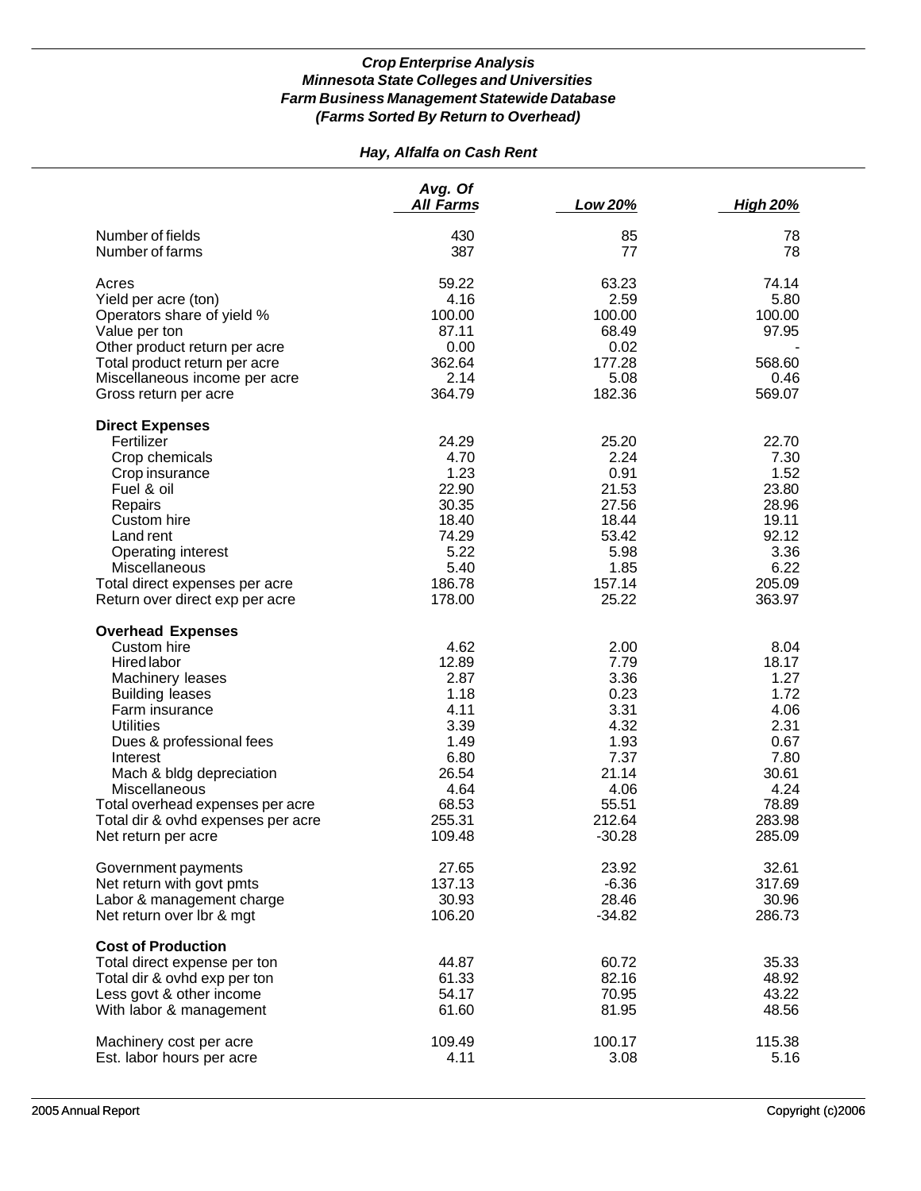***Crop Enterprise Analysis***
***Minnesota State Colleges and Universities***
***Farm Business Management Statewide Database***
***(Farms Sorted By Return to Overhead)***

***Hay, Alfalfa on Cash Rent***

| | *Avg. Of All Farms* | *Low 20%* | *High 20%* |
|---|---|---|---|
| Number of fields | 430 | 85 | 78 |
| Number of farms | 387 | 77 | 78 |
| | | | |
| Acres | 59.22 | 63.23 | 74.14 |
| Yield per acre (ton) | 4.16 | 2.59 | 5.80 |
| Operators share of yield % | 100.00 | 100.00 | 100.00 |
| Value per ton | 87.11 | 68.49 | 97.95 |
| Other product return per acre | 0.00 | 0.02 | - |
| Total product return per acre | 362.64 | 177.28 | 568.60 |
| Miscellaneous income per acre | 2.14 | 5.08 | 0.46 |
| Gross return per acre | 364.79 | 182.36 | 569.07 |
| | | | |
| **Direct Expenses** | | | |
| Fertilizer | 24.29 | 25.20 | 22.70 |
| Crop chemicals | 4.70 | 2.24 | 7.30 |
| Crop insurance | 1.23 | 0.91 | 1.52 |
| Fuel & oil | 22.90 | 21.53 | 23.80 |
| Repairs | 30.35 | 27.56 | 28.96 |
| Custom hire | 18.40 | 18.44 | 19.11 |
| Land rent | 74.29 | 53.42 | 92.12 |
| Operating interest | 5.22 | 5.98 | 3.36 |
| Miscellaneous | 5.40 | 1.85 | 6.22 |
| Total direct expenses per acre | 186.78 | 157.14 | 205.09 |
| Return over direct exp per acre | 178.00 | 25.22 | 363.97 |
| | | | |
| **Overhead Expenses** | | | |
| Custom hire | 4.62 | 2.00 | 8.04 |
| Hired labor | 12.89 | 7.79 | 18.17 |
| Machinery leases | 2.87 | 3.36 | 1.27 |
| Building leases | 1.18 | 0.23 | 1.72 |
| Farm insurance | 4.11 | 3.31 | 4.06 |
| Utilities | 3.39 | 4.32 | 2.31 |
| Dues & professional fees | 1.49 | 1.93 | 0.67 |
| Interest | 6.80 | 7.37 | 7.80 |
| Mach & bldg depreciation | 26.54 | 21.14 | 30.61 |
| Miscellaneous | 4.64 | 4.06 | 4.24 |
| Total overhead expenses per acre | 68.53 | 55.51 | 78.89 |
| Total dir & ovhd expenses per acre | 255.31 | 212.64 | 283.98 |
| Net return per acre | 109.48 | -30.28 | 285.09 |
| | | | |
| Government payments | 27.65 | 23.92 | 32.61 |
| Net return with govt pmts | 137.13 | -6.36 | 317.69 |
| Labor & management charge | 30.93 | 28.46 | 30.96 |
| Net return over lbr & mgt | 106.20 | -34.82 | 286.73 |
| | | | |
| **Cost of Production** | | | |
| Total direct expense per ton | 44.87 | 60.72 | 35.33 |
| Total dir & ovhd exp per ton | 61.33 | 82.16 | 48.92 |
| Less govt & other income | 54.17 | 70.95 | 43.22 |
| With labor & management | 61.60 | 81.95 | 48.56 |
| | | | |
| Machinery cost per acre | 109.49 | 100.17 | 115.38 |
| Est. labor hours per acre | 4.11 | 3.08 | 5.16 |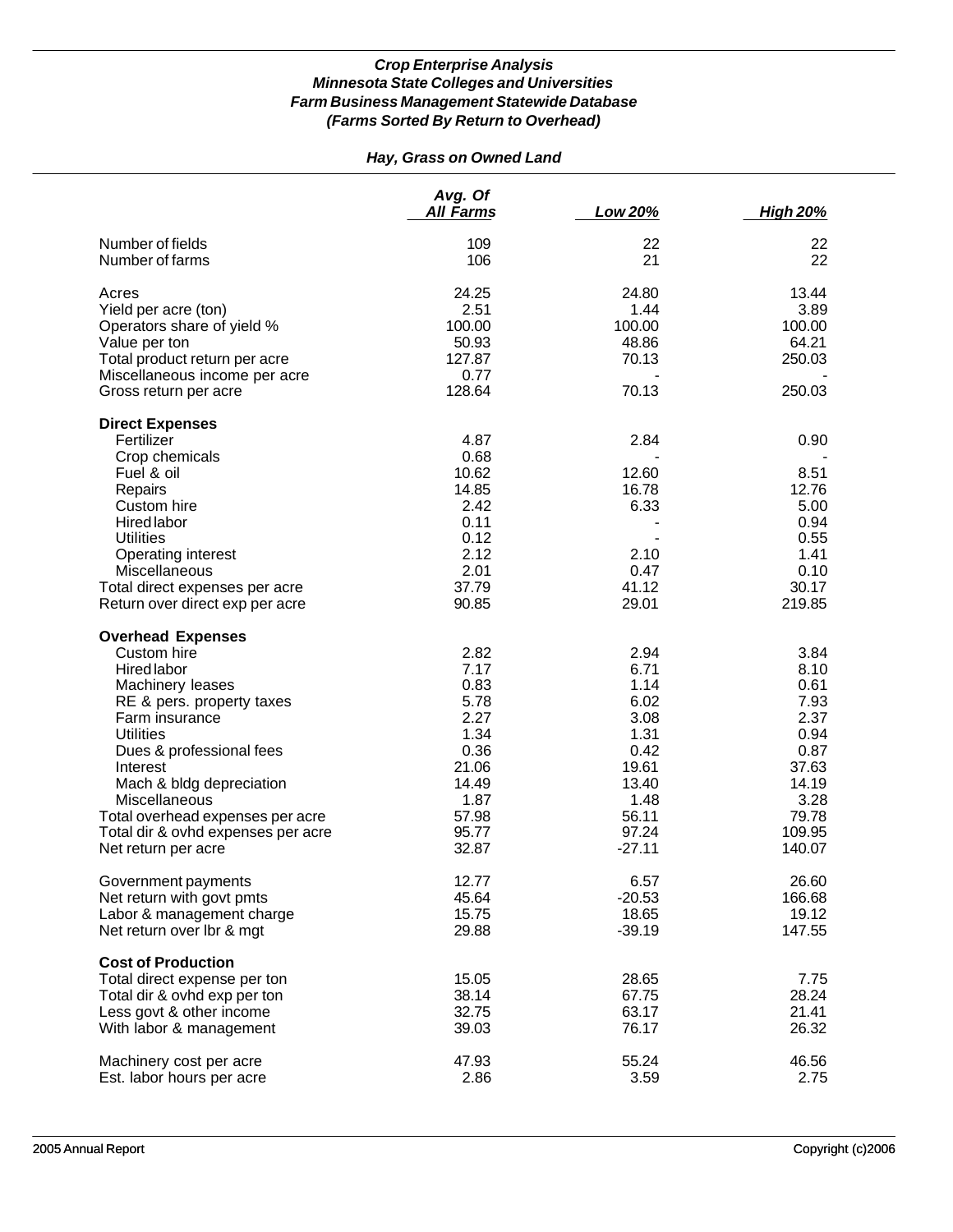***Crop Enterprise Analysis***
***Minnesota State Colleges and Universities***
***Farm Business Management Statewide Database***
***(Farms Sorted By Return to Overhead)***

***Hay, Grass on Owned Land***

| | *Avg. Of All Farms* | *Low 20%* | *High 20%* |
|---|---|---|---|
| Number of fields | 109 | 22 | 22 |
| Number of farms | 106 | 21 | 22 |
| | | | |
| Acres | 24.25 | 24.80 | 13.44 |
| Yield per acre (ton) | 2.51 | 1.44 | 3.89 |
| Operators share of yield % | 100.00 | 100.00 | 100.00 |
| Value per ton | 50.93 | 48.86 | 64.21 |
| Total product return per acre | 127.87 | 70.13 | 250.03 |
| Miscellaneous income per acre | 0.77 | - | - |
| Gross return per acre | 128.64 | 70.13 | 250.03 |
| | | | |
| **Direct Expenses** | | | |
| Fertilizer | 4.87 | 2.84 | 0.90 |
| Crop chemicals | 0.68 | - | - |
| Fuel & oil | 10.62 | 12.60 | 8.51 |
| Repairs | 14.85 | 16.78 | 12.76 |
| Custom hire | 2.42 | 6.33 | 5.00 |
| Hired labor | 0.11 | - | 0.94 |
| Utilities | 0.12 | - | 0.55 |
| Operating interest | 2.12 | 2.10 | 1.41 |
| Miscellaneous | 2.01 | 0.47 | 0.10 |
| Total direct expenses per acre | 37.79 | 41.12 | 30.17 |
| Return over direct exp per acre | 90.85 | 29.01 | 219.85 |
| | | | |
| **Overhead Expenses** | | | |
| Custom hire | 2.82 | 2.94 | 3.84 |
| Hired labor | 7.17 | 6.71 | 8.10 |
| Machinery leases | 0.83 | 1.14 | 0.61 |
| RE & pers. property taxes | 5.78 | 6.02 | 7.93 |
| Farm insurance | 2.27 | 3.08 | 2.37 |
| Utilities | 1.34 | 1.31 | 0.94 |
| Dues & professional fees | 0.36 | 0.42 | 0.87 |
| Interest | 21.06 | 19.61 | 37.63 |
| Mach & bldg depreciation | 14.49 | 13.40 | 14.19 |
| Miscellaneous | 1.87 | 1.48 | 3.28 |
| Total overhead expenses per acre | 57.98 | 56.11 | 79.78 |
| Total dir & ovhd expenses per acre | 95.77 | 97.24 | 109.95 |
| Net return per acre | 32.87 | -27.11 | 140.07 |
| | | | |
| Government payments | 12.77 | 6.57 | 26.60 |
| Net return with govt pmts | 45.64 | -20.53 | 166.68 |
| Labor & management charge | 15.75 | 18.65 | 19.12 |
| Net return over lbr & mgt | 29.88 | -39.19 | 147.55 |
| | | | |
| **Cost of Production** | | | |
| Total direct expense per ton | 15.05 | 28.65 | 7.75 |
| Total dir & ovhd exp per ton | 38.14 | 67.75 | 28.24 |
| Less govt & other income | 32.75 | 63.17 | 21.41 |
| With labor & management | 39.03 | 76.17 | 26.32 |
| | | | |
| Machinery cost per acre | 47.93 | 55.24 | 46.56 |
| Est. labor hours per acre | 2.86 | 3.59 | 2.75 |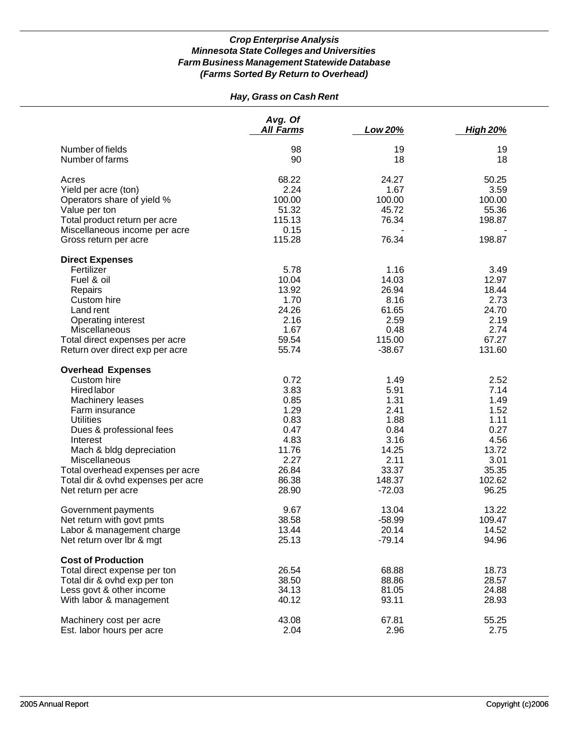***Crop Enterprise Analysis***
***Minnesota State Colleges and Universities***
***Farm Business Management Statewide Database***
***(Farms Sorted By Return to Overhead)***

***Hay, Grass on Cash Rent***

| | *Avg. Of All Farms* | *Low 20%* | *High 20%* |
|---|---|---|---|
| Number of fields | 98 | 19 | 19 |
| Number of farms | 90 | 18 | 18 |
| | | | |
| Acres | 68.22 | 24.27 | 50.25 |
| Yield per acre (ton) | 2.24 | 1.67 | 3.59 |
| Operators share of yield % | 100.00 | 100.00 | 100.00 |
| Value per ton | 51.32 | 45.72 | 55.36 |
| Total product return per acre | 115.13 | 76.34 | 198.87 |
| Miscellaneous income per acre | 0.15 | - | - |
| Gross return per acre | 115.28 | 76.34 | 198.87 |
| | | | |
| **Direct Expenses** | | | |
| Fertilizer | 5.78 | 1.16 | 3.49 |
| Fuel & oil | 10.04 | 14.03 | 12.97 |
| Repairs | 13.92 | 26.94 | 18.44 |
| Custom hire | 1.70 | 8.16 | 2.73 |
| Land rent | 24.26 | 61.65 | 24.70 |
| Operating interest | 2.16 | 2.59 | 2.19 |
| Miscellaneous | 1.67 | 0.48 | 2.74 |
| Total direct expenses per acre | 59.54 | 115.00 | 67.27 |
| Return over direct exp per acre | 55.74 | -38.67 | 131.60 |
| | | | |
| **Overhead Expenses** | | | |
| Custom hire | 0.72 | 1.49 | 2.52 |
| Hired labor | 3.83 | 5.91 | 7.14 |
| Machinery leases | 0.85 | 1.31 | 1.49 |
| Farm insurance | 1.29 | 2.41 | 1.52 |
| Utilities | 0.83 | 1.88 | 1.11 |
| Dues & professional fees | 0.47 | 0.84 | 0.27 |
| Interest | 4.83 | 3.16 | 4.56 |
| Mach & bldg depreciation | 11.76 | 14.25 | 13.72 |
| Miscellaneous | 2.27 | 2.11 | 3.01 |
| Total overhead expenses per acre | 26.84 | 33.37 | 35.35 |
| Total dir & ovhd expenses per acre | 86.38 | 148.37 | 102.62 |
| Net return per acre | 28.90 | -72.03 | 96.25 |
| | | | |
| Government payments | 9.67 | 13.04 | 13.22 |
| Net return with govt pmts | 38.58 | -58.99 | 109.47 |
| Labor & management charge | 13.44 | 20.14 | 14.52 |
| Net return over lbr & mgt | 25.13 | -79.14 | 94.96 |
| | | | |
| **Cost of Production** | | | |
| Total direct expense per ton | 26.54 | 68.88 | 18.73 |
| Total dir & ovhd exp per ton | 38.50 | 88.86 | 28.57 |
| Less govt & other income | 34.13 | 81.05 | 24.88 |
| With labor & management | 40.12 | 93.11 | 28.93 |
| | | | |
| Machinery cost per acre | 43.08 | 67.81 | 55.25 |
| Est. labor hours per acre | 2.04 | 2.96 | 2.75 |

2005 Annual Report Copyright (c)2006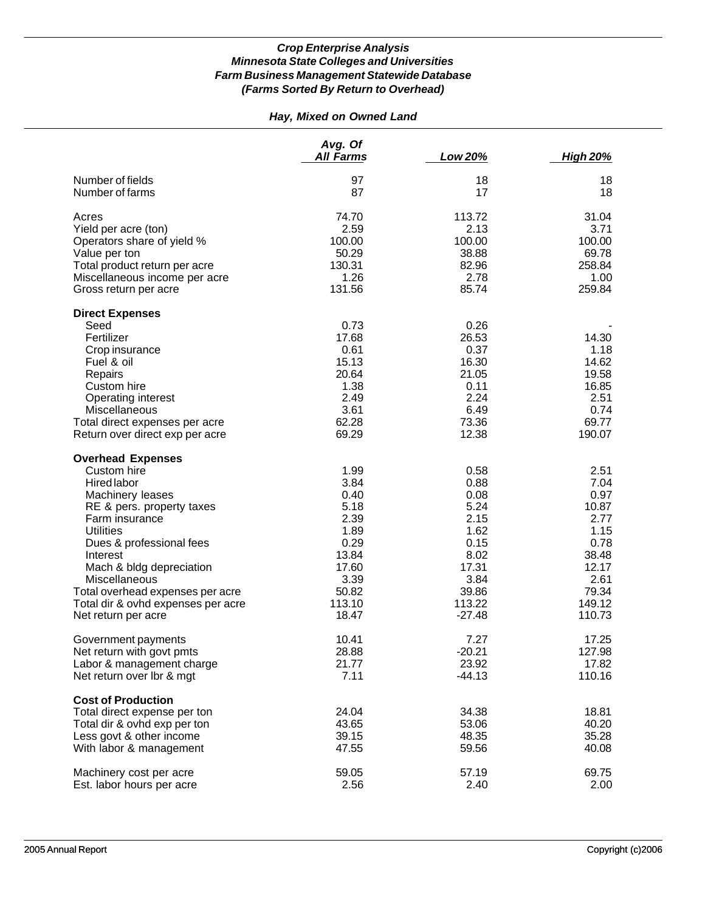***Crop Enterprise Analysis***
***Minnesota State Colleges and Universities***
***Farm Business Management Statewide Database***
***(Farms Sorted By Return to Overhead)***

***Hay, Mixed on Owned Land***

| | Avg. Of All Farms | Low 20% | High 20% |
|---|---|---|---|
| Number of fields | 97 | 18 | 18 |
| Number of farms | 87 | 17 | 18 |
| | | | |
| Acres | 74.70 | 113.72 | 31.04 |
| Yield per acre (ton) | 2.59 | 2.13 | 3.71 |
| Operators share of yield % | 100.00 | 100.00 | 100.00 |
| Value per ton | 50.29 | 38.88 | 69.78 |
| Total product return per acre | 130.31 | 82.96 | 258.84 |
| Miscellaneous income per acre | 1.26 | 2.78 | 1.00 |
| Gross return per acre | 131.56 | 85.74 | 259.84 |
| | | | |
| **Direct Expenses** | | | |
| Seed | 0.73 | 0.26 | - |
| Fertilizer | 17.68 | 26.53 | 14.30 |
| Crop insurance | 0.61 | 0.37 | 1.18 |
| Fuel & oil | 15.13 | 16.30 | 14.62 |
| Repairs | 20.64 | 21.05 | 19.58 |
| Custom hire | 1.38 | 0.11 | 16.85 |
| Operating interest | 2.49 | 2.24 | 2.51 |
| Miscellaneous | 3.61 | 6.49 | 0.74 |
| Total direct expenses per acre | 62.28 | 73.36 | 69.77 |
| Return over direct exp per acre | 69.29 | 12.38 | 190.07 |
| | | | |
| **Overhead Expenses** | | | |
| Custom hire | 1.99 | 0.58 | 2.51 |
| Hired labor | 3.84 | 0.88 | 7.04 |
| Machinery leases | 0.40 | 0.08 | 0.97 |
| RE & pers. property taxes | 5.18 | 5.24 | 10.87 |
| Farm insurance | 2.39 | 2.15 | 2.77 |
| Utilities | 1.89 | 1.62 | 1.15 |
| Dues & professional fees | 0.29 | 0.15 | 0.78 |
| Interest | 13.84 | 8.02 | 38.48 |
| Mach & bldg depreciation | 17.60 | 17.31 | 12.17 |
| Miscellaneous | 3.39 | 3.84 | 2.61 |
| Total overhead expenses per acre | 50.82 | 39.86 | 79.34 |
| Total dir & ovhd expenses per acre | 113.10 | 113.22 | 149.12 |
| Net return per acre | 18.47 | -27.48 | 110.73 |
| | | | |
| Government payments | 10.41 | 7.27 | 17.25 |
| Net return with govt pmts | 28.88 | -20.21 | 127.98 |
| Labor & management charge | 21.77 | 23.92 | 17.82 |
| Net return over lbr & mgt | 7.11 | -44.13 | 110.16 |
| | | | |
| **Cost of Production** | | | |
| Total direct expense per ton | 24.04 | 34.38 | 18.81 |
| Total dir & ovhd exp per ton | 43.65 | 53.06 | 40.20 |
| Less govt & other income | 39.15 | 48.35 | 35.28 |
| With labor & management | 47.55 | 59.56 | 40.08 |
| | | | |
| Machinery cost per acre | 59.05 | 57.19 | 69.75 |
| Est. labor hours per acre | 2.56 | 2.40 | 2.00 |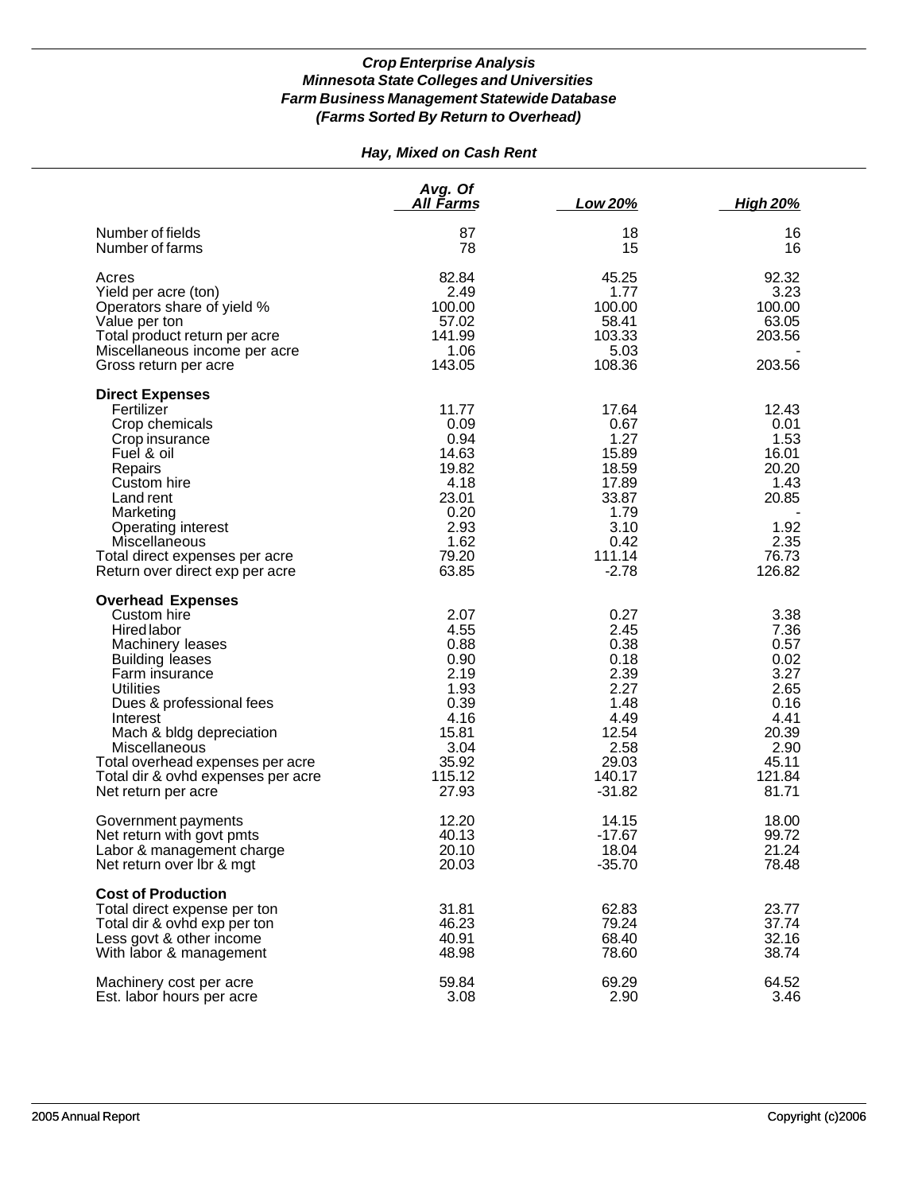***Crop Enterprise Analysis***
***Minnesota State Colleges and Universities***
***Farm Business Management Statewide Database***
***(Farms Sorted By Return to Overhead)***

***Hay, Mixed on Cash Rent***

| | Avg. Of All Farms | Low 20% | High 20% |
|---|---|---|---|
| Number of fields | 87 | 18 | 16 |
| Number of farms | 78 | 15 | 16 |
| Acres | 82.84 | 45.25 | 92.32 |
| Yield per acre (ton) | 2.49 | 1.77 | 3.23 |
| Operators share of yield % | 100.00 | 100.00 | 100.00 |
| Value per ton | 57.02 | 58.41 | 63.05 |
| Total product return per acre | 141.99 | 103.33 | 203.56 |
| Miscellaneous income per acre | 1.06 | 5.03 | - |
| Gross return per acre | 143.05 | 108.36 | 203.56 |
| **Direct Expenses** | | | |
| Fertilizer | 11.77 | 17.64 | 12.43 |
| Crop chemicals | 0.09 | 0.67 | 0.01 |
| Crop insurance | 0.94 | 1.27 | 1.53 |
| Fuel & oil | 14.63 | 15.89 | 16.01 |
| Repairs | 19.82 | 18.59 | 20.20 |
| Custom hire | 4.18 | 17.89 | 1.43 |
| Land rent | 23.01 | 33.87 | 20.85 |
| Marketing | 0.20 | 1.79 | - |
| Operating interest | 2.93 | 3.10 | 1.92 |
| Miscellaneous | 1.62 | 0.42 | 2.35 |
| Total direct expenses per acre | 79.20 | 111.14 | 76.73 |
| Return over direct exp per acre | 63.85 | -2.78 | 126.82 |
| **Overhead Expenses** | | | |
| Custom hire | 2.07 | 0.27 | 3.38 |
| Hired labor | 4.55 | 2.45 | 7.36 |
| Machinery leases | 0.88 | 0.38 | 0.57 |
| Building leases | 0.90 | 0.18 | 0.02 |
| Farm insurance | 2.19 | 2.39 | 3.27 |
| Utilities | 1.93 | 2.27 | 2.65 |
| Dues & professional fees | 0.39 | 1.48 | 0.16 |
| Interest | 4.16 | 4.49 | 4.41 |
| Mach & bldg depreciation | 15.81 | 12.54 | 20.39 |
| Miscellaneous | 3.04 | 2.58 | 2.90 |
| Total overhead expenses per acre | 35.92 | 29.03 | 45.11 |
| Total dir & ovhd expenses per acre | 115.12 | 140.17 | 121.84 |
| Net return per acre | 27.93 | -31.82 | 81.71 |
| Government payments | 12.20 | 14.15 | 18.00 |
| Net return with govt pmts | 40.13 | -17.67 | 99.72 |
| Labor & management charge | 20.10 | 18.04 | 21.24 |
| Net return over lbr & mgt | 20.03 | -35.70 | 78.48 |
| **Cost of Production** | | | |
| Total direct expense per ton | 31.81 | 62.83 | 23.77 |
| Total dir & ovhd exp per ton | 46.23 | 79.24 | 37.74 |
| Less govt & other income | 40.91 | 68.40 | 32.16 |
| With labor & management | 48.98 | 78.60 | 38.74 |
| Machinery cost per acre | 59.84 | 69.29 | 64.52 |
| Est. labor hours per acre | 3.08 | 2.90 | 3.46 |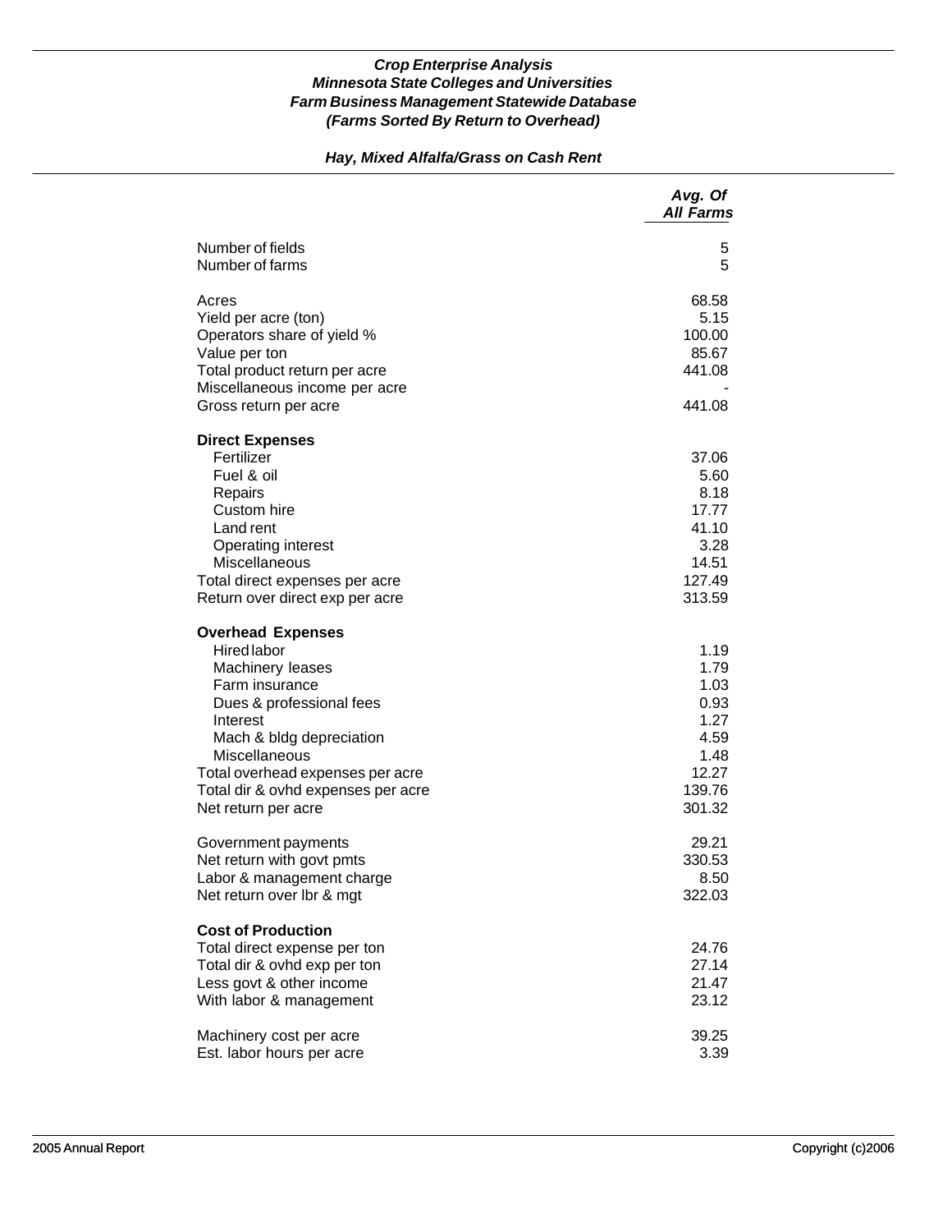***Crop Enterprise Analysis***
***Minnesota State Colleges and Universities***
***Farm Business Management Statewide Database***
***(Farms Sorted By Return to Overhead)***

***Hay, Mixed Alfalfa/Grass on Cash Rent***

| | *Avg. Of All Farms* |
|---|---|
| Number of fields | 5 |
| Number of farms | 5 |
| | |
| Acres | 68.58 |
| Yield per acre (ton) | 5.15 |
| Operators share of yield % | 100.00 |
| Value per ton | 85.67 |
| Total product return per acre | 441.08 |
| Miscellaneous income per acre | - |
| Gross return per acre | 441.08 |
| | |
| **Direct Expenses** | |
| Fertilizer | 37.06 |
| Fuel & oil | 5.60 |
| Repairs | 8.18 |
| Custom hire | 17.77 |
| Land rent | 41.10 |
| Operating interest | 3.28 |
| Miscellaneous | 14.51 |
| Total direct expenses per acre | 127.49 |
| Return over direct exp per acre | 313.59 |
| | |
| **Overhead Expenses** | |
| Hired labor | 1.19 |
| Machinery leases | 1.79 |
| Farm insurance | 1.03 |
| Dues & professional fees | 0.93 |
| Interest | 1.27 |
| Mach & bldg depreciation | 4.59 |
| Miscellaneous | 1.48 |
| Total overhead expenses per acre | 12.27 |
| Total dir & ovhd expenses per acre | 139.76 |
| Net return per acre | 301.32 |
| | |
| Government payments | 29.21 |
| Net return with govt pmts | 330.53 |
| Labor & management charge | 8.50 |
| Net return over lbr & mgt | 322.03 |
| | |
| **Cost of Production** | |
| Total direct expense per ton | 24.76 |
| Total dir & ovhd exp per ton | 27.14 |
| Less govt & other income | 21.47 |
| With labor & management | 23.12 |
| | |
| Machinery cost per acre | 39.25 |
| Est. labor hours per acre | 3.39 |

2005 Annual Report

Copyright (c)2006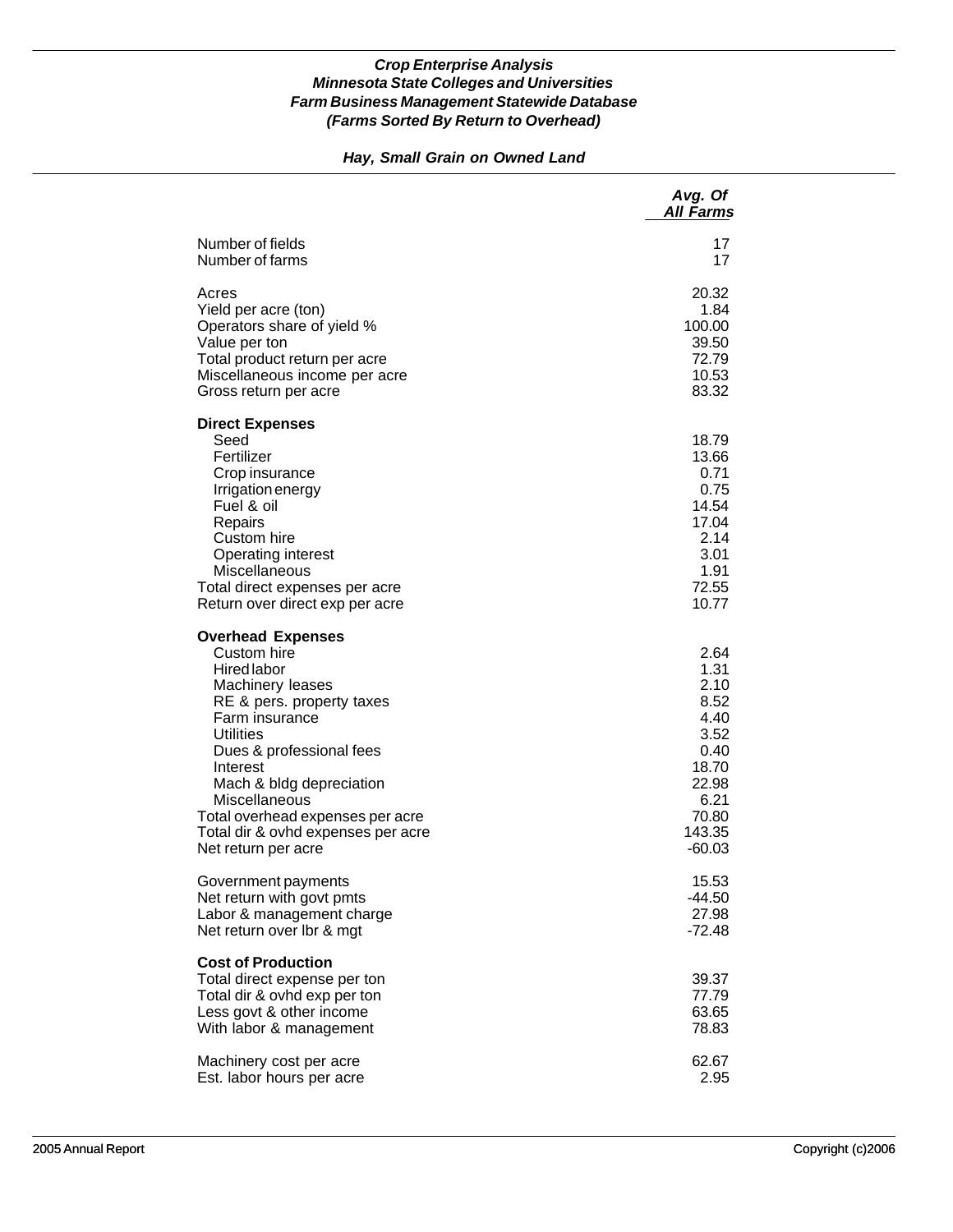***Crop Enterprise Analysis***
***Minnesota State Colleges and Universities***
***Farm Business Management Statewide Database***
***(Farms Sorted By Return to Overhead)***

***Hay, Small Grain on Owned Land***

| | *Avg. Of All Farms* |
|---|---|
| Number of fields | 17 |
| Number of farms | 17 |
| | |
| Acres | 20.32 |
| Yield per acre (ton) | 1.84 |
| Operators share of yield % | 100.00 |
| Value per ton | 39.50 |
| Total product return per acre | 72.79 |
| Miscellaneous income per acre | 10.53 |
| Gross return per acre | 83.32 |
| | |
| **Direct Expenses** | |
| Seed | 18.79 |
| Fertilizer | 13.66 |
| Crop insurance | 0.71 |
| Irrigation energy | 0.75 |
| Fuel & oil | 14.54 |
| Repairs | 17.04 |
| Custom hire | 2.14 |
| Operating interest | 3.01 |
| Miscellaneous | 1.91 |
| Total direct expenses per acre | 72.55 |
| Return over direct exp per acre | 10.77 |
| | |
| **Overhead Expenses** | |
| Custom hire | 2.64 |
| Hired labor | 1.31 |
| Machinery leases | 2.10 |
| RE & pers. property taxes | 8.52 |
| Farm insurance | 4.40 |
| Utilities | 3.52 |
| Dues & professional fees | 0.40 |
| Interest | 18.70 |
| Mach & bldg depreciation | 22.98 |
| Miscellaneous | 6.21 |
| Total overhead expenses per acre | 70.80 |
| Total dir & ovhd expenses per acre | 143.35 |
| Net return per acre | -60.03 |
| | |
| Government payments | 15.53 |
| Net return with govt pmts | -44.50 |
| Labor & management charge | 27.98 |
| Net return over lbr & mgt | -72.48 |
| | |
| **Cost of Production** | |
| Total direct expense per ton | 39.37 |
| Total dir & ovhd exp per ton | 77.79 |
| Less govt & other income | 63.65 |
| With labor & management | 78.83 |
| | |
| Machinery cost per acre | 62.67 |
| Est. labor hours per acre | 2.95 |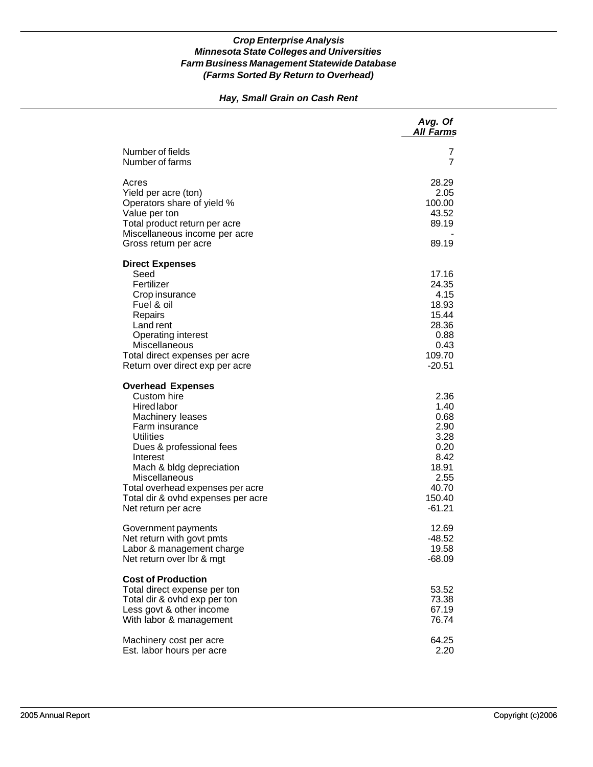***Crop Enterprise Analysis***
***Minnesota State Colleges and Universities***
***Farm Business Management Statewide Database***
***(Farms Sorted By Return to Overhead)***

***Hay, Small Grain on Cash Rent***

| | *Avg. Of All Farms* |
|---|---|
| Number of fields | 7 |
| Number of farms | 7 |
| | |
| Acres | 28.29 |
| Yield per acre (ton) | 2.05 |
| Operators share of yield % | 100.00 |
| Value per ton | 43.52 |
| Total product return per acre | 89.19 |
| Miscellaneous income per acre | - |
| Gross return per acre | 89.19 |
| | |
| **Direct Expenses** | |
| Seed | 17.16 |
| Fertilizer | 24.35 |
| Crop insurance | 4.15 |
| Fuel & oil | 18.93 |
| Repairs | 15.44 |
| Land rent | 28.36 |
| Operating interest | 0.88 |
| Miscellaneous | 0.43 |
| Total direct expenses per acre | 109.70 |
| Return over direct exp per acre | -20.51 |
| | |
| **Overhead Expenses** | |
| Custom hire | 2.36 |
| Hired labor | 1.40 |
| Machinery leases | 0.68 |
| Farm insurance | 2.90 |
| Utilities | 3.28 |
| Dues & professional fees | 0.20 |
| Interest | 8.42 |
| Mach & bldg depreciation | 18.91 |
| Miscellaneous | 2.55 |
| Total overhead expenses per acre | 40.70 |
| Total dir & ovhd expenses per acre | 150.40 |
| Net return per acre | -61.21 |
| | |
| Government payments | 12.69 |
| Net return with govt pmts | -48.52 |
| Labor & management charge | 19.58 |
| Net return over lbr & mgt | -68.09 |
| | |
| **Cost of Production** | |
| Total direct expense per ton | 53.52 |
| Total dir & ovhd exp per ton | 73.38 |
| Less govt & other income | 67.19 |
| With labor & management | 76.74 |
| | |
| Machinery cost per acre | 64.25 |
| Est. labor hours per acre | 2.20 |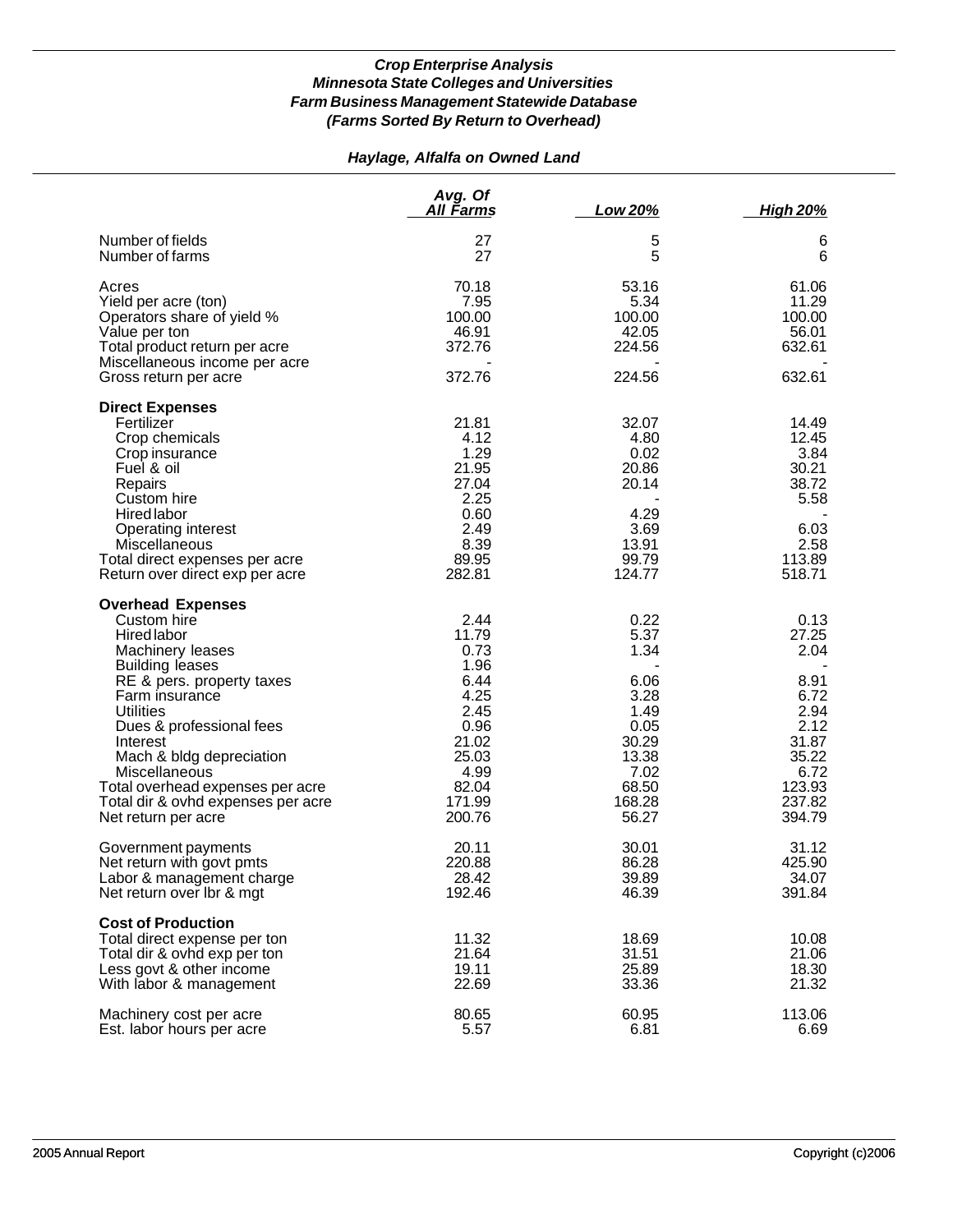### *Crop Enterprise Analysis*
### *Minnesota State Colleges and Universities*
### *Farm Business Management Statewide Database*
### *(Farms Sorted By Return to Overhead)*

## *Haylage, Alfalfa on Owned Land*

| | Avg. Of All Farms | Low 20% | High 20% |
|---|---|---|---|
| Number of fields | 27 | 5 | 6 |
| Number of farms | 27 | 5 | 6 |
| Acres | 70.18 | 53.16 | 61.06 |
| Yield per acre (ton) | 7.95 | 5.34 | 11.29 |
| Operators share of yield % | 100.00 | 100.00 | 100.00 |
| Value per ton | 46.91 | 42.05 | 56.01 |
| Total product return per acre | 372.76 | 224.56 | 632.61 |
| Miscellaneous income per acre | - | - | - |
| Gross return per acre | 372.76 | 224.56 | 632.61 |
| **Direct Expenses** | | | |
| Fertilizer | 21.81 | 32.07 | 14.49 |
| Crop chemicals | 4.12 | 4.80 | 12.45 |
| Crop insurance | 1.29 | 0.02 | 3.84 |
| Fuel & oil | 21.95 | 20.86 | 30.21 |
| Repairs | 27.04 | 20.14 | 38.72 |
| Custom hire | 2.25 | - | 5.58 |
| Hired labor | 0.60 | 4.29 | - |
| Operating interest | 2.49 | 3.69 | 6.03 |
| Miscellaneous | 8.39 | 13.91 | 2.58 |
| Total direct expenses per acre | 89.95 | 99.79 | 113.89 |
| Return over direct exp per acre | 282.81 | 124.77 | 518.71 |
| **Overhead Expenses** | | | |
| Custom hire | 2.44 | 0.22 | 0.13 |
| Hired labor | 11.79 | 5.37 | 27.25 |
| Machinery leases | 0.73 | 1.34 | 2.04 |
| Building leases | 1.96 | - | - |
| RE & pers. property taxes | 6.44 | 6.06 | 8.91 |
| Farm insurance | 4.25 | 3.28 | 6.72 |
| Utilities | 2.45 | 1.49 | 2.94 |
| Dues & professional fees | 0.96 | 0.05 | 2.12 |
| Interest | 21.02 | 30.29 | 31.87 |
| Mach & bldg depreciation | 25.03 | 13.38 | 35.22 |
| Miscellaneous | 4.99 | 7.02 | 6.72 |
| Total overhead expenses per acre | 82.04 | 68.50 | 123.93 |
| Total dir & ovhd expenses per acre | 171.99 | 168.28 | 237.82 |
| Net return per acre | 200.76 | 56.27 | 394.79 |
| Government payments | 20.11 | 30.01 | 31.12 |
| Net return with govt pmts | 220.88 | 86.28 | 425.90 |
| Labor & management charge | 28.42 | 39.89 | 34.07 |
| Net return over lbr & mgt | 192.46 | 46.39 | 391.84 |
| **Cost of Production** | | | |
| Total direct expense per ton | 11.32 | 18.69 | 10.08 |
| Total dir & ovhd exp per ton | 21.64 | 31.51 | 21.06 |
| Less govt & other income | 19.11 | 25.89 | 18.30 |
| With labor & management | 22.69 | 33.36 | 21.32 |
| Machinery cost per acre | 80.65 | 60.95 | 113.06 |
| Est. labor hours per acre | 5.57 | 6.81 | 6.69 |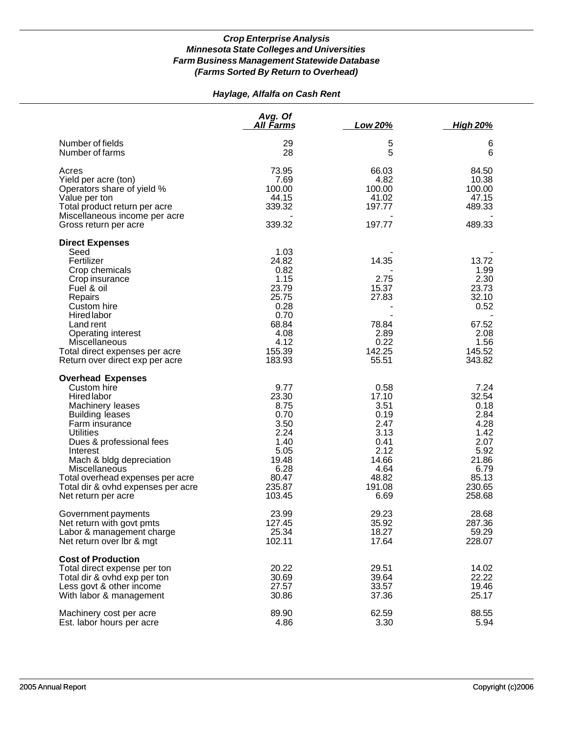***Crop Enterprise Analysis***
***Minnesota State Colleges and Universities***
***Farm Business Management Statewide Database***
***(Farms Sorted By Return to Overhead)***

***Haylage, Alfalfa on Cash Rent***

| | Avg. Of All Farms | Low 20% | High 20% |
|---|---|---|---|
| Number of fields | 29 | 5 | 6 |
| Number of farms | 28 | 5 | 6 |
| Acres | 73.95 | 66.03 | 84.50 |
| Yield per acre (ton) | 7.69 | 4.82 | 10.38 |
| Operators share of yield % | 100.00 | 100.00 | 100.00 |
| Value per ton | 44.15 | 41.02 | 47.15 |
| Total product return per acre | 339.32 | 197.77 | 489.33 |
| Miscellaneous income per acre | - | - | - |
| Gross return per acre | 339.32 | 197.77 | 489.33 |
| **Direct Expenses** | | | |
| Seed | 1.03 | - | - |
| Fertilizer | 24.82 | 14.35 | 13.72 |
| Crop chemicals | 0.82 | - | 1.99 |
| Crop insurance | 1.15 | 2.75 | 2.30 |
| Fuel & oil | 23.79 | 15.37 | 23.73 |
| Repairs | 25.75 | 27.83 | 32.10 |
| Custom hire | 0.28 | - | 0.52 |
| Hired labor | 0.70 | - | - |
| Land rent | 68.84 | 78.84 | 67.52 |
| Operating interest | 4.08 | 2.89 | 2.08 |
| Miscellaneous | 4.12 | 0.22 | 1.56 |
| Total direct expenses per acre | 155.39 | 142.25 | 145.52 |
| Return over direct exp per acre | 183.93 | 55.51 | 343.82 |
| **Overhead Expenses** | | | |
| Custom hire | 9.77 | 0.58 | 7.24 |
| Hired labor | 23.30 | 17.10 | 32.54 |
| Machinery leases | 8.75 | 3.51 | 0.18 |
| Building leases | 0.70 | 0.19 | 2.84 |
| Farm insurance | 3.50 | 2.47 | 4.28 |
| Utilities | 2.24 | 3.13 | 1.42 |
| Dues & professional fees | 1.40 | 0.41 | 2.07 |
| Interest | 5.05 | 2.12 | 5.92 |
| Mach & bldg depreciation | 19.48 | 14.66 | 21.86 |
| Miscellaneous | 6.28 | 4.64 | 6.79 |
| Total overhead expenses per acre | 80.47 | 48.82 | 85.13 |
| Total dir & ovhd expenses per acre | 235.87 | 191.08 | 230.65 |
| Net return per acre | 103.45 | 6.69 | 258.68 |
| Government payments | 23.99 | 29.23 | 28.68 |
| Net return with govt pmts | 127.45 | 35.92 | 287.36 |
| Labor & management charge | 25.34 | 18.27 | 59.29 |
| Net return over lbr & mgt | 102.11 | 17.64 | 228.07 |
| **Cost of Production** | | | |
| Total direct expense per ton | 20.22 | 29.51 | 14.02 |
| Total dir & ovhd exp per ton | 30.69 | 39.64 | 22.22 |
| Less govt & other income | 27.57 | 33.57 | 19.46 |
| With labor & management | 30.86 | 37.36 | 25.17 |
| Machinery cost per acre | 89.90 | 62.59 | 88.55 |
| Est. labor hours per acre | 4.86 | 3.30 | 5.94 |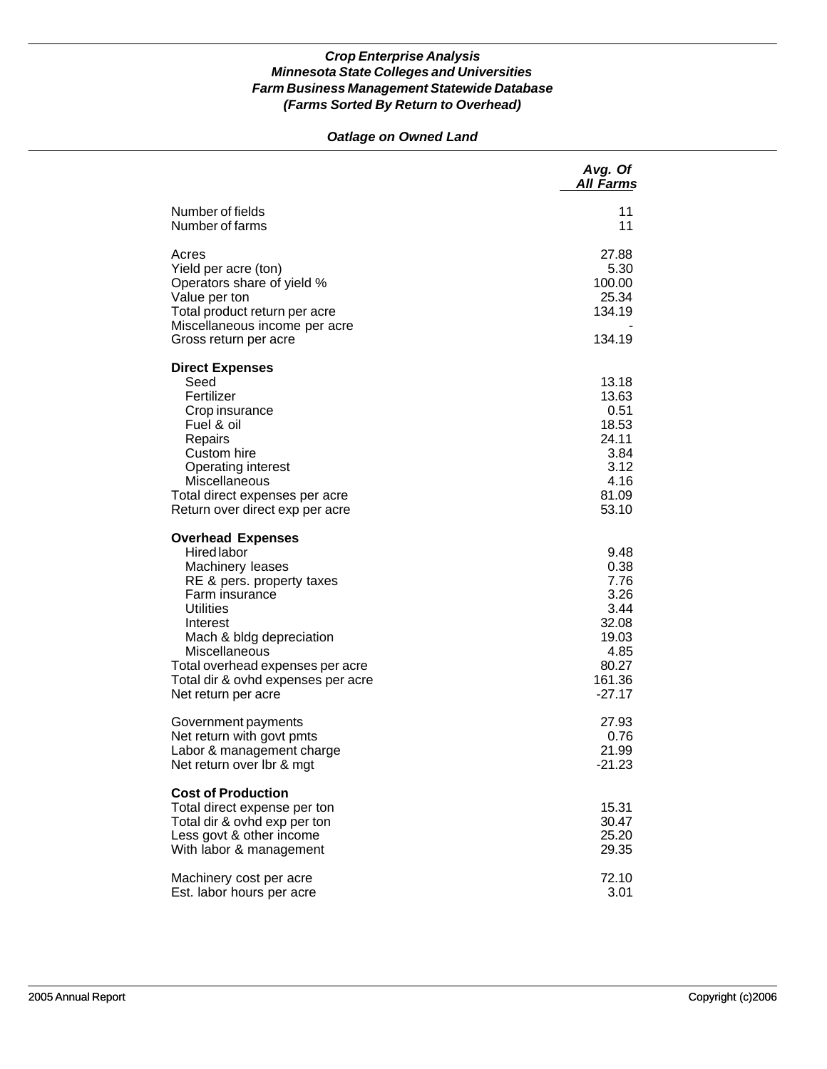# *Crop Enterprise Analysis*
## *Minnesota State Colleges and Universities*
## *Farm Business Management Statewide Database*
## *(Farms Sorted By Return to Overhead)*

### *Oatlage on Owned Land*

| | *Avg. Of All Farms* |
|---|---|
| Number of fields | 11 |
| Number of farms | 11 |
| | |
| Acres | 27.88 |
| Yield per acre (ton) | 5.30 |
| Operators share of yield % | 100.00 |
| Value per ton | 25.34 |
| Total product return per acre | 134.19 |
| Miscellaneous income per acre | - |
| Gross return per acre | 134.19 |
| | |
| **Direct Expenses** | |
| Seed | 13.18 |
| Fertilizer | 13.63 |
| Crop insurance | 0.51 |
| Fuel & oil | 18.53 |
| Repairs | 24.11 |
| Custom hire | 3.84 |
| Operating interest | 3.12 |
| Miscellaneous | 4.16 |
| Total direct expenses per acre | 81.09 |
| Return over direct exp per acre | 53.10 |
| | |
| **Overhead Expenses** | |
| Hired labor | 9.48 |
| Machinery leases | 0.38 |
| RE & pers. property taxes | 7.76 |
| Farm insurance | 3.26 |
| Utilities | 3.44 |
| Interest | 32.08 |
| Mach & bldg depreciation | 19.03 |
| Miscellaneous | 4.85 |
| Total overhead expenses per acre | 80.27 |
| Total dir & ovhd expenses per acre | 161.36 |
| Net return per acre | -27.17 |
| | |
| Government payments | 27.93 |
| Net return with govt pmts | 0.76 |
| Labor & management charge | 21.99 |
| Net return over lbr & mgt | -21.23 |
| | |
| **Cost of Production** | |
| Total direct expense per ton | 15.31 |
| Total dir & ovhd exp per ton | 30.47 |
| Less govt & other income | 25.20 |
| With labor & management | 29.35 |
| | |
| Machinery cost per acre | 72.10 |
| Est. labor hours per acre | 3.01 |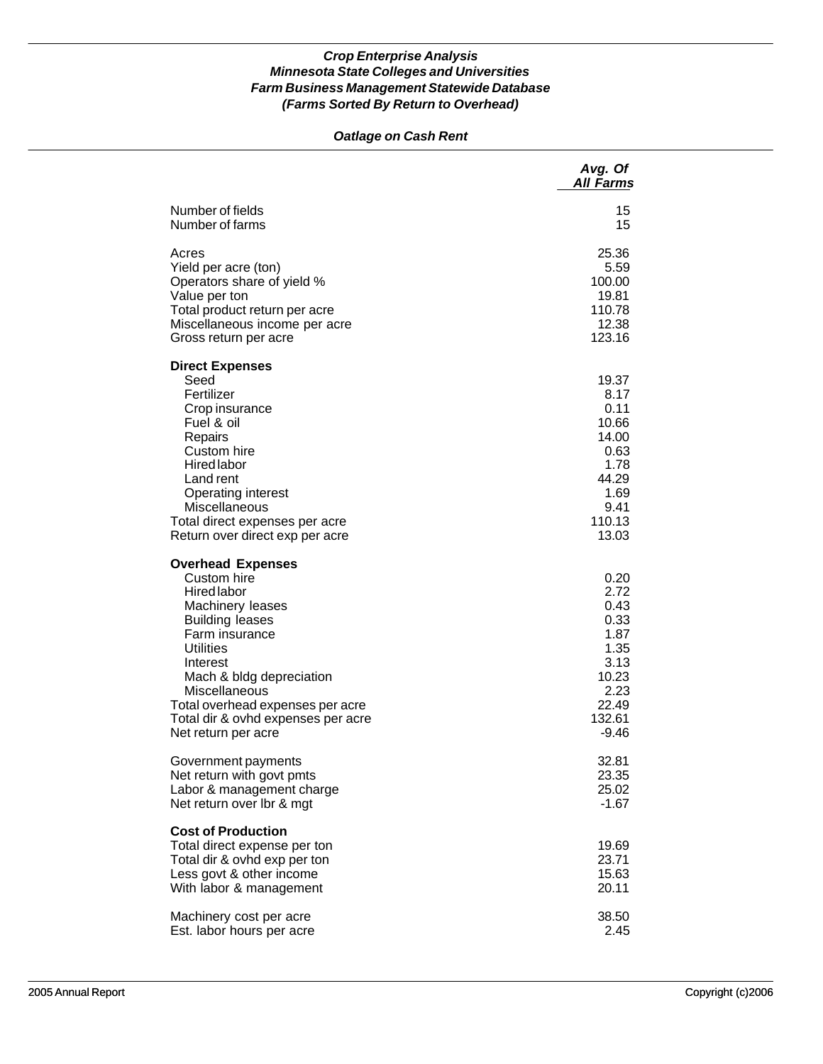***Crop Enterprise Analysis***
***Minnesota State Colleges and Universities***
***Farm Business Management Statewide Database***
***(Farms Sorted By Return to Overhead)***

***Oatlage on Cash Rent***

| | *Avg. Of All Farms* |
|---|---|
| Number of fields | 15 |
| Number of farms | 15 |
| | |
| Acres | 25.36 |
| Yield per acre (ton) | 5.59 |
| Operators share of yield % | 100.00 |
| Value per ton | 19.81 |
| Total product return per acre | 110.78 |
| Miscellaneous income per acre | 12.38 |
| Gross return per acre | 123.16 |
| | |
| **Direct Expenses** | |
| Seed | 19.37 |
| Fertilizer | 8.17 |
| Crop insurance | 0.11 |
| Fuel & oil | 10.66 |
| Repairs | 14.00 |
| Custom hire | 0.63 |
| Hired labor | 1.78 |
| Land rent | 44.29 |
| Operating interest | 1.69 |
| Miscellaneous | 9.41 |
| Total direct expenses per acre | 110.13 |
| Return over direct exp per acre | 13.03 |
| | |
| **Overhead Expenses** | |
| Custom hire | 0.20 |
| Hired labor | 2.72 |
| Machinery leases | 0.43 |
| Building leases | 0.33 |
| Farm insurance | 1.87 |
| Utilities | 1.35 |
| Interest | 3.13 |
| Mach & bldg depreciation | 10.23 |
| Miscellaneous | 2.23 |
| Total overhead expenses per acre | 22.49 |
| Total dir & ovhd expenses per acre | 132.61 |
| Net return per acre | -9.46 |
| | |
| Government payments | 32.81 |
| Net return with govt pmts | 23.35 |
| Labor & management charge | 25.02 |
| Net return over lbr & mgt | -1.67 |
| | |
| **Cost of Production** | |
| Total direct expense per ton | 19.69 |
| Total dir & ovhd exp per ton | 23.71 |
| Less govt & other income | 15.63 |
| With labor & management | 20.11 |
| | |
| Machinery cost per acre | 38.50 |
| Est. labor hours per acre | 2.45 |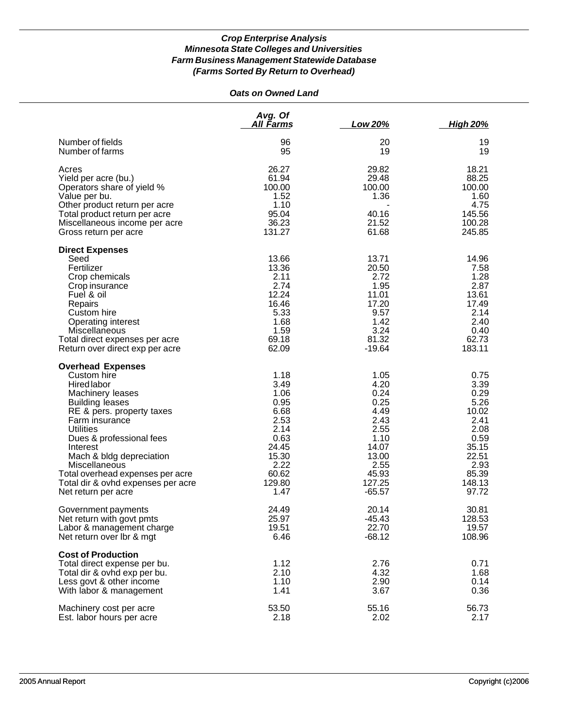## *Crop Enterprise Analysis*
## *Minnesota State Colleges and Universities*
## *Farm Business Management Statewide Database*
## *(Farms Sorted By Return to Overhead)*

### *Oats on Owned Land*

| | Avg. Of All Farms | Low 20% | High 20% |
|---|---|---|---|
| Number of fields | 96 | 20 | 19 |
| Number of farms | 95 | 19 | 19 |
| Acres | 26.27 | 29.82 | 18.21 |
| Yield per acre (bu.) | 61.94 | 29.48 | 88.25 |
| Operators share of yield % | 100.00 | 100.00 | 100.00 |
| Value per bu. | 1.52 | 1.36 | 1.60 |
| Other product return per acre | 1.10 | - | 4.75 |
| Total product return per acre | 95.04 | 40.16 | 145.56 |
| Miscellaneous income per acre | 36.23 | 21.52 | 100.28 |
| Gross return per acre | 131.27 | 61.68 | 245.85 |
| **Direct Expenses** | | | |
| Seed | 13.66 | 13.71 | 14.96 |
| Fertilizer | 13.36 | 20.50 | 7.58 |
| Crop chemicals | 2.11 | 2.72 | 1.28 |
| Crop insurance | 2.74 | 1.95 | 2.87 |
| Fuel & oil | 12.24 | 11.01 | 13.61 |
| Repairs | 16.46 | 17.20 | 17.49 |
| Custom hire | 5.33 | 9.57 | 2.14 |
| Operating interest | 1.68 | 1.42 | 2.40 |
| Miscellaneous | 1.59 | 3.24 | 0.40 |
| Total direct expenses per acre | 69.18 | 81.32 | 62.73 |
| Return over direct exp per acre | 62.09 | -19.64 | 183.11 |
| **Overhead Expenses** | | | |
| Custom hire | 1.18 | 1.05 | 0.75 |
| Hired labor | 3.49 | 4.20 | 3.39 |
| Machinery leases | 1.06 | 0.24 | 0.29 |
| Building leases | 0.95 | 0.25 | 5.26 |
| RE & pers. property taxes | 6.68 | 4.49 | 10.02 |
| Farm insurance | 2.53 | 2.43 | 2.41 |
| Utilities | 2.14 | 2.55 | 2.08 |
| Dues & professional fees | 0.63 | 1.10 | 0.59 |
| Interest | 24.45 | 14.07 | 35.15 |
| Mach & bldg depreciation | 15.30 | 13.00 | 22.51 |
| Miscellaneous | 2.22 | 2.55 | 2.93 |
| Total overhead expenses per acre | 60.62 | 45.93 | 85.39 |
| Total dir & ovhd expenses per acre | 129.80 | 127.25 | 148.13 |
| Net return per acre | 1.47 | -65.57 | 97.72 |
| Government payments | 24.49 | 20.14 | 30.81 |
| Net return with govt pmts | 25.97 | -45.43 | 128.53 |
| Labor & management charge | 19.51 | 22.70 | 19.57 |
| Net return over lbr & mgt | 6.46 | -68.12 | 108.96 |
| **Cost of Production** | | | |
| Total direct expense per bu. | 1.12 | 2.76 | 0.71 |
| Total dir & ovhd exp per bu. | 2.10 | 4.32 | 1.68 |
| Less govt & other income | 1.10 | 2.90 | 0.14 |
| With labor & management | 1.41 | 3.67 | 0.36 |
| Machinery cost per acre | 53.50 | 55.16 | 56.73 |
| Est. labor hours per acre | 2.18 | 2.02 | 2.17 |

2005 Annual Report | Copyright (c)2006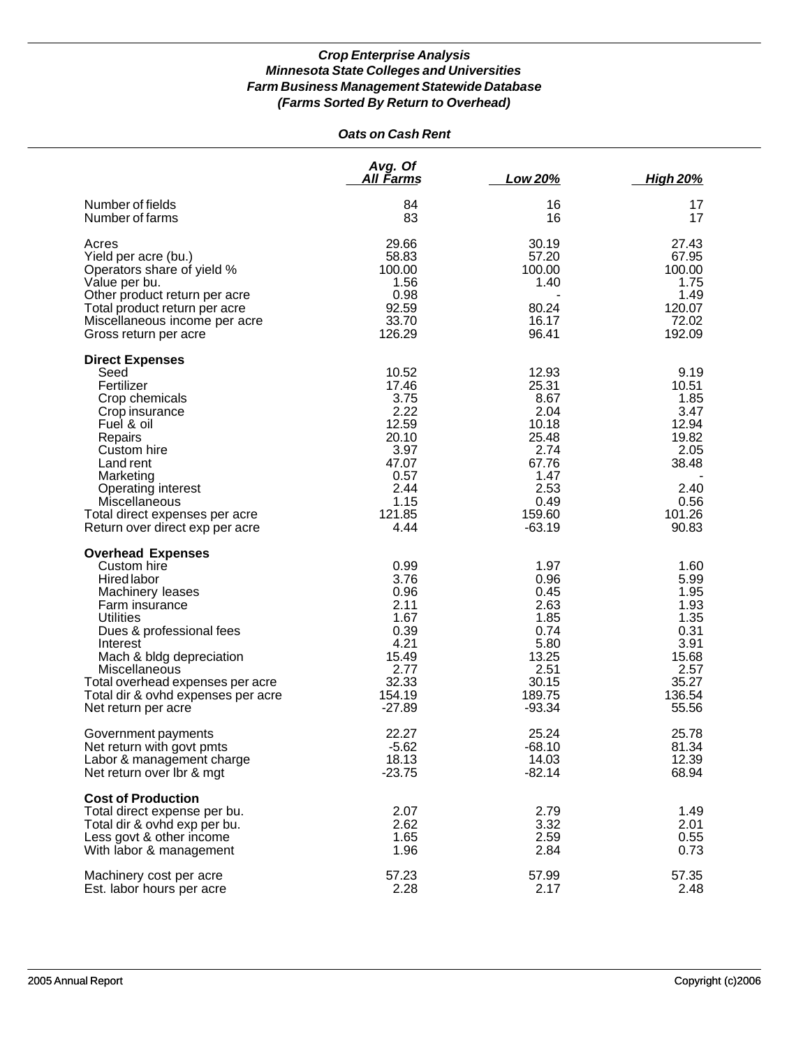***Crop Enterprise Analysis***
***Minnesota State Colleges and Universities***
***Farm Business Management Statewide Database***
***(Farms Sorted By Return to Overhead)***

***Oats on Cash Rent***

| | Avg. Of All Farms | Low 20% | High 20% |
|---|---|---|---|
| Number of fields | 84 | 16 | 17 |
| Number of farms | 83 | 16 | 17 |
| Acres | 29.66 | 30.19 | 27.43 |
| Yield per acre (bu.) | 58.83 | 57.20 | 67.95 |
| Operators share of yield % | 100.00 | 100.00 | 100.00 |
| Value per bu. | 1.56 | 1.40 | 1.75 |
| Other product return per acre | 0.98 | - | 1.49 |
| Total product return per acre | 92.59 | 80.24 | 120.07 |
| Miscellaneous income per acre | 33.70 | 16.17 | 72.02 |
| Gross return per acre | 126.29 | 96.41 | 192.09 |
| **Direct Expenses** | | | |
| Seed | 10.52 | 12.93 | 9.19 |
| Fertilizer | 17.46 | 25.31 | 10.51 |
| Crop chemicals | 3.75 | 8.67 | 1.85 |
| Crop insurance | 2.22 | 2.04 | 3.47 |
| Fuel & oil | 12.59 | 10.18 | 12.94 |
| Repairs | 20.10 | 25.48 | 19.82 |
| Custom hire | 3.97 | 2.74 | 2.05 |
| Land rent | 47.07 | 67.76 | 38.48 |
| Marketing | 0.57 | 1.47 | - |
| Operating interest | 2.44 | 2.53 | 2.40 |
| Miscellaneous | 1.15 | 0.49 | 0.56 |
| Total direct expenses per acre | 121.85 | 159.60 | 101.26 |
| Return over direct exp per acre | 4.44 | -63.19 | 90.83 |
| **Overhead Expenses** | | | |
| Custom hire | 0.99 | 1.97 | 1.60 |
| Hired labor | 3.76 | 0.96 | 5.99 |
| Machinery leases | 0.96 | 0.45 | 1.95 |
| Farm insurance | 2.11 | 2.63 | 1.93 |
| Utilities | 1.67 | 1.85 | 1.35 |
| Dues & professional fees | 0.39 | 0.74 | 0.31 |
| Interest | 4.21 | 5.80 | 3.91 |
| Mach & bldg depreciation | 15.49 | 13.25 | 15.68 |
| Miscellaneous | 2.77 | 2.51 | 2.57 |
| Total overhead expenses per acre | 32.33 | 30.15 | 35.27 |
| Total dir & ovhd expenses per acre | 154.19 | 189.75 | 136.54 |
| Net return per acre | -27.89 | -93.34 | 55.56 |
| Government payments | 22.27 | 25.24 | 25.78 |
| Net return with govt pmts | -5.62 | -68.10 | 81.34 |
| Labor & management charge | 18.13 | 14.03 | 12.39 |
| Net return over lbr & mgt | -23.75 | -82.14 | 68.94 |
| **Cost of Production** | | | |
| Total direct expense per bu. | 2.07 | 2.79 | 1.49 |
| Total dir & ovhd exp per bu. | 2.62 | 3.32 | 2.01 |
| Less govt & other income | 1.65 | 2.59 | 0.55 |
| With labor & management | 1.96 | 2.84 | 0.73 |
| Machinery cost per acre | 57.23 | 57.99 | 57.35 |
| Est. labor hours per acre | 2.28 | 2.17 | 2.48 |

2005 Annual Report | Copyright (c)2006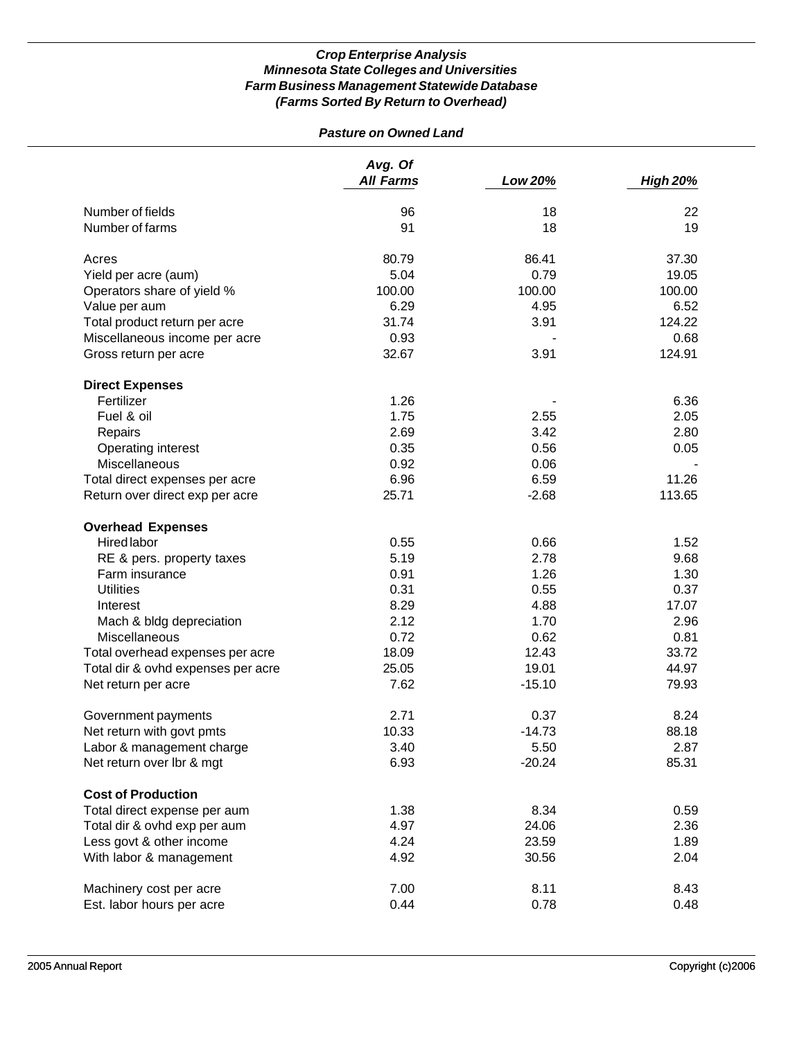***Crop Enterprise Analysis***
***Minnesota State Colleges and Universities***
***Farm Business Management Statewide Database***
***(Farms Sorted By Return to Overhead)***

***Pasture on Owned Land***

| | *Avg. Of All Farms* | *Low 20%* | *High 20%* |
|---|---|---|---|
| Number of fields | 96 | 18 | 22 |
| Number of farms | 91 | 18 | 19 |
| | | | |
| Acres | 80.79 | 86.41 | 37.30 |
| Yield per acre (aum) | 5.04 | 0.79 | 19.05 |
| Operators share of yield % | 100.00 | 100.00 | 100.00 |
| Value per aum | 6.29 | 4.95 | 6.52 |
| Total product return per acre | 31.74 | 3.91 | 124.22 |
| Miscellaneous income per acre | 0.93 | - | 0.68 |
| Gross return per acre | 32.67 | 3.91 | 124.91 |
| | | | |
| **Direct Expenses** | | | |
| Fertilizer | 1.26 | - | 6.36 |
| Fuel & oil | 1.75 | 2.55 | 2.05 |
| Repairs | 2.69 | 3.42 | 2.80 |
| Operating interest | 0.35 | 0.56 | 0.05 |
| Miscellaneous | 0.92 | 0.06 | - |
| Total direct expenses per acre | 6.96 | 6.59 | 11.26 |
| Return over direct exp per acre | 25.71 | -2.68 | 113.65 |
| | | | |
| **Overhead Expenses** | | | |
| Hired labor | 0.55 | 0.66 | 1.52 |
| RE & pers. property taxes | 5.19 | 2.78 | 9.68 |
| Farm insurance | 0.91 | 1.26 | 1.30 |
| Utilities | 0.31 | 0.55 | 0.37 |
| Interest | 8.29 | 4.88 | 17.07 |
| Mach & bldg depreciation | 2.12 | 1.70 | 2.96 |
| Miscellaneous | 0.72 | 0.62 | 0.81 |
| Total overhead expenses per acre | 18.09 | 12.43 | 33.72 |
| Total dir & ovhd expenses per acre | 25.05 | 19.01 | 44.97 |
| Net return per acre | 7.62 | -15.10 | 79.93 |
| | | | |
| Government payments | 2.71 | 0.37 | 8.24 |
| Net return with govt pmts | 10.33 | -14.73 | 88.18 |
| Labor & management charge | 3.40 | 5.50 | 2.87 |
| Net return over lbr & mgt | 6.93 | -20.24 | 85.31 |
| | | | |
| **Cost of Production** | | | |
| Total direct expense per aum | 1.38 | 8.34 | 0.59 |
| Total dir & ovhd exp per aum | 4.97 | 24.06 | 2.36 |
| Less govt & other income | 4.24 | 23.59 | 1.89 |
| With labor & management | 4.92 | 30.56 | 2.04 |
| | | | |
| Machinery cost per acre | 7.00 | 8.11 | 8.43 |
| Est. labor hours per acre | 0.44 | 0.78 | 0.48 |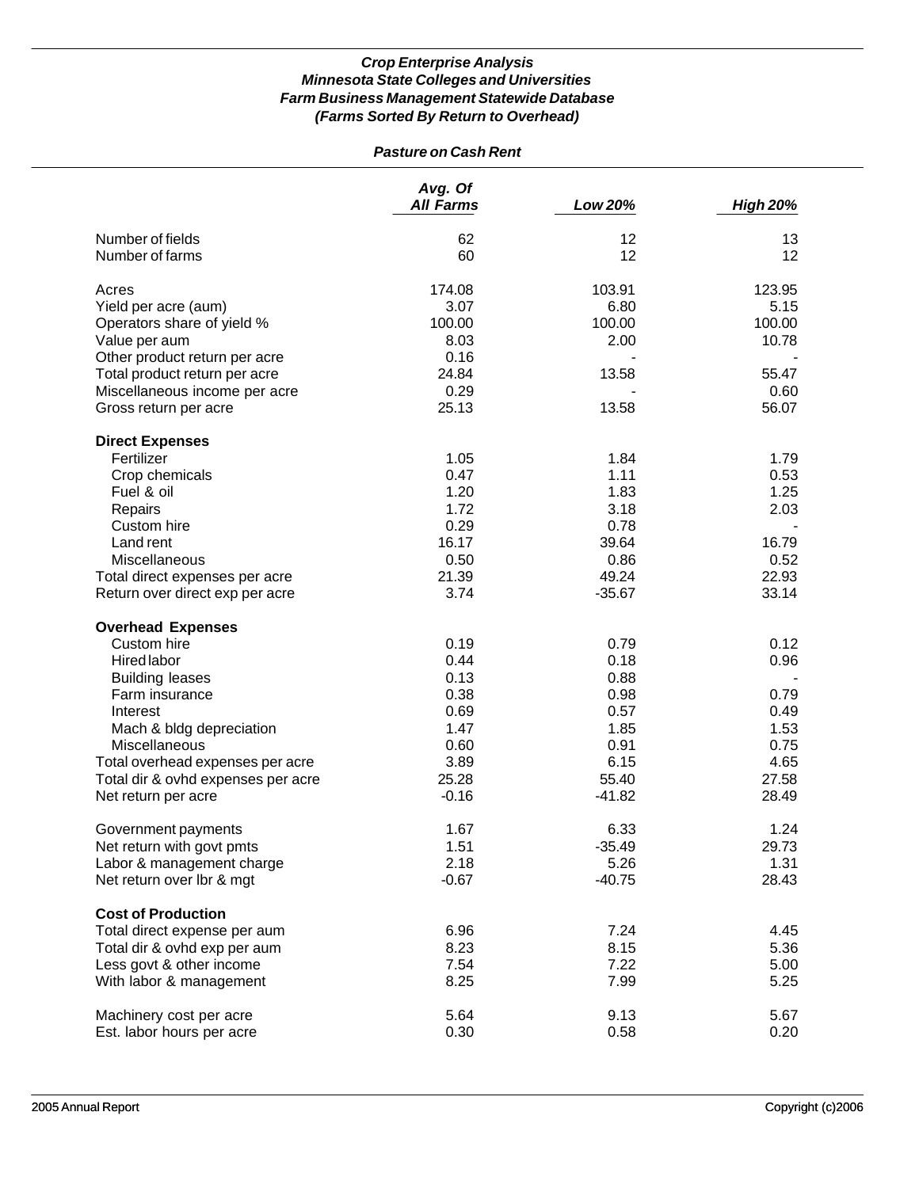### *Crop Enterprise Analysis*
### *Minnesota State Colleges and Universities*
### *Farm Business Management Statewide Database*
### *(Farms Sorted By Return to Overhead)*

#### *Pasture on Cash Rent*

| | *Avg. Of All Farms* | *Low 20%* | *High 20%* |
|---|---|---|---|
| Number of fields | 62 | 12 | 13 |
| Number of farms | 60 | 12 | 12 |
| | | | |
| Acres | 174.08 | 103.91 | 123.95 |
| Yield per acre (aum) | 3.07 | 6.80 | 5.15 |
| Operators share of yield % | 100.00 | 100.00 | 100.00 |
| Value per aum | 8.03 | 2.00 | 10.78 |
| Other product return per acre | 0.16 | - | - |
| Total product return per acre | 24.84 | 13.58 | 55.47 |
| Miscellaneous income per acre | 0.29 | - | 0.60 |
| Gross return per acre | 25.13 | 13.58 | 56.07 |
| | | | |
| **Direct Expenses** | | | |
| Fertilizer | 1.05 | 1.84 | 1.79 |
| Crop chemicals | 0.47 | 1.11 | 0.53 |
| Fuel & oil | 1.20 | 1.83 | 1.25 |
| Repairs | 1.72 | 3.18 | 2.03 |
| Custom hire | 0.29 | 0.78 | - |
| Land rent | 16.17 | 39.64 | 16.79 |
| Miscellaneous | 0.50 | 0.86 | 0.52 |
| Total direct expenses per acre | 21.39 | 49.24 | 22.93 |
| Return over direct exp per acre | 3.74 | -35.67 | 33.14 |
| | | | |
| **Overhead Expenses** | | | |
| Custom hire | 0.19 | 0.79 | 0.12 |
| Hired labor | 0.44 | 0.18 | 0.96 |
| Building leases | 0.13 | 0.88 | - |
| Farm insurance | 0.38 | 0.98 | 0.79 |
| Interest | 0.69 | 0.57 | 0.49 |
| Mach & bldg depreciation | 1.47 | 1.85 | 1.53 |
| Miscellaneous | 0.60 | 0.91 | 0.75 |
| Total overhead expenses per acre | 3.89 | 6.15 | 4.65 |
| Total dir & ovhd expenses per acre | 25.28 | 55.40 | 27.58 |
| Net return per acre | -0.16 | -41.82 | 28.49 |
| | | | |
| Government payments | 1.67 | 6.33 | 1.24 |
| Net return with govt pmts | 1.51 | -35.49 | 29.73 |
| Labor & management charge | 2.18 | 5.26 | 1.31 |
| Net return over lbr & mgt | -0.67 | -40.75 | 28.43 |
| | | | |
| **Cost of Production** | | | |
| Total direct expense per aum | 6.96 | 7.24 | 4.45 |
| Total dir & ovhd exp per aum | 8.23 | 8.15 | 5.36 |
| Less govt & other income | 7.54 | 7.22 | 5.00 |
| With labor & management | 8.25 | 7.99 | 5.25 |
| | | | |
| Machinery cost per acre | 5.64 | 9.13 | 5.67 |
| Est. labor hours per acre | 0.30 | 0.58 | 0.20 |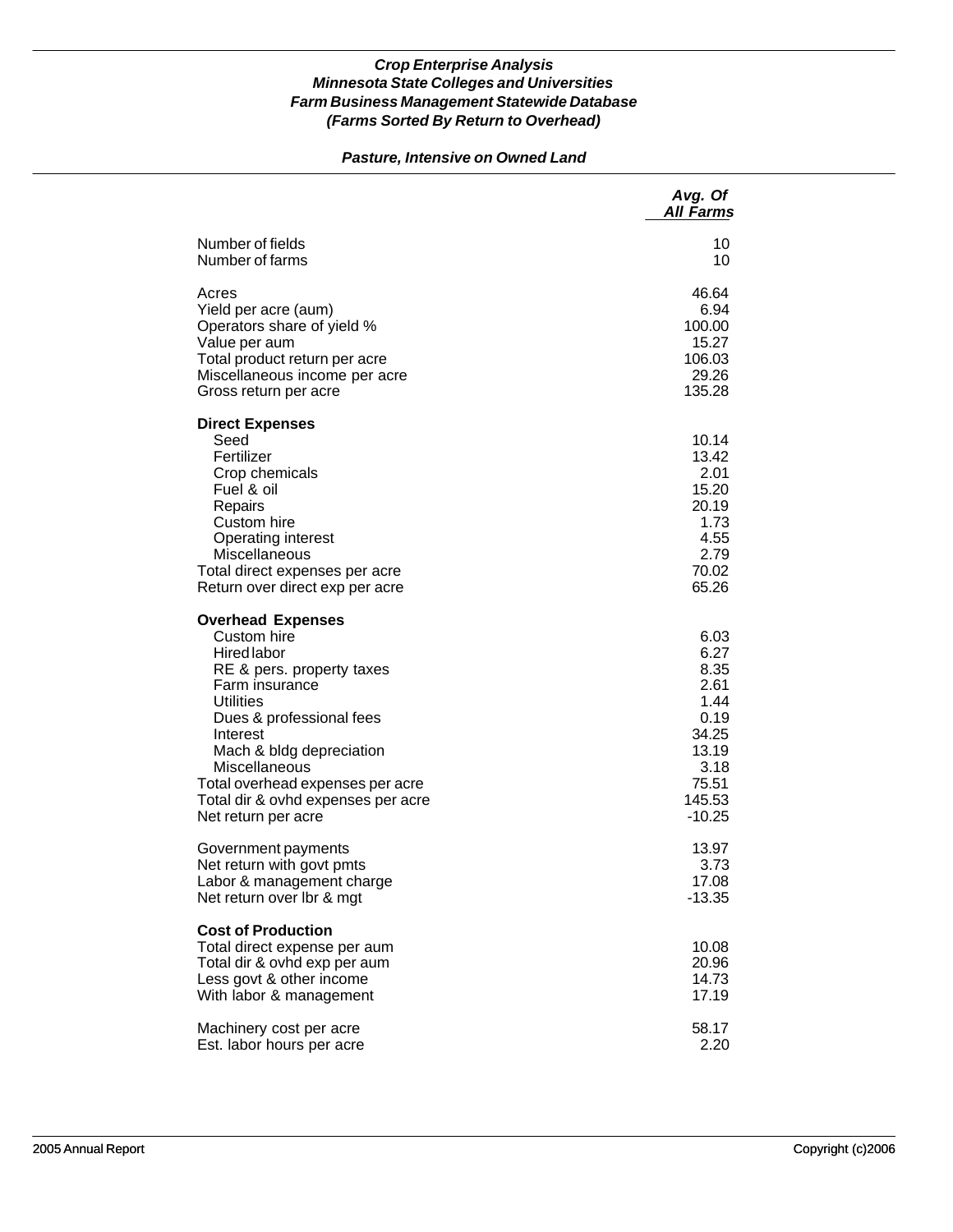***Crop Enterprise Analysis***
***Minnesota State Colleges and Universities***
***Farm Business Management Statewide Database***
***(Farms Sorted By Return to Overhead)***

***Pasture, Intensive on Owned Land***

| | *Avg. Of All Farms* |
|---|---|
| Number of fields | 10 |
| Number of farms | 10 |
| | |
| Acres | 46.64 |
| Yield per acre (aum) | 6.94 |
| Operators share of yield % | 100.00 |
| Value per aum | 15.27 |
| Total product return per acre | 106.03 |
| Miscellaneous income per acre | 29.26 |
| Gross return per acre | 135.28 |
| | |
| **Direct Expenses** | |
| Seed | 10.14 |
| Fertilizer | 13.42 |
| Crop chemicals | 2.01 |
| Fuel & oil | 15.20 |
| Repairs | 20.19 |
| Custom hire | 1.73 |
| Operating interest | 4.55 |
| Miscellaneous | 2.79 |
| Total direct expenses per acre | 70.02 |
| Return over direct exp per acre | 65.26 |
| | |
| **Overhead Expenses** | |
| Custom hire | 6.03 |
| Hired labor | 6.27 |
| RE & pers. property taxes | 8.35 |
| Farm insurance | 2.61 |
| Utilities | 1.44 |
| Dues & professional fees | 0.19 |
| Interest | 34.25 |
| Mach & bldg depreciation | 13.19 |
| Miscellaneous | 3.18 |
| Total overhead expenses per acre | 75.51 |
| Total dir & ovhd expenses per acre | 145.53 |
| Net return per acre | -10.25 |
| | |
| Government payments | 13.97 |
| Net return with govt pmts | 3.73 |
| Labor & management charge | 17.08 |
| Net return over lbr & mgt | -13.35 |
| | |
| **Cost of Production** | |
| Total direct expense per aum | 10.08 |
| Total dir & ovhd exp per aum | 20.96 |
| Less govt & other income | 14.73 |
| With labor & management | 17.19 |
| | |
| Machinery cost per acre | 58.17 |
| Est. labor hours per acre | 2.20 |

2005 Annual Report    Copyright (c)2006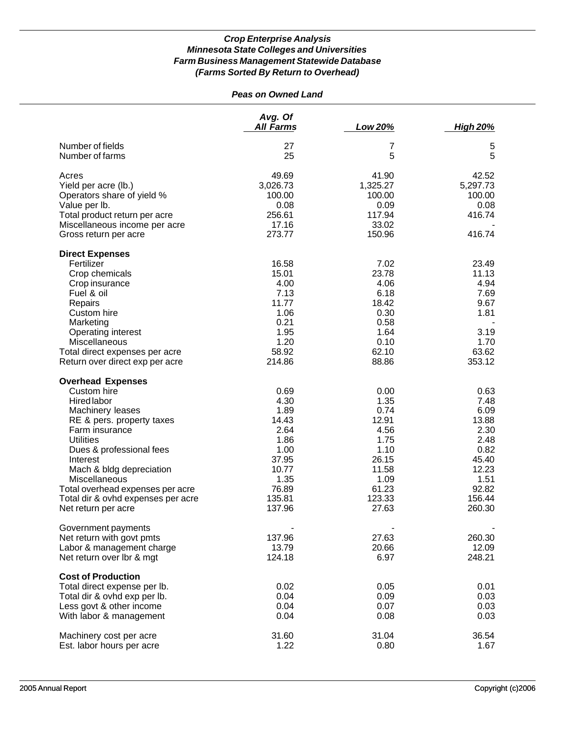***Crop Enterprise Analysis***
***Minnesota State Colleges and Universities***
***Farm Business Management Statewide Database***
***(Farms Sorted By Return to Overhead)***

***Peas on Owned Land***

| | *Avg. Of All Farms* | *Low 20%* | *High 20%* |
|---|---|---|---|
| Number of fields | 27 | 7 | 5 |
| Number of farms | 25 | 5 | 5 |
| | | | |
| Acres | 49.69 | 41.90 | 42.52 |
| Yield per acre (lb.) | 3,026.73 | 1,325.27 | 5,297.73 |
| Operators share of yield % | 100.00 | 100.00 | 100.00 |
| Value per lb. | 0.08 | 0.09 | 0.08 |
| Total product return per acre | 256.61 | 117.94 | 416.74 |
| Miscellaneous income per acre | 17.16 | 33.02 | - |
| Gross return per acre | 273.77 | 150.96 | 416.74 |
| | | | |
| **Direct Expenses** | | | |
| Fertilizer | 16.58 | 7.02 | 23.49 |
| Crop chemicals | 15.01 | 23.78 | 11.13 |
| Crop insurance | 4.00 | 4.06 | 4.94 |
| Fuel & oil | 7.13 | 6.18 | 7.69 |
| Repairs | 11.77 | 18.42 | 9.67 |
| Custom hire | 1.06 | 0.30 | 1.81 |
| Marketing | 0.21 | 0.58 | - |
| Operating interest | 1.95 | 1.64 | 3.19 |
| Miscellaneous | 1.20 | 0.10 | 1.70 |
| Total direct expenses per acre | 58.92 | 62.10 | 63.62 |
| Return over direct exp per acre | 214.86 | 88.86 | 353.12 |
| | | | |
| **Overhead Expenses** | | | |
| Custom hire | 0.69 | 0.00 | 0.63 |
| Hired labor | 4.30 | 1.35 | 7.48 |
| Machinery leases | 1.89 | 0.74 | 6.09 |
| RE & pers. property taxes | 14.43 | 12.91 | 13.88 |
| Farm insurance | 2.64 | 4.56 | 2.30 |
| Utilities | 1.86 | 1.75 | 2.48 |
| Dues & professional fees | 1.00 | 1.10 | 0.82 |
| Interest | 37.95 | 26.15 | 45.40 |
| Mach & bldg depreciation | 10.77 | 11.58 | 12.23 |
| Miscellaneous | 1.35 | 1.09 | 1.51 |
| Total overhead expenses per acre | 76.89 | 61.23 | 92.82 |
| Total dir & ovhd expenses per acre | 135.81 | 123.33 | 156.44 |
| Net return per acre | 137.96 | 27.63 | 260.30 |
| | | | |
| Government payments | - | - | - |
| Net return with govt pmts | 137.96 | 27.63 | 260.30 |
| Labor & management charge | 13.79 | 20.66 | 12.09 |
| Net return over lbr & mgt | 124.18 | 6.97 | 248.21 |
| | | | |
| **Cost of Production** | | | |
| Total direct expense per lb. | 0.02 | 0.05 | 0.01 |
| Total dir & ovhd exp per lb. | 0.04 | 0.09 | 0.03 |
| Less govt & other income | 0.04 | 0.07 | 0.03 |
| With labor & management | 0.04 | 0.08 | 0.03 |
| | | | |
| Machinery cost per acre | 31.60 | 31.04 | 36.54 |
| Est. labor hours per acre | 1.22 | 0.80 | 1.67 |

2005 Annual Report Copyright (c)2006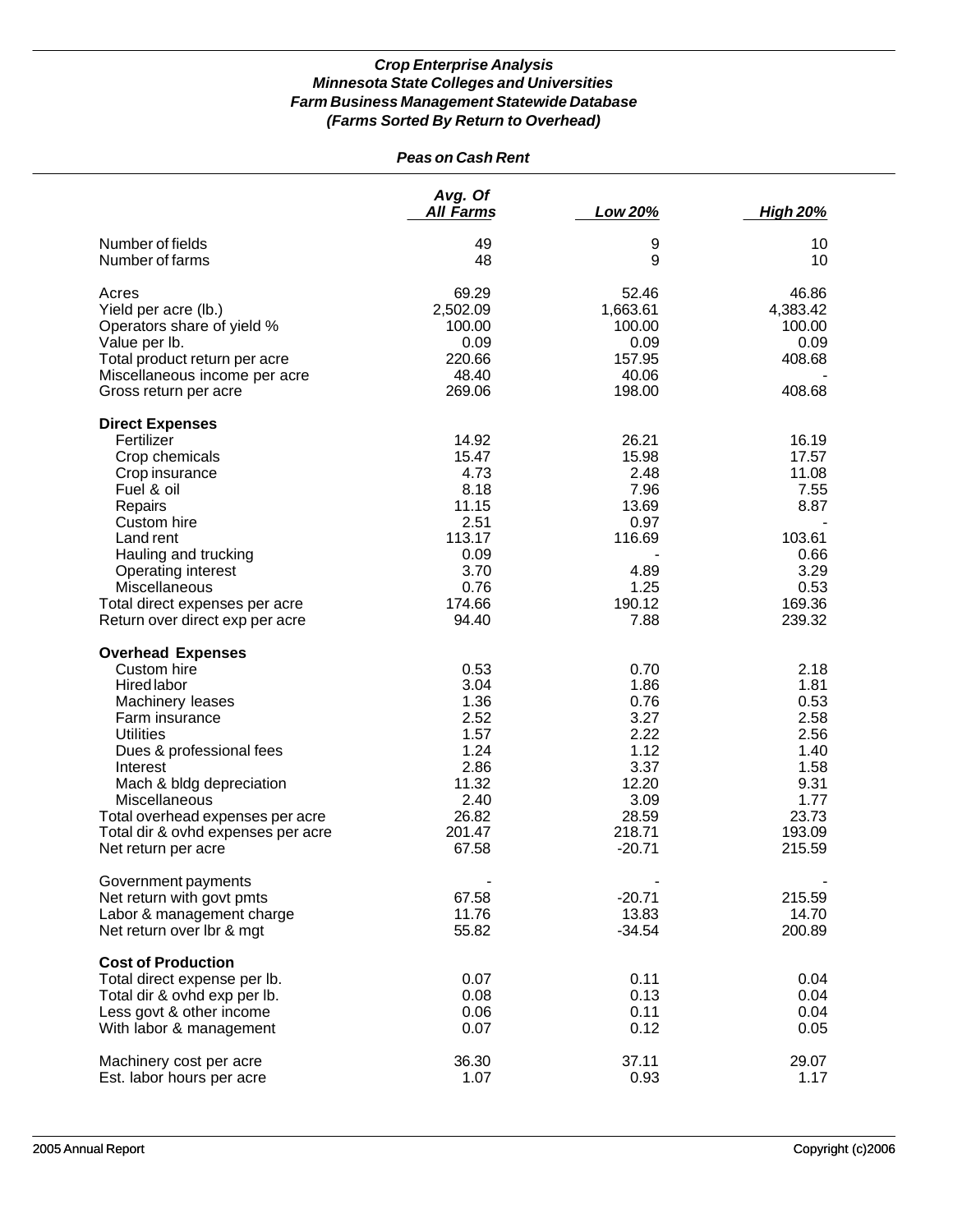***Crop Enterprise Analysis***
***Minnesota State Colleges and Universities***
***Farm Business Management Statewide Database***
***(Farms Sorted By Return to Overhead)***

***Peas on Cash Rent***

| | *Avg. Of All Farms* | *Low 20%* | *High 20%* |
|---|---|---|---|
| Number of fields | 49 | 9 | 10 |
| Number of farms | 48 | 9 | 10 |
| | | | |
| Acres | 69.29 | 52.46 | 46.86 |
| Yield per acre (lb.) | 2,502.09 | 1,663.61 | 4,383.42 |
| Operators share of yield % | 100.00 | 100.00 | 100.00 |
| Value per lb. | 0.09 | 0.09 | 0.09 |
| Total product return per acre | 220.66 | 157.95 | 408.68 |
| Miscellaneous income per acre | 48.40 | 40.06 | - |
| Gross return per acre | 269.06 | 198.00 | 408.68 |
| | | | |
| **Direct Expenses** | | | |
| Fertilizer | 14.92 | 26.21 | 16.19 |
| Crop chemicals | 15.47 | 15.98 | 17.57 |
| Crop insurance | 4.73 | 2.48 | 11.08 |
| Fuel & oil | 8.18 | 7.96 | 7.55 |
| Repairs | 11.15 | 13.69 | 8.87 |
| Custom hire | 2.51 | 0.97 | - |
| Land rent | 113.17 | 116.69 | 103.61 |
| Hauling and trucking | 0.09 | - | 0.66 |
| Operating interest | 3.70 | 4.89 | 3.29 |
| Miscellaneous | 0.76 | 1.25 | 0.53 |
| Total direct expenses per acre | 174.66 | 190.12 | 169.36 |
| Return over direct exp per acre | 94.40 | 7.88 | 239.32 |
| | | | |
| **Overhead Expenses** | | | |
| Custom hire | 0.53 | 0.70 | 2.18 |
| Hired labor | 3.04 | 1.86 | 1.81 |
| Machinery leases | 1.36 | 0.76 | 0.53 |
| Farm insurance | 2.52 | 3.27 | 2.58 |
| Utilities | 1.57 | 2.22 | 2.56 |
| Dues & professional fees | 1.24 | 1.12 | 1.40 |
| Interest | 2.86 | 3.37 | 1.58 |
| Mach & bldg depreciation | 11.32 | 12.20 | 9.31 |
| Miscellaneous | 2.40 | 3.09 | 1.77 |
| Total overhead expenses per acre | 26.82 | 28.59 | 23.73 |
| Total dir & ovhd expenses per acre | 201.47 | 218.71 | 193.09 |
| Net return per acre | 67.58 | -20.71 | 215.59 |
| | | | |
| Government payments | - | - | - |
| Net return with govt pmts | 67.58 | -20.71 | 215.59 |
| Labor & management charge | 11.76 | 13.83 | 14.70 |
| Net return over lbr & mgt | 55.82 | -34.54 | 200.89 |
| | | | |
| **Cost of Production** | | | |
| Total direct expense per lb. | 0.07 | 0.11 | 0.04 |
| Total dir & ovhd exp per lb. | 0.08 | 0.13 | 0.04 |
| Less govt & other income | 0.06 | 0.11 | 0.04 |
| With labor & management | 0.07 | 0.12 | 0.05 |
| | | | |
| Machinery cost per acre | 36.30 | 37.11 | 29.07 |
| Est. labor hours per acre | 1.07 | 0.93 | 1.17 |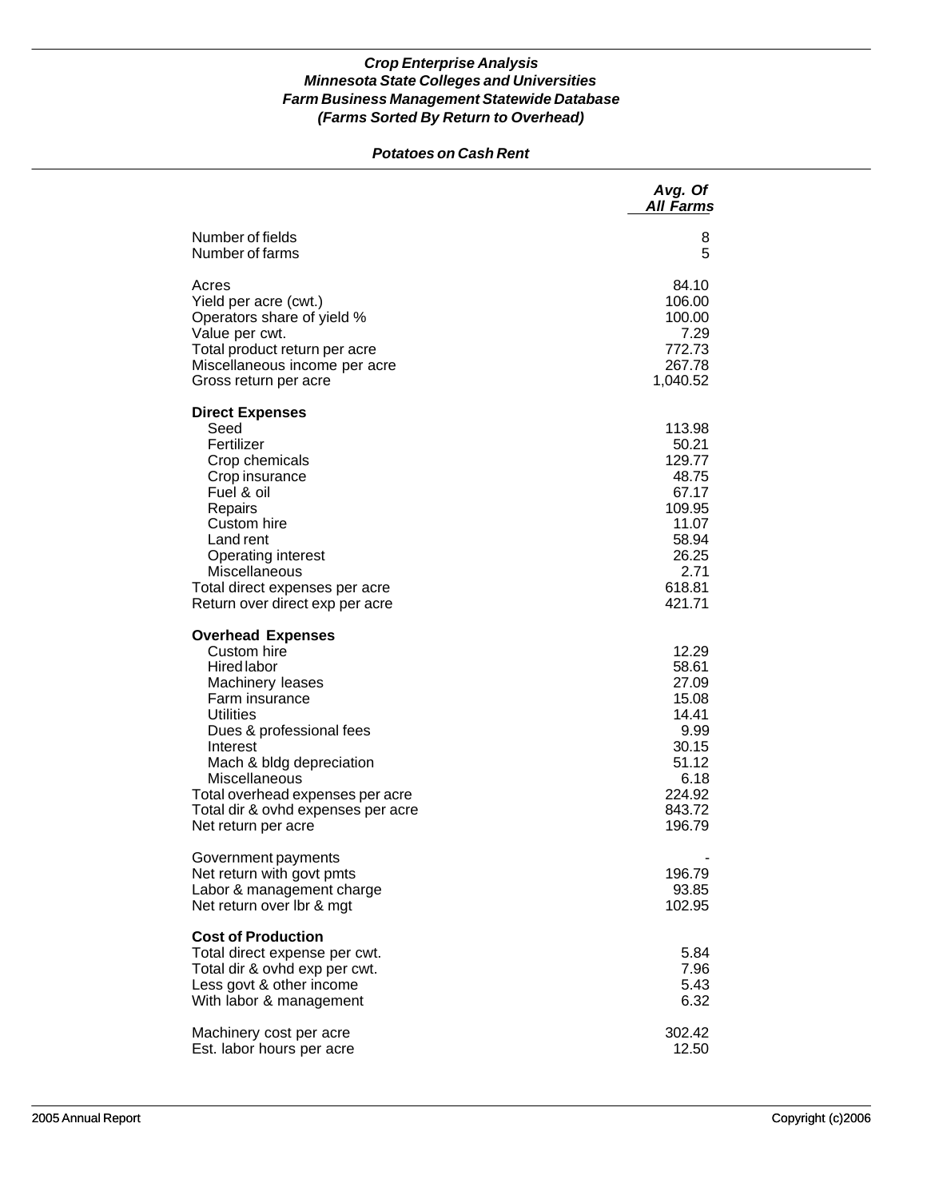### *Crop Enterprise Analysis*
### *Minnesota State Colleges and Universities*
### *Farm Business Management Statewide Database*
### *(Farms Sorted By Return to Overhead)*

#### *Potatoes on Cash Rent*

| | *Avg. Of All Farms* |
|---|---:|
| Number of fields | 8 |
| Number of farms | 5 |
| | |
| Acres | 84.10 |
| Yield per acre (cwt.) | 106.00 |
| Operators share of yield % | 100.00 |
| Value per cwt. | 7.29 |
| Total product return per acre | 772.73 |
| Miscellaneous income per acre | 267.78 |
| Gross return per acre | 1,040.52 |
| | |
| **Direct Expenses** | |
| Seed | 113.98 |
| Fertilizer | 50.21 |
| Crop chemicals | 129.77 |
| Crop insurance | 48.75 |
| Fuel & oil | 67.17 |
| Repairs | 109.95 |
| Custom hire | 11.07 |
| Land rent | 58.94 |
| Operating interest | 26.25 |
| Miscellaneous | 2.71 |
| Total direct expenses per acre | 618.81 |
| Return over direct exp per acre | 421.71 |
| | |
| **Overhead Expenses** | |
| Custom hire | 12.29 |
| Hired labor | 58.61 |
| Machinery leases | 27.09 |
| Farm insurance | 15.08 |
| Utilities | 14.41 |
| Dues & professional fees | 9.99 |
| Interest | 30.15 |
| Mach & bldg depreciation | 51.12 |
| Miscellaneous | 6.18 |
| Total overhead expenses per acre | 224.92 |
| Total dir & ovhd expenses per acre | 843.72 |
| Net return per acre | 196.79 |
| | |
| Government payments | - |
| Net return with govt pmts | 196.79 |
| Labor & management charge | 93.85 |
| Net return over lbr & mgt | 102.95 |
| | |
| **Cost of Production** | |
| Total direct expense per cwt. | 5.84 |
| Total dir & ovhd exp per cwt. | 7.96 |
| Less govt & other income | 5.43 |
| With labor & management | 6.32 |
| | |
| Machinery cost per acre | 302.42 |
| Est. labor hours per acre | 12.50 |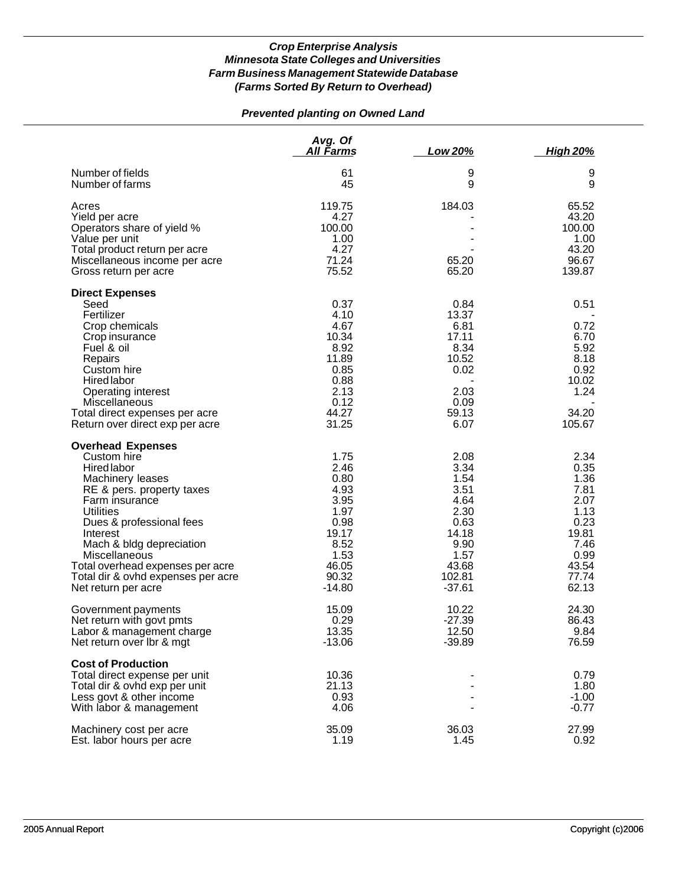## *Crop Enterprise Analysis*
## *Minnesota State Colleges and Universities*
## *Farm Business Management Statewide Database*
## *(Farms Sorted By Return to Overhead)*

### *Prevented planting on Owned Land*

| | *Avg. Of All Farms* | *Low 20%* | *High 20%* |
|---|---|---|---|
| Number of fields | 61 | 9 | 9 |
| Number of farms | 45 | 9 | 9 |
| Acres | 119.75 | 184.03 | 65.52 |
| Yield per acre | 4.27 | - | 43.20 |
| Operators share of yield % | 100.00 | - | 100.00 |
| Value per unit | 1.00 | - | 1.00 |
| Total product return per acre | 4.27 | - | 43.20 |
| Miscellaneous income per acre | 71.24 | 65.20 | 96.67 |
| Gross return per acre | 75.52 | 65.20 | 139.87 |
| **Direct Expenses** | | | |
| Seed | 0.37 | 0.84 | 0.51 |
| Fertilizer | 4.10 | 13.37 | - |
| Crop chemicals | 4.67 | 6.81 | 0.72 |
| Crop insurance | 10.34 | 17.11 | 6.70 |
| Fuel & oil | 8.92 | 8.34 | 5.92 |
| Repairs | 11.89 | 10.52 | 8.18 |
| Custom hire | 0.85 | 0.02 | 0.92 |
| Hired labor | 0.88 | - | 10.02 |
| Operating interest | 2.13 | 2.03 | 1.24 |
| Miscellaneous | 0.12 | 0.09 | - |
| Total direct expenses per acre | 44.27 | 59.13 | 34.20 |
| Return over direct exp per acre | 31.25 | 6.07 | 105.67 |
| **Overhead Expenses** | | | |
| Custom hire | 1.75 | 2.08 | 2.34 |
| Hired labor | 2.46 | 3.34 | 0.35 |
| Machinery leases | 0.80 | 1.54 | 1.36 |
| RE & pers. property taxes | 4.93 | 3.51 | 7.81 |
| Farm insurance | 3.95 | 4.64 | 2.07 |
| Utilities | 1.97 | 2.30 | 1.13 |
| Dues & professional fees | 0.98 | 0.63 | 0.23 |
| Interest | 19.17 | 14.18 | 19.81 |
| Mach & bldg depreciation | 8.52 | 9.90 | 7.46 |
| Miscellaneous | 1.53 | 1.57 | 0.99 |
| Total overhead expenses per acre | 46.05 | 43.68 | 43.54 |
| Total dir & ovhd expenses per acre | 90.32 | 102.81 | 77.74 |
| Net return per acre | -14.80 | -37.61 | 62.13 |
| Government payments | 15.09 | 10.22 | 24.30 |
| Net return with govt pmts | 0.29 | -27.39 | 86.43 |
| Labor & management charge | 13.35 | 12.50 | 9.84 |
| Net return over lbr & mgt | -13.06 | -39.89 | 76.59 |
| **Cost of Production** | | | |
| Total direct expense per unit | 10.36 | - | 0.79 |
| Total dir & ovhd exp per unit | 21.13 | - | 1.80 |
| Less govt & other income | 0.93 | - | -1.00 |
| With labor & management | 4.06 | - | -0.77 |
| Machinery cost per acre | 35.09 | 36.03 | 27.99 |
| Est. labor hours per acre | 1.19 | 1.45 | 0.92 |

2005 Annual Report | Copyright (c)2006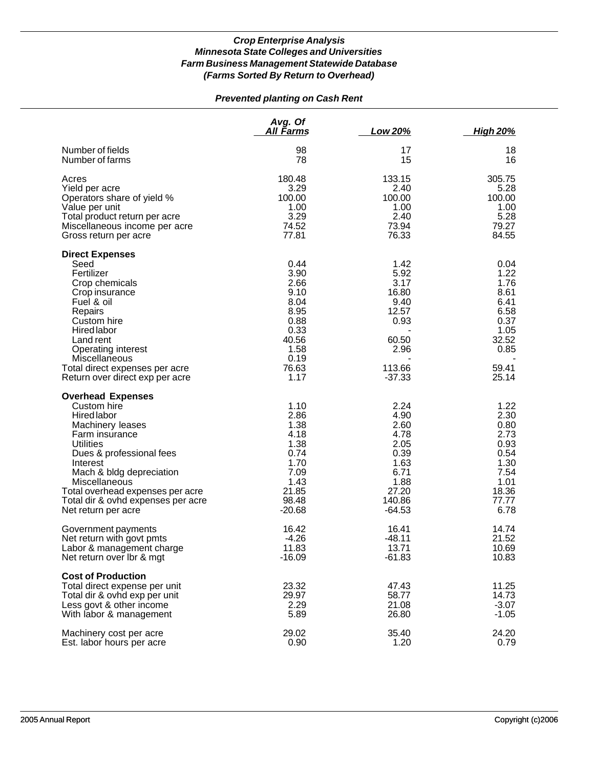### *Crop Enterprise Analysis*
### *Minnesota State Colleges and Universities*
### *Farm Business Management Statewide Database*
### *(Farms Sorted By Return to Overhead)*

## *Prevented planting on Cash Rent*

| | Avg. Of All Farms | Low 20% | High 20% |
|---|---|---|---|
| Number of fields | 98 | 17 | 18 |
| Number of farms | 78 | 15 | 16 |
| | | | |
| Acres | 180.48 | 133.15 | 305.75 |
| Yield per acre | 3.29 | 2.40 | 5.28 |
| Operators share of yield % | 100.00 | 100.00 | 100.00 |
| Value per unit | 1.00 | 1.00 | 1.00 |
| Total product return per acre | 3.29 | 2.40 | 5.28 |
| Miscellaneous income per acre | 74.52 | 73.94 | 79.27 |
| Gross return per acre | 77.81 | 76.33 | 84.55 |
| **Direct Expenses** | | | |
| Seed | 0.44 | 1.42 | 0.04 |
| Fertilizer | 3.90 | 5.92 | 1.22 |
| Crop chemicals | 2.66 | 3.17 | 1.76 |
| Crop insurance | 9.10 | 16.80 | 8.61 |
| Fuel & oil | 8.04 | 9.40 | 6.41 |
| Repairs | 8.95 | 12.57 | 6.58 |
| Custom hire | 0.88 | 0.93 | 0.37 |
| Hired labor | 0.33 | - | 1.05 |
| Land rent | 40.56 | 60.50 | 32.52 |
| Operating interest | 1.58 | 2.96 | 0.85 |
| Miscellaneous | 0.19 | - | - |
| Total direct expenses per acre | 76.63 | 113.66 | 59.41 |
| Return over direct exp per acre | 1.17 | -37.33 | 25.14 |
| **Overhead Expenses** | | | |
| Custom hire | 1.10 | 2.24 | 1.22 |
| Hired labor | 2.86 | 4.90 | 2.30 |
| Machinery leases | 1.38 | 2.60 | 0.80 |
| Farm insurance | 4.18 | 4.78 | 2.73 |
| Utilities | 1.38 | 2.05 | 0.93 |
| Dues & professional fees | 0.74 | 0.39 | 0.54 |
| Interest | 1.70 | 1.63 | 1.30 |
| Mach & bldg depreciation | 7.09 | 6.71 | 7.54 |
| Miscellaneous | 1.43 | 1.88 | 1.01 |
| Total overhead expenses per acre | 21.85 | 27.20 | 18.36 |
| Total dir & ovhd expenses per acre | 98.48 | 140.86 | 77.77 |
| Net return per acre | -20.68 | -64.53 | 6.78 |
| | | | |
| Government payments | 16.42 | 16.41 | 14.74 |
| Net return with govt pmts | -4.26 | -48.11 | 21.52 |
| Labor & management charge | 11.83 | 13.71 | 10.69 |
| Net return over lbr & mgt | -16.09 | -61.83 | 10.83 |
| **Cost of Production** | | | |
| Total direct expense per unit | 23.32 | 47.43 | 11.25 |
| Total dir & ovhd exp per unit | 29.97 | 58.77 | 14.73 |
| Less govt & other income | 2.29 | 21.08 | -3.07 |
| With labor & management | 5.89 | 26.80 | -1.05 |
| | | | |
| Machinery cost per acre | 29.02 | 35.40 | 24.20 |
| Est. labor hours per acre | 0.90 | 1.20 | 0.79 |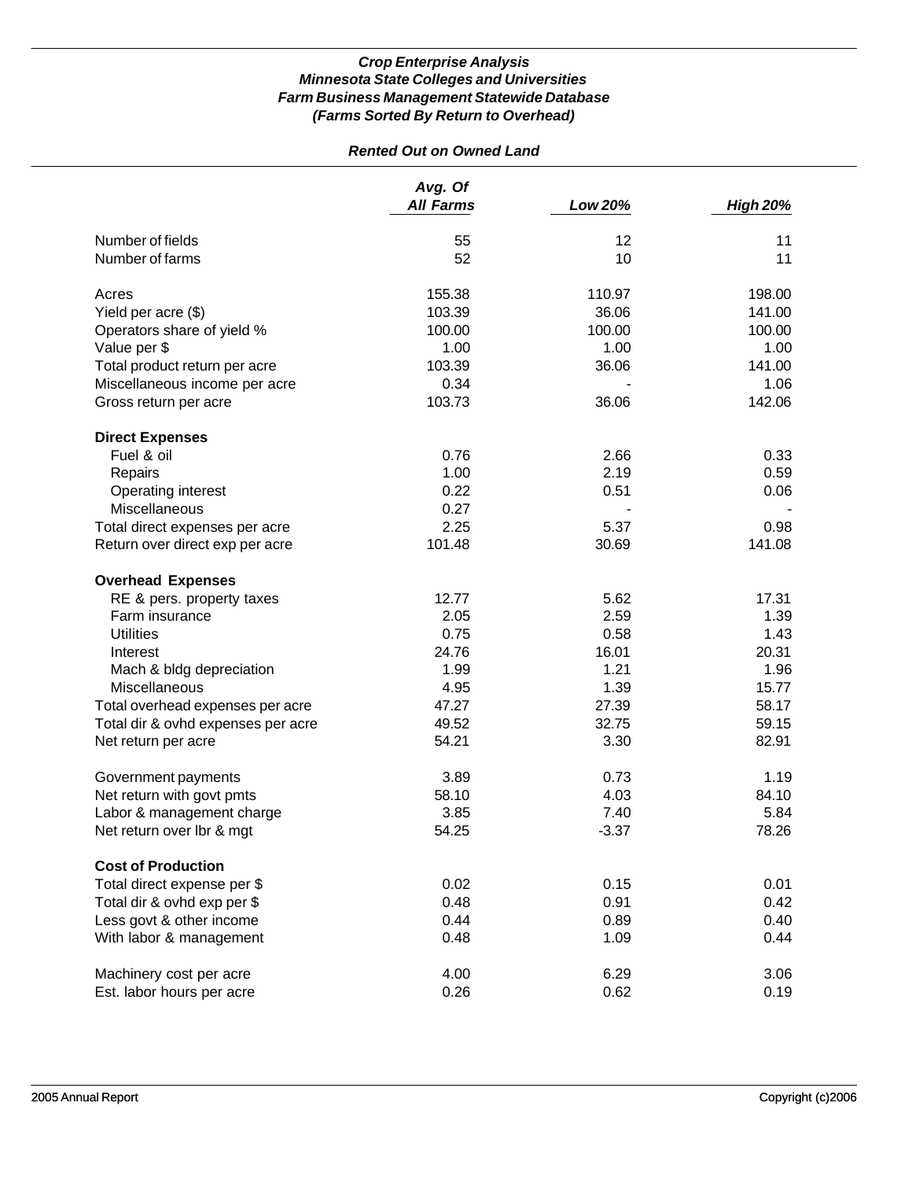### *Crop Enterprise Analysis*
### *Minnesota State Colleges and Universities*
### *Farm Business Management Statewide Database*
### *(Farms Sorted By Return to Overhead)*

#### *Rented Out on Owned Land*

| | *Avg. Of All Farms* | *Low 20%* | *High 20%* |
|---|---|---|---|
| Number of fields | 55 | 12 | 11 |
| Number of farms | 52 | 10 | 11 |
| | | | |
| Acres | 155.38 | 110.97 | 198.00 |
| Yield per acre ($) | 103.39 | 36.06 | 141.00 |
| Operators share of yield % | 100.00 | 100.00 | 100.00 |
| Value per $ | 1.00 | 1.00 | 1.00 |
| Total product return per acre | 103.39 | 36.06 | 141.00 |
| Miscellaneous income per acre | 0.34 | - | 1.06 |
| Gross return per acre | 103.73 | 36.06 | 142.06 |
| | | | |
| **Direct Expenses** | | | |
| Fuel & oil | 0.76 | 2.66 | 0.33 |
| Repairs | 1.00 | 2.19 | 0.59 |
| Operating interest | 0.22 | 0.51 | 0.06 |
| Miscellaneous | 0.27 | - | - |
| Total direct expenses per acre | 2.25 | 5.37 | 0.98 |
| Return over direct exp per acre | 101.48 | 30.69 | 141.08 |
| | | | |
| **Overhead Expenses** | | | |
| RE & pers. property taxes | 12.77 | 5.62 | 17.31 |
| Farm insurance | 2.05 | 2.59 | 1.39 |
| Utilities | 0.75 | 0.58 | 1.43 |
| Interest | 24.76 | 16.01 | 20.31 |
| Mach & bldg depreciation | 1.99 | 1.21 | 1.96 |
| Miscellaneous | 4.95 | 1.39 | 15.77 |
| Total overhead expenses per acre | 47.27 | 27.39 | 58.17 |
| Total dir & ovhd expenses per acre | 49.52 | 32.75 | 59.15 |
| Net return per acre | 54.21 | 3.30 | 82.91 |
| | | | |
| Government payments | 3.89 | 0.73 | 1.19 |
| Net return with govt pmts | 58.10 | 4.03 | 84.10 |
| Labor & management charge | 3.85 | 7.40 | 5.84 |
| Net return over lbr & mgt | 54.25 | -3.37 | 78.26 |
| | | | |
| **Cost of Production** | | | |
| Total direct expense per $ | 0.02 | 0.15 | 0.01 |
| Total dir & ovhd exp per $ | 0.48 | 0.91 | 0.42 |
| Less govt & other income | 0.44 | 0.89 | 0.40 |
| With labor & management | 0.48 | 1.09 | 0.44 |
| | | | |
| Machinery cost per acre | 4.00 | 6.29 | 3.06 |
| Est. labor hours per acre | 0.26 | 0.62 | 0.19 |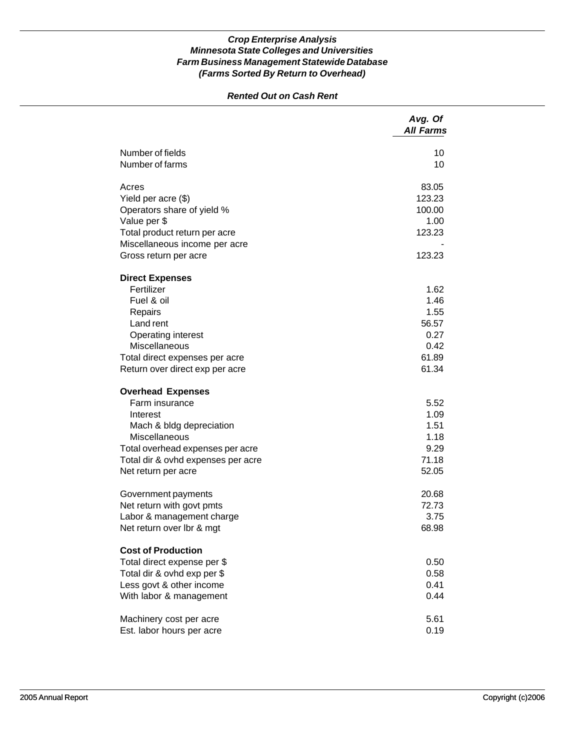***Crop Enterprise Analysis***
***Minnesota State Colleges and Universities***
***Farm Business Management Statewide Database***
***(Farms Sorted By Return to Overhead)***

***Rented Out on Cash Rent***

| | *Avg. Of All Farms* |
|---|---|
| Number of fields | 10 |
| Number of farms | 10 |
| | |
| Acres | 83.05 |
| Yield per acre ($) | 123.23 |
| Operators share of yield % | 100.00 |
| Value per $ | 1.00 |
| Total product return per acre | 123.23 |
| Miscellaneous income per acre | - |
| Gross return per acre | 123.23 |
| | |
| **Direct Expenses** | |
| Fertilizer | 1.62 |
| Fuel & oil | 1.46 |
| Repairs | 1.55 |
| Land rent | 56.57 |
| Operating interest | 0.27 |
| Miscellaneous | 0.42 |
| Total direct expenses per acre | 61.89 |
| Return over direct exp per acre | 61.34 |
| | |
| **Overhead Expenses** | |
| Farm insurance | 5.52 |
| Interest | 1.09 |
| Mach & bldg depreciation | 1.51 |
| Miscellaneous | 1.18 |
| Total overhead expenses per acre | 9.29 |
| Total dir & ovhd expenses per acre | 71.18 |
| Net return per acre | 52.05 |
| | |
| Government payments | 20.68 |
| Net return with govt pmts | 72.73 |
| Labor & management charge | 3.75 |
| Net return over lbr & mgt | 68.98 |
| | |
| **Cost of Production** | |
| Total direct expense per $ | 0.50 |
| Total dir & ovhd exp per $ | 0.58 |
| Less govt & other income | 0.41 |
| With labor & management | 0.44 |
| | |
| Machinery cost per acre | 5.61 |
| Est. labor hours per acre | 0.19 |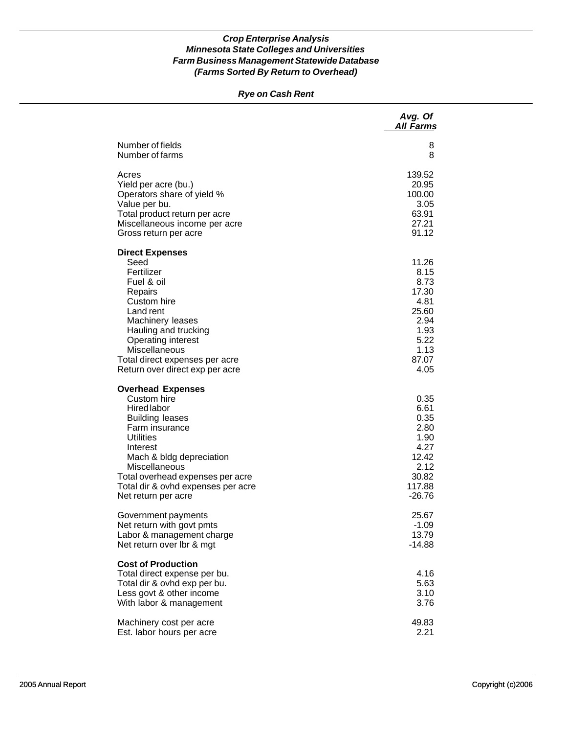### *Crop Enterprise Analysis*
### *Minnesota State Colleges and Universities*
### *Farm Business Management Statewide Database*
### *(Farms Sorted By Return to Overhead)*

#### *Rye on Cash Rent*

| | *Avg. Of All Farms* |
|---|---|
| Number of fields | 8 |
| Number of farms | 8 |
| | |
| Acres | 139.52 |
| Yield per acre (bu.) | 20.95 |
| Operators share of yield % | 100.00 |
| Value per bu. | 3.05 |
| Total product return per acre | 63.91 |
| Miscellaneous income per acre | 27.21 |
| Gross return per acre | 91.12 |
| | |
| **Direct Expenses** | |
| Seed | 11.26 |
| Fertilizer | 8.15 |
| Fuel & oil | 8.73 |
| Repairs | 17.30 |
| Custom hire | 4.81 |
| Land rent | 25.60 |
| Machinery leases | 2.94 |
| Hauling and trucking | 1.93 |
| Operating interest | 5.22 |
| Miscellaneous | 1.13 |
| Total direct expenses per acre | 87.07 |
| Return over direct exp per acre | 4.05 |
| | |
| **Overhead Expenses** | |
| Custom hire | 0.35 |
| Hired labor | 6.61 |
| Building leases | 0.35 |
| Farm insurance | 2.80 |
| Utilities | 1.90 |
| Interest | 4.27 |
| Mach & bldg depreciation | 12.42 |
| Miscellaneous | 2.12 |
| Total overhead expenses per acre | 30.82 |
| Total dir & ovhd expenses per acre | 117.88 |
| Net return per acre | -26.76 |
| | |
| Government payments | 25.67 |
| Net return with govt pmts | -1.09 |
| Labor & management charge | 13.79 |
| Net return over lbr & mgt | -14.88 |
| | |
| **Cost of Production** | |
| Total direct expense per bu. | 4.16 |
| Total dir & ovhd exp per bu. | 5.63 |
| Less govt & other income | 3.10 |
| With labor & management | 3.76 |
| | |
| Machinery cost per acre | 49.83 |
| Est. labor hours per acre | 2.21 |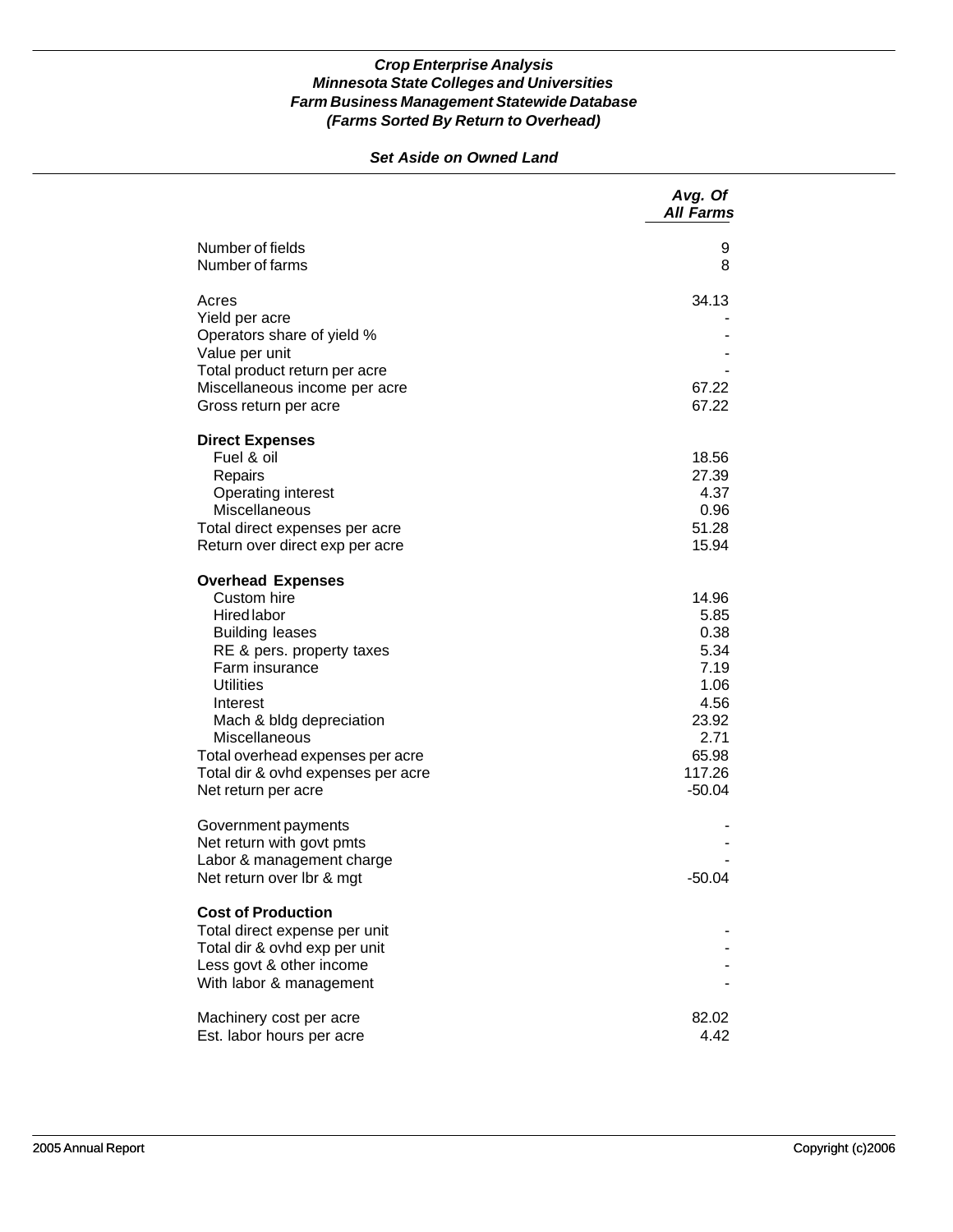***Crop Enterprise Analysis***
***Minnesota State Colleges and Universities***
***Farm Business Management Statewide Database***
***(Farms Sorted By Return to Overhead)***

***Set Aside on Owned Land***

| | *Avg. Of All Farms* |
|---|---:|
| Number of fields | 9 |
| Number of farms | 8 |
| | |
| Acres | 34.13 |
| Yield per acre | - |
| Operators share of yield % | - |
| Value per unit | - |
| Total product return per acre | - |
| Miscellaneous income per acre | 67.22 |
| Gross return per acre | 67.22 |
| | |
| **Direct Expenses** | |
| Fuel & oil | 18.56 |
| Repairs | 27.39 |
| Operating interest | 4.37 |
| Miscellaneous | 0.96 |
| Total direct expenses per acre | 51.28 |
| Return over direct exp per acre | 15.94 |
| | |
| **Overhead Expenses** | |
| Custom hire | 14.96 |
| Hired labor | 5.85 |
| Building leases | 0.38 |
| RE & pers. property taxes | 5.34 |
| Farm insurance | 7.19 |
| Utilities | 1.06 |
| Interest | 4.56 |
| Mach & bldg depreciation | 23.92 |
| Miscellaneous | 2.71 |
| Total overhead expenses per acre | 65.98 |
| Total dir & ovhd expenses per acre | 117.26 |
| Net return per acre | -50.04 |
| | |
| Government payments | - |
| Net return with govt pmts | - |
| Labor & management charge | - |
| Net return over lbr & mgt | -50.04 |
| | |
| **Cost of Production** | |
| Total direct expense per unit | - |
| Total dir & ovhd exp per unit | - |
| Less govt & other income | - |
| With labor & management | - |
| | |
| Machinery cost per acre | 82.02 |
| Est. labor hours per acre | 4.42 |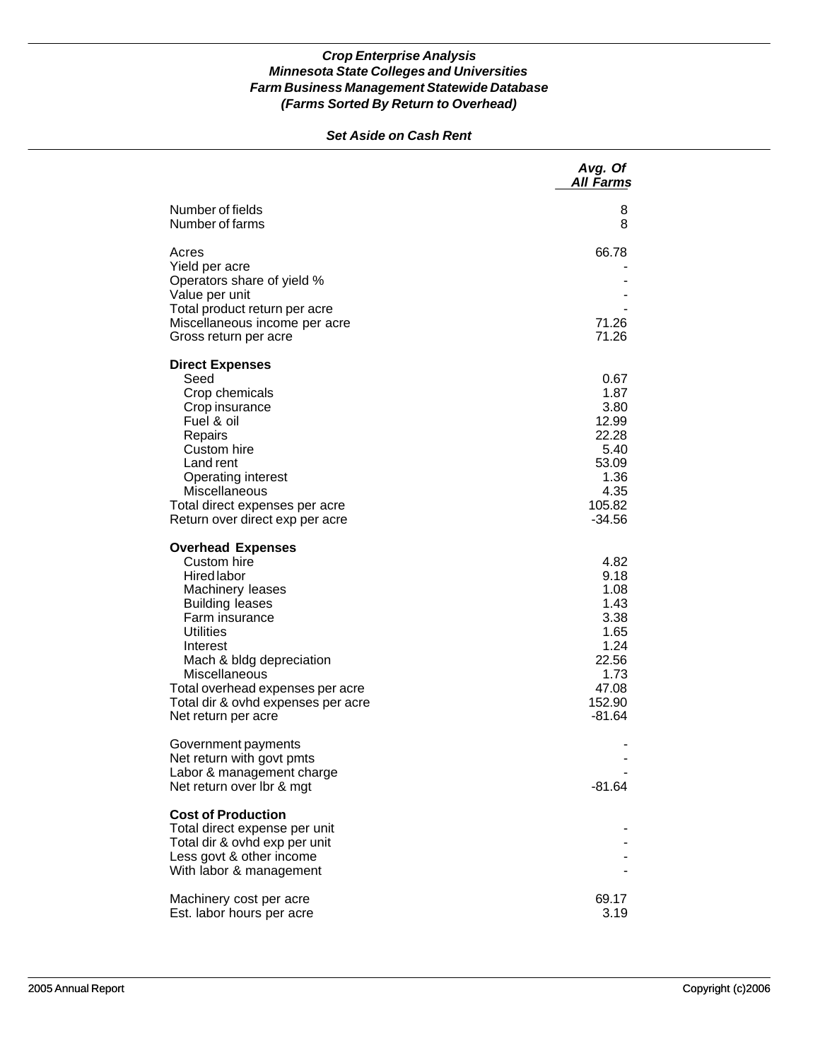***Crop Enterprise Analysis***
***Minnesota State Colleges and Universities***
***Farm Business Management Statewide Database***
***(Farms Sorted By Return to Overhead)***

***Set Aside on Cash Rent***

| | *Avg. Of All Farms* |
|---|---|
| Number of fields | 8 |
| Number of farms | 8 |
| | |
| Acres | 66.78 |
| Yield per acre | - |
| Operators share of yield % | - |
| Value per unit | - |
| Total product return per acre | - |
| Miscellaneous income per acre | 71.26 |
| Gross return per acre | 71.26 |
| | |
| **Direct Expenses** | |
| Seed | 0.67 |
| Crop chemicals | 1.87 |
| Crop insurance | 3.80 |
| Fuel & oil | 12.99 |
| Repairs | 22.28 |
| Custom hire | 5.40 |
| Land rent | 53.09 |
| Operating interest | 1.36 |
| Miscellaneous | 4.35 |
| Total direct expenses per acre | 105.82 |
| Return over direct exp per acre | -34.56 |
| | |
| **Overhead Expenses** | |
| Custom hire | 4.82 |
| Hired labor | 9.18 |
| Machinery leases | 1.08 |
| Building leases | 1.43 |
| Farm insurance | 3.38 |
| Utilities | 1.65 |
| Interest | 1.24 |
| Mach & bldg depreciation | 22.56 |
| Miscellaneous | 1.73 |
| Total overhead expenses per acre | 47.08 |
| Total dir & ovhd expenses per acre | 152.90 |
| Net return per acre | -81.64 |
| | |
| Government payments | - |
| Net return with govt pmts | - |
| Labor & management charge | - |
| Net return over lbr & mgt | -81.64 |
| | |
| **Cost of Production** | |
| Total direct expense per unit | - |
| Total dir & ovhd exp per unit | - |
| Less govt & other income | - |
| With labor & management | - |
| | |
| Machinery cost per acre | 69.17 |
| Est. labor hours per acre | 3.19 |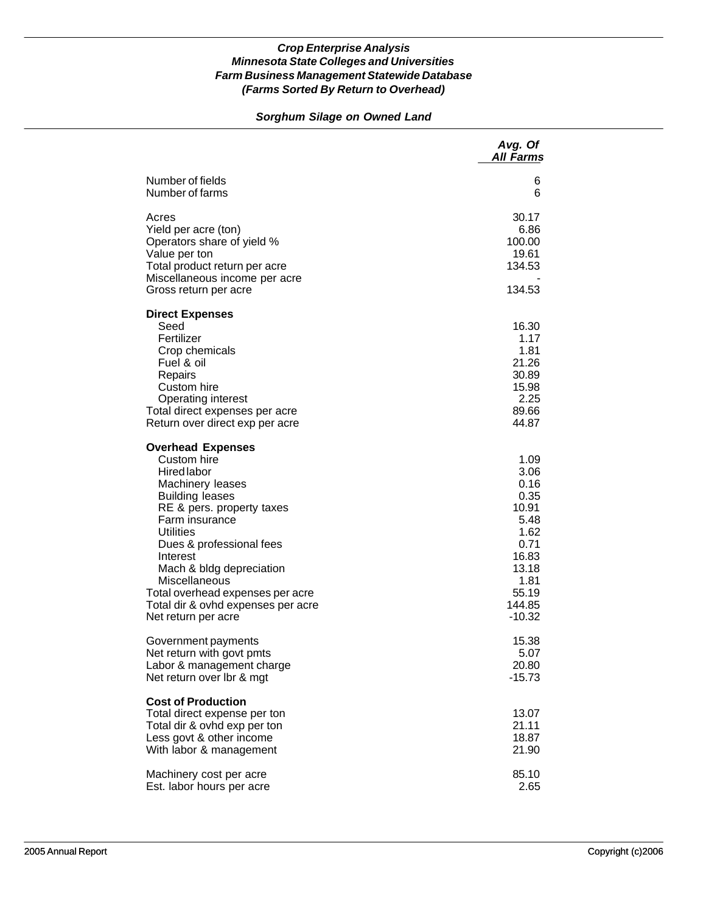***Crop Enterprise Analysis***
***Minnesota State Colleges and Universities***
***Farm Business Management Statewide Database***
***(Farms Sorted By Return to Overhead)***

***Sorghum Silage on Owned Land***

| | *Avg. Of All Farms* |
|---|---|
| Number of fields | 6 |
| Number of farms | 6 |
| | |
| Acres | 30.17 |
| Yield per acre (ton) | 6.86 |
| Operators share of yield % | 100.00 |
| Value per ton | 19.61 |
| Total product return per acre | 134.53 |
| Miscellaneous income per acre | - |
| Gross return per acre | 134.53 |
| | |
| **Direct Expenses** | |
| Seed | 16.30 |
| Fertilizer | 1.17 |
| Crop chemicals | 1.81 |
| Fuel & oil | 21.26 |
| Repairs | 30.89 |
| Custom hire | 15.98 |
| Operating interest | 2.25 |
| Total direct expenses per acre | 89.66 |
| Return over direct exp per acre | 44.87 |
| | |
| **Overhead Expenses** | |
| Custom hire | 1.09 |
| Hired labor | 3.06 |
| Machinery leases | 0.16 |
| Building leases | 0.35 |
| RE & pers. property taxes | 10.91 |
| Farm insurance | 5.48 |
| Utilities | 1.62 |
| Dues & professional fees | 0.71 |
| Interest | 16.83 |
| Mach & bldg depreciation | 13.18 |
| Miscellaneous | 1.81 |
| Total overhead expenses per acre | 55.19 |
| Total dir & ovhd expenses per acre | 144.85 |
| Net return per acre | -10.32 |
| | |
| Government payments | 15.38 |
| Net return with govt pmts | 5.07 |
| Labor & management charge | 20.80 |
| Net return over lbr & mgt | -15.73 |
| | |
| **Cost of Production** | |
| Total direct expense per ton | 13.07 |
| Total dir & ovhd exp per ton | 21.11 |
| Less govt & other income | 18.87 |
| With labor & management | 21.90 |
| | |
| Machinery cost per acre | 85.10 |
| Est. labor hours per acre | 2.65 |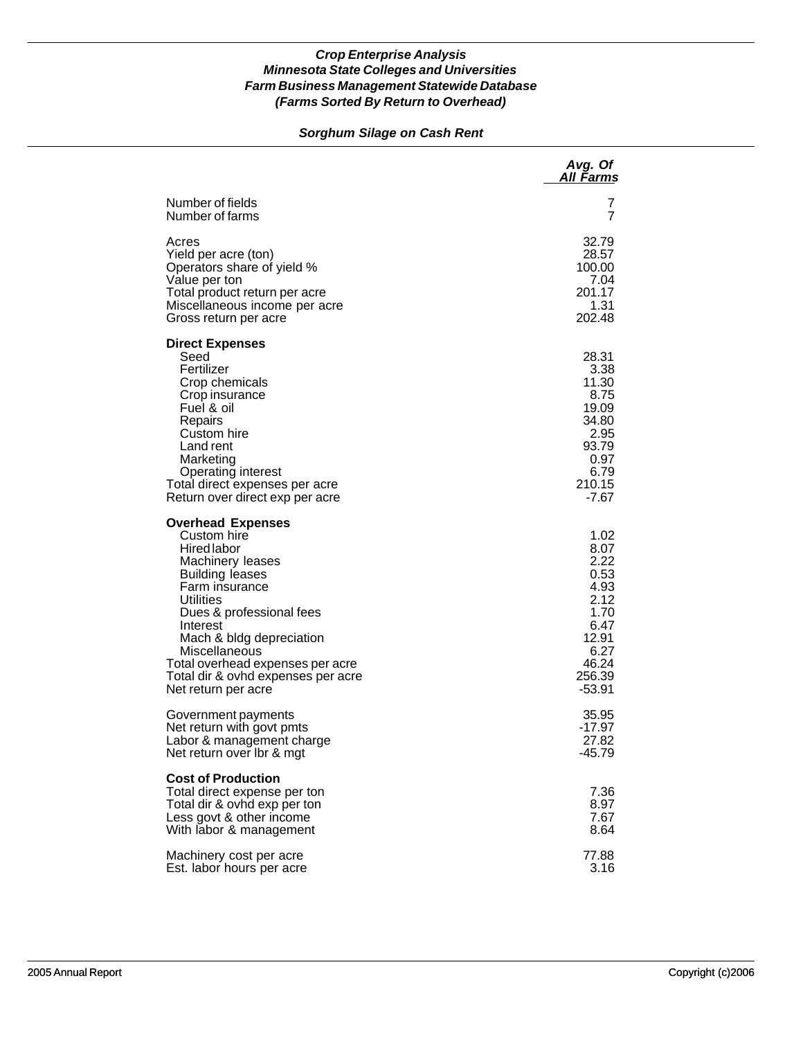# *Crop Enterprise Analysis*
## *Minnesota State Colleges and Universities*
## *Farm Business Management Statewide Database*
## *(Farms Sorted By Return to Overhead)*

### *Sorghum Silage on Cash Rent*

| | *Avg. Of All Farms* |
|---|---:|
| Number of fields | 7 |
| Number of farms | 7 |
| | |
| Acres | 32.79 |
| Yield per acre (ton) | 28.57 |
| Operators share of yield % | 100.00 |
| Value per ton | 7.04 |
| Total product return per acre | 201.17 |
| Miscellaneous income per acre | 1.31 |
| Gross return per acre | 202.48 |
| | |
| **Direct Expenses** | |
| Seed | 28.31 |
| Fertilizer | 3.38 |
| Crop chemicals | 11.30 |
| Crop insurance | 8.75 |
| Fuel & oil | 19.09 |
| Repairs | 34.80 |
| Custom hire | 2.95 |
| Land rent | 93.79 |
| Marketing | 0.97 |
| Operating interest | 6.79 |
| Total direct expenses per acre | 210.15 |
| Return over direct exp per acre | -7.67 |
| | |
| **Overhead Expenses** | |
| Custom hire | 1.02 |
| Hired labor | 8.07 |
| Machinery leases | 2.22 |
| Building leases | 0.53 |
| Farm insurance | 4.93 |
| Utilities | 2.12 |
| Dues & professional fees | 1.70 |
| Interest | 6.47 |
| Mach & bldg depreciation | 12.91 |
| Miscellaneous | 6.27 |
| Total overhead expenses per acre | 46.24 |
| Total dir & ovhd expenses per acre | 256.39 |
| Net return per acre | -53.91 |
| | |
| Government payments | 35.95 |
| Net return with govt pmts | -17.97 |
| Labor & management charge | 27.82 |
| Net return over lbr & mgt | -45.79 |
| | |
| **Cost of Production** | |
| Total direct expense per ton | 7.36 |
| Total dir & ovhd exp per ton | 8.97 |
| Less govt & other income | 7.67 |
| With labor & management | 8.64 |
| | |
| Machinery cost per acre | 77.88 |
| Est. labor hours per acre | 3.16 |

2005 Annual Report Copyright (c)2006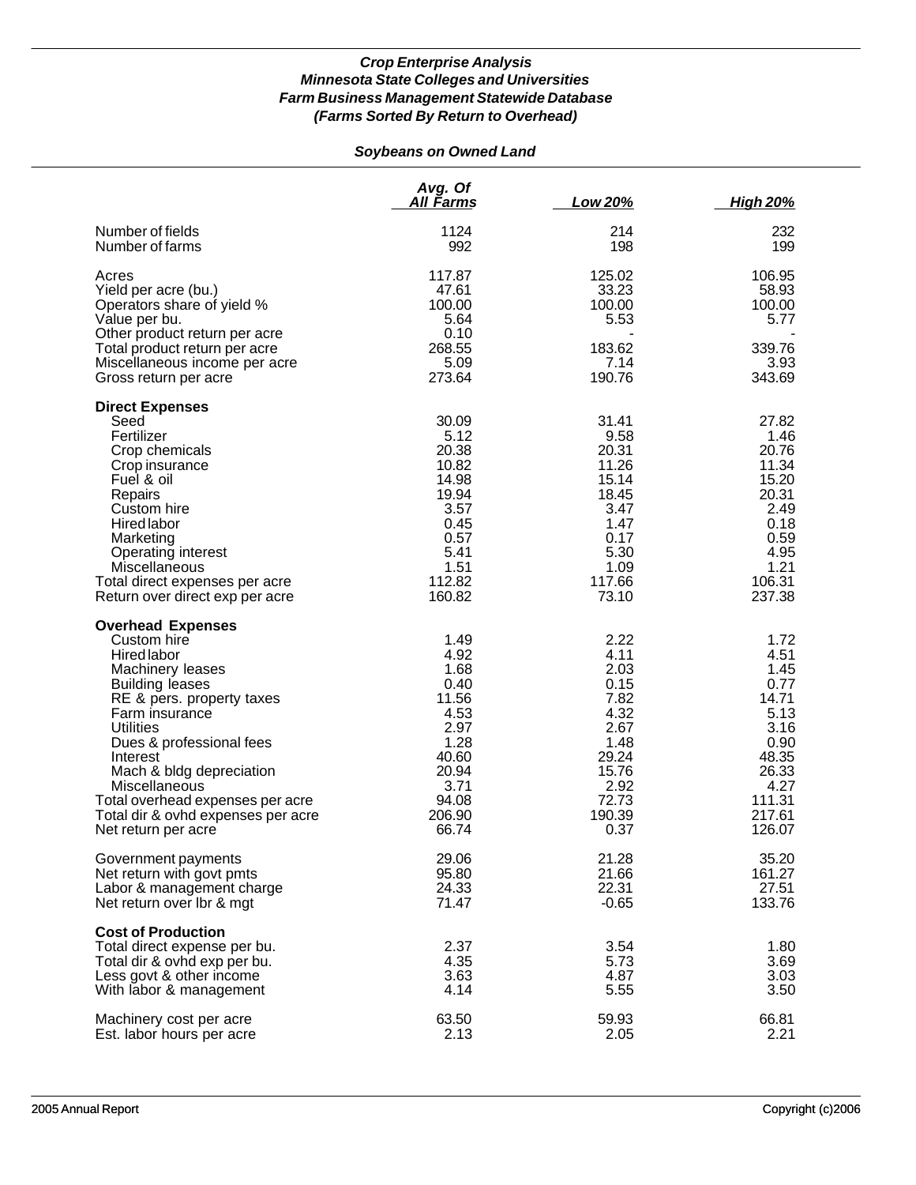***Crop Enterprise Analysis***
***Minnesota State Colleges and Universities***
***Farm Business Management Statewide Database***
***(Farms Sorted By Return to Overhead)***

***Soybeans on Owned Land***

| | Avg. Of All Farms | Low 20% | High 20% |
|---|---|---|---|
| Number of fields | 1124 | 214 | 232 |
| Number of farms | 992 | 198 | 199 |
| Acres | 117.87 | 125.02 | 106.95 |
| Yield per acre (bu.) | 47.61 | 33.23 | 58.93 |
| Operators share of yield % | 100.00 | 100.00 | 100.00 |
| Value per bu. | 5.64 | 5.53 | 5.77 |
| Other product return per acre | 0.10 | - | - |
| Total product return per acre | 268.55 | 183.62 | 339.76 |
| Miscellaneous income per acre | 5.09 | 7.14 | 3.93 |
| Gross return per acre | 273.64 | 190.76 | 343.69 |
| **Direct Expenses** | | | |
| Seed | 30.09 | 31.41 | 27.82 |
| Fertilizer | 5.12 | 9.58 | 1.46 |
| Crop chemicals | 20.38 | 20.31 | 20.76 |
| Crop insurance | 10.82 | 11.26 | 11.34 |
| Fuel & oil | 14.98 | 15.14 | 15.20 |
| Repairs | 19.94 | 18.45 | 20.31 |
| Custom hire | 3.57 | 3.47 | 2.49 |
| Hired labor | 0.45 | 1.47 | 0.18 |
| Marketing | 0.57 | 0.17 | 0.59 |
| Operating interest | 5.41 | 5.30 | 4.95 |
| Miscellaneous | 1.51 | 1.09 | 1.21 |
| Total direct expenses per acre | 112.82 | 117.66 | 106.31 |
| Return over direct exp per acre | 160.82 | 73.10 | 237.38 |
| **Overhead Expenses** | | | |
| Custom hire | 1.49 | 2.22 | 1.72 |
| Hired labor | 4.92 | 4.11 | 4.51 |
| Machinery leases | 1.68 | 2.03 | 1.45 |
| Building leases | 0.40 | 0.15 | 0.77 |
| RE & pers. property taxes | 11.56 | 7.82 | 14.71 |
| Farm insurance | 4.53 | 4.32 | 5.13 |
| Utilities | 2.97 | 2.67 | 3.16 |
| Dues & professional fees | 1.28 | 1.48 | 0.90 |
| Interest | 40.60 | 29.24 | 48.35 |
| Mach & bldg depreciation | 20.94 | 15.76 | 26.33 |
| Miscellaneous | 3.71 | 2.92 | 4.27 |
| Total overhead expenses per acre | 94.08 | 72.73 | 111.31 |
| Total dir & ovhd expenses per acre | 206.90 | 190.39 | 217.61 |
| Net return per acre | 66.74 | 0.37 | 126.07 |
| Government payments | 29.06 | 21.28 | 35.20 |
| Net return with govt pmts | 95.80 | 21.66 | 161.27 |
| Labor & management charge | 24.33 | 22.31 | 27.51 |
| Net return over lbr & mgt | 71.47 | -0.65 | 133.76 |
| **Cost of Production** | | | |
| Total direct expense per bu. | 2.37 | 3.54 | 1.80 |
| Total dir & ovhd exp per bu. | 4.35 | 5.73 | 3.69 |
| Less govt & other income | 3.63 | 4.87 | 3.03 |
| With labor & management | 4.14 | 5.55 | 3.50 |
| Machinery cost per acre | 63.50 | 59.93 | 66.81 |
| Est. labor hours per acre | 2.13 | 2.05 | 2.21 |

2005 Annual Report Copyright (c)2006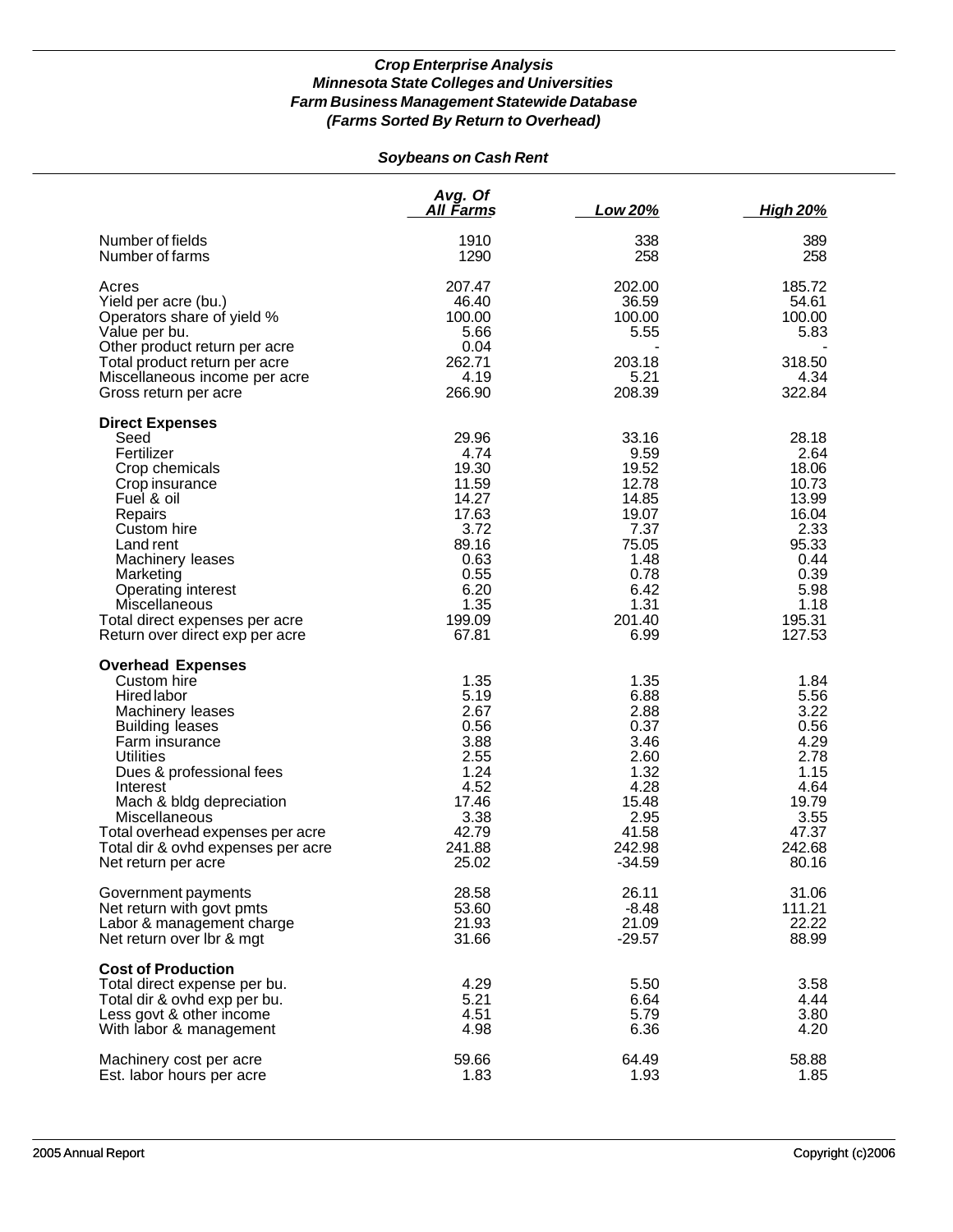*Crop Enterprise Analysis*
*Minnesota State Colleges and Universities*
*Farm Business Management Statewide Database*
*(Farms Sorted By Return to Overhead)*

*Soybeans on Cash Rent*

| | Avg. Of All Farms | Low 20% | High 20% |
|---|---|---|---|
| Number of fields | 1910 | 338 | 389 |
| Number of farms | 1290 | 258 | 258 |
| Acres | 207.47 | 202.00 | 185.72 |
| Yield per acre (bu.) | 46.40 | 36.59 | 54.61 |
| Operators share of yield % | 100.00 | 100.00 | 100.00 |
| Value per bu. | 5.66 | 5.55 | 5.83 |
| Other product return per acre | 0.04 | - | - |
| Total product return per acre | 262.71 | 203.18 | 318.50 |
| Miscellaneous income per acre | 4.19 | 5.21 | 4.34 |
| Gross return per acre | 266.90 | 208.39 | 322.84 |
| **Direct Expenses** | | | |
| Seed | 29.96 | 33.16 | 28.18 |
| Fertilizer | 4.74 | 9.59 | 2.64 |
| Crop chemicals | 19.30 | 19.52 | 18.06 |
| Crop insurance | 11.59 | 12.78 | 10.73 |
| Fuel & oil | 14.27 | 14.85 | 13.99 |
| Repairs | 17.63 | 19.07 | 16.04 |
| Custom hire | 3.72 | 7.37 | 2.33 |
| Land rent | 89.16 | 75.05 | 95.33 |
| Machinery leases | 0.63 | 1.48 | 0.44 |
| Marketing | 0.55 | 0.78 | 0.39 |
| Operating interest | 6.20 | 6.42 | 5.98 |
| Miscellaneous | 1.35 | 1.31 | 1.18 |
| Total direct expenses per acre | 199.09 | 201.40 | 195.31 |
| Return over direct exp per acre | 67.81 | 6.99 | 127.53 |
| **Overhead Expenses** | | | |
| Custom hire | 1.35 | 1.35 | 1.84 |
| Hired labor | 5.19 | 6.88 | 5.56 |
| Machinery leases | 2.67 | 2.88 | 3.22 |
| Building leases | 0.56 | 0.37 | 0.56 |
| Farm insurance | 3.88 | 3.46 | 4.29 |
| Utilities | 2.55 | 2.60 | 2.78 |
| Dues & professional fees | 1.24 | 1.32 | 1.15 |
| Interest | 4.52 | 4.28 | 4.64 |
| Mach & bldg depreciation | 17.46 | 15.48 | 19.79 |
| Miscellaneous | 3.38 | 2.95 | 3.55 |
| Total overhead expenses per acre | 42.79 | 41.58 | 47.37 |
| Total dir & ovhd expenses per acre | 241.88 | 242.98 | 242.68 |
| Net return per acre | 25.02 | -34.59 | 80.16 |
| Government payments | 28.58 | 26.11 | 31.06 |
| Net return with govt pmts | 53.60 | -8.48 | 111.21 |
| Labor & management charge | 21.93 | 21.09 | 22.22 |
| Net return over lbr & mgt | 31.66 | -29.57 | 88.99 |
| **Cost of Production** | | | |
| Total direct expense per bu. | 4.29 | 5.50 | 3.58 |
| Total dir & ovhd exp per bu. | 5.21 | 6.64 | 4.44 |
| Less govt & other income | 4.51 | 5.79 | 3.80 |
| With labor & management | 4.98 | 6.36 | 4.20 |
| Machinery cost per acre | 59.66 | 64.49 | 58.88 |
| Est. labor hours per acre | 1.83 | 1.93 | 1.85 |

2005 Annual Report  Copyright (c)2006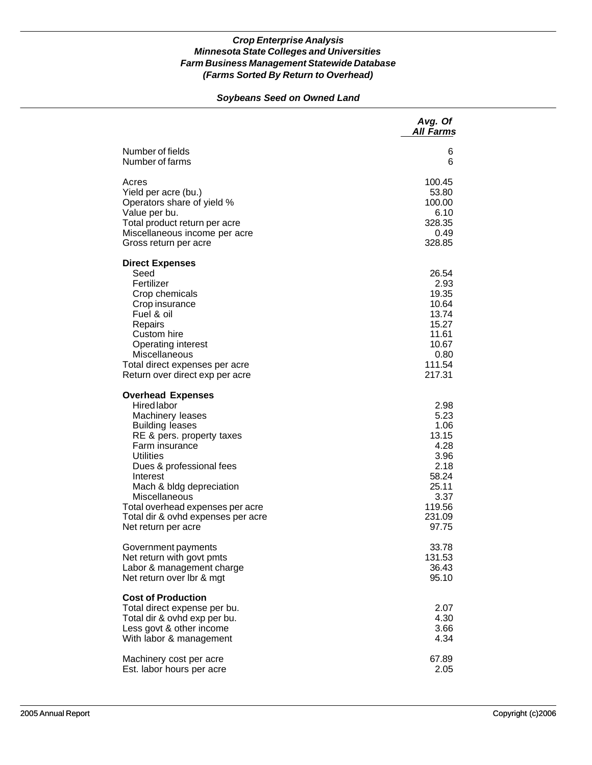***Crop Enterprise Analysis***
***Minnesota State Colleges and Universities***
***Farm Business Management Statewide Database***
***(Farms Sorted By Return to Overhead)***

## *Soybeans Seed on Owned Land*

| | *Avg. Of All Farms* |
|---|---|
| Number of fields | 6 |
| Number of farms | 6 |
| | |
| Acres | 100.45 |
| Yield per acre (bu.) | 53.80 |
| Operators share of yield % | 100.00 |
| Value per bu. | 6.10 |
| Total product return per acre | 328.35 |
| Miscellaneous income per acre | 0.49 |
| Gross return per acre | 328.85 |
| | |
| **Direct Expenses** | |
| Seed | 26.54 |
| Fertilizer | 2.93 |
| Crop chemicals | 19.35 |
| Crop insurance | 10.64 |
| Fuel & oil | 13.74 |
| Repairs | 15.27 |
| Custom hire | 11.61 |
| Operating interest | 10.67 |
| Miscellaneous | 0.80 |
| Total direct expenses per acre | 111.54 |
| Return over direct exp per acre | 217.31 |
| | |
| **Overhead Expenses** | |
| Hired labor | 2.98 |
| Machinery leases | 5.23 |
| Building leases | 1.06 |
| RE & pers. property taxes | 13.15 |
| Farm insurance | 4.28 |
| Utilities | 3.96 |
| Dues & professional fees | 2.18 |
| Interest | 58.24 |
| Mach & bldg depreciation | 25.11 |
| Miscellaneous | 3.37 |
| Total overhead expenses per acre | 119.56 |
| Total dir & ovhd expenses per acre | 231.09 |
| Net return per acre | 97.75 |
| | |
| Government payments | 33.78 |
| Net return with govt pmts | 131.53 |
| Labor & management charge | 36.43 |
| Net return over lbr & mgt | 95.10 |
| | |
| **Cost of Production** | |
| Total direct expense per bu. | 2.07 |
| Total dir & ovhd exp per bu. | 4.30 |
| Less govt & other income | 3.66 |
| With labor & management | 4.34 |
| | |
| Machinery cost per acre | 67.89 |
| Est. labor hours per acre | 2.05 |

2005 Annual Report Copyright (c)2006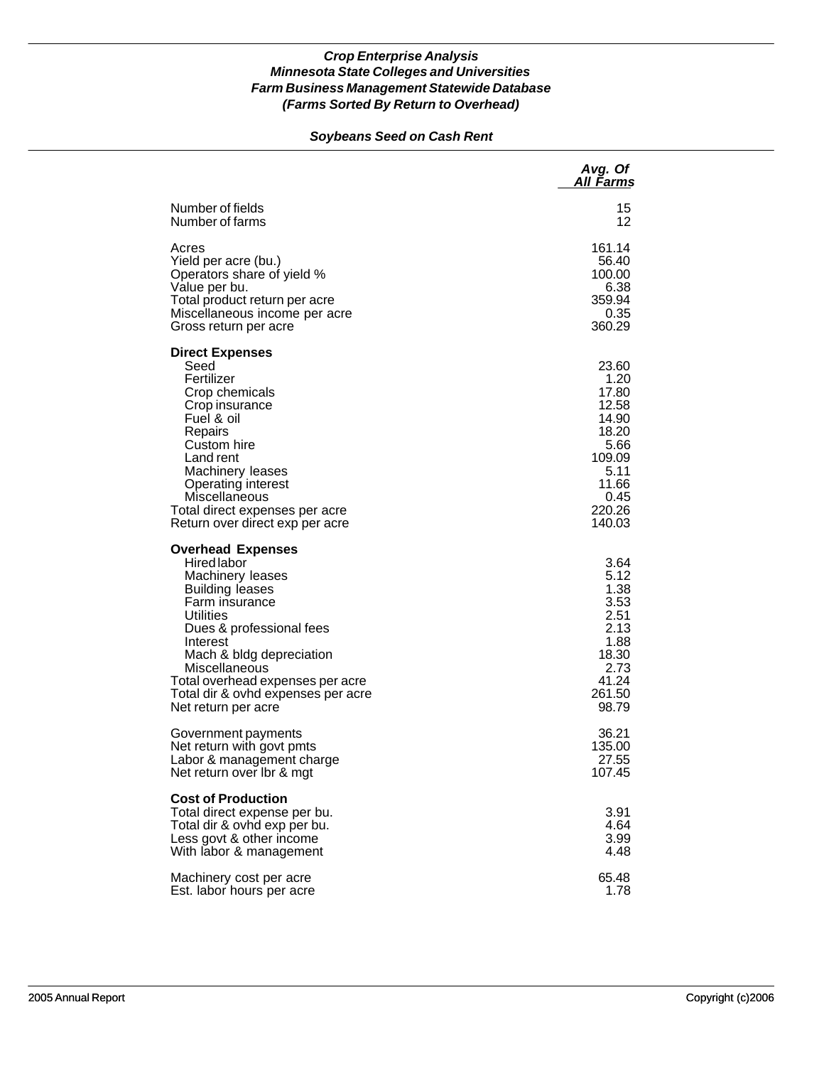***Crop Enterprise Analysis***
***Minnesota State Colleges and Universities***
***Farm Business Management Statewide Database***
***(Farms Sorted By Return to Overhead)***

***Soybeans Seed on Cash Rent***

| | *Avg. Of All Farms* |
|---|---|
| Number of fields | 15 |
| Number of farms | 12 |
| | |
| Acres | 161.14 |
| Yield per acre (bu.) | 56.40 |
| Operators share of yield % | 100.00 |
| Value per bu. | 6.38 |
| Total product return per acre | 359.94 |
| Miscellaneous income per acre | 0.35 |
| Gross return per acre | 360.29 |
| | |
| **Direct Expenses** | |
| Seed | 23.60 |
| Fertilizer | 1.20 |
| Crop chemicals | 17.80 |
| Crop insurance | 12.58 |
| Fuel & oil | 14.90 |
| Repairs | 18.20 |
| Custom hire | 5.66 |
| Land rent | 109.09 |
| Machinery leases | 5.11 |
| Operating interest | 11.66 |
| Miscellaneous | 0.45 |
| Total direct expenses per acre | 220.26 |
| Return over direct exp per acre | 140.03 |
| | |
| **Overhead Expenses** | |
| Hired labor | 3.64 |
| Machinery leases | 5.12 |
| Building leases | 1.38 |
| Farm insurance | 3.53 |
| Utilities | 2.51 |
| Dues & professional fees | 2.13 |
| Interest | 1.88 |
| Mach & bldg depreciation | 18.30 |
| Miscellaneous | 2.73 |
| Total overhead expenses per acre | 41.24 |
| Total dir & ovhd expenses per acre | 261.50 |
| Net return per acre | 98.79 |
| | |
| Government payments | 36.21 |
| Net return with govt pmts | 135.00 |
| Labor & management charge | 27.55 |
| Net return over lbr & mgt | 107.45 |
| | |
| **Cost of Production** | |
| Total direct expense per bu. | 3.91 |
| Total dir & ovhd exp per bu. | 4.64 |
| Less govt & other income | 3.99 |
| With labor & management | 4.48 |
| | |
| Machinery cost per acre | 65.48 |
| Est. labor hours per acre | 1.78 |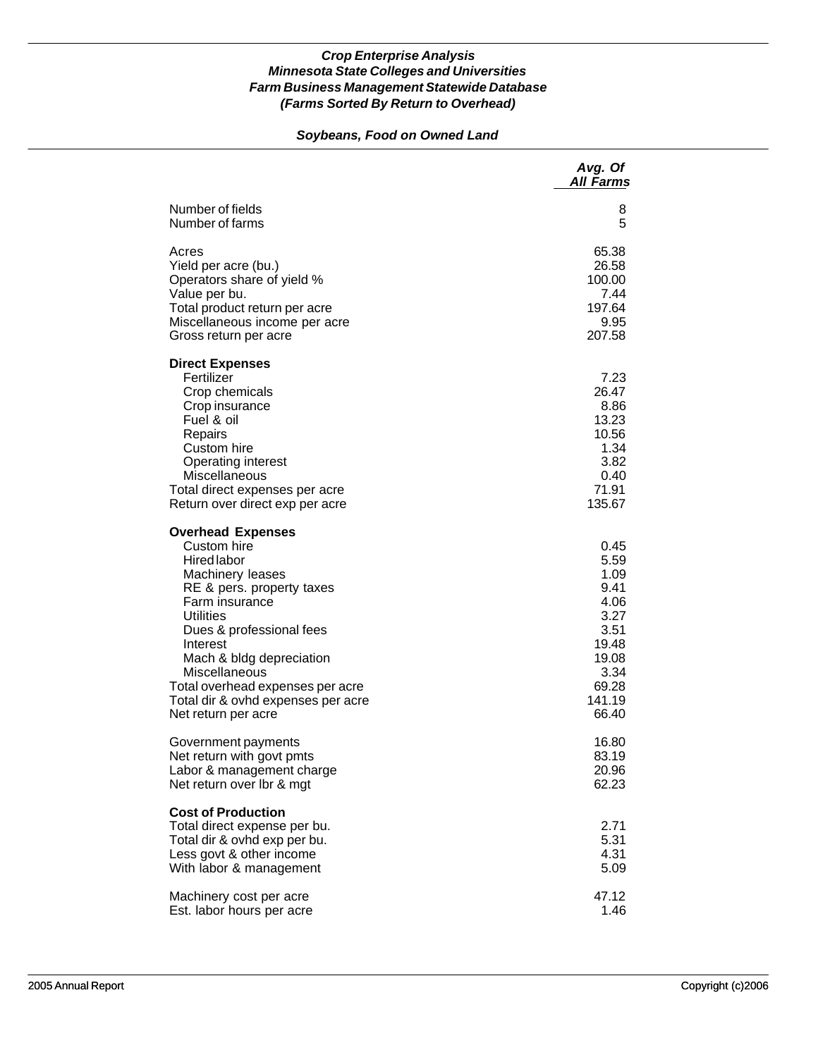***Crop Enterprise Analysis***
***Minnesota State Colleges and Universities***
***Farm Business Management Statewide Database***
***(Farms Sorted By Return to Overhead)***

***Soybeans, Food on Owned Land***

| | *Avg. Of All Farms* |
|---|---|
| Number of fields | 8 |
| Number of farms | 5 |
| | |
| Acres | 65.38 |
| Yield per acre (bu.) | 26.58 |
| Operators share of yield % | 100.00 |
| Value per bu. | 7.44 |
| Total product return per acre | 197.64 |
| Miscellaneous income per acre | 9.95 |
| Gross return per acre | 207.58 |
| | |
| **Direct Expenses** | |
| Fertilizer | 7.23 |
| Crop chemicals | 26.47 |
| Crop insurance | 8.86 |
| Fuel & oil | 13.23 |
| Repairs | 10.56 |
| Custom hire | 1.34 |
| Operating interest | 3.82 |
| Miscellaneous | 0.40 |
| Total direct expenses per acre | 71.91 |
| Return over direct exp per acre | 135.67 |
| | |
| **Overhead Expenses** | |
| Custom hire | 0.45 |
| Hired labor | 5.59 |
| Machinery leases | 1.09 |
| RE & pers. property taxes | 9.41 |
| Farm insurance | 4.06 |
| Utilities | 3.27 |
| Dues & professional fees | 3.51 |
| Interest | 19.48 |
| Mach & bldg depreciation | 19.08 |
| Miscellaneous | 3.34 |
| Total overhead expenses per acre | 69.28 |
| Total dir & ovhd expenses per acre | 141.19 |
| Net return per acre | 66.40 |
| | |
| Government payments | 16.80 |
| Net return with govt pmts | 83.19 |
| Labor & management charge | 20.96 |
| Net return over lbr & mgt | 62.23 |
| | |
| **Cost of Production** | |
| Total direct expense per bu. | 2.71 |
| Total dir & ovhd exp per bu. | 5.31 |
| Less govt & other income | 4.31 |
| With labor & management | 5.09 |
| | |
| Machinery cost per acre | 47.12 |
| Est. labor hours per acre | 1.46 |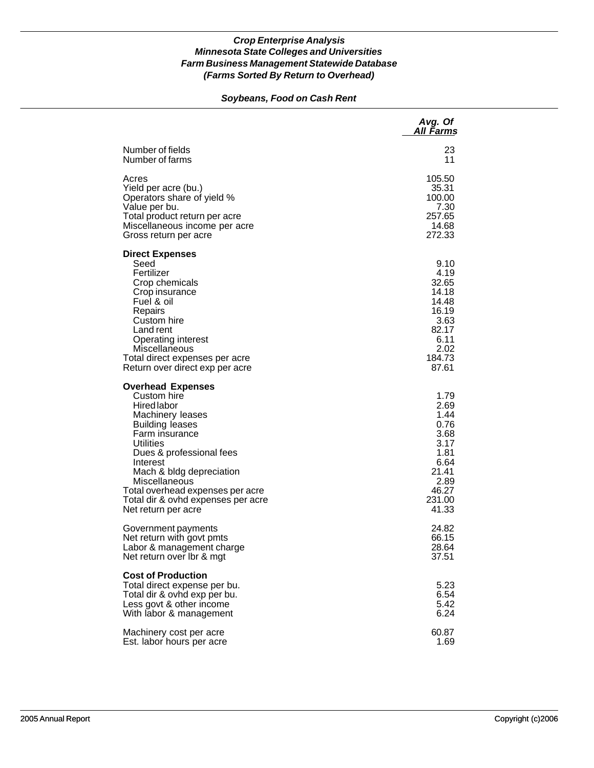***Crop Enterprise Analysis***
***Minnesota State Colleges and Universities***
***Farm Business Management Statewide Database***
***(Farms Sorted By Return to Overhead)***

## *Soybeans, Food on Cash Rent*

| | *Avg. Of All Farms* |
|---|---|
| Number of fields | 23 |
| Number of farms | 11 |
| | |
| Acres | 105.50 |
| Yield per acre (bu.) | 35.31 |
| Operators share of yield % | 100.00 |
| Value per bu. | 7.30 |
| Total product return per acre | 257.65 |
| Miscellaneous income per acre | 14.68 |
| Gross return per acre | 272.33 |
| | |
| **Direct Expenses** | |
| Seed | 9.10 |
| Fertilizer | 4.19 |
| Crop chemicals | 32.65 |
| Crop insurance | 14.18 |
| Fuel & oil | 14.48 |
| Repairs | 16.19 |
| Custom hire | 3.63 |
| Land rent | 82.17 |
| Operating interest | 6.11 |
| Miscellaneous | 2.02 |
| Total direct expenses per acre | 184.73 |
| Return over direct exp per acre | 87.61 |
| | |
| **Overhead Expenses** | |
| Custom hire | 1.79 |
| Hired labor | 2.69 |
| Machinery leases | 1.44 |
| Building leases | 0.76 |
| Farm insurance | 3.68 |
| Utilities | 3.17 |
| Dues & professional fees | 1.81 |
| Interest | 6.64 |
| Mach & bldg depreciation | 21.41 |
| Miscellaneous | 2.89 |
| Total overhead expenses per acre | 46.27 |
| Total dir & ovhd expenses per acre | 231.00 |
| Net return per acre | 41.33 |
| | |
| Government payments | 24.82 |
| Net return with govt pmts | 66.15 |
| Labor & management charge | 28.64 |
| Net return over lbr & mgt | 37.51 |
| | |
| **Cost of Production** | |
| Total direct expense per bu. | 5.23 |
| Total dir & ovhd exp per bu. | 6.54 |
| Less govt & other income | 5.42 |
| With labor & management | 6.24 |
| | |
| Machinery cost per acre | 60.87 |
| Est. labor hours per acre | 1.69 |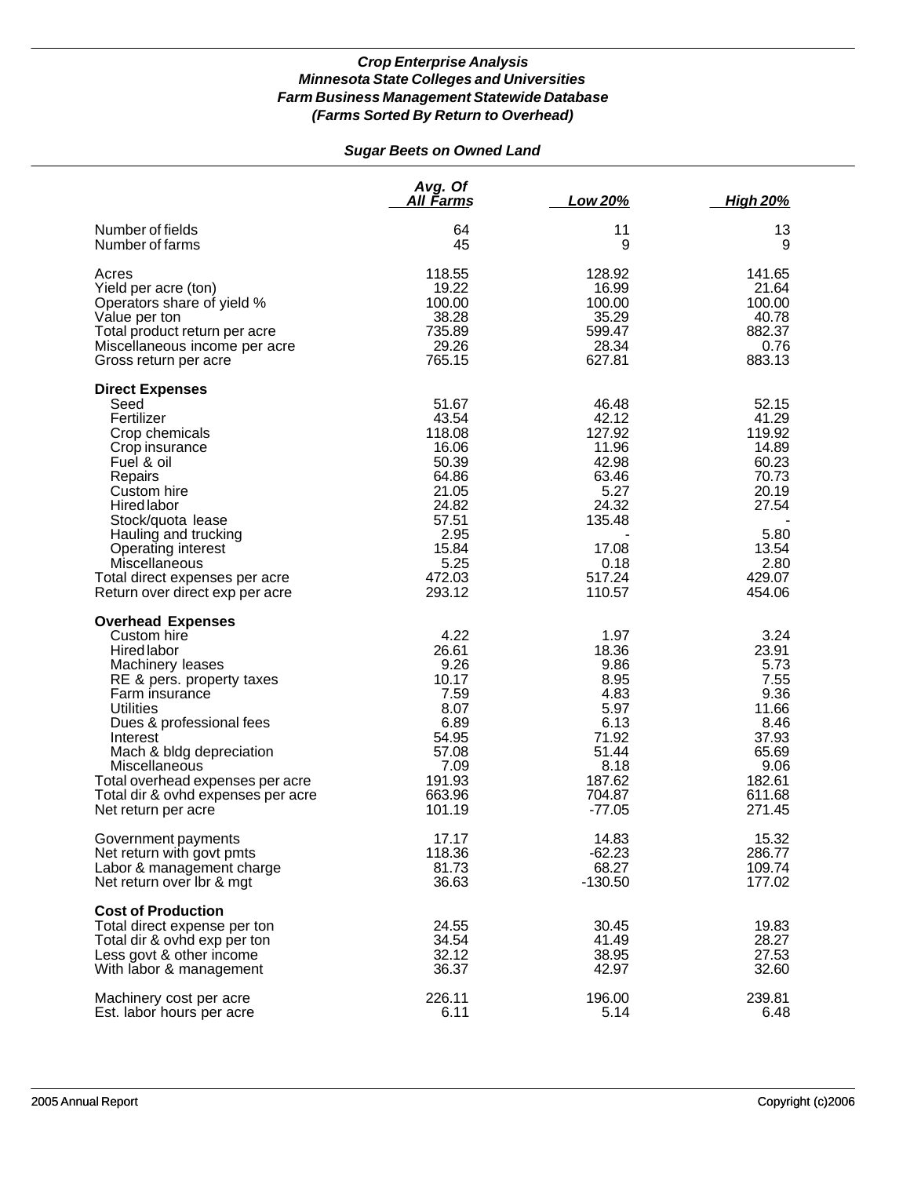## *Crop Enterprise Analysis*
## *Minnesota State Colleges and Universities*
## *Farm Business Management Statewide Database*
## *(Farms Sorted By Return to Overhead)*

### *Sugar Beets on Owned Land*

| | Avg. Of All Farms | Low 20% | High 20% |
|---|---|---|---|
| Number of fields | 64 | 11 | 13 |
| Number of farms | 45 | 9 | 9 |
| Acres | 118.55 | 128.92 | 141.65 |
| Yield per acre (ton) | 19.22 | 16.99 | 21.64 |
| Operators share of yield % | 100.00 | 100.00 | 100.00 |
| Value per ton | 38.28 | 35.29 | 40.78 |
| Total product return per acre | 735.89 | 599.47 | 882.37 |
| Miscellaneous income per acre | 29.26 | 28.34 | 0.76 |
| Gross return per acre | 765.15 | 627.81 | 883.13 |
| **Direct Expenses** | | | |
| Seed | 51.67 | 46.48 | 52.15 |
| Fertilizer | 43.54 | 42.12 | 41.29 |
| Crop chemicals | 118.08 | 127.92 | 119.92 |
| Crop insurance | 16.06 | 11.96 | 14.89 |
| Fuel & oil | 50.39 | 42.98 | 60.23 |
| Repairs | 64.86 | 63.46 | 70.73 |
| Custom hire | 21.05 | 5.27 | 20.19 |
| Hired labor | 24.82 | 24.32 | 27.54 |
| Stock/quota lease | 57.51 | 135.48 | - |
| Hauling and trucking | 2.95 | - | 5.80 |
| Operating interest | 15.84 | 17.08 | 13.54 |
| Miscellaneous | 5.25 | 0.18 | 2.80 |
| Total direct expenses per acre | 472.03 | 517.24 | 429.07 |
| Return over direct exp per acre | 293.12 | 110.57 | 454.06 |
| **Overhead Expenses** | | | |
| Custom hire | 4.22 | 1.97 | 3.24 |
| Hired labor | 26.61 | 18.36 | 23.91 |
| Machinery leases | 9.26 | 9.86 | 5.73 |
| RE & pers. property taxes | 10.17 | 8.95 | 7.55 |
| Farm insurance | 7.59 | 4.83 | 9.36 |
| Utilities | 8.07 | 5.97 | 11.66 |
| Dues & professional fees | 6.89 | 6.13 | 8.46 |
| Interest | 54.95 | 71.92 | 37.93 |
| Mach & bldg depreciation | 57.08 | 51.44 | 65.69 |
| Miscellaneous | 7.09 | 8.18 | 9.06 |
| Total overhead expenses per acre | 191.93 | 187.62 | 182.61 |
| Total dir & ovhd expenses per acre | 663.96 | 704.87 | 611.68 |
| Net return per acre | 101.19 | -77.05 | 271.45 |
| Government payments | 17.17 | 14.83 | 15.32 |
| Net return with govt pmts | 118.36 | -62.23 | 286.77 |
| Labor & management charge | 81.73 | 68.27 | 109.74 |
| Net return over lbr & mgt | 36.63 | -130.50 | 177.02 |
| **Cost of Production** | | | |
| Total direct expense per ton | 24.55 | 30.45 | 19.83 |
| Total dir & ovhd exp per ton | 34.54 | 41.49 | 28.27 |
| Less govt & other income | 32.12 | 38.95 | 27.53 |
| With labor & management | 36.37 | 42.97 | 32.60 |
| Machinery cost per acre | 226.11 | 196.00 | 239.81 |
| Est. labor hours per acre | 6.11 | 5.14 | 6.48 |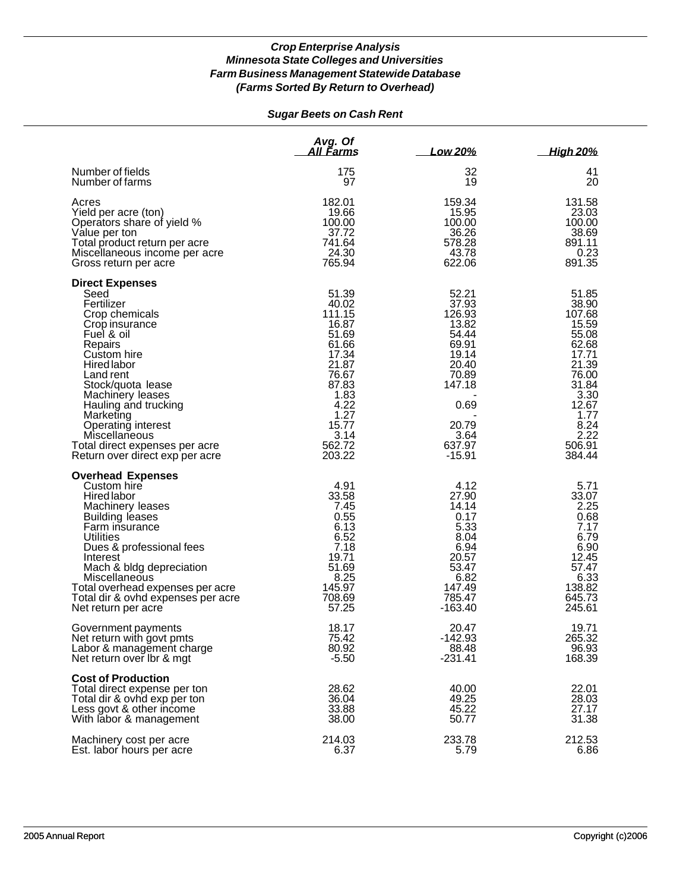***Crop Enterprise Analysis***
***Minnesota State Colleges and Universities***
***Farm Business Management Statewide Database***
***(Farms Sorted By Return to Overhead)***

***Sugar Beets on Cash Rent***

| | Avg. Of All Farms | Low 20% | High 20% |
|---|---|---|---|
| Number of fields | 175 | 32 | 41 |
| Number of farms | 97 | 19 | 20 |
| Acres | 182.01 | 159.34 | 131.58 |
| Yield per acre (ton) | 19.66 | 15.95 | 23.03 |
| Operators share of yield % | 100.00 | 100.00 | 100.00 |
| Value per ton | 37.72 | 36.26 | 38.69 |
| Total product return per acre | 741.64 | 578.28 | 891.11 |
| Miscellaneous income per acre | 24.30 | 43.78 | 0.23 |
| Gross return per acre | 765.94 | 622.06 | 891.35 |
| **Direct Expenses** | | | |
| Seed | 51.39 | 52.21 | 51.85 |
| Fertilizer | 40.02 | 37.93 | 38.90 |
| Crop chemicals | 111.15 | 126.93 | 107.68 |
| Crop insurance | 16.87 | 13.82 | 15.59 |
| Fuel & oil | 51.69 | 54.44 | 55.08 |
| Repairs | 61.66 | 69.91 | 62.68 |
| Custom hire | 17.34 | 19.14 | 17.71 |
| Hired labor | 21.87 | 20.40 | 21.39 |
| Land rent | 76.67 | 70.89 | 76.00 |
| Stock/quota lease | 87.83 | 147.18 | 31.84 |
| Machinery leases | 1.83 | - | 3.30 |
| Hauling and trucking | 4.22 | 0.69 | 12.67 |
| Marketing | 1.27 | - | 1.77 |
| Operating interest | 15.77 | 20.79 | 8.24 |
| Miscellaneous | 3.14 | 3.64 | 2.22 |
| Total direct expenses per acre | 562.72 | 637.97 | 506.91 |
| Return over direct exp per acre | 203.22 | -15.91 | 384.44 |
| **Overhead Expenses** | | | |
| Custom hire | 4.91 | 4.12 | 5.71 |
| Hired labor | 33.58 | 27.90 | 33.07 |
| Machinery leases | 7.45 | 14.14 | 2.25 |
| Building leases | 0.55 | 0.17 | 0.68 |
| Farm insurance | 6.13 | 5.33 | 7.17 |
| Utilities | 6.52 | 8.04 | 6.79 |
| Dues & professional fees | 7.18 | 6.94 | 6.90 |
| Interest | 19.71 | 20.57 | 12.45 |
| Mach & bldg depreciation | 51.69 | 53.47 | 57.47 |
| Miscellaneous | 8.25 | 6.82 | 6.33 |
| Total overhead expenses per acre | 145.97 | 147.49 | 138.82 |
| Total dir & ovhd expenses per acre | 708.69 | 785.47 | 645.73 |
| Net return per acre | 57.25 | -163.40 | 245.61 |
| Government payments | 18.17 | 20.47 | 19.71 |
| Net return with govt pmts | 75.42 | -142.93 | 265.32 |
| Labor & management charge | 80.92 | 88.48 | 96.93 |
| Net return over lbr & mgt | -5.50 | -231.41 | 168.39 |
| **Cost of Production** | | | |
| Total direct expense per ton | 28.62 | 40.00 | 22.01 |
| Total dir & ovhd exp per ton | 36.04 | 49.25 | 28.03 |
| Less govt & other income | 33.88 | 45.22 | 27.17 |
| With labor & management | 38.00 | 50.77 | 31.38 |
| Machinery cost per acre | 214.03 | 233.78 | 212.53 |
| Est. labor hours per acre | 6.37 | 5.79 | 6.86 |

2005 Annual Report — Copyright (c)2006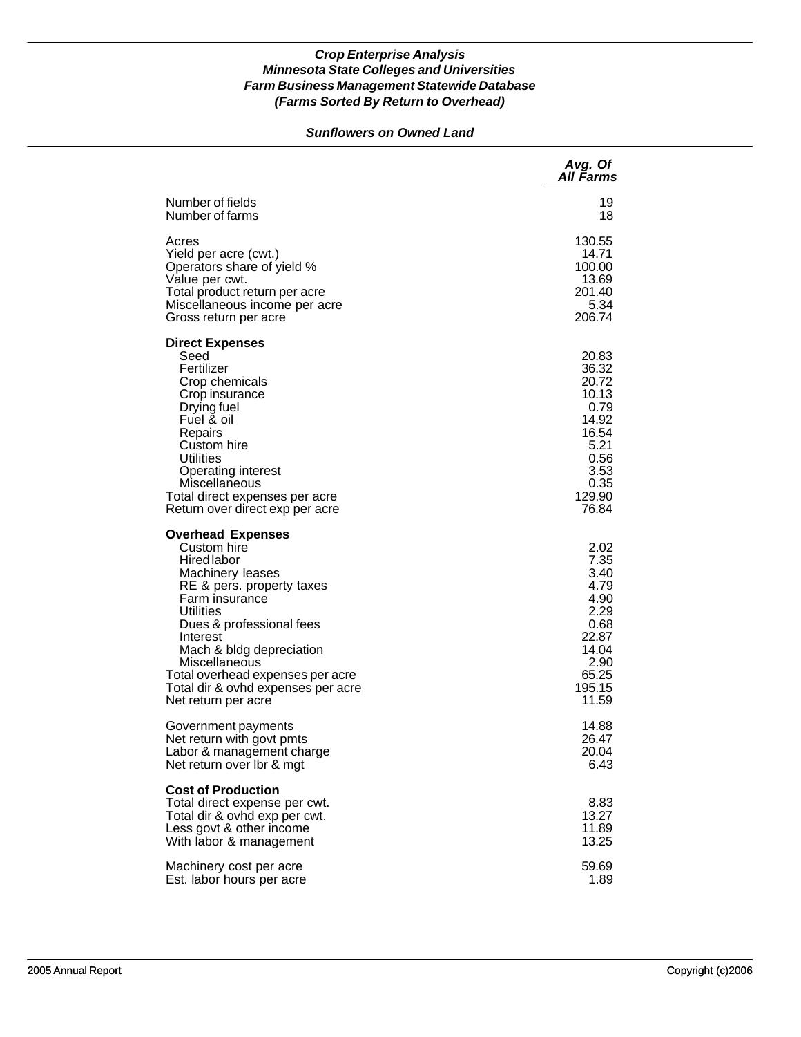### *Crop Enterprise Analysis*
### *Minnesota State Colleges and Universities*
### *Farm Business Management Statewide Database*
### *(Farms Sorted By Return to Overhead)*

#### *Sunflowers on Owned Land*

| | *Avg. Of All Farms* |
|---|---:|
| Number of fields | 19 |
| Number of farms | 18 |
| | |
| Acres | 130.55 |
| Yield per acre (cwt.) | 14.71 |
| Operators share of yield % | 100.00 |
| Value per cwt. | 13.69 |
| Total product return per acre | 201.40 |
| Miscellaneous income per acre | 5.34 |
| Gross return per acre | 206.74 |
| | |
| **Direct Expenses** | |
| Seed | 20.83 |
| Fertilizer | 36.32 |
| Crop chemicals | 20.72 |
| Crop insurance | 10.13 |
| Drying fuel | 0.79 |
| Fuel & oil | 14.92 |
| Repairs | 16.54 |
| Custom hire | 5.21 |
| Utilities | 0.56 |
| Operating interest | 3.53 |
| Miscellaneous | 0.35 |
| Total direct expenses per acre | 129.90 |
| Return over direct exp per acre | 76.84 |
| | |
| **Overhead Expenses** | |
| Custom hire | 2.02 |
| Hired labor | 7.35 |
| Machinery leases | 3.40 |
| RE & pers. property taxes | 4.79 |
| Farm insurance | 4.90 |
| Utilities | 2.29 |
| Dues & professional fees | 0.68 |
| Interest | 22.87 |
| Mach & bldg depreciation | 14.04 |
| Miscellaneous | 2.90 |
| Total overhead expenses per acre | 65.25 |
| Total dir & ovhd expenses per acre | 195.15 |
| Net return per acre | 11.59 |
| | |
| Government payments | 14.88 |
| Net return with govt pmts | 26.47 |
| Labor & management charge | 20.04 |
| Net return over lbr & mgt | 6.43 |
| | |
| **Cost of Production** | |
| Total direct expense per cwt. | 8.83 |
| Total dir & ovhd exp per cwt. | 13.27 |
| Less govt & other income | 11.89 |
| With labor & management | 13.25 |
| | |
| Machinery cost per acre | 59.69 |
| Est. labor hours per acre | 1.89 |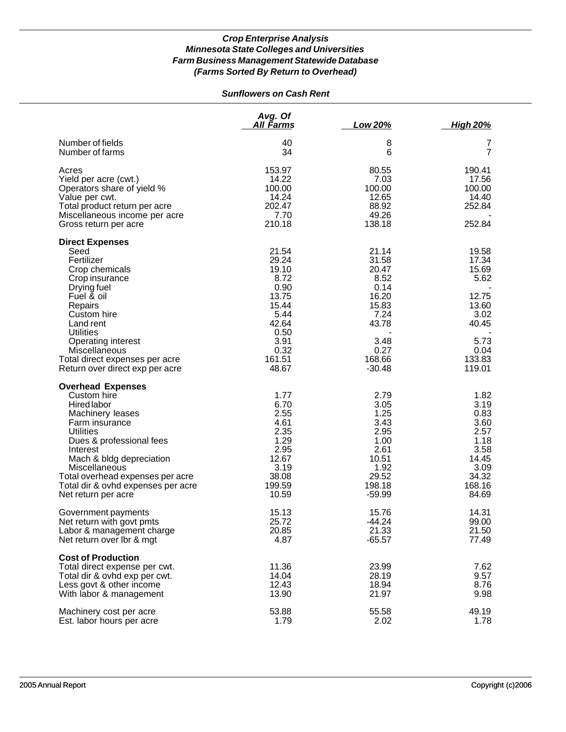***Crop Enterprise Analysis***
***Minnesota State Colleges and Universities***
***Farm Business Management Statewide Database***
***(Farms Sorted By Return to Overhead)***

***Sunflowers on Cash Rent***

| | Avg. Of All Farms | Low 20% | High 20% |
|---|---|---|---|
| Number of fields | 40 | 8 | 7 |
| Number of farms | 34 | 6 | 7 |
| Acres | 153.97 | 80.55 | 190.41 |
| Yield per acre (cwt.) | 14.22 | 7.03 | 17.56 |
| Operators share of yield % | 100.00 | 100.00 | 100.00 |
| Value per cwt. | 14.24 | 12.65 | 14.40 |
| Total product return per acre | 202.47 | 88.92 | 252.84 |
| Miscellaneous income per acre | 7.70 | 49.26 | - |
| Gross return per acre | 210.18 | 138.18 | 252.84 |
| **Direct Expenses** | | | |
| Seed | 21.54 | 21.14 | 19.58 |
| Fertilizer | 29.24 | 31.58 | 17.34 |
| Crop chemicals | 19.10 | 20.47 | 15.69 |
| Crop insurance | 8.72 | 8.52 | 5.62 |
| Drying fuel | 0.90 | 0.14 | - |
| Fuel & oil | 13.75 | 16.20 | 12.75 |
| Repairs | 15.44 | 15.83 | 13.60 |
| Custom hire | 5.44 | 7.24 | 3.02 |
| Land rent | 42.64 | 43.78 | 40.45 |
| Utilities | 0.50 | - | - |
| Operating interest | 3.91 | 3.48 | 5.73 |
| Miscellaneous | 0.32 | 0.27 | 0.04 |
| Total direct expenses per acre | 161.51 | 168.66 | 133.83 |
| Return over direct exp per acre | 48.67 | -30.48 | 119.01 |
| **Overhead Expenses** | | | |
| Custom hire | 1.77 | 2.79 | 1.82 |
| Hired labor | 6.70 | 3.05 | 3.19 |
| Machinery leases | 2.55 | 1.25 | 0.83 |
| Farm insurance | 4.61 | 3.43 | 3.60 |
| Utilities | 2.35 | 2.95 | 2.57 |
| Dues & professional fees | 1.29 | 1.00 | 1.18 |
| Interest | 2.95 | 2.61 | 3.58 |
| Mach & bldg depreciation | 12.67 | 10.51 | 14.45 |
| Miscellaneous | 3.19 | 1.92 | 3.09 |
| Total overhead expenses per acre | 38.08 | 29.52 | 34.32 |
| Total dir & ovhd expenses per acre | 199.59 | 198.18 | 168.16 |
| Net return per acre | 10.59 | -59.99 | 84.69 |
| Government payments | 15.13 | 15.76 | 14.31 |
| Net return with govt pmts | 25.72 | -44.24 | 99.00 |
| Labor & management charge | 20.85 | 21.33 | 21.50 |
| Net return over lbr & mgt | 4.87 | -65.57 | 77.49 |
| **Cost of Production** | | | |
| Total direct expense per cwt. | 11.36 | 23.99 | 7.62 |
| Total dir & ovhd exp per cwt. | 14.04 | 28.19 | 9.57 |
| Less govt & other income | 12.43 | 18.94 | 8.76 |
| With labor & management | 13.90 | 21.97 | 9.98 |
| Machinery cost per acre | 53.88 | 55.58 | 49.19 |
| Est. labor hours per acre | 1.79 | 2.02 | 1.78 |

2005 Annual Report — Copyright (c)2006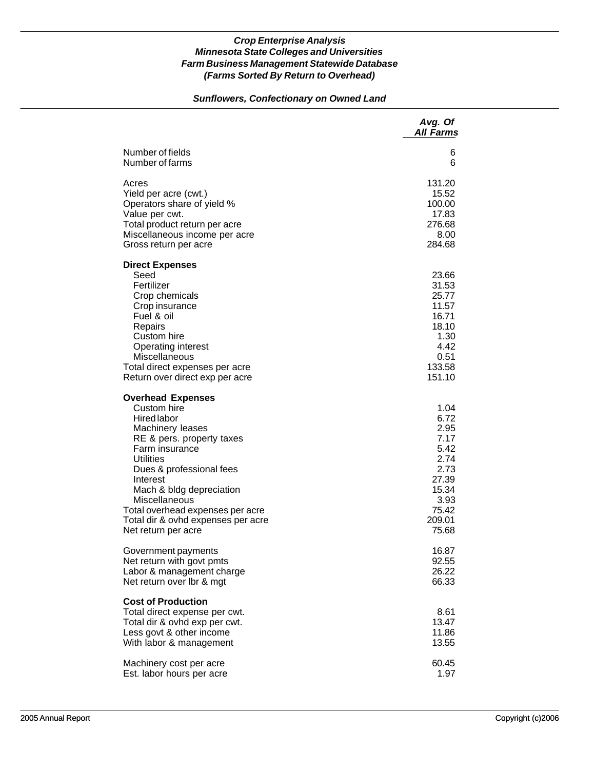*Crop Enterprise Analysis*
*Minnesota State Colleges and Universities*
*Farm Business Management Statewide Database*
*(Farms Sorted By Return to Overhead)*

## *Sunflowers, Confectionary on Owned Land*

| | *Avg. Of All Farms* |
|---|---|
| Number of fields | 6 |
| Number of farms | 6 |
| | |
| Acres | 131.20 |
| Yield per acre (cwt.) | 15.52 |
| Operators share of yield % | 100.00 |
| Value per cwt. | 17.83 |
| Total product return per acre | 276.68 |
| Miscellaneous income per acre | 8.00 |
| Gross return per acre | 284.68 |
| | |
| **Direct Expenses** | |
| Seed | 23.66 |
| Fertilizer | 31.53 |
| Crop chemicals | 25.77 |
| Crop insurance | 11.57 |
| Fuel & oil | 16.71 |
| Repairs | 18.10 |
| Custom hire | 1.30 |
| Operating interest | 4.42 |
| Miscellaneous | 0.51 |
| Total direct expenses per acre | 133.58 |
| Return over direct exp per acre | 151.10 |
| | |
| **Overhead Expenses** | |
| Custom hire | 1.04 |
| Hired labor | 6.72 |
| Machinery leases | 2.95 |
| RE & pers. property taxes | 7.17 |
| Farm insurance | 5.42 |
| Utilities | 2.74 |
| Dues & professional fees | 2.73 |
| Interest | 27.39 |
| Mach & bldg depreciation | 15.34 |
| Miscellaneous | 3.93 |
| Total overhead expenses per acre | 75.42 |
| Total dir & ovhd expenses per acre | 209.01 |
| Net return per acre | 75.68 |
| | |
| Government payments | 16.87 |
| Net return with govt pmts | 92.55 |
| Labor & management charge | 26.22 |
| Net return over lbr & mgt | 66.33 |
| | |
| **Cost of Production** | |
| Total direct expense per cwt. | 8.61 |
| Total dir & ovhd exp per cwt. | 13.47 |
| Less govt & other income | 11.86 |
| With labor & management | 13.55 |
| | |
| Machinery cost per acre | 60.45 |
| Est. labor hours per acre | 1.97 |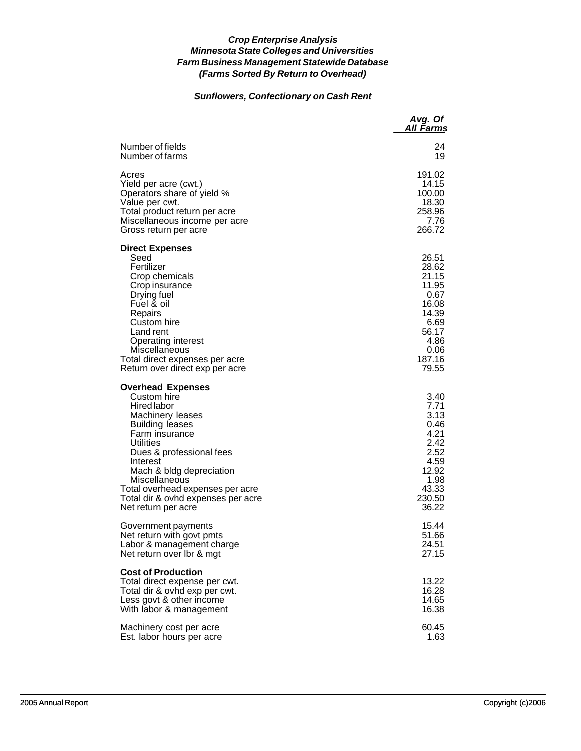***Crop Enterprise Analysis***
***Minnesota State Colleges and Universities***
***Farm Business Management Statewide Database***
***(Farms Sorted By Return to Overhead)***

***Sunflowers, Confectionary on Cash Rent***

| | *Avg. Of All Farms* |
|---|---|
| Number of fields | 24 |
| Number of farms | 19 |
| Acres | 191.02 |
| Yield per acre (cwt.) | 14.15 |
| Operators share of yield % | 100.00 |
| Value per cwt. | 18.30 |
| Total product return per acre | 258.96 |
| Miscellaneous income per acre | 7.76 |
| Gross return per acre | 266.72 |
| **Direct Expenses** | |
| Seed | 26.51 |
| Fertilizer | 28.62 |
| Crop chemicals | 21.15 |
| Crop insurance | 11.95 |
| Drying fuel | 0.67 |
| Fuel & oil | 16.08 |
| Repairs | 14.39 |
| Custom hire | 6.69 |
| Land rent | 56.17 |
| Operating interest | 4.86 |
| Miscellaneous | 0.06 |
| Total direct expenses per acre | 187.16 |
| Return over direct exp per acre | 79.55 |
| **Overhead Expenses** | |
| Custom hire | 3.40 |
| Hired labor | 7.71 |
| Machinery leases | 3.13 |
| Building leases | 0.46 |
| Farm insurance | 4.21 |
| Utilities | 2.42 |
| Dues & professional fees | 2.52 |
| Interest | 4.59 |
| Mach & bldg depreciation | 12.92 |
| Miscellaneous | 1.98 |
| Total overhead expenses per acre | 43.33 |
| Total dir & ovhd expenses per acre | 230.50 |
| Net return per acre | 36.22 |
| Government payments | 15.44 |
| Net return with govt pmts | 51.66 |
| Labor & management charge | 24.51 |
| Net return over lbr & mgt | 27.15 |
| **Cost of Production** | |
| Total direct expense per cwt. | 13.22 |
| Total dir & ovhd exp per cwt. | 16.28 |
| Less govt & other income | 14.65 |
| With labor & management | 16.38 |
| Machinery cost per acre | 60.45 |
| Est. labor hours per acre | 1.63 |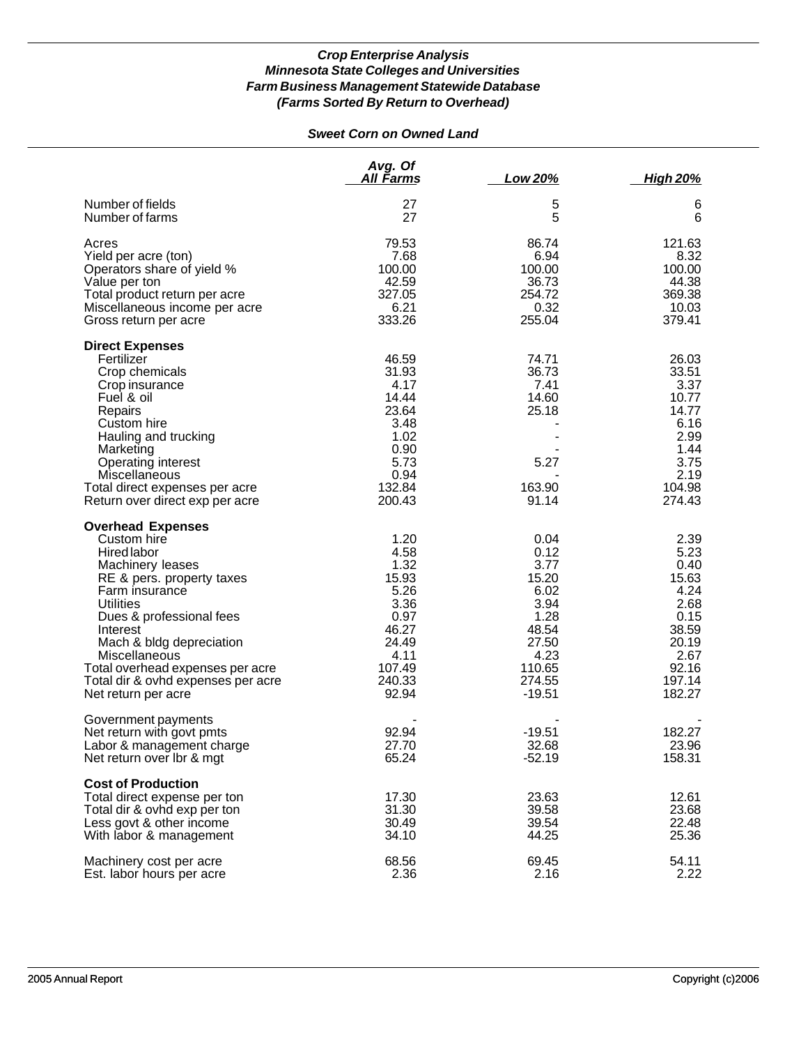***Crop Enterprise Analysis***
***Minnesota State Colleges and Universities***
***Farm Business Management Statewide Database***
***(Farms Sorted By Return to Overhead)***

***Sweet Corn on Owned Land***

| | Avg. Of All Farms | Low 20% | High 20% |
|---|---|---|---|
| Number of fields | 27 | 5 | 6 |
| Number of farms | 27 | 5 | 6 |
| Acres | 79.53 | 86.74 | 121.63 |
| Yield per acre (ton) | 7.68 | 6.94 | 8.32 |
| Operators share of yield % | 100.00 | 100.00 | 100.00 |
| Value per ton | 42.59 | 36.73 | 44.38 |
| Total product return per acre | 327.05 | 254.72 | 369.38 |
| Miscellaneous income per acre | 6.21 | 0.32 | 10.03 |
| Gross return per acre | 333.26 | 255.04 | 379.41 |
| **Direct Expenses** | | | |
| Fertilizer | 46.59 | 74.71 | 26.03 |
| Crop chemicals | 31.93 | 36.73 | 33.51 |
| Crop insurance | 4.17 | 7.41 | 3.37 |
| Fuel & oil | 14.44 | 14.60 | 10.77 |
| Repairs | 23.64 | 25.18 | 14.77 |
| Custom hire | 3.48 | - | 6.16 |
| Hauling and trucking | 1.02 | - | 2.99 |
| Marketing | 0.90 | - | 1.44 |
| Operating interest | 5.73 | 5.27 | 3.75 |
| Miscellaneous | 0.94 | - | 2.19 |
| Total direct expenses per acre | 132.84 | 163.90 | 104.98 |
| Return over direct exp per acre | 200.43 | 91.14 | 274.43 |
| **Overhead Expenses** | | | |
| Custom hire | 1.20 | 0.04 | 2.39 |
| Hired labor | 4.58 | 0.12 | 5.23 |
| Machinery leases | 1.32 | 3.77 | 0.40 |
| RE & pers. property taxes | 15.93 | 15.20 | 15.63 |
| Farm insurance | 5.26 | 6.02 | 4.24 |
| Utilities | 3.36 | 3.94 | 2.68 |
| Dues & professional fees | 0.97 | 1.28 | 0.15 |
| Interest | 46.27 | 48.54 | 38.59 |
| Mach & bldg depreciation | 24.49 | 27.50 | 20.19 |
| Miscellaneous | 4.11 | 4.23 | 2.67 |
| Total overhead expenses per acre | 107.49 | 110.65 | 92.16 |
| Total dir & ovhd expenses per acre | 240.33 | 274.55 | 197.14 |
| Net return per acre | 92.94 | -19.51 | 182.27 |
| Government payments | - | - | - |
| Net return with govt pmts | 92.94 | -19.51 | 182.27 |
| Labor & management charge | 27.70 | 32.68 | 23.96 |
| Net return over lbr & mgt | 65.24 | -52.19 | 158.31 |
| **Cost of Production** | | | |
| Total direct expense per ton | 17.30 | 23.63 | 12.61 |
| Total dir & ovhd exp per ton | 31.30 | 39.58 | 23.68 |
| Less govt & other income | 30.49 | 39.54 | 22.48 |
| With labor & management | 34.10 | 44.25 | 25.36 |
| Machinery cost per acre | 68.56 | 69.45 | 54.11 |
| Est. labor hours per acre | 2.36 | 2.16 | 2.22 |

2005 Annual Report | Copyright (c)2006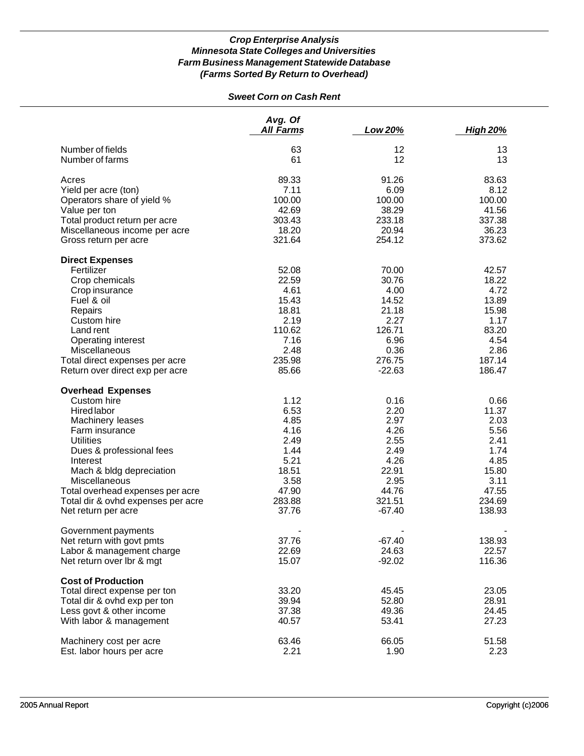***Crop Enterprise Analysis***
***Minnesota State Colleges and Universities***
***Farm Business Management Statewide Database***
***(Farms Sorted By Return to Overhead)***

***Sweet Corn on Cash Rent***

| | *Avg. Of All Farms* | *Low 20%* | *High 20%* |
|---|---|---|---|
| Number of fields | 63 | 12 | 13 |
| Number of farms | 61 | 12 | 13 |
| | | | |
| Acres | 89.33 | 91.26 | 83.63 |
| Yield per acre (ton) | 7.11 | 6.09 | 8.12 |
| Operators share of yield % | 100.00 | 100.00 | 100.00 |
| Value per ton | 42.69 | 38.29 | 41.56 |
| Total product return per acre | 303.43 | 233.18 | 337.38 |
| Miscellaneous income per acre | 18.20 | 20.94 | 36.23 |
| Gross return per acre | 321.64 | 254.12 | 373.62 |
| | | | |
| **Direct Expenses** | | | |
| Fertilizer | 52.08 | 70.00 | 42.57 |
| Crop chemicals | 22.59 | 30.76 | 18.22 |
| Crop insurance | 4.61 | 4.00 | 4.72 |
| Fuel & oil | 15.43 | 14.52 | 13.89 |
| Repairs | 18.81 | 21.18 | 15.98 |
| Custom hire | 2.19 | 2.27 | 1.17 |
| Land rent | 110.62 | 126.71 | 83.20 |
| Operating interest | 7.16 | 6.96 | 4.54 |
| Miscellaneous | 2.48 | 0.36 | 2.86 |
| Total direct expenses per acre | 235.98 | 276.75 | 187.14 |
| Return over direct exp per acre | 85.66 | -22.63 | 186.47 |
| | | | |
| **Overhead Expenses** | | | |
| Custom hire | 1.12 | 0.16 | 0.66 |
| Hired labor | 6.53 | 2.20 | 11.37 |
| Machinery leases | 4.85 | 2.97 | 2.03 |
| Farm insurance | 4.16 | 4.26 | 5.56 |
| Utilities | 2.49 | 2.55 | 2.41 |
| Dues & professional fees | 1.44 | 2.49 | 1.74 |
| Interest | 5.21 | 4.26 | 4.85 |
| Mach & bldg depreciation | 18.51 | 22.91 | 15.80 |
| Miscellaneous | 3.58 | 2.95 | 3.11 |
| Total overhead expenses per acre | 47.90 | 44.76 | 47.55 |
| Total dir & ovhd expenses per acre | 283.88 | 321.51 | 234.69 |
| Net return per acre | 37.76 | -67.40 | 138.93 |
| | | | |
| Government payments | - | - | - |
| Net return with govt pmts | 37.76 | -67.40 | 138.93 |
| Labor & management charge | 22.69 | 24.63 | 22.57 |
| Net return over lbr & mgt | 15.07 | -92.02 | 116.36 |
| | | | |
| **Cost of Production** | | | |
| Total direct expense per ton | 33.20 | 45.45 | 23.05 |
| Total dir & ovhd exp per ton | 39.94 | 52.80 | 28.91 |
| Less govt & other income | 37.38 | 49.36 | 24.45 |
| With labor & management | 40.57 | 53.41 | 27.23 |
| | | | |
| Machinery cost per acre | 63.46 | 66.05 | 51.58 |
| Est. labor hours per acre | 2.21 | 1.90 | 2.23 |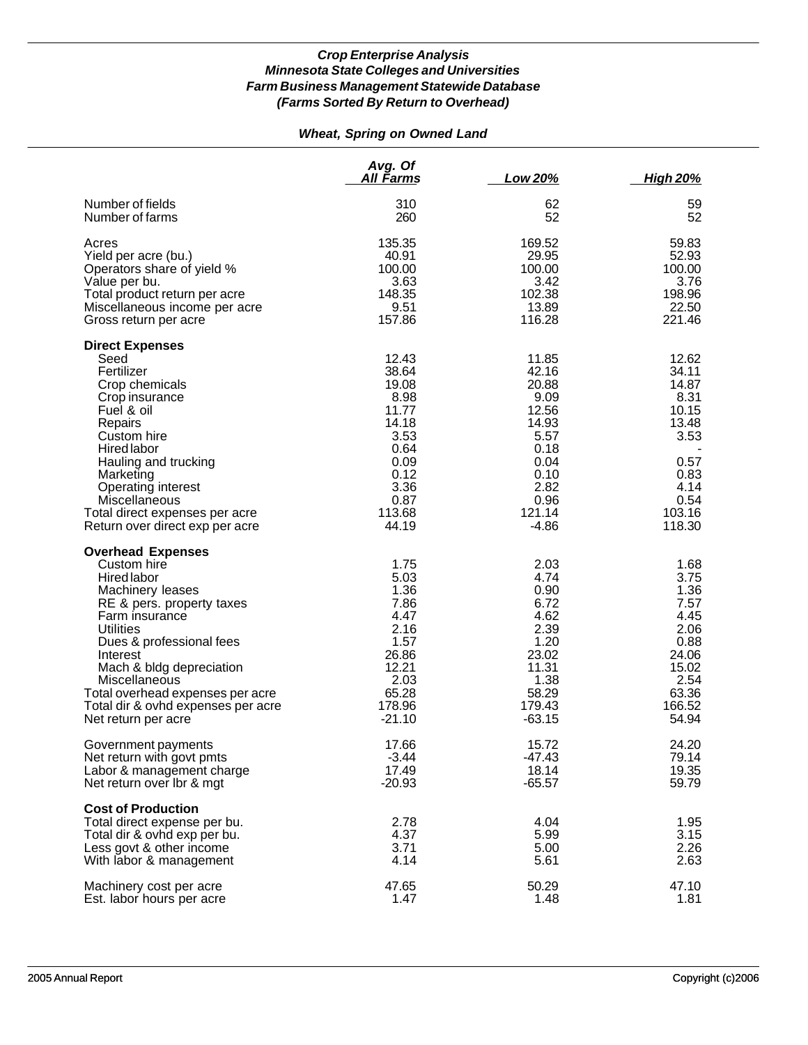***Crop Enterprise Analysis***
***Minnesota State Colleges and Universities***
***Farm Business Management Statewide Database***
***(Farms Sorted By Return to Overhead)***

***Wheat, Spring on Owned Land***

| | Avg. Of All Farms | Low 20% | High 20% |
|---|---|---|---|
| Number of fields | 310 | 62 | 59 |
| Number of farms | 260 | 52 | 52 |
| Acres | 135.35 | 169.52 | 59.83 |
| Yield per acre (bu.) | 40.91 | 29.95 | 52.93 |
| Operators share of yield % | 100.00 | 100.00 | 100.00 |
| Value per bu. | 3.63 | 3.42 | 3.76 |
| Total product return per acre | 148.35 | 102.38 | 198.96 |
| Miscellaneous income per acre | 9.51 | 13.89 | 22.50 |
| Gross return per acre | 157.86 | 116.28 | 221.46 |
| **Direct Expenses** | | | |
| Seed | 12.43 | 11.85 | 12.62 |
| Fertilizer | 38.64 | 42.16 | 34.11 |
| Crop chemicals | 19.08 | 20.88 | 14.87 |
| Crop insurance | 8.98 | 9.09 | 8.31 |
| Fuel & oil | 11.77 | 12.56 | 10.15 |
| Repairs | 14.18 | 14.93 | 13.48 |
| Custom hire | 3.53 | 5.57 | 3.53 |
| Hired labor | 0.64 | 0.18 | - |
| Hauling and trucking | 0.09 | 0.04 | 0.57 |
| Marketing | 0.12 | 0.10 | 0.83 |
| Operating interest | 3.36 | 2.82 | 4.14 |
| Miscellaneous | 0.87 | 0.96 | 0.54 |
| Total direct expenses per acre | 113.68 | 121.14 | 103.16 |
| Return over direct exp per acre | 44.19 | -4.86 | 118.30 |
| **Overhead Expenses** | | | |
| Custom hire | 1.75 | 2.03 | 1.68 |
| Hired labor | 5.03 | 4.74 | 3.75 |
| Machinery leases | 1.36 | 0.90 | 1.36 |
| RE & pers. property taxes | 7.86 | 6.72 | 7.57 |
| Farm insurance | 4.47 | 4.62 | 4.45 |
| Utilities | 2.16 | 2.39 | 2.06 |
| Dues & professional fees | 1.57 | 1.20 | 0.88 |
| Interest | 26.86 | 23.02 | 24.06 |
| Mach & bldg depreciation | 12.21 | 11.31 | 15.02 |
| Miscellaneous | 2.03 | 1.38 | 2.54 |
| Total overhead expenses per acre | 65.28 | 58.29 | 63.36 |
| Total dir & ovhd expenses per acre | 178.96 | 179.43 | 166.52 |
| Net return per acre | -21.10 | -63.15 | 54.94 |
| Government payments | 17.66 | 15.72 | 24.20 |
| Net return with govt pmts | -3.44 | -47.43 | 79.14 |
| Labor & management charge | 17.49 | 18.14 | 19.35 |
| Net return over lbr & mgt | -20.93 | -65.57 | 59.79 |
| **Cost of Production** | | | |
| Total direct expense per bu. | 2.78 | 4.04 | 1.95 |
| Total dir & ovhd exp per bu. | 4.37 | 5.99 | 3.15 |
| Less govt & other income | 3.71 | 5.00 | 2.26 |
| With labor & management | 4.14 | 5.61 | 2.63 |
| Machinery cost per acre | 47.65 | 50.29 | 47.10 |
| Est. labor hours per acre | 1.47 | 1.48 | 1.81 |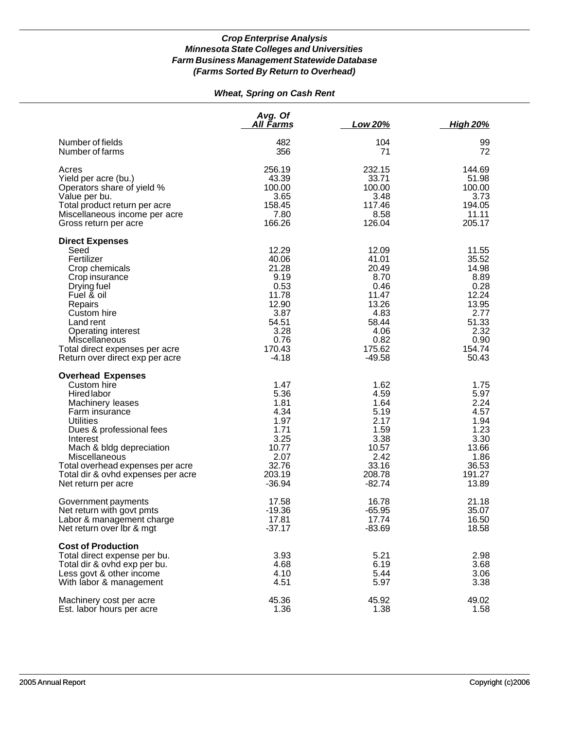***Crop Enterprise Analysis***
***Minnesota State Colleges and Universities***
***Farm Business Management Statewide Database***
***(Farms Sorted By Return to Overhead)***

***Wheat, Spring on Cash Rent***

| | Avg. Of All Farms | Low 20% | High 20% |
|---|---|---|---|
| Number of fields | 482 | 104 | 99 |
| Number of farms | 356 | 71 | 72 |
| Acres | 256.19 | 232.15 | 144.69 |
| Yield per acre (bu.) | 43.39 | 33.71 | 51.98 |
| Operators share of yield % | 100.00 | 100.00 | 100.00 |
| Value per bu. | 3.65 | 3.48 | 3.73 |
| Total product return per acre | 158.45 | 117.46 | 194.05 |
| Miscellaneous income per acre | 7.80 | 8.58 | 11.11 |
| Gross return per acre | 166.26 | 126.04 | 205.17 |
| **Direct Expenses** | | | |
| Seed | 12.29 | 12.09 | 11.55 |
| Fertilizer | 40.06 | 41.01 | 35.52 |
| Crop chemicals | 21.28 | 20.49 | 14.98 |
| Crop insurance | 9.19 | 8.70 | 8.89 |
| Drying fuel | 0.53 | 0.46 | 0.28 |
| Fuel & oil | 11.78 | 11.47 | 12.24 |
| Repairs | 12.90 | 13.26 | 13.95 |
| Custom hire | 3.87 | 4.83 | 2.77 |
| Land rent | 54.51 | 58.44 | 51.33 |
| Operating interest | 3.28 | 4.06 | 2.32 |
| Miscellaneous | 0.76 | 0.82 | 0.90 |
| Total direct expenses per acre | 170.43 | 175.62 | 154.74 |
| Return over direct exp per acre | -4.18 | -49.58 | 50.43 |
| **Overhead Expenses** | | | |
| Custom hire | 1.47 | 1.62 | 1.75 |
| Hired labor | 5.36 | 4.59 | 5.97 |
| Machinery leases | 1.81 | 1.64 | 2.24 |
| Farm insurance | 4.34 | 5.19 | 4.57 |
| Utilities | 1.97 | 2.17 | 1.94 |
| Dues & professional fees | 1.71 | 1.59 | 1.23 |
| Interest | 3.25 | 3.38 | 3.30 |
| Mach & bldg depreciation | 10.77 | 10.57 | 13.66 |
| Miscellaneous | 2.07 | 2.42 | 1.86 |
| Total overhead expenses per acre | 32.76 | 33.16 | 36.53 |
| Total dir & ovhd expenses per acre | 203.19 | 208.78 | 191.27 |
| Net return per acre | -36.94 | -82.74 | 13.89 |
| Government payments | 17.58 | 16.78 | 21.18 |
| Net return with govt pmts | -19.36 | -65.95 | 35.07 |
| Labor & management charge | 17.81 | 17.74 | 16.50 |
| Net return over lbr & mgt | -37.17 | -83.69 | 18.58 |
| **Cost of Production** | | | |
| Total direct expense per bu. | 3.93 | 5.21 | 2.98 |
| Total dir & ovhd exp per bu. | 4.68 | 6.19 | 3.68 |
| Less govt & other income | 4.10 | 5.44 | 3.06 |
| With labor & management | 4.51 | 5.97 | 3.38 |
| Machinery cost per acre | 45.36 | 45.92 | 49.02 |
| Est. labor hours per acre | 1.36 | 1.38 | 1.58 |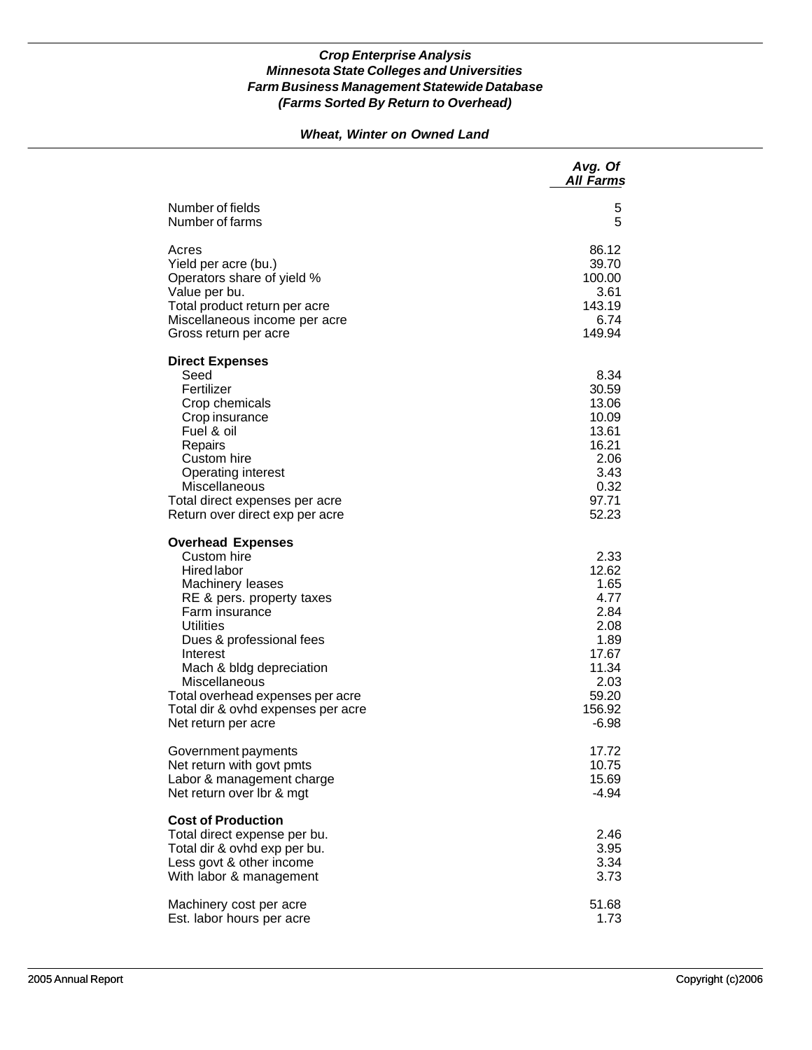***Crop Enterprise Analysis***
***Minnesota State Colleges and Universities***
***Farm Business Management Statewide Database***
***(Farms Sorted By Return to Overhead)***

***Wheat, Winter on Owned Land***

| | *Avg. Of All Farms* |
|---|---|
| Number of fields | 5 |
| Number of farms | 5 |
| | |
| Acres | 86.12 |
| Yield per acre (bu.) | 39.70 |
| Operators share of yield % | 100.00 |
| Value per bu. | 3.61 |
| Total product return per acre | 143.19 |
| Miscellaneous income per acre | 6.74 |
| Gross return per acre | 149.94 |
| | |
| **Direct Expenses** | |
| Seed | 8.34 |
| Fertilizer | 30.59 |
| Crop chemicals | 13.06 |
| Crop insurance | 10.09 |
| Fuel & oil | 13.61 |
| Repairs | 16.21 |
| Custom hire | 2.06 |
| Operating interest | 3.43 |
| Miscellaneous | 0.32 |
| Total direct expenses per acre | 97.71 |
| Return over direct exp per acre | 52.23 |
| | |
| **Overhead Expenses** | |
| Custom hire | 2.33 |
| Hired labor | 12.62 |
| Machinery leases | 1.65 |
| RE & pers. property taxes | 4.77 |
| Farm insurance | 2.84 |
| Utilities | 2.08 |
| Dues & professional fees | 1.89 |
| Interest | 17.67 |
| Mach & bldg depreciation | 11.34 |
| Miscellaneous | 2.03 |
| Total overhead expenses per acre | 59.20 |
| Total dir & ovhd expenses per acre | 156.92 |
| Net return per acre | -6.98 |
| | |
| Government payments | 17.72 |
| Net return with govt pmts | 10.75 |
| Labor & management charge | 15.69 |
| Net return over lbr & mgt | -4.94 |
| | |
| **Cost of Production** | |
| Total direct expense per bu. | 2.46 |
| Total dir & ovhd exp per bu. | 3.95 |
| Less govt & other income | 3.34 |
| With labor & management | 3.73 |
| | |
| Machinery cost per acre | 51.68 |
| Est. labor hours per acre | 1.73 |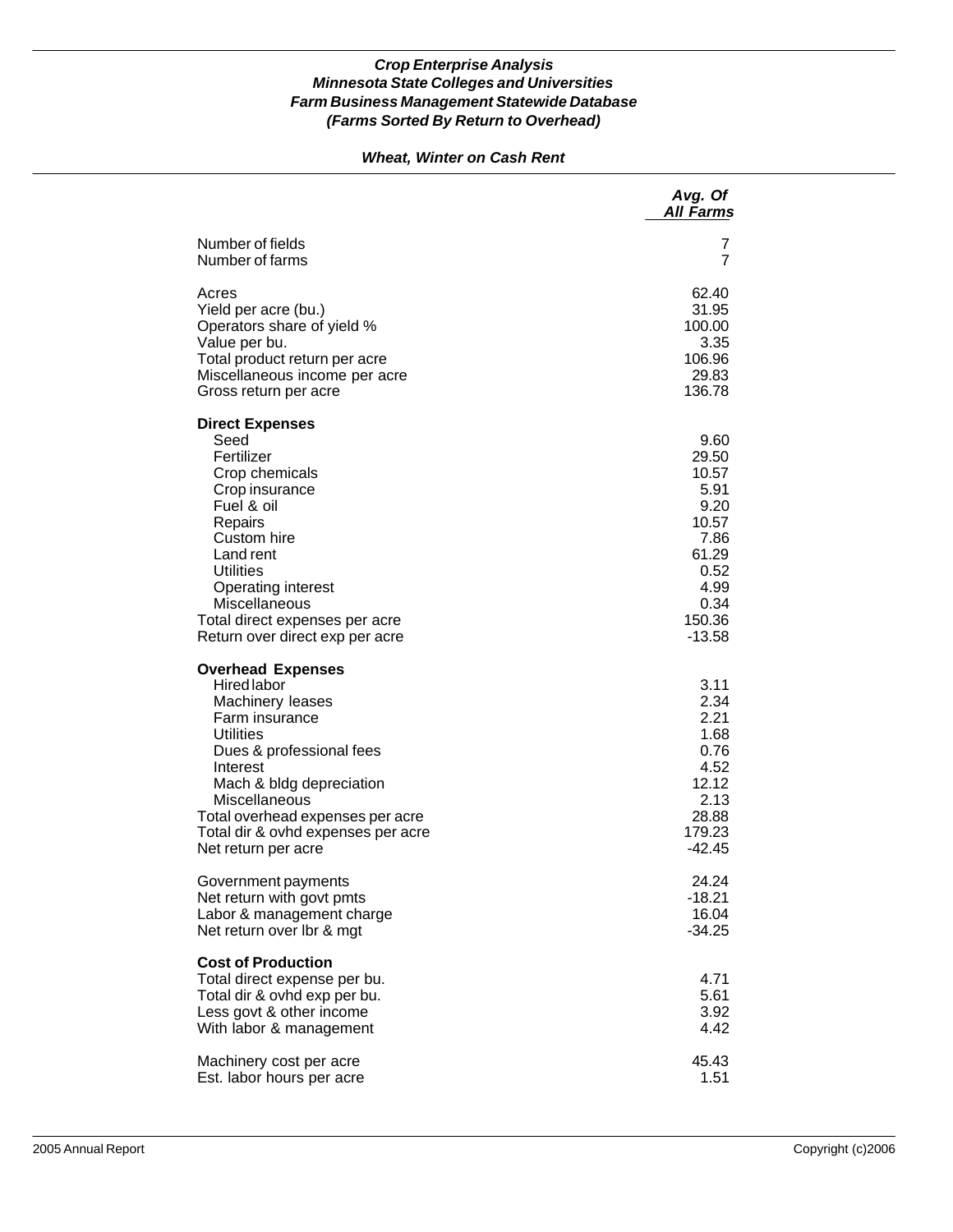***Crop Enterprise Analysis***
***Minnesota State Colleges and Universities***
***Farm Business Management Statewide Database***
***(Farms Sorted By Return to Overhead)***

***Wheat, Winter on Cash Rent***

| | *Avg. Of All Farms* |
|---|---|
| Number of fields | 7 |
| Number of farms | 7 |
| | |
| Acres | 62.40 |
| Yield per acre (bu.) | 31.95 |
| Operators share of yield % | 100.00 |
| Value per bu. | 3.35 |
| Total product return per acre | 106.96 |
| Miscellaneous income per acre | 29.83 |
| Gross return per acre | 136.78 |
| | |
| **Direct Expenses** | |
| Seed | 9.60 |
| Fertilizer | 29.50 |
| Crop chemicals | 10.57 |
| Crop insurance | 5.91 |
| Fuel & oil | 9.20 |
| Repairs | 10.57 |
| Custom hire | 7.86 |
| Land rent | 61.29 |
| Utilities | 0.52 |
| Operating interest | 4.99 |
| Miscellaneous | 0.34 |
| Total direct expenses per acre | 150.36 |
| Return over direct exp per acre | -13.58 |
| | |
| **Overhead Expenses** | |
| Hired labor | 3.11 |
| Machinery leases | 2.34 |
| Farm insurance | 2.21 |
| Utilities | 1.68 |
| Dues & professional fees | 0.76 |
| Interest | 4.52 |
| Mach & bldg depreciation | 12.12 |
| Miscellaneous | 2.13 |
| Total overhead expenses per acre | 28.88 |
| Total dir & ovhd expenses per acre | 179.23 |
| Net return per acre | -42.45 |
| | |
| Government payments | 24.24 |
| Net return with govt pmts | -18.21 |
| Labor & management charge | 16.04 |
| Net return over lbr & mgt | -34.25 |
| | |
| **Cost of Production** | |
| Total direct expense per bu. | 4.71 |
| Total dir & ovhd exp per bu. | 5.61 |
| Less govt & other income | 3.92 |
| With labor & management | 4.42 |
| | |
| Machinery cost per acre | 45.43 |
| Est. labor hours per acre | 1.51 |

2005 Annual Report — Copyright (c)2006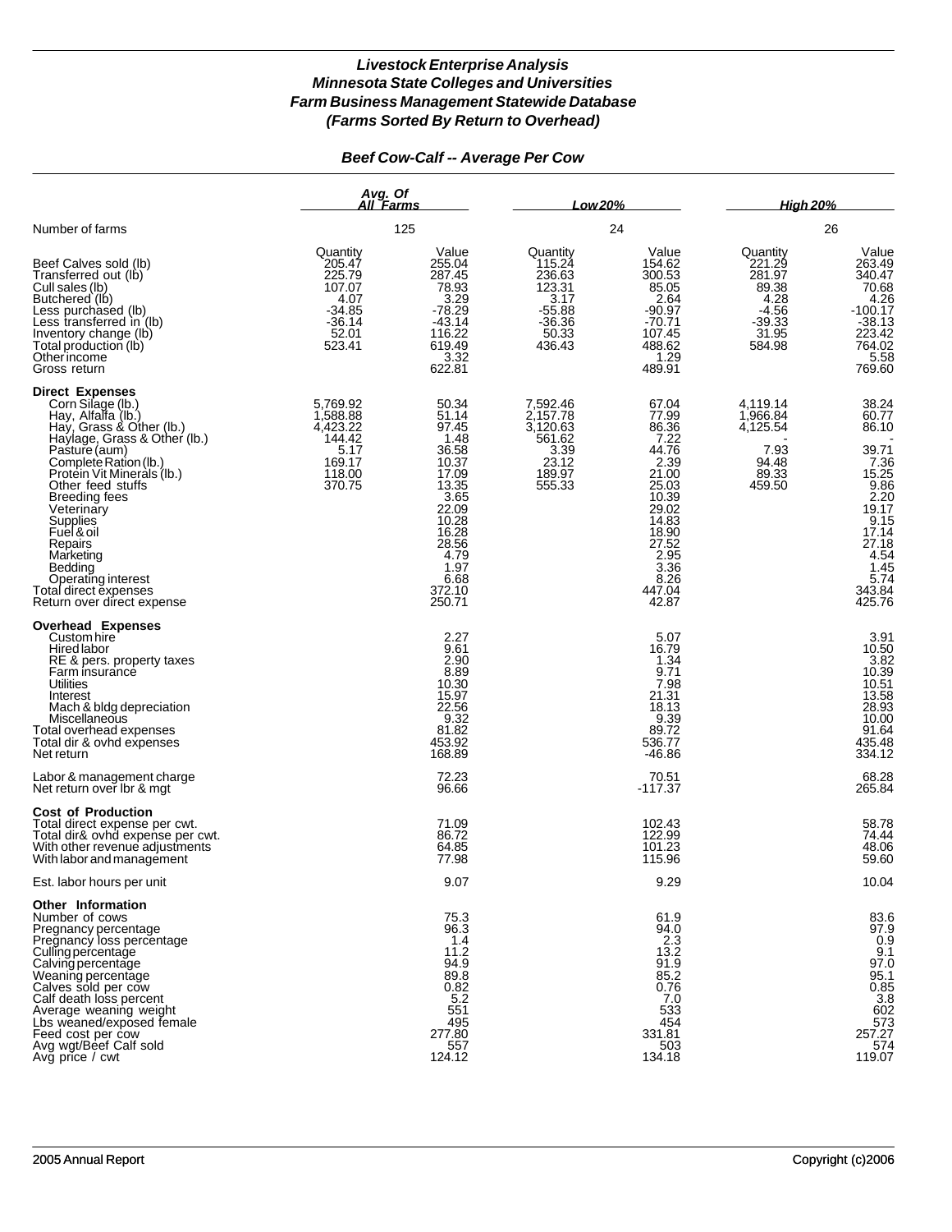# *Livestock Enterprise Analysis*
# *Minnesota State Colleges and Universities*
# *Farm Business Management Statewide Database*
# *(Farms Sorted By Return to Overhead)*

## *Beef Cow-Calf -- Average Per Cow*

| | Avg. Of All Farms | | Low 20% | | High 20% | |
|---|---|---|---|---|---|---|
| Number of farms | 125 | | 24 | | 26 | |
| | Quantity | Value | Quantity | Value | Quantity | Value |
| Beef Calves sold (lb) | 205.47 | 255.04 | 115.24 | 154.62 | 221.29 | 263.49 |
| Transferred out (lb) | 225.79 | 287.45 | 236.63 | 300.53 | 281.97 | 340.47 |
| Cull sales (lb) | 107.07 | 78.93 | 123.31 | 85.05 | 89.38 | 70.68 |
| Butchered (lb) | 4.07 | 3.29 | 3.17 | 2.64 | 4.28 | 4.26 |
| Less purchased (lb) | -34.85 | -78.29 | -55.88 | -90.97 | -4.56 | -100.17 |
| Less transferred in (lb) | -36.14 | -43.14 | -36.36 | -70.71 | -39.33 | -38.13 |
| Inventory change (lb) | 52.01 | 116.22 | 50.33 | 107.45 | 31.95 | 223.42 |
| Total production (lb) | 523.41 | 619.49 | 436.43 | 488.62 | 584.98 | 764.02 |
| Other income | | 3.32 | | 1.29 | | 5.58 |
| Gross return | | 622.81 | | 489.91 | | 769.60 |
| **Direct Expenses** | | | | | | |
| Corn Silage (lb.) | 5,769.92 | 50.34 | 7,592.46 | 67.04 | 4,119.14 | 38.24 |
| Hay, Alfalfa (lb.) | 1,588.88 | 51.14 | 2,157.78 | 77.99 | 1,966.84 | 60.77 |
| Hay, Grass & Other (lb.) | 4,423.22 | 97.45 | 3,120.63 | 86.36 | 4,125.54 | 86.10 |
| Haylage, Grass & Other (lb.) | 144.42 | 1.48 | 561.62 | 7.22 | - | - |
| Pasture (aum) | 5.17 | 36.58 | 3.39 | 44.76 | 7.93 | 39.71 |
| Complete Ration (lb.) | 169.17 | 10.37 | 23.12 | 2.39 | 94.48 | 7.36 |
| Protein Vit Minerals (lb.) | 118.00 | 17.09 | 189.97 | 21.00 | 89.33 | 15.25 |
| Other feed stuffs | 370.75 | 13.35 | 555.33 | 25.03 | 459.50 | 9.86 |
| Breeding fees | | 3.65 | | 10.39 | | 2.20 |
| Veterinary | | 22.09 | | 29.02 | | 19.17 |
| Supplies | | 10.28 | | 14.83 | | 9.15 |
| Fuel & oil | | 16.28 | | 18.90 | | 17.14 |
| Repairs | | 28.56 | | 27.52 | | 27.18 |
| Marketing | | 4.79 | | 2.95 | | 4.54 |
| Bedding | | 1.97 | | 3.36 | | 1.45 |
| Operating interest | | 6.68 | | 8.26 | | 5.74 |
| Total direct expenses | | 372.10 | | 447.04 | | 343.84 |
| Return over direct expense | | 250.71 | | 42.87 | | 425.76 |
| **Overhead Expenses** | | | | | | |
| Custom hire | | 2.27 | | 5.07 | | 3.91 |
| Hired labor | | 9.61 | | 16.79 | | 10.50 |
| RE & pers. property taxes | | 2.90 | | 1.34 | | 3.82 |
| Farm insurance | | 8.89 | | 9.71 | | 10.39 |
| Utilities | | 10.30 | | 7.98 | | 10.51 |
| Interest | | 15.97 | | 21.31 | | 13.58 |
| Mach & bldg depreciation | | 22.56 | | 18.13 | | 28.93 |
| Miscellaneous | | 9.32 | | 9.39 | | 10.00 |
| Total overhead expenses | | 81.82 | | 89.72 | | 91.64 |
| Total dir & ovhd expenses | | 453.92 | | 536.77 | | 435.48 |
| Net return | | 168.89 | | -46.86 | | 334.12 |
| Labor & management charge | | 72.23 | | 70.51 | | 68.28 |
| Net return over lbr & mgt | | 96.66 | | -117.37 | | 265.84 |
| **Cost of Production** | | | | | | |
| Total direct expense per cwt. | | 71.09 | | 102.43 | | 58.78 |
| Total dir& ovhd expense per cwt. | | 86.72 | | 122.99 | | 74.44 |
| With other revenue adjustments | | 64.85 | | 101.23 | | 48.06 |
| With labor and management | | 77.98 | | 115.96 | | 59.60 |
| Est. labor hours per unit | | 9.07 | | 9.29 | | 10.04 |
| **Other Information** | | | | | | |
| Number of cows | | 75.3 | | 61.9 | | 83.6 |
| Pregnancy percentage | | 96.3 | | 94.0 | | 97.9 |
| Pregnancy loss percentage | | 1.4 | | 2.3 | | 0.9 |
| Culling percentage | | 11.2 | | 13.2 | | 9.1 |
| Calving percentage | | 94.9 | | 91.9 | | 97.0 |
| Weaning percentage | | 89.8 | | 85.2 | | 95.1 |
| Calves sold per cow | | 0.82 | | 0.76 | | 0.85 |
| Calf death loss percent | | 5.2 | | 7.0 | | 3.8 |
| Average weaning weight | | 551 | | 533 | | 602 |
| Lbs weaned/exposed female | | 495 | | 454 | | 573 |
| Feed cost per cow | | 277.80 | | 331.81 | | 257.27 |
| Avg wgt/Beef Calf sold | | 557 | | 503 | | 574 |
| Avg price / cwt | | 124.12 | | 134.18 | | 119.07 |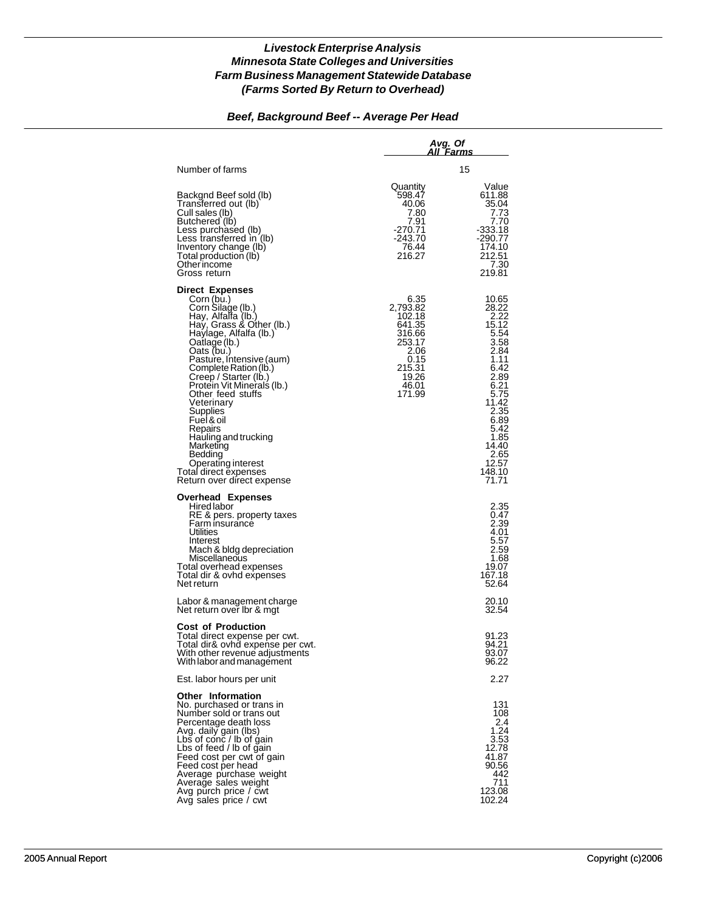# *Livestock Enterprise Analysis*
## *Minnesota State Colleges and Universities*
## *Farm Business Management Statewide Database*
## *(Farms Sorted By Return to Overhead)*

### *Beef, Background Beef -- Average Per Head*

| | *Avg. Of All Farms* | |
|---|---|---|
| Number of farms | 15 | |
| | Quantity | Value |
| Backgnd Beef sold (lb) | 598.47 | 611.88 |
| Transferred out (lb) | 40.06 | 35.04 |
| Cull sales (lb) | 7.80 | 7.73 |
| Butchered (lb) | 7.91 | 7.70 |
| Less purchased (lb) | -270.71 | -333.18 |
| Less transferred in (lb) | -243.70 | -290.77 |
| Inventory change (lb) | 76.44 | 174.10 |
| Total production (lb) | 216.27 | 212.51 |
| Other income | | 7.30 |
| Gross return | | 219.81 |
| **Direct Expenses** | | |
| Corn (bu.) | 6.35 | 10.65 |
| Corn Silage (lb.) | 2,793.82 | 28.22 |
| Hay, Alfalfa (lb.) | 102.18 | 2.22 |
| Hay, Grass & Other (lb.) | 641.35 | 15.12 |
| Haylage, Alfalfa (lb.) | 316.66 | 5.54 |
| Oatlage (lb.) | 253.17 | 3.58 |
| Oats (bu.) | 2.06 | 2.84 |
| Pasture, Intensive (aum) | 0.15 | 1.11 |
| Complete Ration (lb.) | 215.31 | 6.42 |
| Creep / Starter (lb.) | 19.26 | 2.89 |
| Protein Vit Minerals (lb.) | 46.01 | 6.21 |
| Other feed stuffs | 171.99 | 5.75 |
| Veterinary | | 11.42 |
| Supplies | | 2.35 |
| Fuel & oil | | 6.89 |
| Repairs | | 5.42 |
| Hauling and trucking | | 1.85 |
| Marketing | | 14.40 |
| Bedding | | 2.65 |
| Operating interest | | 12.57 |
| Total direct expenses | | 148.10 |
| Return over direct expense | | 71.71 |
| **Overhead Expenses** | | |
| Hired labor | | 2.35 |
| RE & pers. property taxes | | 0.47 |
| Farm insurance | | 2.39 |
| Utilities | | 4.01 |
| Interest | | 5.57 |
| Mach & bldg depreciation | | 2.59 |
| Miscellaneous | | 1.68 |
| Total overhead expenses | | 19.07 |
| Total dir & ovhd expenses | | 167.18 |
| Net return | | 52.64 |
| Labor & management charge | | 20.10 |
| Net return over lbr & mgt | | 32.54 |
| **Cost of Production** | | |
| Total direct expense per cwt. | | 91.23 |
| Total dir& ovhd expense per cwt. | | 94.21 |
| With other revenue adjustments | | 93.07 |
| With labor and management | | 96.22 |
| Est. labor hours per unit | | 2.27 |
| **Other Information** | | |
| No. purchased or trans in | | 131 |
| Number sold or trans out | | 108 |
| Percentage death loss | | 2.4 |
| Avg. daily gain (lbs) | | 1.24 |
| Lbs of conc / lb of gain | | 3.53 |
| Lbs of feed / lb of gain | | 12.78 |
| Feed cost per cwt of gain | | 41.87 |
| Feed cost per head | | 90.56 |
| Average purchase weight | | 442 |
| Average sales weight | | 711 |
| Avg purch price / cwt | | 123.08 |
| Avg sales price / cwt | | 102.24 |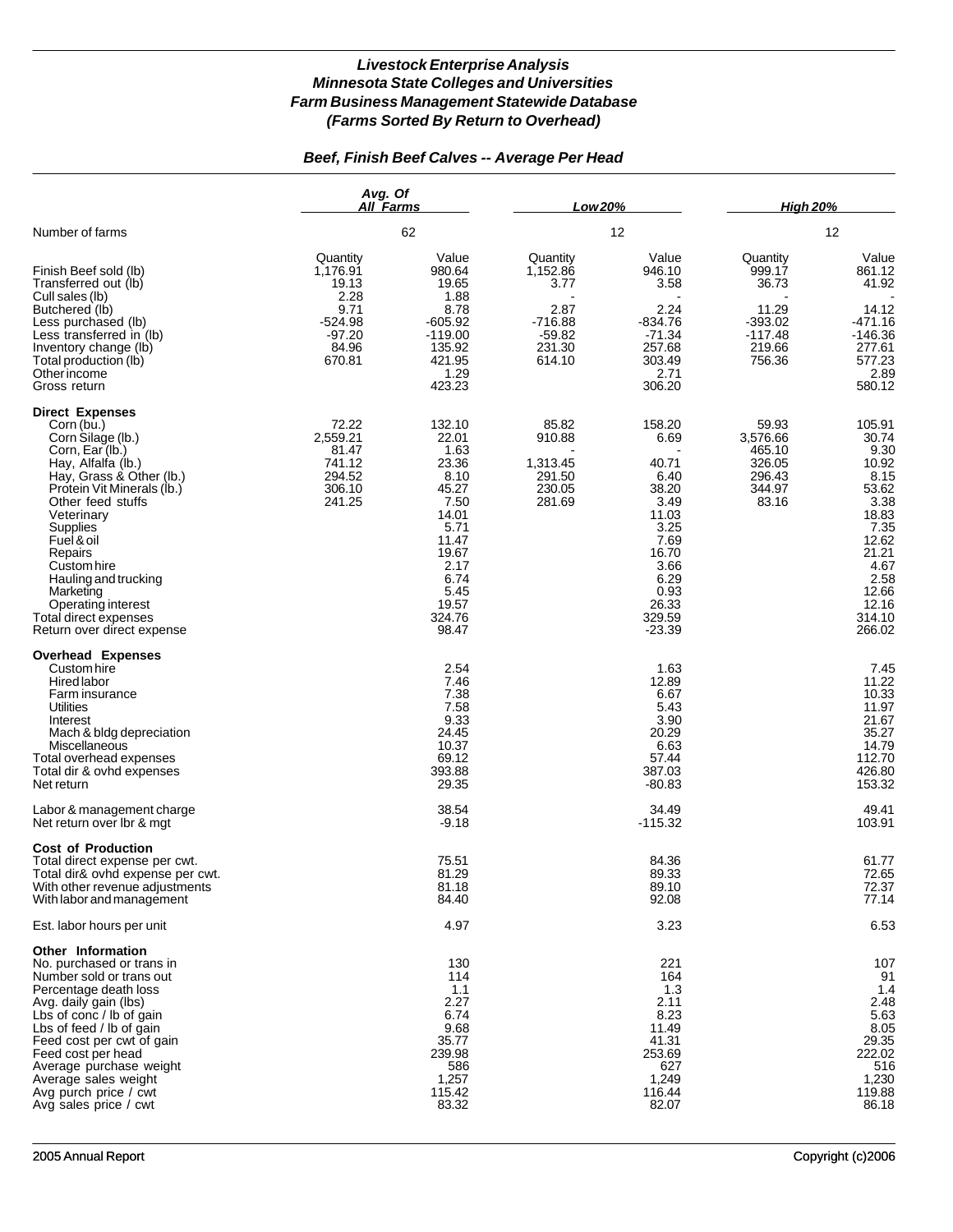# Livestock Enterprise Analysis
## Minnesota State Colleges and Universities
## Farm Business Management Statewide Database
## (Farms Sorted By Return to Overhead)

### Beef, Finish Beef Calves -- Average Per Head

| | Avg. Of All Farms | | Low 20% | | High 20% | |
|---|---|---|---|---|---|---|
| Number of farms | | 62 | | 12 | | 12 |
| | Quantity | Value | Quantity | Value | Quantity | Value |
| Finish Beef sold (lb) | 1,176.91 | 980.64 | 1,152.86 | 946.10 | 999.17 | 861.12 |
| Transferred out (lb) | 19.13 | 19.65 | 3.77 | 3.58 | 36.73 | 41.92 |
| Cull sales (lb) | 2.28 | 1.88 | - | - | - | - |
| Butchered (lb) | 9.71 | 8.78 | 2.87 | 2.24 | 11.29 | 14.12 |
| Less purchased (lb) | -524.98 | -605.92 | -716.88 | -834.76 | -393.02 | -471.16 |
| Less transferred in (lb) | -97.20 | -119.00 | -59.82 | -71.34 | -117.48 | -146.36 |
| Inventory change (lb) | 84.96 | 135.92 | 231.30 | 257.68 | 219.66 | 277.61 |
| Total production (lb) | 670.81 | 421.95 | 614.10 | 303.49 | 756.36 | 577.23 |
| Other income | | 1.29 | | 2.71 | | 2.89 |
| Gross return | | 423.23 | | 306.20 | | 580.12 |
| **Direct Expenses** | | | | | | |
| Corn (bu.) | 72.22 | 132.10 | 85.82 | 158.20 | 59.93 | 105.91 |
| Corn Silage (lb.) | 2,559.21 | 22.01 | 910.88 | 6.69 | 3,576.66 | 30.74 |
| Corn, Ear (lb.) | 81.47 | 1.63 | - | - | 465.10 | 9.30 |
| Hay, Alfalfa (lb.) | 741.12 | 23.36 | 1,313.45 | 40.71 | 326.05 | 10.92 |
| Hay, Grass & Other (lb.) | 294.52 | 8.10 | 291.50 | 6.40 | 296.43 | 8.15 |
| Protein Vit Minerals (lb.) | 306.10 | 45.27 | 230.05 | 38.20 | 344.97 | 53.62 |
| Other feed stuffs | 241.25 | 7.50 | 281.69 | 3.49 | 83.16 | 3.38 |
| Veterinary | | 14.01 | | 11.03 | | 18.83 |
| Supplies | | 5.71 | | 3.25 | | 7.35 |
| Fuel & oil | | 11.47 | | 7.69 | | 12.62 |
| Repairs | | 19.67 | | 16.70 | | 21.21 |
| Custom hire | | 2.17 | | 3.66 | | 4.67 |
| Hauling and trucking | | 6.74 | | 6.29 | | 2.58 |
| Marketing | | 5.45 | | 0.93 | | 12.66 |
| Operating interest | | 19.57 | | 26.33 | | 12.16 |
| Total direct expenses | | 324.76 | | 329.59 | | 314.10 |
| Return over direct expense | | 98.47 | | -23.39 | | 266.02 |
| **Overhead Expenses** | | | | | | |
| Custom hire | | 2.54 | | 1.63 | | 7.45 |
| Hired labor | | 7.46 | | 12.89 | | 11.22 |
| Farm insurance | | 7.38 | | 6.67 | | 10.33 |
| Utilities | | 7.58 | | 5.43 | | 11.97 |
| Interest | | 9.33 | | 3.90 | | 21.67 |
| Mach & bldg depreciation | | 24.45 | | 20.29 | | 35.27 |
| Miscellaneous | | 10.37 | | 6.63 | | 14.79 |
| Total overhead expenses | | 69.12 | | 57.44 | | 112.70 |
| Total dir & ovhd expenses | | 393.88 | | 387.03 | | 426.80 |
| Net return | | 29.35 | | -80.83 | | 153.32 |
| Labor & management charge | | 38.54 | | 34.49 | | 49.41 |
| Net return over lbr & mgt | | -9.18 | | -115.32 | | 103.91 |
| **Cost of Production** | | | | | | |
| Total direct expense per cwt. | | 75.51 | | 84.36 | | 61.77 |
| Total dir& ovhd expense per cwt. | | 81.29 | | 89.33 | | 72.65 |
| With other revenue adjustments | | 81.18 | | 89.10 | | 72.37 |
| With labor and management | | 84.40 | | 92.08 | | 77.14 |
| Est. labor hours per unit | | 4.97 | | 3.23 | | 6.53 |
| **Other Information** | | | | | | |
| No. purchased or trans in | | 130 | | 221 | | 107 |
| Number sold or trans out | | 114 | | 164 | | 91 |
| Percentage death loss | | 1.1 | | 1.3 | | 1.4 |
| Avg. daily gain (lbs) | | 2.27 | | 2.11 | | 2.48 |
| Lbs of conc / lb of gain | | 6.74 | | 8.23 | | 5.63 |
| Lbs of feed / lb of gain | | 9.68 | | 11.49 | | 8.05 |
| Feed cost per cwt of gain | | 35.77 | | 41.31 | | 29.35 |
| Feed cost per head | | 239.98 | | 253.69 | | 222.02 |
| Average purchase weight | | 586 | | 627 | | 516 |
| Average sales weight | | 1,257 | | 1,249 | | 1,230 |
| Avg purch price / cwt | | 115.42 | | 116.44 | | 119.88 |
| Avg sales price / cwt | | 83.32 | | 82.07 | | 86.18 |

2005 Annual Report Copyright (c)2006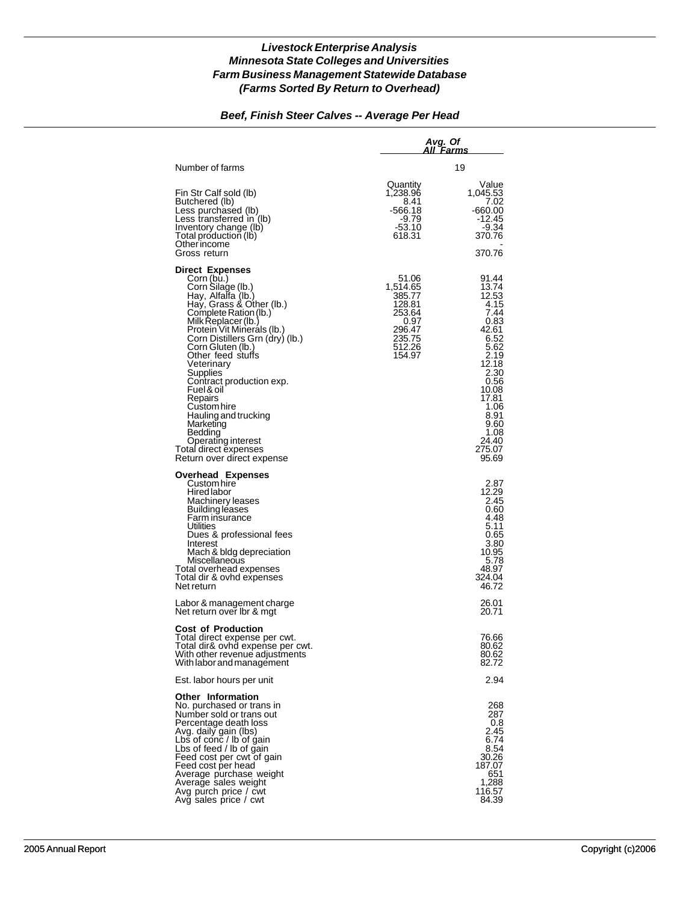## *Livestock Enterprise Analysis*
## *Minnesota State Colleges and Universities*
## *Farm Business Management Statewide Database*
## *(Farms Sorted By Return to Overhead)*

### *Beef, Finish Steer Calves -- Average Per Head*

| | *Avg. Of All Farms* | |
|---|---|---|
| Number of farms | | 19 |
| | Quantity | Value |
| Fin Str Calf sold (lb) | 1,238.96 | 1,045.53 |
| Butchered (lb) | 8.41 | 7.02 |
| Less purchased (lb) | -566.18 | -660.00 |
| Less transferred in (lb) | -9.79 | -12.45 |
| Inventory change (lb) | -53.10 | -9.34 |
| Total production (lb) | 618.31 | 370.76 |
| Other income | | - |
| Gross return | | 370.76 |
| **Direct Expenses** | | |
| Corn (bu.) | 51.06 | 91.44 |
| Corn Silage (lb.) | 1,514.65 | 13.74 |
| Hay, Alfalfa (lb.) | 385.77 | 12.53 |
| Hay, Grass & Other (lb.) | 128.81 | 4.15 |
| Complete Ration (lb.) | 253.64 | 7.44 |
| Milk Replacer (lb.) | 0.97 | 0.83 |
| Protein Vit Minerals (lb.) | 296.47 | 42.61 |
| Corn Distillers Grn (dry) (lb.) | 235.75 | 6.52 |
| Corn Gluten (lb.) | 512.26 | 5.62 |
| Other feed stuffs | 154.97 | 2.19 |
| Veterinary | | 12.18 |
| Supplies | | 2.30 |
| Contract production exp. | | 0.56 |
| Fuel & oil | | 10.08 |
| Repairs | | 17.81 |
| Custom hire | | 1.06 |
| Hauling and trucking | | 8.91 |
| Marketing | | 9.60 |
| Bedding | | 1.08 |
| Operating interest | | 24.40 |
| Total direct expenses | | 275.07 |
| Return over direct expense | | 95.69 |
| **Overhead Expenses** | | |
| Custom hire | | 2.87 |
| Hired labor | | 12.29 |
| Machinery leases | | 2.45 |
| Building leases | | 0.60 |
| Farm insurance | | 4.48 |
| Utilities | | 5.11 |
| Dues & professional fees | | 0.65 |
| Interest | | 3.80 |
| Mach & bldg depreciation | | 10.95 |
| Miscellaneous | | 5.78 |
| Total overhead expenses | | 48.97 |
| Total dir & ovhd expenses | | 324.04 |
| Net return | | 46.72 |
| Labor & management charge | | 26.01 |
| Net return over lbr & mgt | | 20.71 |
| **Cost of Production** | | |
| Total direct expense per cwt. | | 76.66 |
| Total dir& ovhd expense per cwt. | | 80.62 |
| With other revenue adjustments | | 80.62 |
| With labor and management | | 82.72 |
| Est. labor hours per unit | | 2.94 |
| **Other Information** | | |
| No. purchased or trans in | | 268 |
| Number sold or trans out | | 287 |
| Percentage death loss | | 0.8 |
| Avg. daily gain (lbs) | | 2.45 |
| Lbs of conc / lb of gain | | 6.74 |
| Lbs of feed / lb of gain | | 8.54 |
| Feed cost per cwt of gain | | 30.26 |
| Feed cost per head | | 187.07 |
| Average purchase weight | | 651 |
| Average sales weight | | 1,288 |
| Avg purch price / cwt | | 116.57 |
| Avg sales price / cwt | | 84.39 |

2005 Annual Report Copyright (c)2006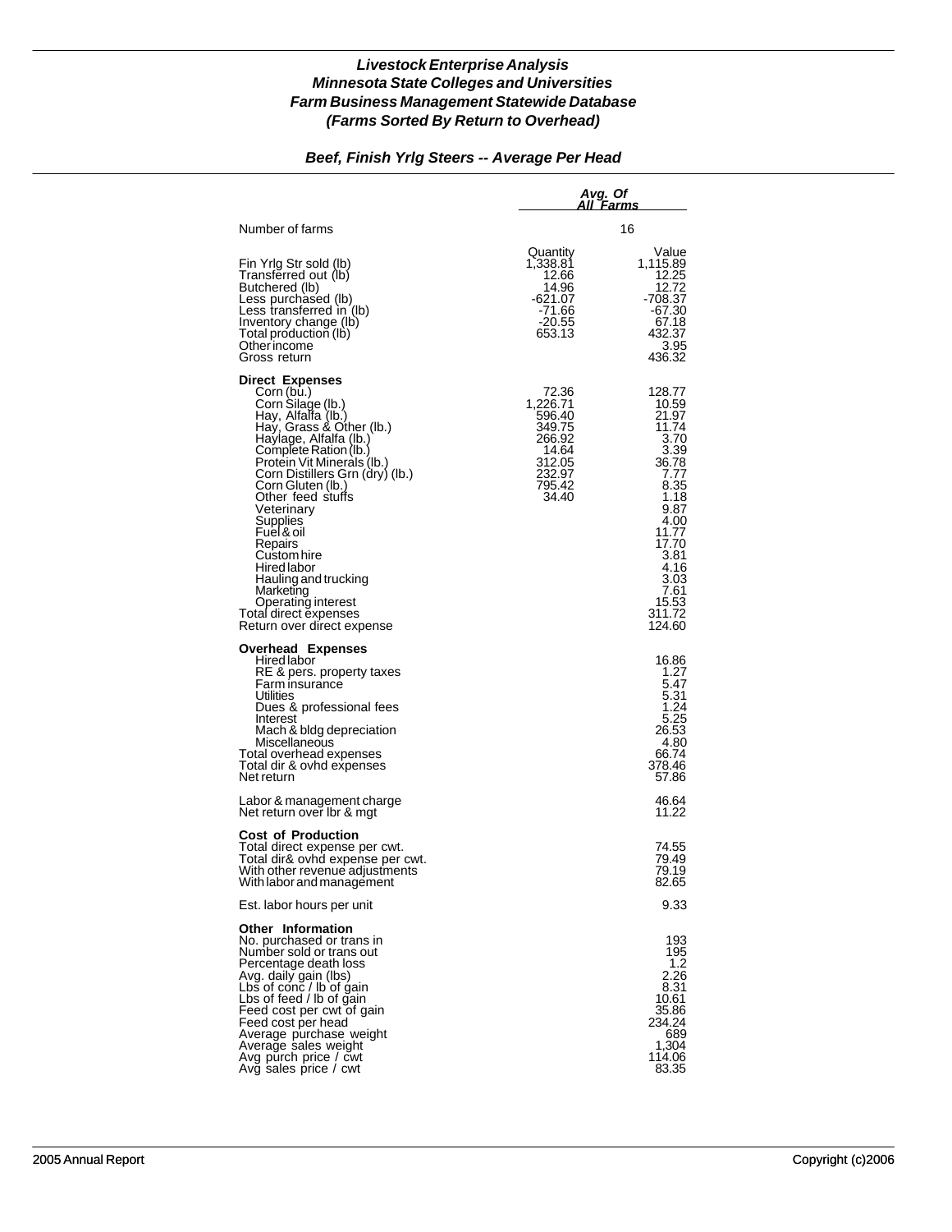***Livestock Enterprise Analysis***
***Minnesota State Colleges and Universities***
***Farm Business Management Statewide Database***
***(Farms Sorted By Return to Overhead)***

***Beef, Finish Yrlg Steers -- Average Per Head***

| | *Avg. Of All Farms* | |
|---|---|---|
| Number of farms | | 16 |
| | Quantity | Value |
| Fin Yrlg Str sold (lb) | 1,338.81 | 1,115.89 |
| Transferred out (lb) | 12.66 | 12.25 |
| Butchered (lb) | 14.96 | 12.72 |
| Less purchased (lb) | -621.07 | -708.37 |
| Less transferred in (lb) | -71.66 | -67.30 |
| Inventory change (lb) | -20.55 | 67.18 |
| Total production (lb) | 653.13 | 432.37 |
| Other income | | 3.95 |
| Gross return | | 436.32 |
| **Direct Expenses** | | |
| Corn (bu.) | 72.36 | 128.77 |
| Corn Silage (lb.) | 1,226.71 | 10.59 |
| Hay, Alfalfa (lb.) | 596.40 | 21.97 |
| Hay, Grass & Other (lb.) | 349.75 | 11.74 |
| Haylage, Alfalfa (lb.) | 266.92 | 3.70 |
| Complete Ration (lb.) | 14.64 | 3.39 |
| Protein Vit Minerals (lb.) | 312.05 | 36.78 |
| Corn Distillers Grn (dry) (lb.) | 232.97 | 7.77 |
| Corn Gluten (lb.) | 795.42 | 8.35 |
| Other feed stuffs | 34.40 | 1.18 |
| Veterinary | | 9.87 |
| Supplies | | 4.00 |
| Fuel & oil | | 11.77 |
| Repairs | | 17.70 |
| Custom hire | | 3.81 |
| Hired labor | | 4.16 |
| Hauling and trucking | | 3.03 |
| Marketing | | 7.61 |
| Operating interest | | 15.53 |
| Total direct expenses | | 311.72 |
| Return over direct expense | | 124.60 |
| **Overhead Expenses** | | |
| Hired labor | | 16.86 |
| RE & pers. property taxes | | 1.27 |
| Farm insurance | | 5.47 |
| Utilities | | 5.31 |
| Dues & professional fees | | 1.24 |
| Interest | | 5.25 |
| Mach & bldg depreciation | | 26.53 |
| Miscellaneous | | 4.80 |
| Total overhead expenses | | 66.74 |
| Total dir & ovhd expenses | | 378.46 |
| Net return | | 57.86 |
| Labor & management charge | | 46.64 |
| Net return over lbr & mgt | | 11.22 |
| **Cost of Production** | | |
| Total direct expense per cwt. | | 74.55 |
| Total dir& ovhd expense per cwt. | | 79.49 |
| With other revenue adjustments | | 79.19 |
| With labor and management | | 82.65 |
| Est. labor hours per unit | | 9.33 |
| **Other Information** | | |
| No. purchased or trans in | | 193 |
| Number sold or trans out | | 195 |
| Percentage death loss | | 1.2 |
| Avg. daily gain (lbs) | | 2.26 |
| Lbs of conc / lb of gain | | 8.31 |
| Lbs of feed / lb of gain | | 10.61 |
| Feed cost per cwt of gain | | 35.86 |
| Feed cost per head | | 234.24 |
| Average purchase weight | | 689 |
| Average sales weight | | 1,304 |
| Avg purch price / cwt | | 114.06 |
| Avg sales price / cwt | | 83.35 |

2005 Annual Report — Copyright (c)2006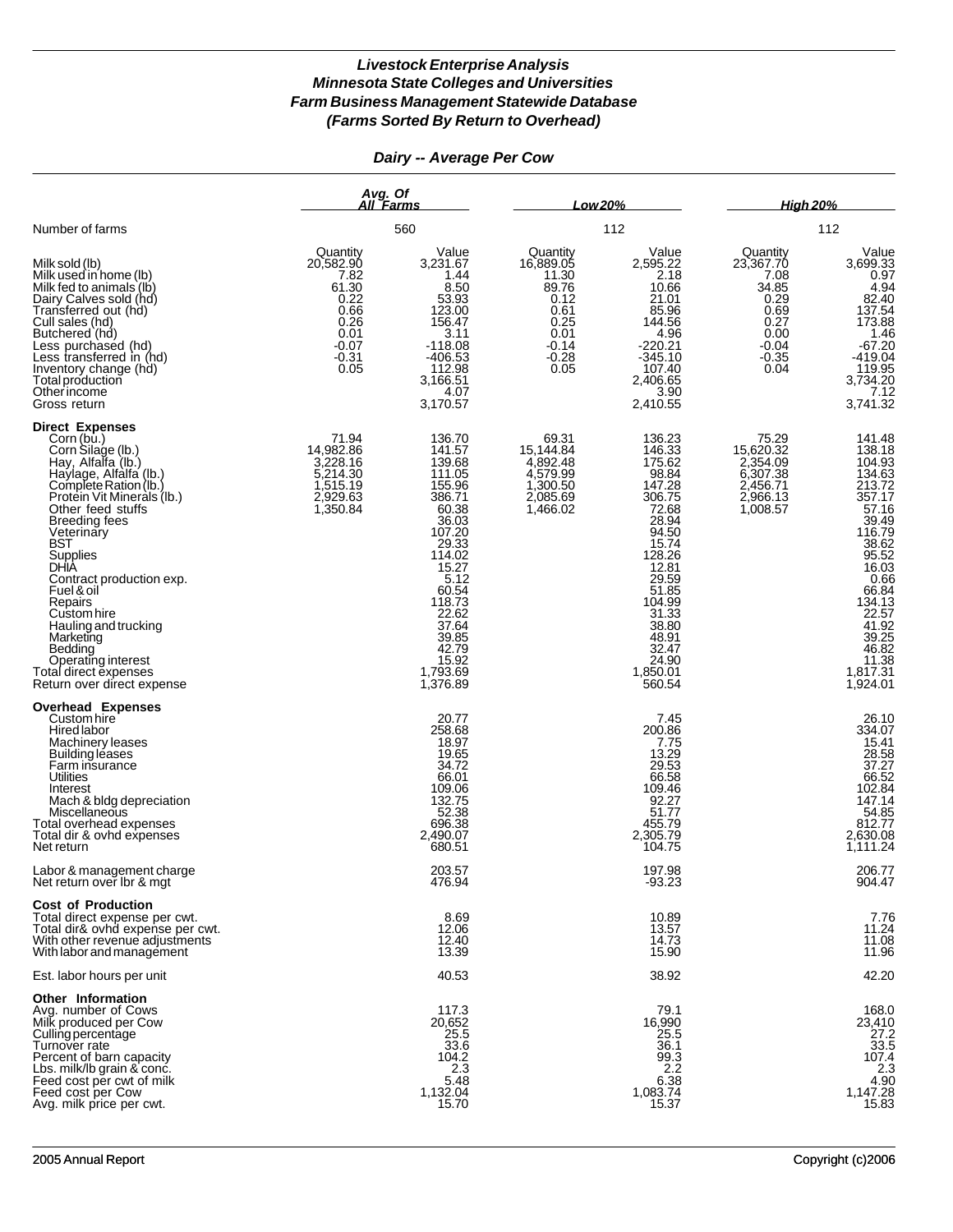### *Livestock Enterprise Analysis*
### *Minnesota State Colleges and Universities*
### *Farm Business Management Statewide Database*
### *(Farms Sorted By Return to Overhead)*

#### *Dairy -- Average Per Cow*

| | Avg. Of All Farms | | Low 20% | | High 20% | |
|---|---|---|---|---|---|---|
| Number of farms | 560 | | 112 | | 112 | |
| | Quantity | Value | Quantity | Value | Quantity | Value |
| Milk sold (lb) | 20,582.90 | 3,231.67 | 16,889.05 | 2,595.22 | 23,367.70 | 3,699.33 |
| Milk used in home (lb) | 7.82 | 1.44 | 11.30 | 2.18 | 7.08 | 0.97 |
| Milk fed to animals (lb) | 61.30 | 8.50 | 89.76 | 10.66 | 34.85 | 4.94 |
| Dairy Calves sold (hd) | 0.22 | 53.93 | 0.12 | 21.01 | 0.29 | 82.40 |
| Transferred out (hd) | 0.66 | 123.00 | 0.61 | 85.96 | 0.69 | 137.54 |
| Cull sales (hd) | 0.26 | 156.47 | 0.25 | 144.56 | 0.27 | 173.88 |
| Butchered (hd) | 0.01 | 3.11 | 0.01 | 4.96 | 0.00 | 1.46 |
| Less purchased (hd) | -0.07 | -118.08 | -0.14 | -220.21 | -0.04 | -67.20 |
| Less transferred in (hd) | -0.31 | -406.53 | -0.28 | -345.10 | -0.35 | -419.04 |
| Inventory change (hd) | 0.05 | 112.98 | 0.05 | 107.40 | 0.04 | 119.95 |
| Total production | | 3,166.51 | | 2,406.65 | | 3,734.20 |
| Other income | | 4.07 | | 3.90 | | 7.12 |
| Gross return | | 3,170.57 | | 2,410.55 | | 3,741.32 |
| **Direct Expenses** | | | | | | |
| Corn (bu.) | 71.94 | 136.70 | 69.31 | 136.23 | 75.29 | 141.48 |
| Corn Silage (lb.) | 14,982.86 | 141.57 | 15,144.84 | 146.33 | 15,620.32 | 138.18 |
| Hay, Alfalfa (lb.) | 3,228.16 | 139.68 | 4,892.48 | 175.62 | 2,354.09 | 104.93 |
| Haylage, Alfalfa (lb.) | 5,214.30 | 111.05 | 4,579.99 | 98.84 | 6,307.38 | 134.63 |
| Complete Ration (lb.) | 1,515.19 | 155.96 | 1,300.50 | 147.28 | 2,456.71 | 213.72 |
| Protein Vit Minerals (lb.) | 2,929.63 | 386.71 | 2,085.69 | 306.75 | 2,966.13 | 357.17 |
| Other feed stuffs | 1,350.84 | 60.38 | 1,466.02 | 72.68 | 1,008.57 | 57.16 |
| Breeding fees | | 36.03 | | 28.94 | | 39.49 |
| Veterinary | | 107.20 | | 94.50 | | 116.79 |
| BST | | 29.33 | | 15.74 | | 38.62 |
| Supplies | | 114.02 | | 128.26 | | 95.52 |
| DHIA | | 15.27 | | 12.81 | | 16.03 |
| Contract production exp. | | 5.12 | | 29.59 | | 0.66 |
| Fuel & oil | | 60.54 | | 51.85 | | 66.84 |
| Repairs | | 118.73 | | 104.99 | | 134.13 |
| Custom hire | | 22.62 | | 31.33 | | 22.57 |
| Hauling and trucking | | 37.64 | | 38.80 | | 41.92 |
| Marketing | | 39.85 | | 48.91 | | 39.25 |
| Bedding | | 42.79 | | 32.47 | | 46.82 |
| Operating interest | | 15.92 | | 24.90 | | 11.38 |
| Total direct expenses | | 1,793.69 | | 1,850.01 | | 1,817.31 |
| Return over direct expense | | 1,376.89 | | 560.54 | | 1,924.01 |
| **Overhead Expenses** | | | | | | |
| Custom hire | | 20.77 | | 7.45 | | 26.10 |
| Hired labor | | 258.68 | | 200.86 | | 334.07 |
| Machinery leases | | 18.97 | | 7.75 | | 15.41 |
| Building leases | | 19.65 | | 13.29 | | 28.58 |
| Farm insurance | | 34.72 | | 29.53 | | 37.27 |
| Utilities | | 66.01 | | 66.58 | | 66.52 |
| Interest | | 109.06 | | 109.46 | | 102.84 |
| Mach & bldg depreciation | | 132.75 | | 92.27 | | 147.14 |
| Miscellaneous | | 52.38 | | 51.77 | | 54.85 |
| Total overhead expenses | | 696.38 | | 455.79 | | 812.77 |
| Total dir & ovhd expenses | | 2,490.07 | | 2,305.79 | | 2,630.08 |
| Net return | | 680.51 | | 104.75 | | 1,111.24 |
| Labor & management charge | | 203.57 | | 197.98 | | 206.77 |
| Net return over lbr & mgt | | 476.94 | | -93.23 | | 904.47 |
| **Cost of Production** | | | | | | |
| Total direct expense per cwt. | | 8.69 | | 10.89 | | 7.76 |
| Total dir& ovhd expense per cwt. | | 12.06 | | 13.57 | | 11.24 |
| With other revenue adjustments | | 12.40 | | 14.73 | | 11.08 |
| With labor and management | | 13.39 | | 15.90 | | 11.96 |
| Est. labor hours per unit | | 40.53 | | 38.92 | | 42.20 |
| **Other Information** | | | | | | |
| Avg. number of Cows | | 117.3 | | 79.1 | | 168.0 |
| Milk produced per Cow | | 20,652 | | 16,990 | | 23,410 |
| Culling percentage | | 25.5 | | 25.5 | | 27.2 |
| Turnover rate | | 33.6 | | 36.1 | | 33.5 |
| Percent of barn capacity | | 104.2 | | 99.3 | | 107.4 |
| Lbs. milk/lb grain & conc. | | 2.3 | | 2.2 | | 2.3 |
| Feed cost per cwt of milk | | 5.48 | | 6.38 | | 4.90 |
| Feed cost per Cow | | 1,132.04 | | 1,083.74 | | 1,147.28 |
| Avg. milk price per cwt. | | 15.70 | | 15.37 | | 15.83 |

2005 Annual Report — Copyright (c)2006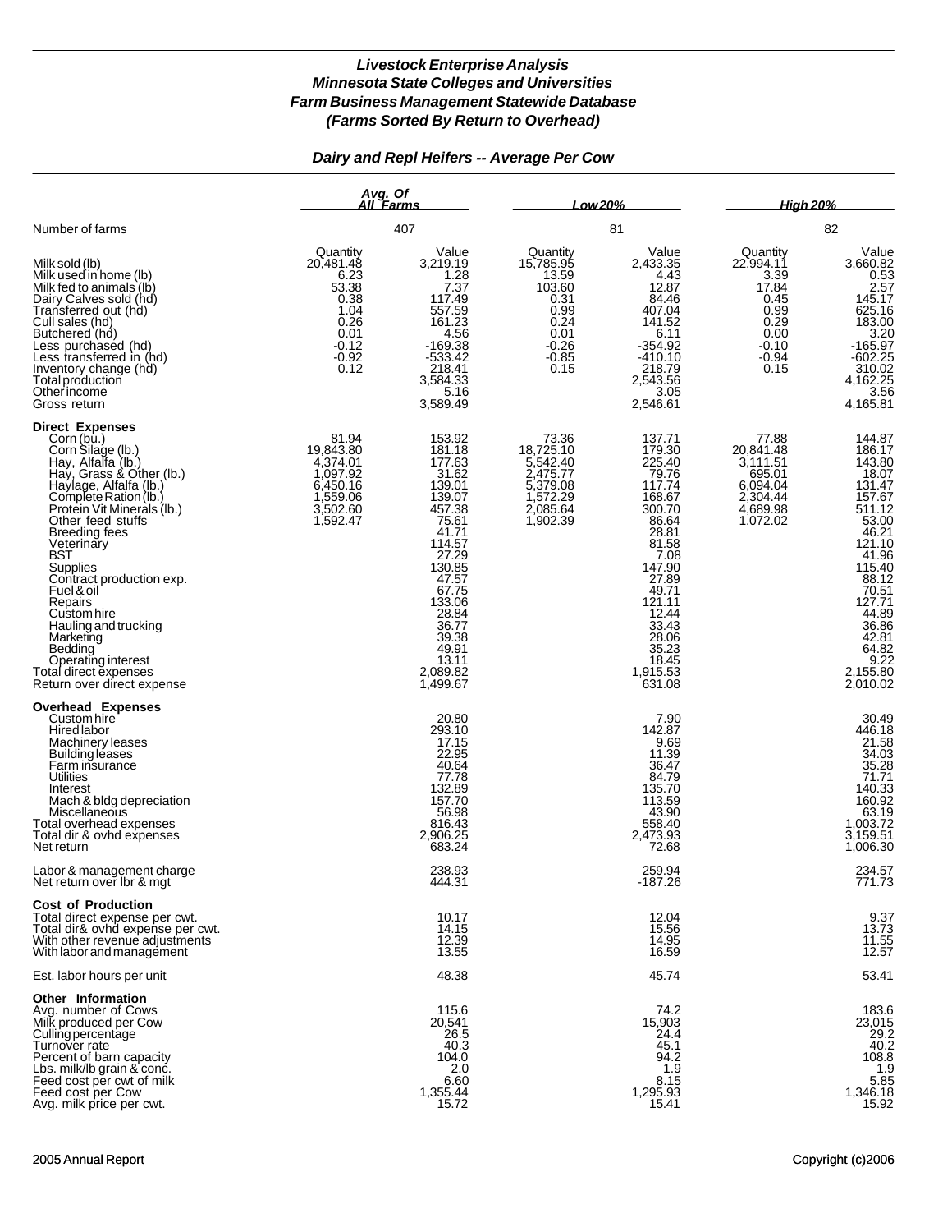# Livestock Enterprise Analysis
## Minnesota State Colleges and Universities
## Farm Business Management Statewide Database
## (Farms Sorted By Return to Overhead)

### Dairy and Repl Heifers -- Average Per Cow

| | Avg. Of All Farms | | Low 20% | | High 20% | |
|---|---|---|---|---|---|---|
| Number of farms | 407 | | 81 | | 82 | |
| | Quantity | Value | Quantity | Value | Quantity | Value |
| Milk sold (lb) | 20,481.48 | 3,219.19 | 15,785.95 | 2,433.35 | 22,994.11 | 3,660.82 |
| Milk used in home (lb) | 6.23 | 1.28 | 13.59 | 4.43 | 3.39 | 0.53 |
| Milk fed to animals (lb) | 53.38 | 7.37 | 103.60 | 12.87 | 17.84 | 2.57 |
| Dairy Calves sold (hd) | 0.38 | 117.49 | 0.31 | 84.46 | 0.45 | 145.17 |
| Transferred out (hd) | 1.04 | 557.59 | 0.99 | 407.04 | 0.99 | 625.16 |
| Cull sales (hd) | 0.26 | 161.23 | 0.24 | 141.52 | 0.29 | 183.00 |
| Butchered (hd) | 0.01 | 4.56 | 0.01 | 6.11 | 0.00 | 3.20 |
| Less purchased (hd) | -0.12 | -169.38 | -0.26 | -354.92 | -0.10 | -165.97 |
| Less transferred in (hd) | -0.92 | -533.42 | -0.85 | -410.10 | -0.94 | -602.25 |
| Inventory change (hd) | 0.12 | 218.41 | 0.15 | 218.79 | 0.15 | 310.02 |
| Total production | | 3,584.33 | | 2,543.56 | | 4,162.25 |
| Other income | | 5.16 | | 3.05 | | 3.56 |
| Gross return | | 3,589.49 | | 2,546.61 | | 4,165.81 |
| **Direct Expenses** | | | | | | |
| Corn (bu.) | 81.94 | 153.92 | 73.36 | 137.71 | 77.88 | 144.87 |
| Corn Silage (lb.) | 19,843.80 | 181.18 | 18,725.10 | 179.30 | 20,841.48 | 186.17 |
| Hay, Alfalfa (lb.) | 4,374.01 | 177.63 | 5,542.40 | 225.40 | 3,111.51 | 143.80 |
| Hay, Grass & Other (lb.) | 1,097.92 | 31.62 | 2,475.77 | 79.76 | 695.01 | 18.07 |
| Haylage, Alfalfa (lb.) | 6,450.16 | 139.01 | 5,379.08 | 117.74 | 6,094.04 | 131.47 |
| Complete Ration (lb.) | 1,559.06 | 139.07 | 1,572.29 | 168.67 | 2,304.44 | 157.67 |
| Protein Vit Minerals (lb.) | 3,502.60 | 457.38 | 2,085.64 | 300.70 | 4,689.98 | 511.12 |
| Other feed stuffs | 1,592.47 | 75.61 | 1,902.39 | 86.64 | 1,072.02 | 53.00 |
| Breeding fees | | 41.71 | | 28.81 | | 46.21 |
| Veterinary | | 114.57 | | 81.58 | | 121.10 |
| BST | | 27.29 | | 7.08 | | 41.96 |
| Supplies | | 130.85 | | 147.90 | | 115.40 |
| Contract production exp. | | 47.57 | | 27.89 | | 88.12 |
| Fuel & oil | | 67.75 | | 49.71 | | 70.51 |
| Repairs | | 133.06 | | 121.11 | | 127.71 |
| Custom hire | | 28.84 | | 12.44 | | 44.89 |
| Hauling and trucking | | 36.77 | | 33.43 | | 36.86 |
| Marketing | | 39.38 | | 28.06 | | 42.81 |
| Bedding | | 49.91 | | 35.23 | | 64.82 |
| Operating interest | | 13.11 | | 18.45 | | 9.22 |
| Total direct expenses | | 2,089.82 | | 1,915.53 | | 2,155.80 |
| Return over direct expense | | 1,499.67 | | 631.08 | | 2,010.02 |
| **Overhead Expenses** | | | | | | |
| Custom hire | | 20.80 | | 7.90 | | 30.49 |
| Hired labor | | 293.10 | | 142.87 | | 446.18 |
| Machinery leases | | 17.15 | | 9.69 | | 21.58 |
| Building leases | | 22.95 | | 11.39 | | 34.03 |
| Farm insurance | | 40.64 | | 36.47 | | 35.28 |
| Utilities | | 77.78 | | 84.79 | | 71.71 |
| Interest | | 132.89 | | 135.70 | | 140.33 |
| Mach & bldg depreciation | | 157.70 | | 113.59 | | 160.92 |
| Miscellaneous | | 56.98 | | 43.90 | | 63.19 |
| Total overhead expenses | | 816.43 | | 558.40 | | 1,003.72 |
| Total dir & ovhd expenses | | 2,906.25 | | 2,473.93 | | 3,159.51 |
| Net return | | 683.24 | | 72.68 | | 1,006.30 |
| Labor & management charge | | 238.93 | | 259.94 | | 234.57 |
| Net return over lbr & mgt | | 444.31 | | -187.26 | | 771.73 |
| **Cost of Production** | | | | | | |
| Total direct expense per cwt. | | 10.17 | | 12.04 | | 9.37 |
| Total dir& ovhd expense per cwt. | | 14.15 | | 15.56 | | 13.73 |
| With other revenue adjustments | | 12.39 | | 14.95 | | 11.55 |
| With labor and management | | 13.55 | | 16.59 | | 12.57 |
| Est. labor hours per unit | | 48.38 | | 45.74 | | 53.41 |
| **Other Information** | | | | | | |
| Avg. number of Cows | | 115.6 | | 74.2 | | 183.6 |
| Milk produced per Cow | | 20,541 | | 15,903 | | 23,015 |
| Culling percentage | | 26.5 | | 24.4 | | 29.2 |
| Turnover rate | | 40.3 | | 45.1 | | 40.2 |
| Percent of barn capacity | | 104.0 | | 94.2 | | 108.8 |
| Lbs. milk/lb grain & conc. | | 2.0 | | 1.9 | | 1.9 |
| Feed cost per cwt of milk | | 6.60 | | 8.15 | | 5.85 |
| Feed cost per Cow | | 1,355.44 | | 1,295.93 | | 1,346.18 |
| Avg. milk price per cwt. | | 15.72 | | 15.41 | | 15.92 |

2005 Annual Report | Copyright (c)2006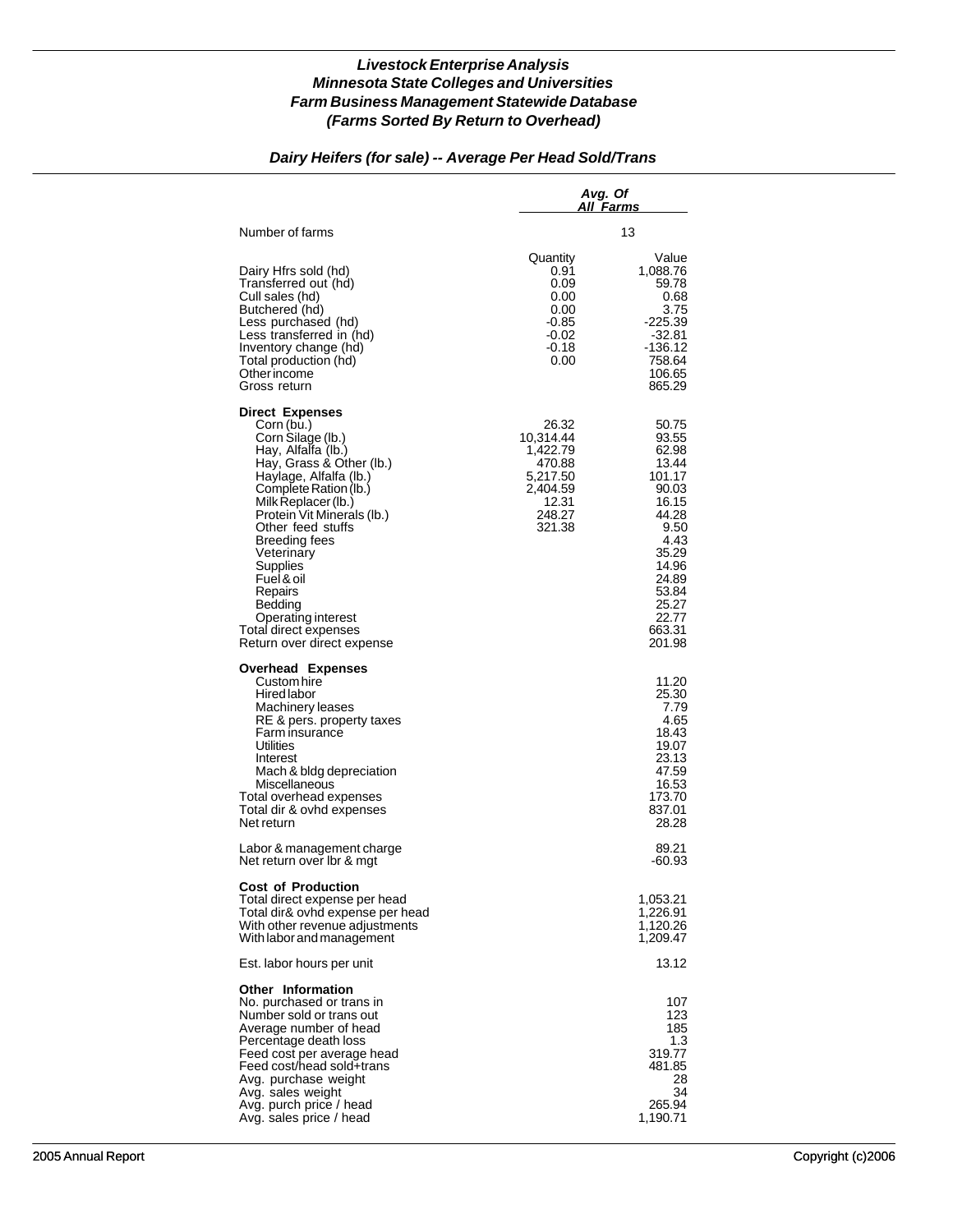# *Livestock Enterprise Analysis*
# *Minnesota State Colleges and Universities*
# *Farm Business Management Statewide Database*
# *(Farms Sorted By Return to Overhead)*

## *Dairy Heifers (for sale) -- Average Per Head Sold/Trans*

| | *Avg. Of All Farms* | |
|---|---|---|
| Number of farms | 13 | |
| | Quantity | Value |
| Dairy Hfrs sold (hd) | 0.91 | 1,088.76 |
| Transferred out (hd) | 0.09 | 59.78 |
| Cull sales (hd) | 0.00 | 0.68 |
| Butchered (hd) | 0.00 | 3.75 |
| Less purchased (hd) | -0.85 | -225.39 |
| Less transferred in (hd) | -0.02 | -32.81 |
| Inventory change (hd) | -0.18 | -136.12 |
| Total production (hd) | 0.00 | 758.64 |
| Other income | | 106.65 |
| Gross return | | 865.29 |
| **Direct Expenses** | | |
| Corn (bu.) | 26.32 | 50.75 |
| Corn Silage (lb.) | 10,314.44 | 93.55 |
| Hay, Alfalfa (lb.) | 1,422.79 | 62.98 |
| Hay, Grass & Other (lb.) | 470.88 | 13.44 |
| Haylage, Alfalfa (lb.) | 5,217.50 | 101.17 |
| Complete Ration (lb.) | 2,404.59 | 90.03 |
| Milk Replacer (lb.) | 12.31 | 16.15 |
| Protein Vit Minerals (lb.) | 248.27 | 44.28 |
| Other feed stuffs | 321.38 | 9.50 |
| Breeding fees | | 4.43 |
| Veterinary | | 35.29 |
| Supplies | | 14.96 |
| Fuel & oil | | 24.89 |
| Repairs | | 53.84 |
| Bedding | | 25.27 |
| Operating interest | | 22.77 |
| Total direct expenses | | 663.31 |
| Return over direct expense | | 201.98 |
| **Overhead Expenses** | | |
| Custom hire | | 11.20 |
| Hired labor | | 25.30 |
| Machinery leases | | 7.79 |
| RE & pers. property taxes | | 4.65 |
| Farm insurance | | 18.43 |
| Utilities | | 19.07 |
| Interest | | 23.13 |
| Mach & bldg depreciation | | 47.59 |
| Miscellaneous | | 16.53 |
| Total overhead expenses | | 173.70 |
| Total dir & ovhd expenses | | 837.01 |
| Net return | | 28.28 |
| Labor & management charge | | 89.21 |
| Net return over lbr & mgt | | -60.93 |
| **Cost of Production** | | |
| Total direct expense per head | | 1,053.21 |
| Total dir& ovhd expense per head | | 1,226.91 |
| With other revenue adjustments | | 1,120.26 |
| With labor and management | | 1,209.47 |
| Est. labor hours per unit | | 13.12 |
| **Other Information** | | |
| No. purchased or trans in | | 107 |
| Number sold or trans out | | 123 |
| Average number of head | | 185 |
| Percentage death loss | | 1.3 |
| Feed cost per average head | | 319.77 |
| Feed cost/head sold+trans | | 481.85 |
| Avg. purchase weight | | 28 |
| Avg. sales weight | | 34 |
| Avg. purch price / head | | 265.94 |
| Avg. sales price / head | | 1,190.71 |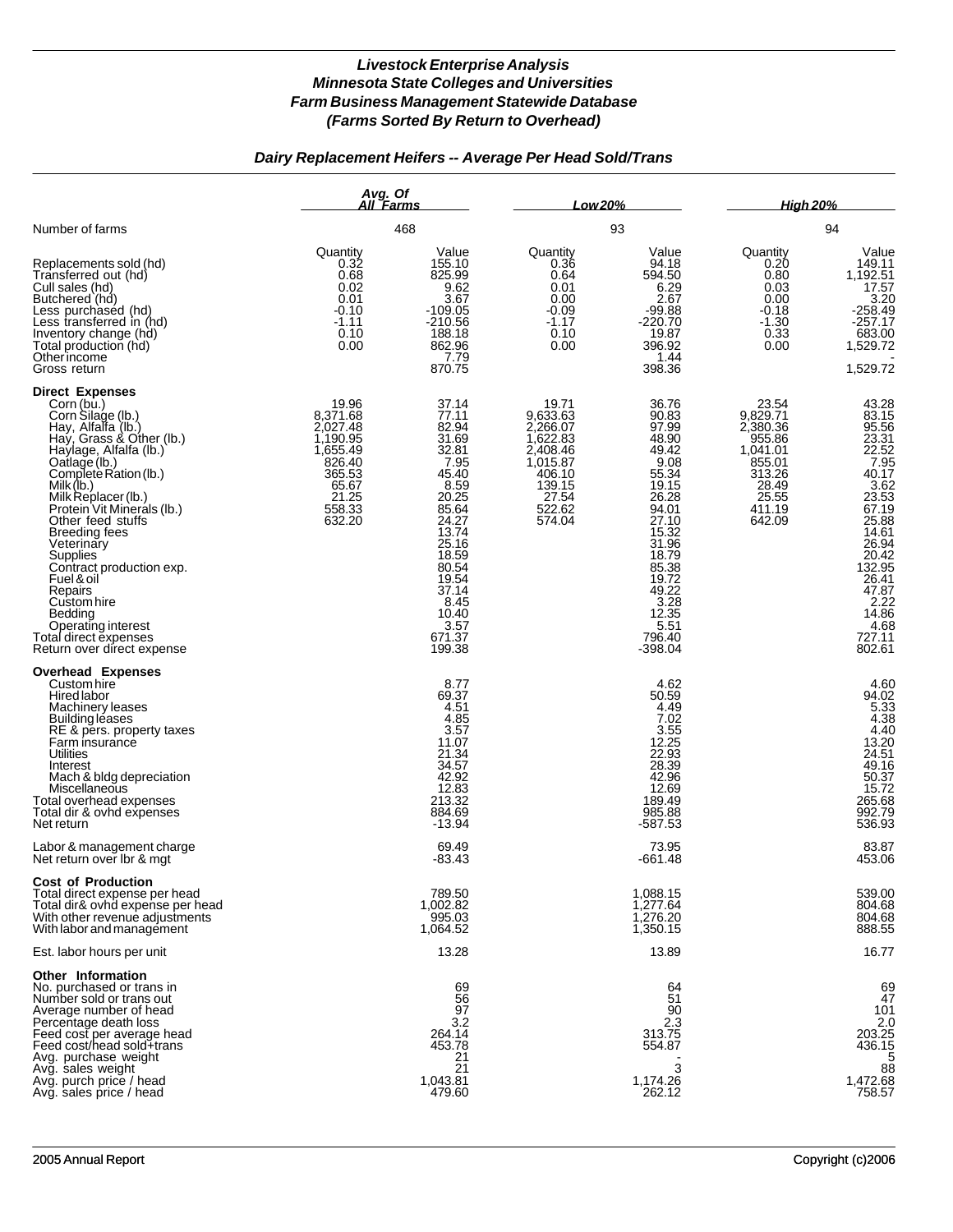# Livestock Enterprise Analysis
## Minnesota State Colleges and Universities
## Farm Business Management Statewide Database
## (Farms Sorted By Return to Overhead)

### Dairy Replacement Heifers -- Average Per Head Sold/Trans

| | Avg. Of All Farms | | Low 20% | | High 20% | |
|---|---|---|---|---|---|---|
| Number of farms | 468 | | 93 | | 94 | |
| | Quantity | Value | Quantity | Value | Quantity | Value |
| Replacements sold (hd) | 0.32 | 155.10 | 0.36 | 94.18 | 0.20 | 149.11 |
| Transferred out (hd) | 0.68 | 825.99 | 0.64 | 594.50 | 0.80 | 1,192.51 |
| Cull sales (hd) | 0.02 | 9.62 | 0.01 | 6.29 | 0.03 | 17.57 |
| Butchered (hd) | 0.01 | 3.67 | 0.00 | 2.67 | 0.00 | 3.20 |
| Less purchased (hd) | -0.10 | -109.05 | -0.09 | -99.88 | -0.18 | -258.49 |
| Less transferred in (hd) | -1.11 | -210.56 | -1.17 | -220.70 | -1.30 | -257.17 |
| Inventory change (hd) | 0.10 | 188.18 | 0.10 | 19.87 | 0.33 | 683.00 |
| Total production (hd) | 0.00 | 862.96 | 0.00 | 396.92 | 0.00 | 1,529.72 |
| Other income | | 7.79 | | 1.44 | | - |
| Gross return | | 870.75 | | 398.36 | | 1,529.72 |
| **Direct Expenses** | | | | | | |
| Corn (bu.) | 19.96 | 37.14 | 19.71 | 36.76 | 23.54 | 43.28 |
| Corn Silage (lb.) | 8,371.68 | 77.11 | 9,633.63 | 90.83 | 9,829.71 | 83.15 |
| Hay, Alfalfa (lb.) | 2,027.48 | 82.94 | 2,266.07 | 97.99 | 2,380.36 | 95.56 |
| Hay, Grass & Other (lb.) | 1,190.95 | 31.69 | 1,622.83 | 48.90 | 955.86 | 23.31 |
| Haylage, Alfalfa (lb.) | 1,655.49 | 32.81 | 2,408.46 | 49.42 | 1,041.01 | 22.52 |
| Oatlage (lb.) | 826.40 | 7.95 | 1,015.87 | 9.08 | 855.01 | 7.95 |
| Complete Ration (lb.) | 365.53 | 45.40 | 406.10 | 55.34 | 313.26 | 40.17 |
| Milk (lb.) | 65.67 | 8.59 | 139.15 | 19.15 | 28.49 | 3.62 |
| Milk Replacer (lb.) | 21.25 | 20.25 | 27.54 | 26.28 | 25.55 | 23.53 |
| Protein Vit Minerals (lb.) | 558.33 | 85.64 | 522.62 | 94.01 | 411.19 | 67.19 |
| Other feed stuffs | 632.20 | 24.27 | 574.04 | 27.10 | 642.09 | 25.88 |
| Breeding fees | | 13.74 | | 15.32 | | 14.61 |
| Veterinary | | 25.16 | | 31.96 | | 26.94 |
| Supplies | | 18.59 | | 18.79 | | 20.42 |
| Contract production exp. | | 80.54 | | 85.38 | | 132.95 |
| Fuel & oil | | 19.54 | | 19.72 | | 26.41 |
| Repairs | | 37.14 | | 49.22 | | 47.87 |
| Custom hire | | 8.45 | | 3.28 | | 2.22 |
| Bedding | | 10.40 | | 12.35 | | 14.86 |
| Operating interest | | 3.57 | | 5.51 | | 4.68 |
| Total direct expenses | | 671.37 | | 796.40 | | 727.11 |
| Return over direct expense | | 199.38 | | -398.04 | | 802.61 |
| **Overhead Expenses** | | | | | | |
| Custom hire | | 8.77 | | 4.62 | | 4.60 |
| Hired labor | | 69.37 | | 50.59 | | 94.02 |
| Machinery leases | | 4.51 | | 4.49 | | 5.33 |
| Building leases | | 4.85 | | 7.02 | | 4.38 |
| RE & pers. property taxes | | 3.57 | | 3.55 | | 4.40 |
| Farm insurance | | 11.07 | | 12.25 | | 13.20 |
| Utilities | | 21.34 | | 22.93 | | 24.51 |
| Interest | | 34.57 | | 28.39 | | 49.16 |
| Mach & bldg depreciation | | 42.92 | | 42.96 | | 50.37 |
| Miscellaneous | | 12.83 | | 12.69 | | 15.72 |
| Total overhead expenses | | 213.32 | | 189.49 | | 265.68 |
| Total dir & ovhd expenses | | 884.69 | | 985.88 | | 992.79 |
| Net return | | -13.94 | | -587.53 | | 536.93 |
| Labor & management charge | | 69.49 | | 73.95 | | 83.87 |
| Net return over lbr & mgt | | -83.43 | | -661.48 | | 453.06 |
| **Cost of Production** | | | | | | |
| Total direct expense per head | | 789.50 | | 1,088.15 | | 539.00 |
| Total dir& ovhd expense per head | | 1,002.82 | | 1,277.64 | | 804.68 |
| With other revenue adjustments | | 995.03 | | 1,276.20 | | 804.68 |
| With labor and management | | 1,064.52 | | 1,350.15 | | 888.55 |
| Est. labor hours per unit | | 13.28 | | 13.89 | | 16.77 |
| **Other Information** | | | | | | |
| No. purchased or trans in | | 69 | | 64 | | 69 |
| Number sold or trans out | | 56 | | 51 | | 47 |
| Average number of head | | 97 | | 90 | | 101 |
| Percentage death loss | | 3.2 | | 2.3 | | 2.0 |
| Feed cost per average head | | 264.14 | | 313.75 | | 203.25 |
| Feed cost/head sold+trans | | 453.78 | | 554.87 | | 436.15 |
| Avg. purchase weight | | 21 | | - | | 5 |
| Avg. sales weight | | 21 | | 3 | | 88 |
| Avg. purch price / head | | 1,043.81 | | 1,174.26 | | 1,472.68 |
| Avg. sales price / head | | 479.60 | | 262.12 | | 758.57 |

2005 Annual Report — Copyright (c)2006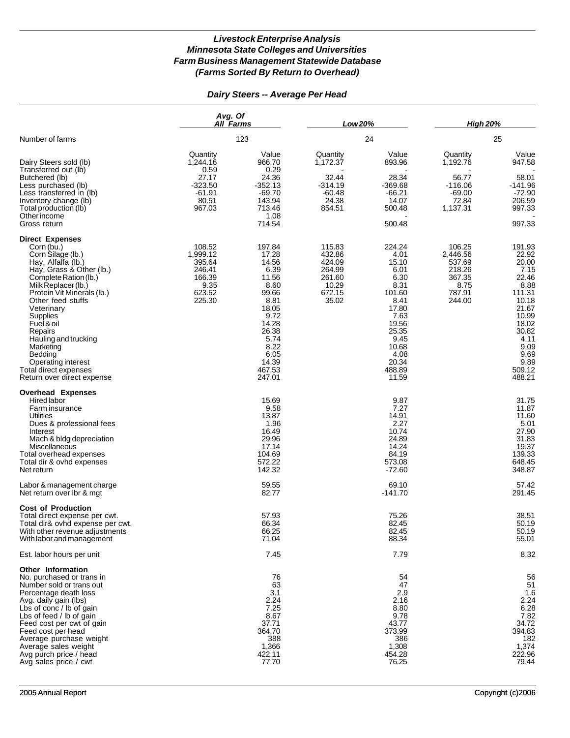# *Livestock Enterprise Analysis*
# *Minnesota State Colleges and Universities*
# *Farm Business Management Statewide Database*
# *(Farms Sorted By Return to Overhead)*

## *Dairy Steers -- Average Per Head*

| | *Avg. Of All Farms* | | *Low 20%* | | *High 20%* | |
|---|---|---|---|---|---|---|
| Number of farms | 123 | | 24 | | 25 | |
| | Quantity | Value | Quantity | Value | Quantity | Value |
| Dairy Steers sold (lb) | 1,244.16 | 966.70 | 1,172.37 | 893.96 | 1,192.76 | 947.58 |
| Transferred out (lb) | 0.59 | 0.29 | - | - | - | - |
| Butchered (lb) | 27.17 | 24.36 | 32.44 | 28.34 | 56.77 | 58.01 |
| Less purchased (lb) | -323.50 | -352.13 | -314.19 | -369.68 | -116.06 | -141.96 |
| Less transferred in (lb) | -61.91 | -69.70 | -60.48 | -66.21 | -69.00 | -72.90 |
| Inventory change (lb) | 80.51 | 143.94 | 24.38 | 14.07 | 72.84 | 206.59 |
| Total production (lb) | 967.03 | 713.46 | 854.51 | 500.48 | 1,137.31 | 997.33 |
| Other income | | 1.08 | | - | | - |
| Gross return | | 714.54 | | 500.48 | | 997.33 |
| **Direct Expenses** | | | | | | |
| Corn (bu.) | 108.52 | 197.84 | 115.83 | 224.24 | 106.25 | 191.93 |
| Corn Silage (lb.) | 1,999.12 | 17.28 | 432.86 | 4.01 | 2,446.56 | 22.92 |
| Hay, Alfalfa (lb.) | 395.64 | 14.56 | 424.09 | 15.10 | 537.69 | 20.00 |
| Hay, Grass & Other (lb.) | 246.41 | 6.39 | 264.99 | 6.01 | 218.26 | 7.15 |
| Complete Ration (lb.) | 166.39 | 11.56 | 261.60 | 6.30 | 367.35 | 22.46 |
| Milk Replacer (lb.) | 9.35 | 8.60 | 10.29 | 8.31 | 8.75 | 8.88 |
| Protein Vit Minerals (lb.) | 623.52 | 99.66 | 672.15 | 101.60 | 787.91 | 111.31 |
| Other feed stuffs | 225.30 | 8.81 | 35.02 | 8.41 | 244.00 | 10.18 |
| Veterinary | | 18.05 | | 17.80 | | 21.67 |
| Supplies | | 9.72 | | 7.63 | | 10.99 |
| Fuel & oil | | 14.28 | | 19.56 | | 18.02 |
| Repairs | | 26.38 | | 25.35 | | 30.82 |
| Hauling and trucking | | 5.74 | | 9.45 | | 4.11 |
| Marketing | | 8.22 | | 10.68 | | 9.09 |
| Bedding | | 6.05 | | 4.08 | | 9.69 |
| Operating interest | | 14.39 | | 20.34 | | 9.89 |
| Total direct expenses | | 467.53 | | 488.89 | | 509.12 |
| Return over direct expense | | 247.01 | | 11.59 | | 488.21 |
| **Overhead Expenses** | | | | | | |
| Hired labor | | 15.69 | | 9.87 | | 31.75 |
| Farm insurance | | 9.58 | | 7.27 | | 11.87 |
| Utilities | | 13.87 | | 14.91 | | 11.60 |
| Dues & professional fees | | 1.96 | | 2.27 | | 5.01 |
| Interest | | 16.49 | | 10.74 | | 27.90 |
| Mach & bldg depreciation | | 29.96 | | 24.89 | | 31.83 |
| Miscellaneous | | 17.14 | | 14.24 | | 19.37 |
| Total overhead expenses | | 104.69 | | 84.19 | | 139.33 |
| Total dir & ovhd expenses | | 572.22 | | 573.08 | | 648.45 |
| Net return | | 142.32 | | -72.60 | | 348.87 |
| Labor & management charge | | 59.55 | | 69.10 | | 57.42 |
| Net return over lbr & mgt | | 82.77 | | -141.70 | | 291.45 |
| **Cost of Production** | | | | | | |
| Total direct expense per cwt. | | 57.93 | | 75.26 | | 38.51 |
| Total dir& ovhd expense per cwt. | | 66.34 | | 82.45 | | 50.19 |
| With other revenue adjustments | | 66.25 | | 82.45 | | 50.19 |
| With labor and management | | 71.04 | | 88.34 | | 55.01 |
| Est. labor hours per unit | | 7.45 | | 7.79 | | 8.32 |
| **Other Information** | | | | | | |
| No. purchased or trans in | | 76 | | 54 | | 56 |
| Number sold or trans out | | 63 | | 47 | | 51 |
| Percentage death loss | | 3.1 | | 2.9 | | 1.6 |
| Avg. daily gain (lbs) | | 2.24 | | 2.16 | | 2.24 |
| Lbs of conc / lb of gain | | 7.25 | | 8.80 | | 6.28 |
| Lbs of feed / lb of gain | | 8.67 | | 9.78 | | 7.82 |
| Feed cost per cwt of gain | | 37.71 | | 43.77 | | 34.72 |
| Feed cost per head | | 364.70 | | 373.99 | | 394.83 |
| Average purchase weight | | 388 | | 386 | | 182 |
| Average sales weight | | 1,366 | | 1,308 | | 1,374 |
| Avg purch price / head | | 422.11 | | 454.28 | | 222.96 |
| Avg sales price / cwt | | 77.70 | | 76.25 | | 79.44 |

2005 Annual Report — Copyright (c)2006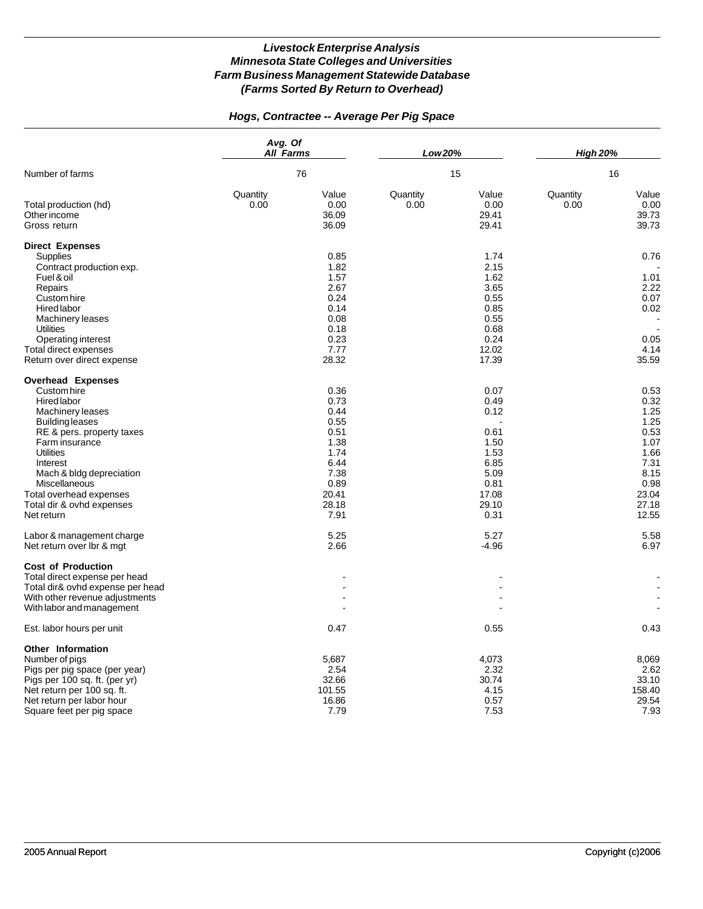# *Livestock Enterprise Analysis*
# *Minnesota State Colleges and Universities*
# *Farm Business Management Statewide Database*
# *(Farms Sorted By Return to Overhead)*

## *Hogs, Contractee -- Average Per Pig Space*

| | *Avg. Of All Farms* | | *Low 20%* | | *High 20%* | |
|---|---|---|---|---|---|---|
| Number of farms | 76 | | 15 | | 16 | |
| | Quantity | Value | Quantity | Value | Quantity | Value |
| Total production (hd) | 0.00 | 0.00 | 0.00 | 0.00 | 0.00 | 0.00 |
| Other income | | 36.09 | | 29.41 | | 39.73 |
| Gross return | | 36.09 | | 29.41 | | 39.73 |
| **Direct Expenses** | | | | | | |
| Supplies | | 0.85 | | 1.74 | | 0.76 |
| Contract production exp. | | 1.82 | | 2.15 | | - |
| Fuel & oil | | 1.57 | | 1.62 | | 1.01 |
| Repairs | | 2.67 | | 3.65 | | 2.22 |
| Custom hire | | 0.24 | | 0.55 | | 0.07 |
| Hired labor | | 0.14 | | 0.85 | | 0.02 |
| Machinery leases | | 0.08 | | 0.55 | | - |
| Utilities | | 0.18 | | 0.68 | | - |
| Operating interest | | 0.23 | | 0.24 | | 0.05 |
| Total direct expenses | | 7.77 | | 12.02 | | 4.14 |
| Return over direct expense | | 28.32 | | 17.39 | | 35.59 |
| **Overhead Expenses** | | | | | | |
| Custom hire | | 0.36 | | 0.07 | | 0.53 |
| Hired labor | | 0.73 | | 0.49 | | 0.32 |
| Machinery leases | | 0.44 | | 0.12 | | 1.25 |
| Building leases | | 0.55 | | - | | 1.25 |
| RE & pers. property taxes | | 0.51 | | 0.61 | | 0.53 |
| Farm insurance | | 1.38 | | 1.50 | | 1.07 |
| Utilities | | 1.74 | | 1.53 | | 1.66 |
| Interest | | 6.44 | | 6.85 | | 7.31 |
| Mach & bldg depreciation | | 7.38 | | 5.09 | | 8.15 |
| Miscellaneous | | 0.89 | | 0.81 | | 0.98 |
| Total overhead expenses | | 20.41 | | 17.08 | | 23.04 |
| Total dir & ovhd expenses | | 28.18 | | 29.10 | | 27.18 |
| Net return | | 7.91 | | 0.31 | | 12.55 |
| Labor & management charge | | 5.25 | | 5.27 | | 5.58 |
| Net return over lbr & mgt | | 2.66 | | -4.96 | | 6.97 |
| **Cost of Production** | | | | | | |
| Total direct expense per head | | - | | - | | - |
| Total dir& ovhd expense per head | | - | | - | | - |
| With other revenue adjustments | | - | | - | | - |
| With labor and management | | - | | - | | - |
| Est. labor hours per unit | | 0.47 | | 0.55 | | 0.43 |
| **Other Information** | | | | | | |
| Number of pigs | | 5,687 | | 4,073 | | 8,069 |
| Pigs per pig space (per year) | | 2.54 | | 2.32 | | 2.62 |
| Pigs per 100 sq. ft. (per yr) | | 32.66 | | 30.74 | | 33.10 |
| Net return per 100 sq. ft. | | 101.55 | | 4.15 | | 158.40 |
| Net return per labor hour | | 16.86 | | 0.57 | | 29.54 |
| Square feet per pig space | | 7.79 | | 7.53 | | 7.93 |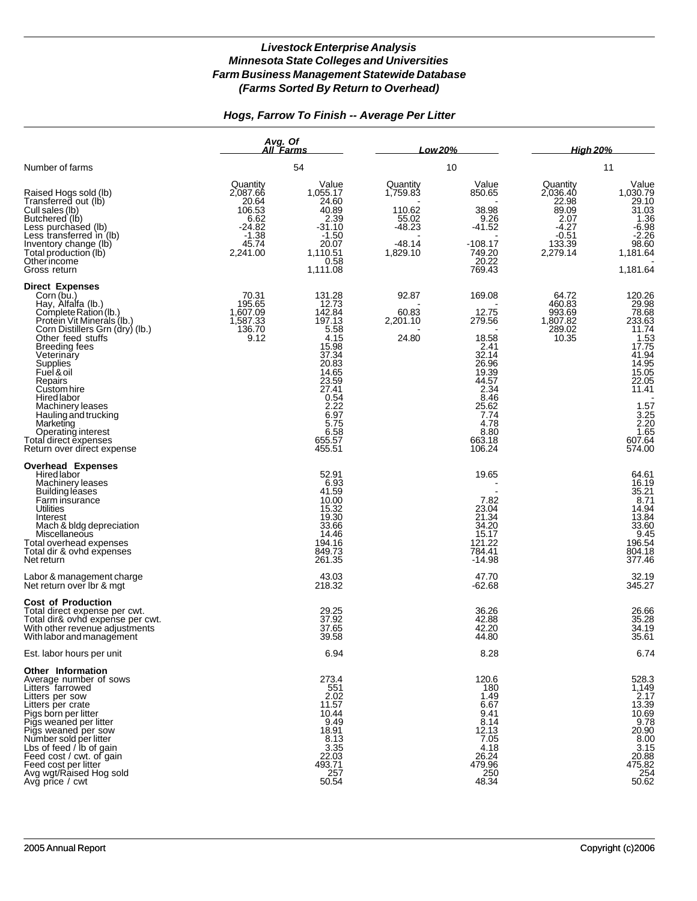# Livestock Enterprise Analysis
## Minnesota State Colleges and Universities
## Farm Business Management Statewide Database
## (Farms Sorted By Return to Overhead)

### Hogs, Farrow To Finish -- Average Per Litter

| | Avg. Of All Farms | | Low 20% | | High 20% | |
|---|---|---|---|---|---|---|
| Number of farms | 54 | | 10 | | 11 | |
| | Quantity | Value | Quantity | Value | Quantity | Value |
| Raised Hogs sold (lb) | 2,087.66 | 1,055.17 | 1,759.83 | 850.65 | 2,036.40 | 1,030.79 |
| Transferred out (lb) | 20.64 | 24.60 | - | - | 22.98 | 29.10 |
| Cull sales (lb) | 106.53 | 40.89 | 110.62 | 38.98 | 89.09 | 31.03 |
| Butchered (lb) | 6.62 | 2.39 | 55.02 | 9.26 | 2.07 | 1.36 |
| Less purchased (lb) | -24.82 | -31.10 | -48.23 | -41.52 | -4.27 | -6.98 |
| Less transferred in (lb) | -1.38 | -1.50 | - | - | -0.51 | -2.26 |
| Inventory change (lb) | 45.74 | 20.07 | -48.14 | -108.17 | 133.39 | 98.60 |
| Total production (lb) | 2,241.00 | 1,110.51 | 1,829.10 | 749.20 | 2,279.14 | 1,181.64 |
| Other income | | 0.58 | | 20.22 | | - |
| Gross return | | 1,111.08 | | 769.43 | | 1,181.64 |
| **Direct Expenses** | | | | | | |
| Corn (bu.) | 70.31 | 131.28 | 92.87 | 169.08 | 64.72 | 120.26 |
| Hay, Alfalfa (lb.) | 195.65 | 12.73 | - | - | 460.83 | 29.98 |
| Complete Ration (lb.) | 1,607.09 | 142.84 | 60.83 | 12.75 | 993.69 | 78.68 |
| Protein Vit Minerals (lb.) | 1,587.33 | 197.13 | 2,201.10 | 279.56 | 1,807.82 | 233.63 |
| Corn Distillers Grn (dry) (lb.) | 136.70 | 5.58 | - | - | 289.02 | 11.74 |
| Other feed stuffs | 9.12 | 4.15 | 24.80 | 18.58 | 10.35 | 1.53 |
| Breeding fees | | 15.98 | | 2.41 | | 17.75 |
| Veterinary | | 37.34 | | 32.14 | | 41.94 |
| Supplies | | 20.83 | | 26.96 | | 14.95 |
| Fuel & oil | | 14.65 | | 19.39 | | 15.05 |
| Repairs | | 23.59 | | 44.57 | | 22.05 |
| Custom hire | | 27.41 | | 2.34 | | 11.41 |
| Hired labor | | 0.54 | | 8.46 | | - |
| Machinery leases | | 2.22 | | 25.62 | | 1.57 |
| Hauling and trucking | | 6.97 | | 7.74 | | 3.25 |
| Marketing | | 5.75 | | 4.78 | | 2.20 |
| Operating interest | | 6.58 | | 8.80 | | 1.65 |
| Total direct expenses | | 655.57 | | 663.18 | | 607.64 |
| Return over direct expense | | 455.51 | | 106.24 | | 574.00 |
| **Overhead Expenses** | | | | | | |
| Hired labor | | 52.91 | | 19.65 | | 64.61 |
| Machinery leases | | 6.93 | | - | | 16.19 |
| Building leases | | 41.59 | | - | | 35.21 |
| Farm insurance | | 10.00 | | 7.82 | | 8.71 |
| Utilities | | 15.32 | | 23.04 | | 14.94 |
| Interest | | 19.30 | | 21.34 | | 13.84 |
| Mach & bldg depreciation | | 33.66 | | 34.20 | | 33.60 |
| Miscellaneous | | 14.46 | | 15.17 | | 9.45 |
| Total overhead expenses | | 194.16 | | 121.22 | | 196.54 |
| Total dir & ovhd expenses | | 849.73 | | 784.41 | | 804.18 |
| Net return | | 261.35 | | -14.98 | | 377.46 |
| Labor & management charge | | 43.03 | | 47.70 | | 32.19 |
| Net return over lbr & mgt | | 218.32 | | -62.68 | | 345.27 |
| **Cost of Production** | | | | | | |
| Total direct expense per cwt. | | 29.25 | | 36.26 | | 26.66 |
| Total dir& ovhd expense per cwt. | | 37.92 | | 42.88 | | 35.28 |
| With other revenue adjustments | | 37.65 | | 42.20 | | 34.19 |
| With labor and management | | 39.58 | | 44.80 | | 35.61 |
| Est. labor hours per unit | | 6.94 | | 8.28 | | 6.74 |
| **Other Information** | | | | | | |
| Average number of sows | | 273.4 | | 120.6 | | 528.3 |
| Litters farrowed | | 551 | | 180 | | 1,149 |
| Litters per sow | | 2.02 | | 1.49 | | 2.17 |
| Litters per crate | | 11.57 | | 6.67 | | 13.39 |
| Pigs born per litter | | 10.44 | | 9.41 | | 10.69 |
| Pigs weaned per litter | | 9.49 | | 8.14 | | 9.78 |
| Pigs weaned per sow | | 18.91 | | 12.13 | | 20.90 |
| Number sold per litter | | 8.13 | | 7.05 | | 8.00 |
| Lbs of feed / lb of gain | | 3.35 | | 4.18 | | 3.15 |
| Feed cost / cwt. of gain | | 22.03 | | 26.24 | | 20.88 |
| Feed cost per litter | | 493.71 | | 479.96 | | 475.82 |
| Avg wgt/Raised Hog sold | | 257 | | 250 | | 254 |
| Avg price / cwt | | 50.54 | | 48.34 | | 50.62 |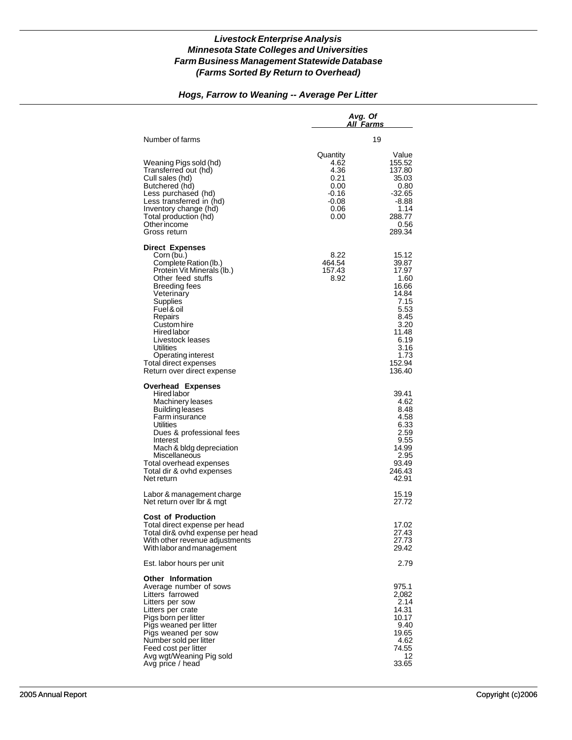# Livestock Enterprise Analysis
## Minnesota State Colleges and Universities
## Farm Business Management Statewide Database
## (Farms Sorted By Return to Overhead)

### Hogs, Farrow to Weaning -- Average Per Litter

| | Avg. Of All Farms | |
|---|---|---|
| Number of farms | 19 | |
| | Quantity | Value |
| Weaning Pigs sold (hd) | 4.62 | 155.52 |
| Transferred out (hd) | 4.36 | 137.80 |
| Cull sales (hd) | 0.21 | 35.03 |
| Butchered (hd) | 0.00 | 0.80 |
| Less purchased (hd) | -0.16 | -32.65 |
| Less transferred in (hd) | -0.08 | -8.88 |
| Inventory change (hd) | 0.06 | 1.14 |
| Total production (hd) | 0.00 | 288.77 |
| Other income | | 0.56 |
| Gross return | | 289.34 |
| **Direct Expenses** | | |
| Corn (bu.) | 8.22 | 15.12 |
| Complete Ration (lb.) | 464.54 | 39.87 |
| Protein Vit Minerals (lb.) | 157.43 | 17.97 |
| Other feed stuffs | 8.92 | 1.60 |
| Breeding fees | | 16.66 |
| Veterinary | | 14.84 |
| Supplies | | 7.15 |
| Fuel & oil | | 5.53 |
| Repairs | | 8.45 |
| Custom hire | | 3.20 |
| Hired labor | | 11.48 |
| Livestock leases | | 6.19 |
| Utilities | | 3.16 |
| Operating interest | | 1.73 |
| Total direct expenses | | 152.94 |
| Return over direct expense | | 136.40 |
| **Overhead Expenses** | | |
| Hired labor | | 39.41 |
| Machinery leases | | 4.62 |
| Building leases | | 8.48 |
| Farm insurance | | 4.58 |
| Utilities | | 6.33 |
| Dues & professional fees | | 2.59 |
| Interest | | 9.55 |
| Mach & bldg depreciation | | 14.99 |
| Miscellaneous | | 2.95 |
| Total overhead expenses | | 93.49 |
| Total dir & ovhd expenses | | 246.43 |
| Net return | | 42.91 |
| Labor & management charge | | 15.19 |
| Net return over lbr & mgt | | 27.72 |
| **Cost of Production** | | |
| Total direct expense per head | | 17.02 |
| Total dir& ovhd expense per head | | 27.43 |
| With other revenue adjustments | | 27.73 |
| With labor and management | | 29.42 |
| Est. labor hours per unit | | 2.79 |
| **Other Information** | | |
| Average number of sows | | 975.1 |
| Litters farrowed | | 2,082 |
| Litters per sow | | 2.14 |
| Litters per crate | | 14.31 |
| Pigs born per litter | | 10.17 |
| Pigs weaned per litter | | 9.40 |
| Pigs weaned per sow | | 19.65 |
| Number sold per litter | | 4.62 |
| Feed cost per litter | | 74.55 |
| Avg wgt/Weaning Pig sold | | 12 |
| Avg price / head | | 33.65 |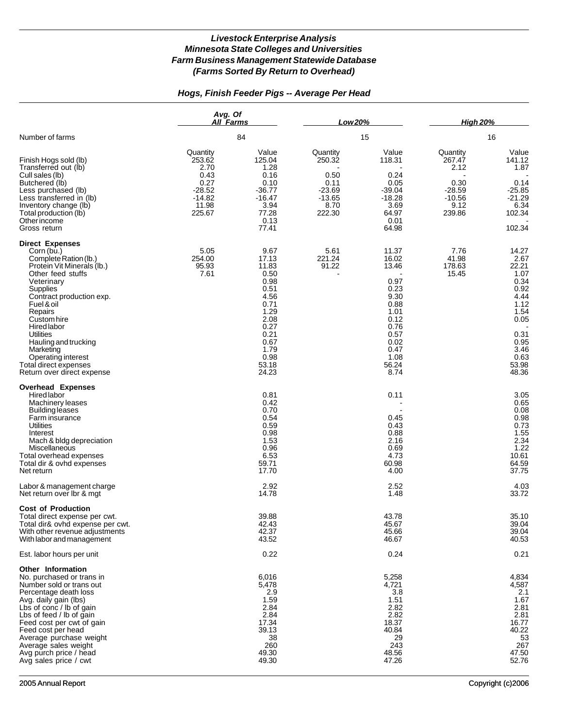## *Livestock Enterprise Analysis*
## *Minnesota State Colleges and Universities*
## *Farm Business Management Statewide Database*
## *(Farms Sorted By Return to Overhead)*

### *Hogs, Finish Feeder Pigs -- Average Per Head*

| | Avg. Of All Farms | | Low 20% | | High 20% | |
|---|---|---|---|---|---|---|
| Number of farms | 84 | | 15 | | 16 | |
| | Quantity | Value | Quantity | Value | Quantity | Value |
| Finish Hogs sold (lb) | 253.62 | 125.04 | 250.32 | 118.31 | 267.47 | 141.12 |
| Transferred out (lb) | 2.70 | 1.28 | - | - | 2.12 | 1.87 |
| Cull sales (lb) | 0.43 | 0.16 | 0.50 | 0.24 | - | - |
| Butchered (lb) | 0.27 | 0.10 | 0.11 | 0.05 | 0.30 | 0.14 |
| Less purchased (lb) | -28.52 | -36.77 | -23.69 | -39.04 | -28.59 | -25.85 |
| Less transferred in (lb) | -14.82 | -16.47 | -13.65 | -18.28 | -10.56 | -21.29 |
| Inventory change (lb) | 11.98 | 3.94 | 8.70 | 3.69 | 9.12 | 6.34 |
| Total production (lb) | 225.67 | 77.28 | 222.30 | 64.97 | 239.86 | 102.34 |
| Other income | | 0.13 | | 0.01 | | - |
| Gross return | | 77.41 | | 64.98 | | 102.34 |
| **Direct Expenses** | | | | | | |
| Corn (bu.) | 5.05 | 9.67 | 5.61 | 11.37 | 7.76 | 14.27 |
| Complete Ration (lb.) | 254.00 | 17.13 | 221.24 | 16.02 | 41.98 | 2.67 |
| Protein Vit Minerals (lb.) | 95.93 | 11.83 | 91.22 | 13.46 | 178.63 | 22.21 |
| Other feed stuffs | 7.61 | 0.50 | - | - | 15.45 | 1.07 |
| Veterinary | | 0.98 | | 0.97 | | 0.34 |
| Supplies | | 0.51 | | 0.23 | | 0.92 |
| Contract production exp. | | 4.56 | | 9.30 | | 4.44 |
| Fuel & oil | | 0.71 | | 0.88 | | 1.12 |
| Repairs | | 1.29 | | 1.01 | | 1.54 |
| Custom hire | | 2.08 | | 0.12 | | 0.05 |
| Hired labor | | 0.27 | | 0.76 | | - |
| Utilities | | 0.21 | | 0.57 | | 0.31 |
| Hauling and trucking | | 0.67 | | 0.02 | | 0.95 |
| Marketing | | 1.79 | | 0.47 | | 3.46 |
| Operating interest | | 0.98 | | 1.08 | | 0.63 |
| Total direct expenses | | 53.18 | | 56.24 | | 53.98 |
| Return over direct expense | | 24.23 | | 8.74 | | 48.36 |
| **Overhead Expenses** | | | | | | |
| Hired labor | | 0.81 | | 0.11 | | 3.05 |
| Machinery leases | | 0.42 | | - | | 0.65 |
| Building leases | | 0.70 | | - | | 0.08 |
| Farm insurance | | 0.54 | | 0.45 | | 0.98 |
| Utilities | | 0.59 | | 0.43 | | 0.73 |
| Interest | | 0.98 | | 0.88 | | 1.55 |
| Mach & bldg depreciation | | 1.53 | | 2.16 | | 2.34 |
| Miscellaneous | | 0.96 | | 0.69 | | 1.22 |
| Total overhead expenses | | 6.53 | | 4.73 | | 10.61 |
| Total dir & ovhd expenses | | 59.71 | | 60.98 | | 64.59 |
| Net return | | 17.70 | | 4.00 | | 37.75 |
| Labor & management charge | | 2.92 | | 2.52 | | 4.03 |
| Net return over lbr & mgt | | 14.78 | | 1.48 | | 33.72 |
| **Cost of Production** | | | | | | |
| Total direct expense per cwt. | | 39.88 | | 43.78 | | 35.10 |
| Total dir& ovhd expense per cwt. | | 42.43 | | 45.67 | | 39.04 |
| With other revenue adjustments | | 42.37 | | 45.66 | | 39.04 |
| With labor and management | | 43.52 | | 46.67 | | 40.53 |
| Est. labor hours per unit | | 0.22 | | 0.24 | | 0.21 |
| **Other Information** | | | | | | |
| No. purchased or trans in | | 6,016 | | 5,258 | | 4,834 |
| Number sold or trans out | | 5,478 | | 4,721 | | 4,587 |
| Percentage death loss | | 2.9 | | 3.8 | | 2.1 |
| Avg. daily gain (lbs) | | 1.59 | | 1.51 | | 1.67 |
| Lbs of conc / lb of gain | | 2.84 | | 2.82 | | 2.81 |
| Lbs of feed / lb of gain | | 2.84 | | 2.82 | | 2.81 |
| Feed cost per cwt of gain | | 17.34 | | 18.37 | | 16.77 |
| Feed cost per head | | 39.13 | | 40.84 | | 40.22 |
| Average purchase weight | | 38 | | 29 | | 53 |
| Average sales weight | | 260 | | 243 | | 267 |
| Avg purch price / head | | 49.30 | | 48.56 | | 47.50 |
| Avg sales price / cwt | | 49.30 | | 47.26 | | 52.76 |

2005 Annual Report — Copyright (c)2006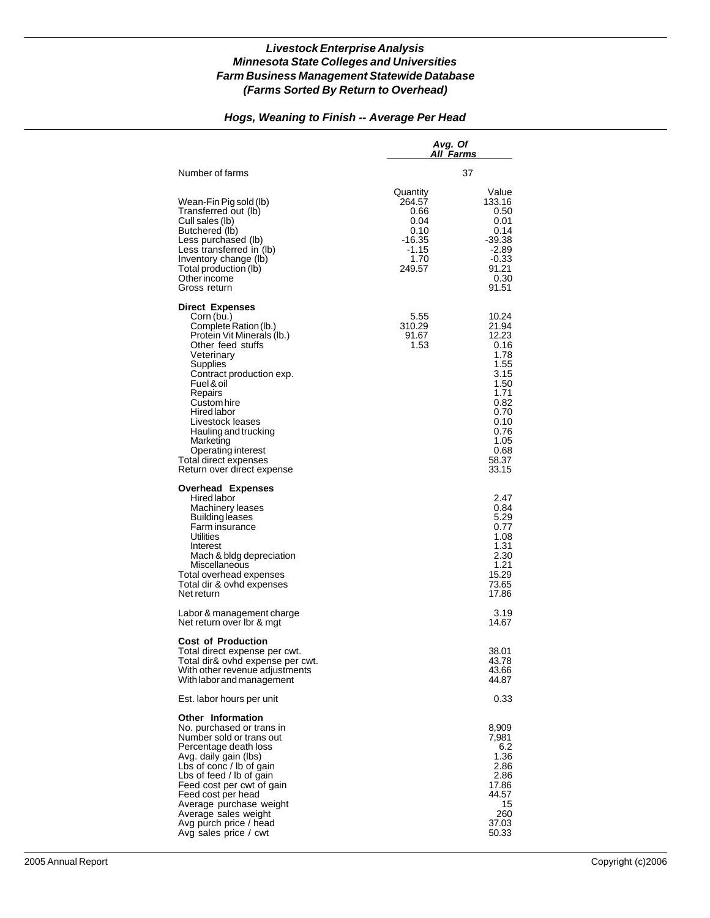# *Livestock Enterprise Analysis*
## *Minnesota State Colleges and Universities*
## *Farm Business Management Statewide Database*
## *(Farms Sorted By Return to Overhead)*

### *Hogs, Weaning to Finish -- Average Per Head*

| | Avg. Of All Farms | |
|---|---|---|
| Number of farms | 37 | |
| | Quantity | Value |
| Wean-Fin Pig sold (lb) | 264.57 | 133.16 |
| Transferred out (lb) | 0.66 | 0.50 |
| Cull sales (lb) | 0.04 | 0.01 |
| Butchered (lb) | 0.10 | 0.14 |
| Less purchased (lb) | -16.35 | -39.38 |
| Less transferred in (lb) | -1.15 | -2.89 |
| Inventory change (lb) | 1.70 | -0.33 |
| Total production (lb) | 249.57 | 91.21 |
| Other income | | 0.30 |
| Gross return | | 91.51 |
| **Direct Expenses** | | |
| Corn (bu.) | 5.55 | 10.24 |
| Complete Ration (lb.) | 310.29 | 21.94 |
| Protein Vit Minerals (lb.) | 91.67 | 12.23 |
| Other feed stuffs | 1.53 | 0.16 |
| Veterinary | | 1.78 |
| Supplies | | 1.55 |
| Contract production exp. | | 3.15 |
| Fuel & oil | | 1.50 |
| Repairs | | 1.71 |
| Custom hire | | 0.82 |
| Hired labor | | 0.70 |
| Livestock leases | | 0.10 |
| Hauling and trucking | | 0.76 |
| Marketing | | 1.05 |
| Operating interest | | 0.68 |
| Total direct expenses | | 58.37 |
| Return over direct expense | | 33.15 |
| **Overhead Expenses** | | |
| Hired labor | | 2.47 |
| Machinery leases | | 0.84 |
| Building leases | | 5.29 |
| Farm insurance | | 0.77 |
| Utilities | | 1.08 |
| Interest | | 1.31 |
| Mach & bldg depreciation | | 2.30 |
| Miscellaneous | | 1.21 |
| Total overhead expenses | | 15.29 |
| Total dir & ovhd expenses | | 73.65 |
| Net return | | 17.86 |
| Labor & management charge | | 3.19 |
| Net return over lbr & mgt | | 14.67 |
| **Cost of Production** | | |
| Total direct expense per cwt. | | 38.01 |
| Total dir& ovhd expense per cwt. | | 43.78 |
| With other revenue adjustments | | 43.66 |
| With labor and management | | 44.87 |
| Est. labor hours per unit | | 0.33 |
| **Other Information** | | |
| No. purchased or trans in | | 8,909 |
| Number sold or trans out | | 7,981 |
| Percentage death loss | | 6.2 |
| Avg. daily gain (lbs) | | 1.36 |
| Lbs of conc / lb of gain | | 2.86 |
| Lbs of feed / lb of gain | | 2.86 |
| Feed cost per cwt of gain | | 17.86 |
| Feed cost per head | | 44.57 |
| Average purchase weight | | 15 |
| Average sales weight | | 260 |
| Avg purch price / head | | 37.03 |
| Avg sales price / cwt | | 50.33 |

2005 Annual Report                Copyright (c)2006